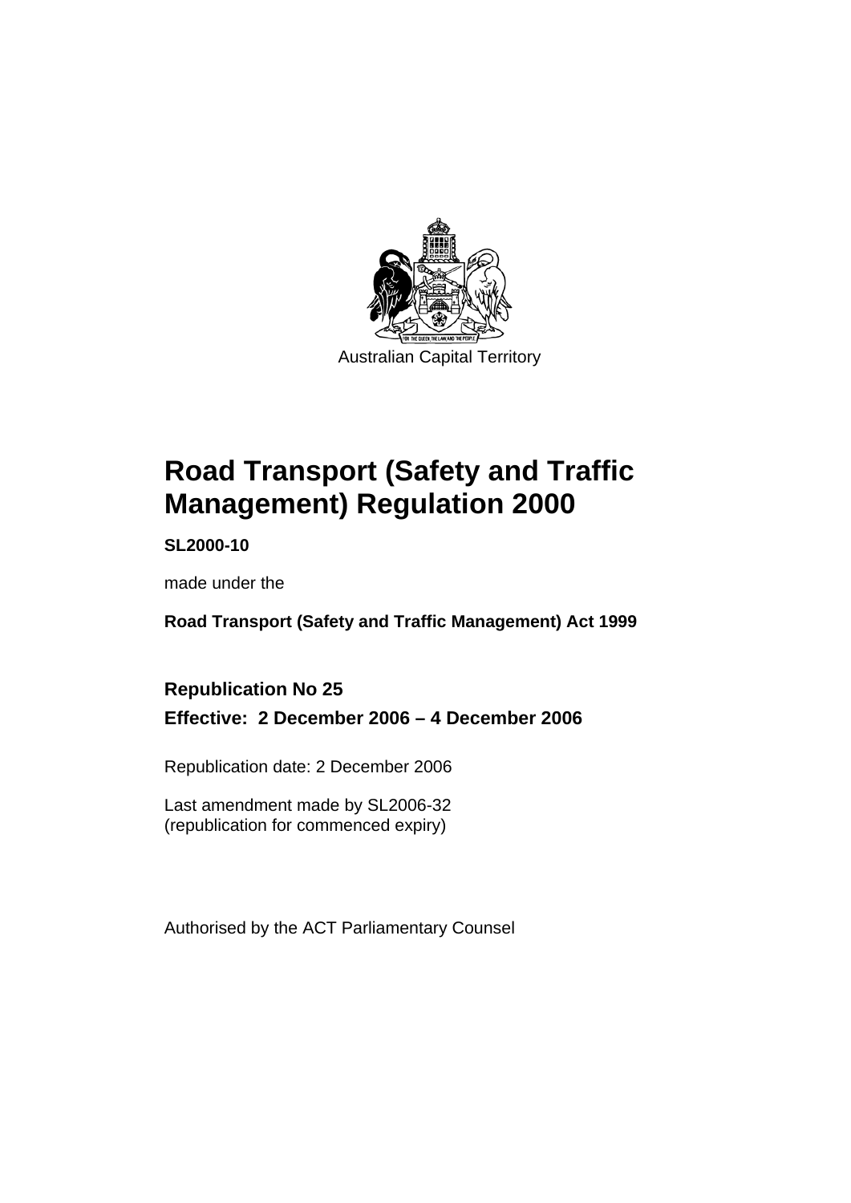Australian Capital Territory

# Road Transport (Safety and Traffic Management) Regulation 2000

**SL2000-10**

made under the

**Road Transport (Safety and Traffic Management) Act 1999**

**Republication No 25**

**Effective: 2 December 2006 – 4 December 2006**

Republication date: 2 December 2006

Last amendment made by SL2006-32
(republication for commenced expiry)

Authorised by the ACT Parliamentary Counsel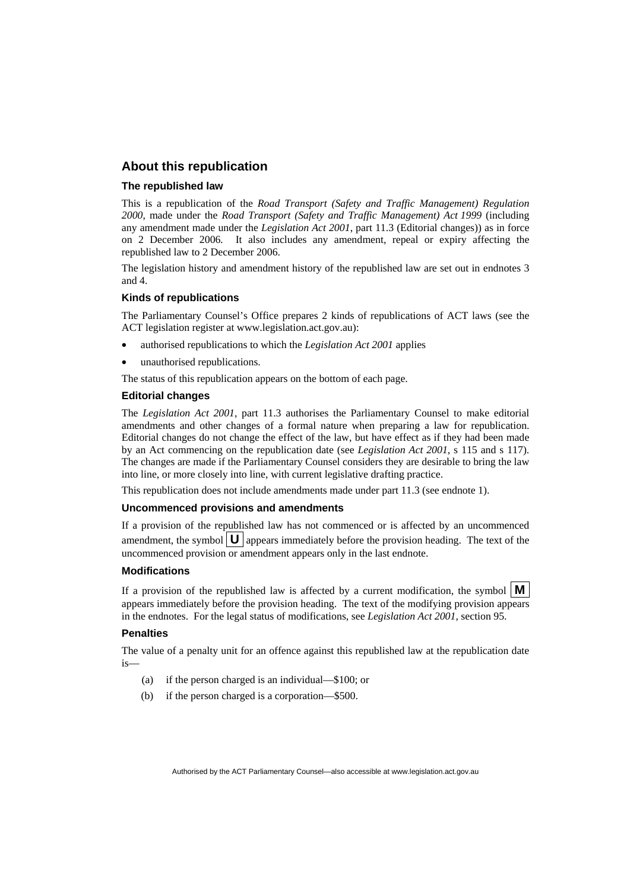## About this republication

### The republished law

This is a republication of the *Road Transport (Safety and Traffic Management) Regulation 2000*, made under the *Road Transport (Safety and Traffic Management) Act 1999* (including any amendment made under the *Legislation Act 2001*, part 11.3 (Editorial changes)) as in force on 2 December 2006. It also includes any amendment, repeal or expiry affecting the republished law to 2 December 2006.

The legislation history and amendment history of the republished law are set out in endnotes 3 and 4.

### Kinds of republications

The Parliamentary Counsel's Office prepares 2 kinds of republications of ACT laws (see the ACT legislation register at www.legislation.act.gov.au):

- authorised republications to which the *Legislation Act 2001* applies
- unauthorised republications.

The status of this republication appears on the bottom of each page.

### Editorial changes

The *Legislation Act 2001*, part 11.3 authorises the Parliamentary Counsel to make editorial amendments and other changes of a formal nature when preparing a law for republication. Editorial changes do not change the effect of the law, but have effect as if they had been made by an Act commencing on the republication date (see *Legislation Act 2001*, s 115 and s 117). The changes are made if the Parliamentary Counsel considers they are desirable to bring the law into line, or more closely into line, with current legislative drafting practice.

This republication does not include amendments made under part 11.3 (see endnote 1).

### Uncommenced provisions and amendments

If a provision of the republished law has not commenced or is affected by an uncommenced amendment, the symbol **U** appears immediately before the provision heading. The text of the uncommenced provision or amendment appears only in the last endnote.

### Modifications

If a provision of the republished law is affected by a current modification, the symbol **M** appears immediately before the provision heading. The text of the modifying provision appears in the endnotes. For the legal status of modifications, see *Legislation Act 2001*, section 95.

### Penalties

The value of a penalty unit for an offence against this republished law at the republication date is—

(a) if the person charged is an individual—$100; or

(b) if the person charged is a corporation—$500.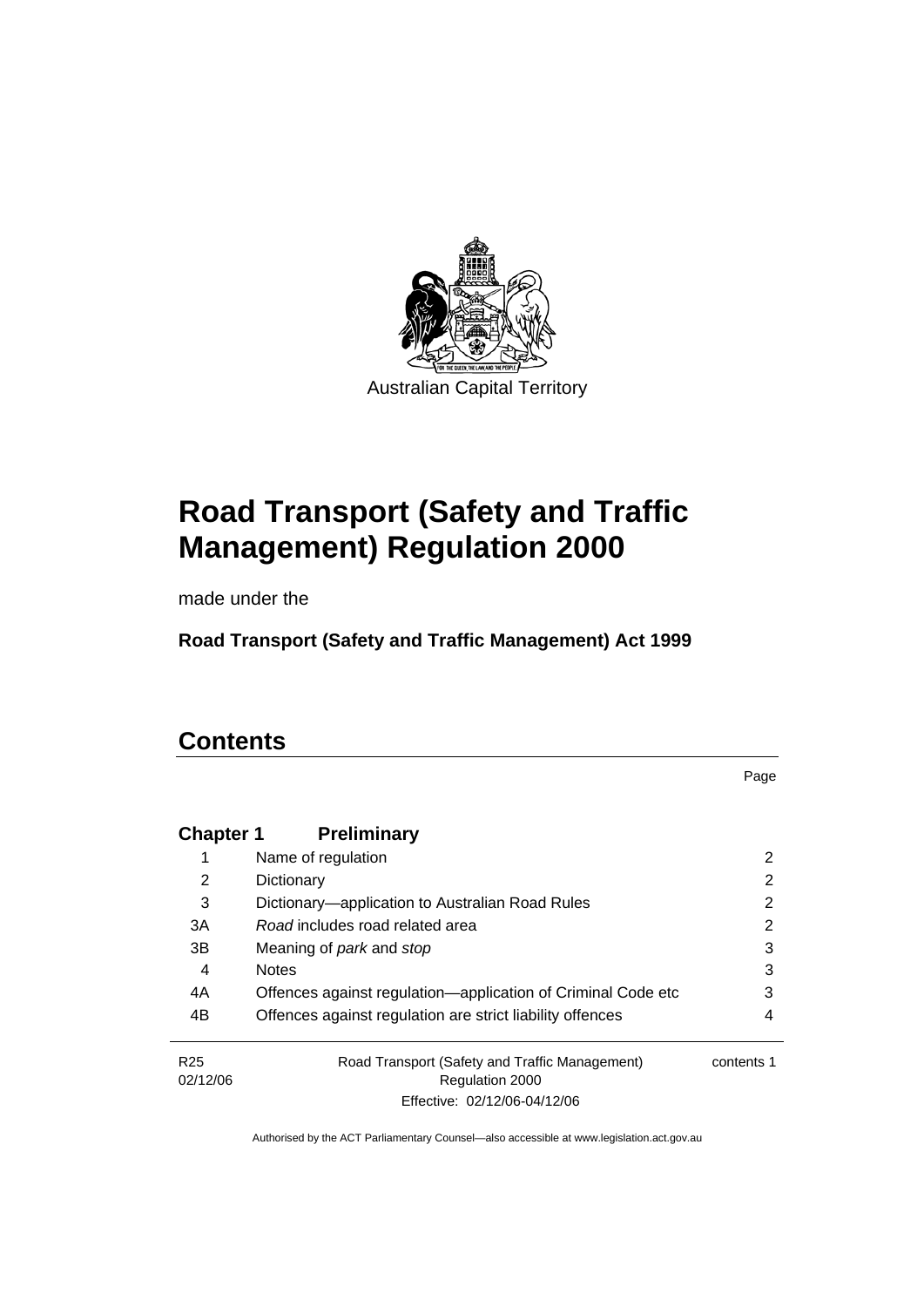Australian Capital Territory

# Road Transport (Safety and Traffic Management) Regulation 2000

made under the

**Road Transport (Safety and Traffic Management) Act 1999**

## Contents

| | | Page |
|---|---|---|
| **Chapter 1** | **Preliminary** | |
| 1 | Name of regulation | 2 |
| 2 | Dictionary | 2 |
| 3 | Dictionary—application to Australian Road Rules | 2 |
| 3A | *Road* includes road related area | 2 |
| 3B | Meaning of *park* and *stop* | 3 |
| 4 | Notes | 3 |
| 4A | Offences against regulation—application of Criminal Code etc | 3 |
| 4B | Offences against regulation are strict liability offences | 4 |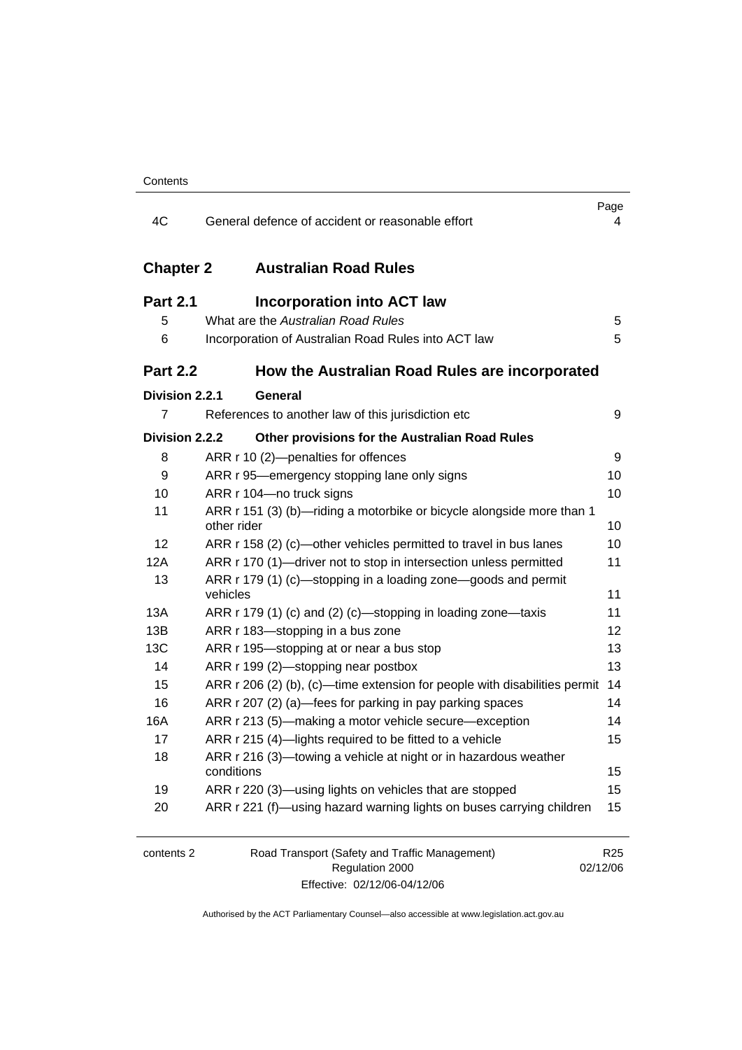| | | Page |
|---|---|---|
| 4C | General defence of accident or reasonable effort | 4 |

## Chapter 2 Australian Road Rules

### Part 2.1 Incorporation into ACT law

| | | |
|---|---|---|
| 5 | What are the *Australian Road Rules* | 5 |
| 6 | Incorporation of Australian Road Rules into ACT law | 5 |

### Part 2.2 How the Australian Road Rules are incorporated

#### Division 2.2.1 General

| | | |
|---|---|---|
| 7 | References to another law of this jurisdiction etc | 9 |

#### Division 2.2.2 Other provisions for the Australian Road Rules

| | | |
|---|---|---|
| 8 | ARR r 10 (2)—penalties for offences | 9 |
| 9 | ARR r 95—emergency stopping lane only signs | 10 |
| 10 | ARR r 104—no truck signs | 10 |
| 11 | ARR r 151 (3) (b)—riding a motorbike or bicycle alongside more than 1 other rider | 10 |
| 12 | ARR r 158 (2) (c)—other vehicles permitted to travel in bus lanes | 10 |
| 12A | ARR r 170 (1)—driver not to stop in intersection unless permitted | 11 |
| 13 | ARR r 179 (1) (c)—stopping in a loading zone—goods and permit vehicles | 11 |
| 13A | ARR r 179 (1) (c) and (2) (c)—stopping in loading zone—taxis | 11 |
| 13B | ARR r 183—stopping in a bus zone | 12 |
| 13C | ARR r 195—stopping at or near a bus stop | 13 |
| 14 | ARR r 199 (2)—stopping near postbox | 13 |
| 15 | ARR r 206 (2) (b), (c)—time extension for people with disabilities permit | 14 |
| 16 | ARR r 207 (2) (a)—fees for parking in pay parking spaces | 14 |
| 16A | ARR r 213 (5)—making a motor vehicle secure—exception | 14 |
| 17 | ARR r 215 (4)—lights required to be fitted to a vehicle | 15 |
| 18 | ARR r 216 (3)—towing a vehicle at night or in hazardous weather conditions | 15 |
| 19 | ARR r 220 (3)—using lights on vehicles that are stopped | 15 |
| 20 | ARR r 221 (f)—using hazard warning lights on buses carrying children | 15 |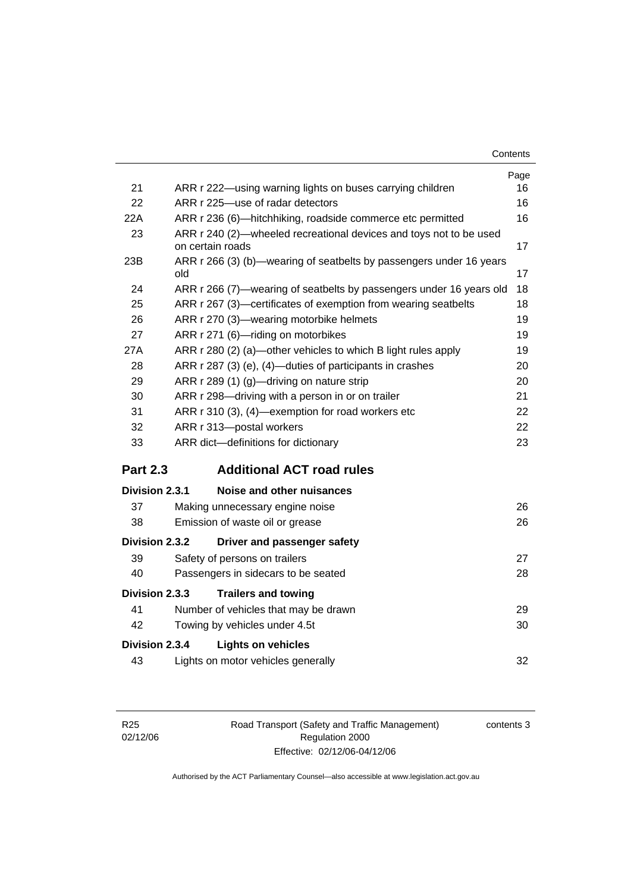| | | Page |
|---|---|---|
| 21 | ARR r 222—using warning lights on buses carrying children | 16 |
| 22 | ARR r 225—use of radar detectors | 16 |
| 22A | ARR r 236 (6)—hitchhiking, roadside commerce etc permitted | 16 |
| 23 | ARR r 240 (2)—wheeled recreational devices and toys not to be used on certain roads | 17 |
| 23B | ARR r 266 (3) (b)—wearing of seatbelts by passengers under 16 years old | 17 |
| 24 | ARR r 266 (7)—wearing of seatbelts by passengers under 16 years old | 18 |
| 25 | ARR r 267 (3)—certificates of exemption from wearing seatbelts | 18 |
| 26 | ARR r 270 (3)—wearing motorbike helmets | 19 |
| 27 | ARR r 271 (6)—riding on motorbikes | 19 |
| 27A | ARR r 280 (2) (a)—other vehicles to which B light rules apply | 19 |
| 28 | ARR r 287 (3) (e), (4)—duties of participants in crashes | 20 |
| 29 | ARR r 289 (1) (g)—driving on nature strip | 20 |
| 30 | ARR r 298—driving with a person in or on trailer | 21 |
| 31 | ARR r 310 (3), (4)—exemption for road workers etc | 22 |
| 32 | ARR r 313—postal workers | 22 |
| 33 | ARR dict—definitions for dictionary | 23 |

## Part 2.3 Additional ACT road rules

**Division 2.3.1 Noise and other nuisances**

| | | |
|---|---|---|
| 37 | Making unnecessary engine noise | 26 |
| 38 | Emission of waste oil or grease | 26 |

**Division 2.3.2 Driver and passenger safety**

| | | |
|---|---|---|
| 39 | Safety of persons on trailers | 27 |
| 40 | Passengers in sidecars to be seated | 28 |

**Division 2.3.3 Trailers and towing**

| | | |
|---|---|---|
| 41 | Number of vehicles that may be drawn | 29 |
| 42 | Towing by vehicles under 4.5t | 30 |

**Division 2.3.4 Lights on vehicles**

| | | |
|---|---|---|
| 43 | Lights on motor vehicles generally | 32 |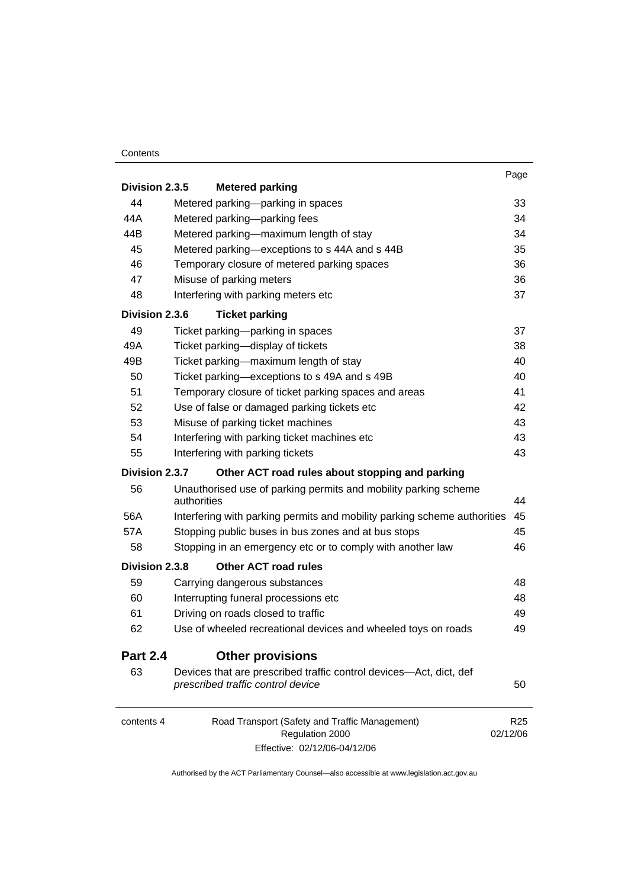| | | Page |
|---|---|---|
| **Division 2.3.5** | **Metered parking** | |
| 44 | Metered parking—parking in spaces | 33 |
| 44A | Metered parking—parking fees | 34 |
| 44B | Metered parking—maximum length of stay | 34 |
| 45 | Metered parking—exceptions to s 44A and s 44B | 35 |
| 46 | Temporary closure of metered parking spaces | 36 |
| 47 | Misuse of parking meters | 36 |
| 48 | Interfering with parking meters etc | 37 |
| **Division 2.3.6** | **Ticket parking** | |
| 49 | Ticket parking—parking in spaces | 37 |
| 49A | Ticket parking—display of tickets | 38 |
| 49B | Ticket parking—maximum length of stay | 40 |
| 50 | Ticket parking—exceptions to s 49A and s 49B | 40 |
| 51 | Temporary closure of ticket parking spaces and areas | 41 |
| 52 | Use of false or damaged parking tickets etc | 42 |
| 53 | Misuse of parking ticket machines | 43 |
| 54 | Interfering with parking ticket machines etc | 43 |
| 55 | Interfering with parking tickets | 43 |
| **Division 2.3.7** | **Other ACT road rules about stopping and parking** | |
| 56 | Unauthorised use of parking permits and mobility parking scheme authorities | 44 |
| 56A | Interfering with parking permits and mobility parking scheme authorities | 45 |
| 57A | Stopping public buses in bus zones and at bus stops | 45 |
| 58 | Stopping in an emergency etc or to comply with another law | 46 |
| **Division 2.3.8** | **Other ACT road rules** | |
| 59 | Carrying dangerous substances | 48 |
| 60 | Interrupting funeral processions etc | 48 |
| 61 | Driving on roads closed to traffic | 49 |
| 62 | Use of wheeled recreational devices and wheeled toys on roads | 49 |
| **Part 2.4** | **Other provisions** | |
| 63 | Devices that are prescribed traffic control devices—Act, dict, def *prescribed traffic control device* | 50 |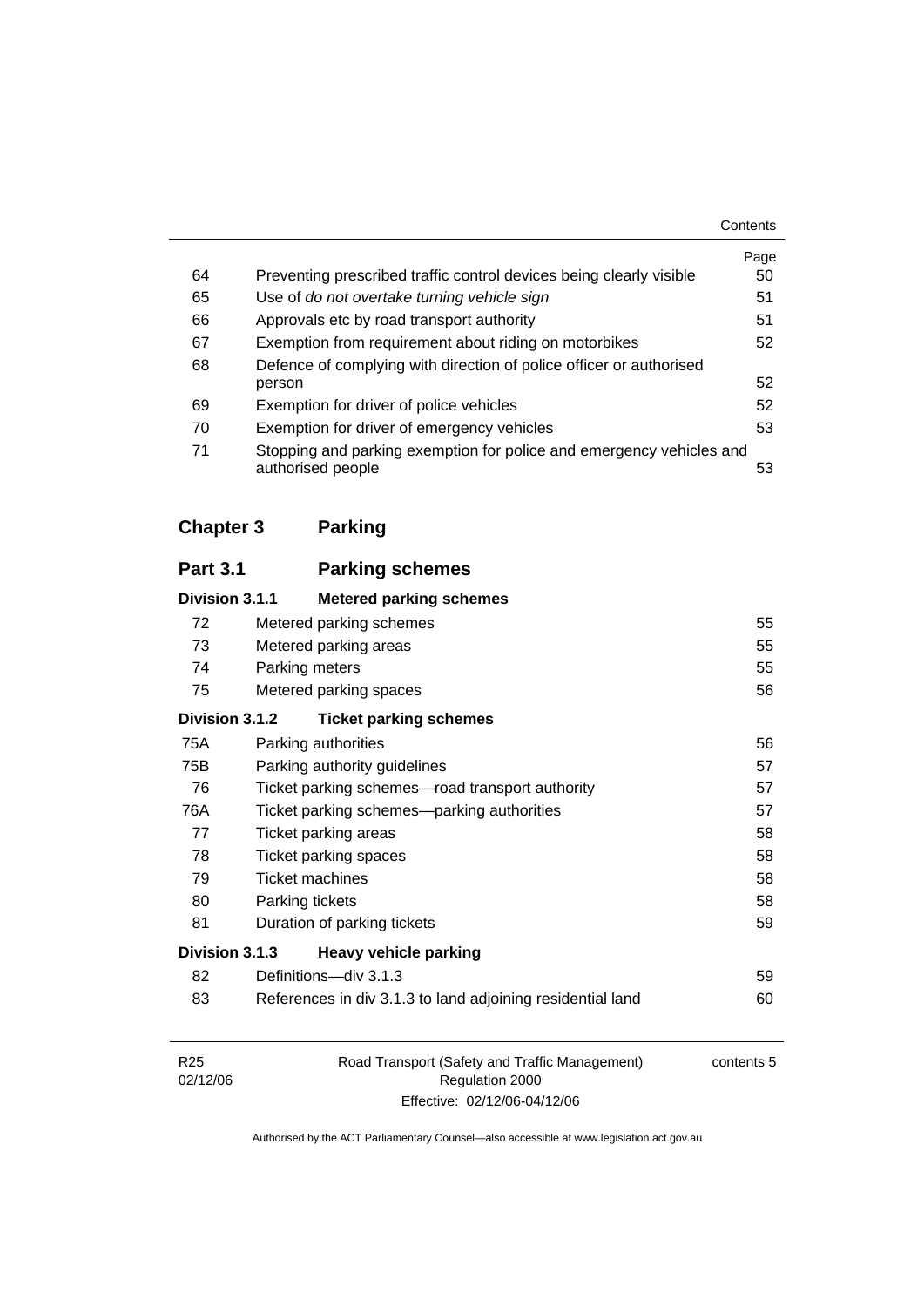| | | Page |
|---|---|---|
| 64 | Preventing prescribed traffic control devices being clearly visible | 50 |
| 65 | Use of *do not overtake turning vehicle sign* | 51 |
| 66 | Approvals etc by road transport authority | 51 |
| 67 | Exemption from requirement about riding on motorbikes | 52 |
| 68 | Defence of complying with direction of police officer or authorised person | 52 |
| 69 | Exemption for driver of police vehicles | 52 |
| 70 | Exemption for driver of emergency vehicles | 53 |
| 71 | Stopping and parking exemption for police and emergency vehicles and authorised people | 53 |

## Chapter 3 Parking

### Part 3.1 Parking schemes

**Division 3.1.1 Metered parking schemes**

| | | |
|---|---|---|
| 72 | Metered parking schemes | 55 |
| 73 | Metered parking areas | 55 |
| 74 | Parking meters | 55 |
| 75 | Metered parking spaces | 56 |

**Division 3.1.2 Ticket parking schemes**

| | | |
|---|---|---|
| 75A | Parking authorities | 56 |
| 75B | Parking authority guidelines | 57 |
| 76 | Ticket parking schemes—road transport authority | 57 |
| 76A | Ticket parking schemes—parking authorities | 57 |
| 77 | Ticket parking areas | 58 |
| 78 | Ticket parking spaces | 58 |
| 79 | Ticket machines | 58 |
| 80 | Parking tickets | 58 |
| 81 | Duration of parking tickets | 59 |

**Division 3.1.3 Heavy vehicle parking**

| | | |
|---|---|---|
| 82 | Definitions—div 3.1.3 | 59 |
| 83 | References in div 3.1.3 to land adjoining residential land | 60 |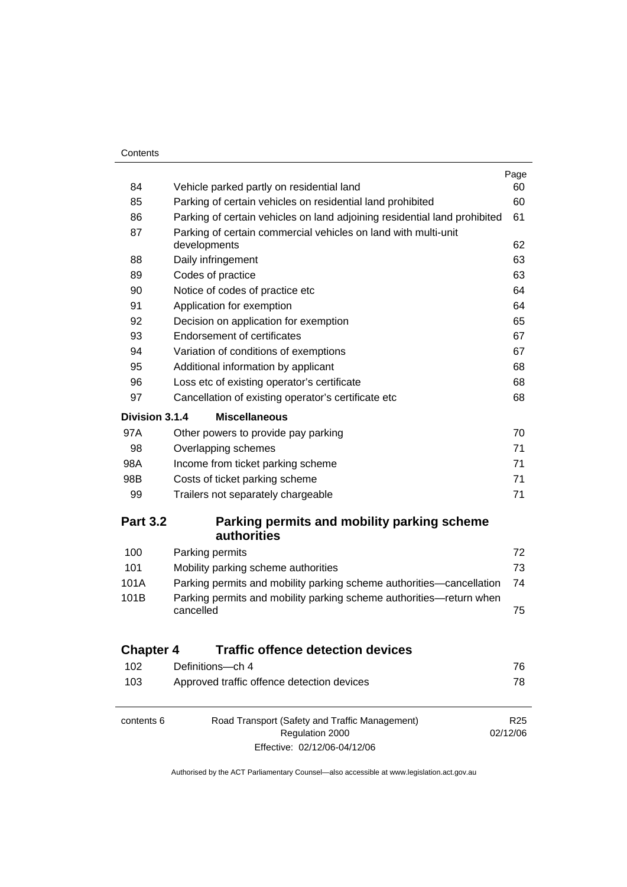| | | Page |
|---|---|---|
| 84 | Vehicle parked partly on residential land | 60 |
| 85 | Parking of certain vehicles on residential land prohibited | 60 |
| 86 | Parking of certain vehicles on land adjoining residential land prohibited | 61 |
| 87 | Parking of certain commercial vehicles on land with multi-unit developments | 62 |
| 88 | Daily infringement | 63 |
| 89 | Codes of practice | 63 |
| 90 | Notice of codes of practice etc | 64 |
| 91 | Application for exemption | 64 |
| 92 | Decision on application for exemption | 65 |
| 93 | Endorsement of certificates | 67 |
| 94 | Variation of conditions of exemptions | 67 |
| 95 | Additional information by applicant | 68 |
| 96 | Loss etc of existing operator's certificate | 68 |
| 97 | Cancellation of existing operator's certificate etc | 68 |

**Division 3.1.4 Miscellaneous**

| | | |
|---|---|---|
| 97A | Other powers to provide pay parking | 70 |
| 98 | Overlapping schemes | 71 |
| 98A | Income from ticket parking scheme | 71 |
| 98B | Costs of ticket parking scheme | 71 |
| 99 | Trailers not separately chargeable | 71 |

## Part 3.2 Parking permits and mobility parking scheme authorities

| | | |
|---|---|---|
| 100 | Parking permits | 72 |
| 101 | Mobility parking scheme authorities | 73 |
| 101A | Parking permits and mobility parking scheme authorities—cancellation | 74 |
| 101B | Parking permits and mobility parking scheme authorities—return when cancelled | 75 |

## Chapter 4 Traffic offence detection devices

| | | |
|---|---|---|
| 102 | Definitions—ch 4 | 76 |
| 103 | Approved traffic offence detection devices | 78 |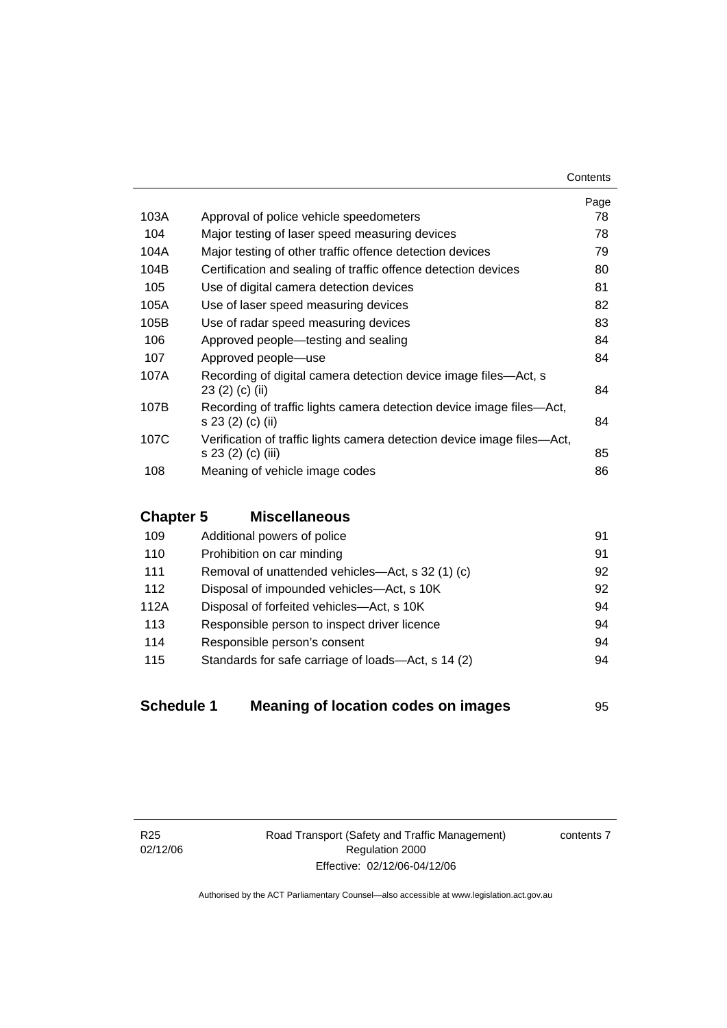| | | Page |
|---|---|---|
| 103A | Approval of police vehicle speedometers | 78 |
| 104 | Major testing of laser speed measuring devices | 78 |
| 104A | Major testing of other traffic offence detection devices | 79 |
| 104B | Certification and sealing of traffic offence detection devices | 80 |
| 105 | Use of digital camera detection devices | 81 |
| 105A | Use of laser speed measuring devices | 82 |
| 105B | Use of radar speed measuring devices | 83 |
| 106 | Approved people—testing and sealing | 84 |
| 107 | Approved people—use | 84 |
| 107A | Recording of digital camera detection device image files—Act, s 23 (2) (c) (ii) | 84 |
| 107B | Recording of traffic lights camera detection device image files—Act, s 23 (2) (c) (ii) | 84 |
| 107C | Verification of traffic lights camera detection device image files—Act, s 23 (2) (c) (iii) | 85 |
| 108 | Meaning of vehicle image codes | 86 |

## Chapter 5 Miscellaneous

| | | |
|---|---|---|
| 109 | Additional powers of police | 91 |
| 110 | Prohibition on car minding | 91 |
| 111 | Removal of unattended vehicles—Act, s 32 (1) (c) | 92 |
| 112 | Disposal of impounded vehicles—Act, s 10K | 92 |
| 112A | Disposal of forfeited vehicles—Act, s 10K | 94 |
| 113 | Responsible person to inspect driver licence | 94 |
| 114 | Responsible person's consent | 94 |
| 115 | Standards for safe carriage of loads—Act, s 14 (2) | 94 |

## Schedule 1 Meaning of location codes on images 95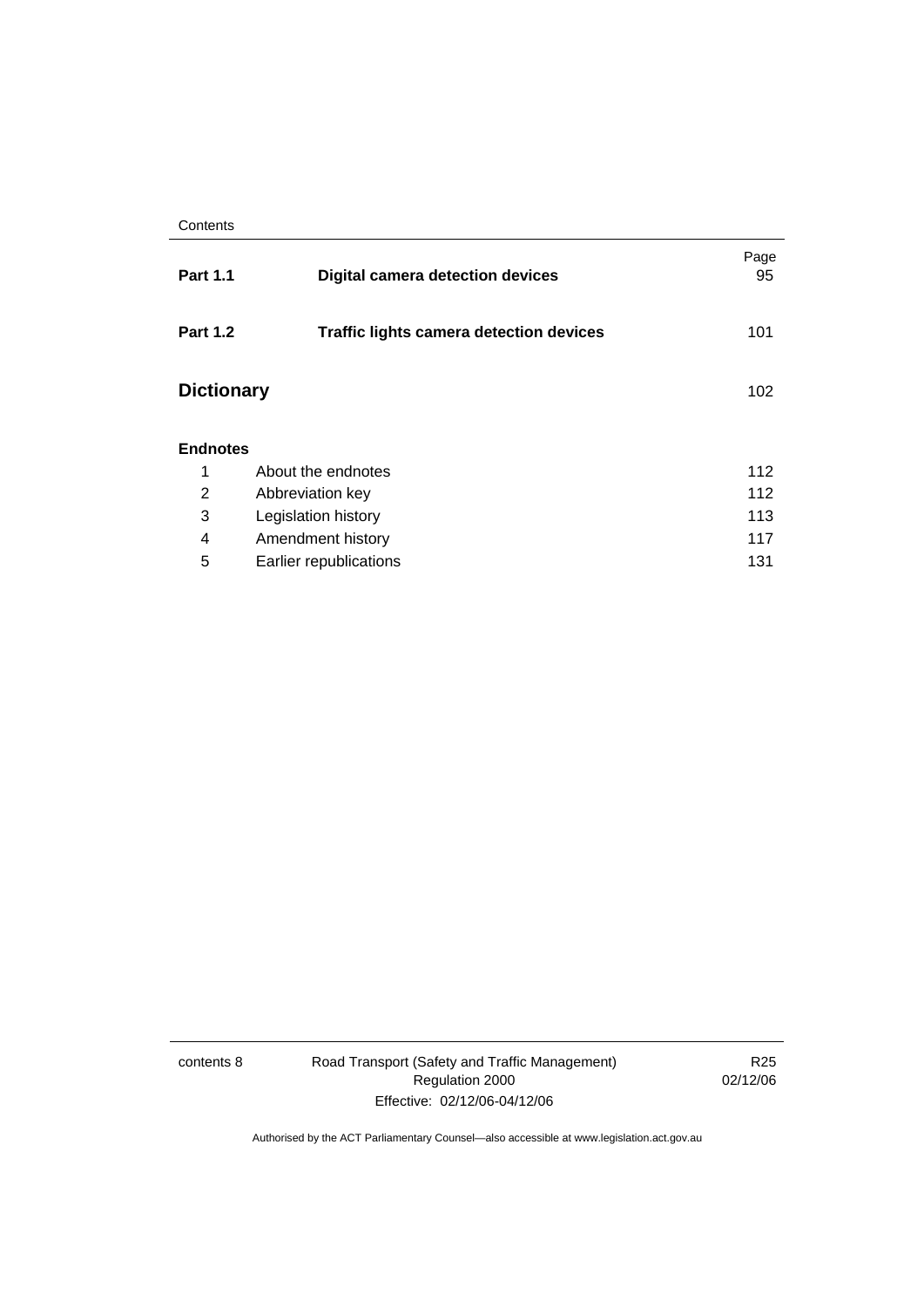| | | Page |
|---|---|---|
| **Part 1.1** | **Digital camera detection devices** | 95 |
| **Part 1.2** | **Traffic lights camera detection devices** | 101 |
| **Dictionary** | | 102 |
| **Endnotes** | | |
| 1 | About the endnotes | 112 |
| 2 | Abbreviation key | 112 |
| 3 | Legislation history | 113 |
| 4 | Amendment history | 117 |
| 5 | Earlier republications | 131 |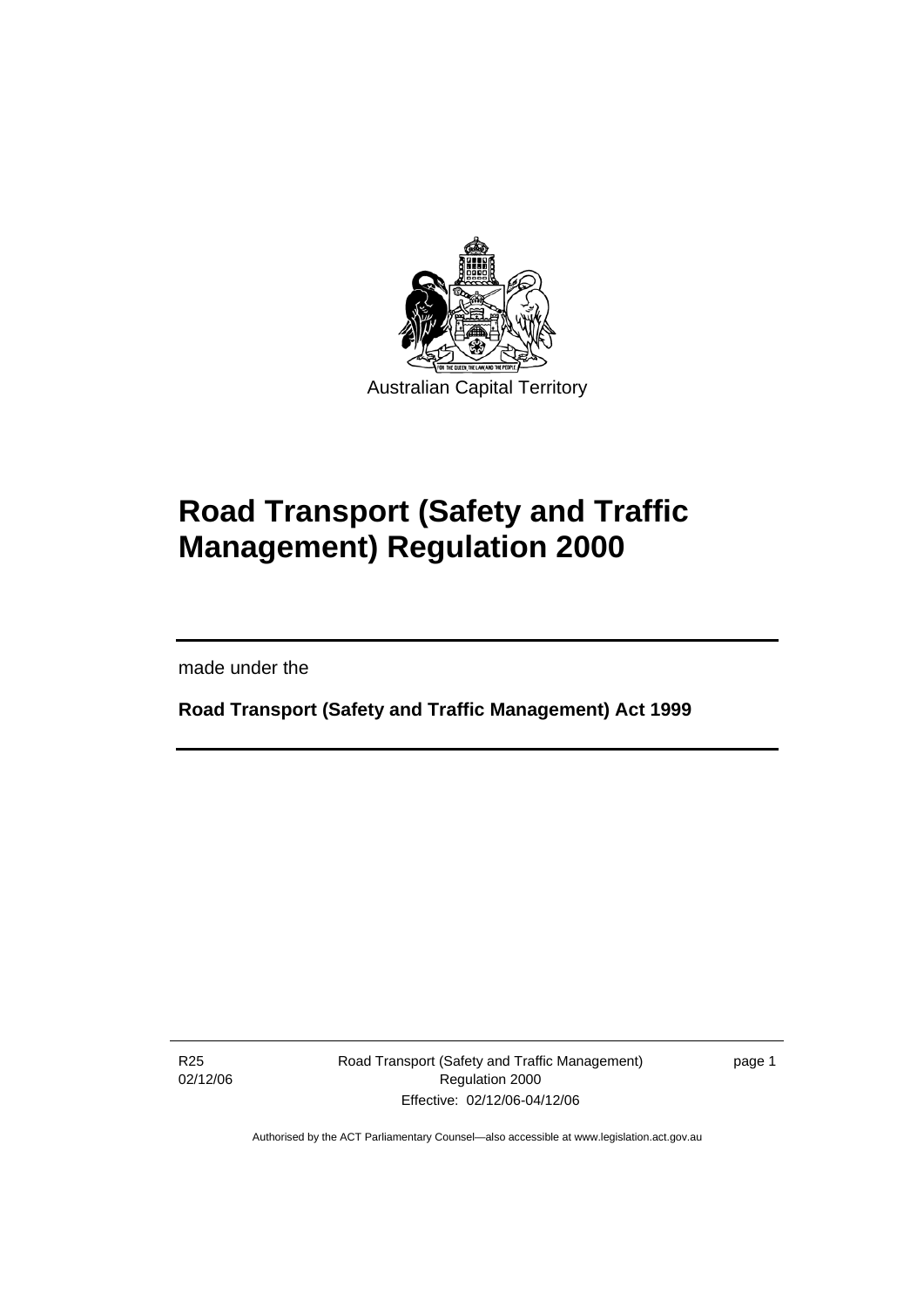Australian Capital Territory

# Road Transport (Safety and Traffic Management) Regulation 2000

made under the

**Road Transport (Safety and Traffic Management) Act 1999**

R25
02/12/06

Road Transport (Safety and Traffic Management) Regulation 2000
Effective: 02/12/06-04/12/06

Authorised by the ACT Parliamentary Counsel—also accessible at www.legislation.act.gov.au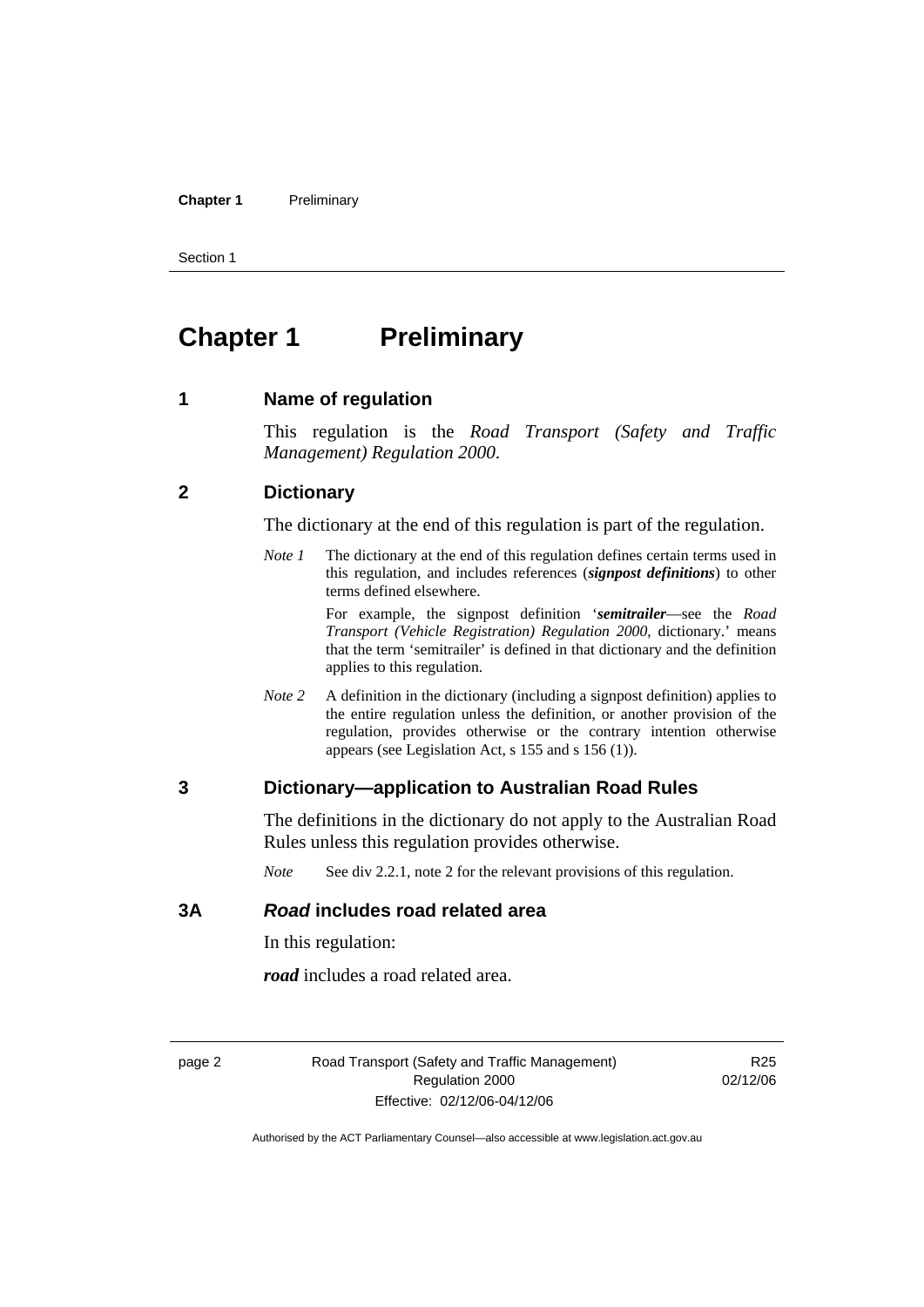# Chapter 1 Preliminary

## 1 Name of regulation

This regulation is the *Road Transport (Safety and Traffic Management) Regulation 2000*.

## 2 Dictionary

The dictionary at the end of this regulation is part of the regulation.

*Note 1* The dictionary at the end of this regulation defines certain terms used in this regulation, and includes references (***signpost definitions***) to other terms defined elsewhere.

For example, the signpost definition '***semitrailer***—see the *Road Transport (Vehicle Registration) Regulation 2000*, dictionary.' means that the term 'semitrailer' is defined in that dictionary and the definition applies to this regulation.

*Note 2* A definition in the dictionary (including a signpost definition) applies to the entire regulation unless the definition, or another provision of the regulation, provides otherwise or the contrary intention otherwise appears (see Legislation Act, s 155 and s 156 (1)).

## 3 Dictionary—application to Australian Road Rules

The definitions in the dictionary do not apply to the Australian Road Rules unless this regulation provides otherwise.

*Note* See div 2.2.1, note 2 for the relevant provisions of this regulation.

## 3A *Road* includes road related area

In this regulation:

***road*** includes a road related area.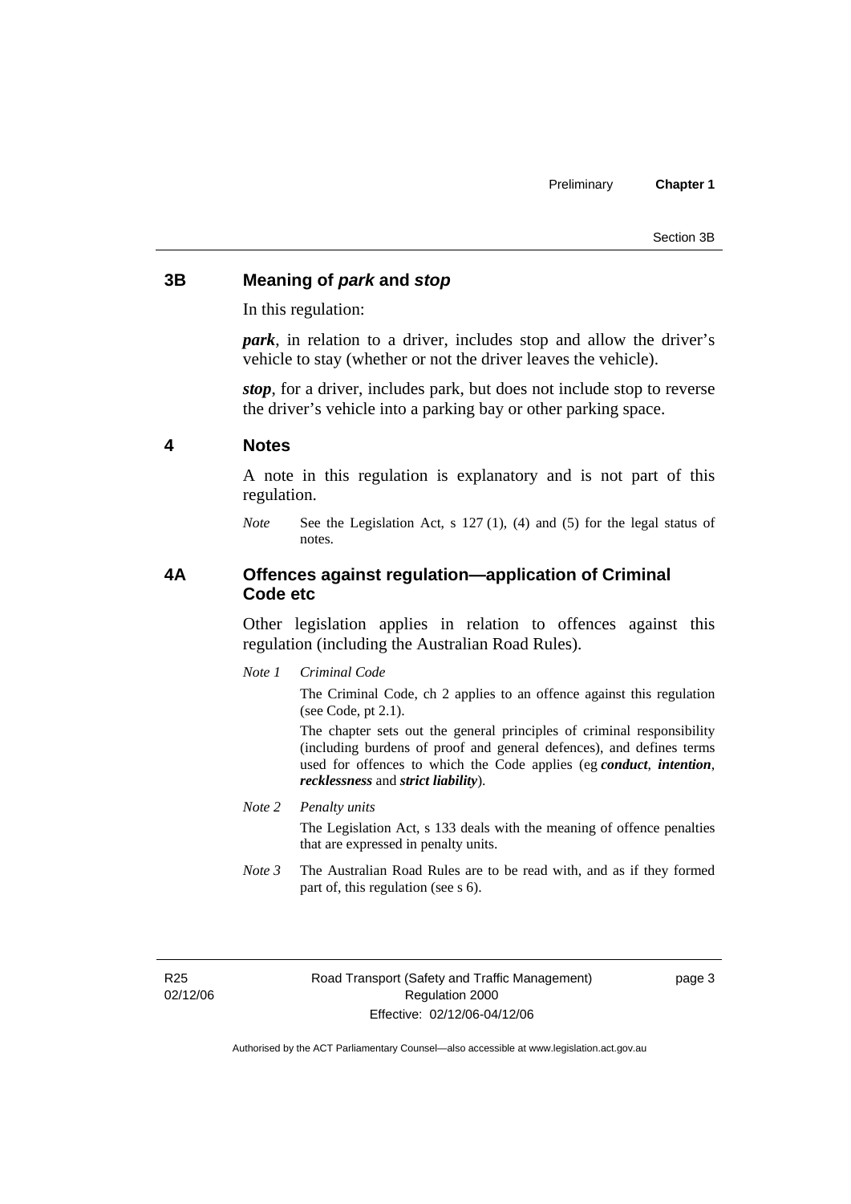## 3B Meaning of *park* and *stop*

In this regulation:

***park***, in relation to a driver, includes stop and allow the driver's vehicle to stay (whether or not the driver leaves the vehicle).

***stop***, for a driver, includes park, but does not include stop to reverse the driver's vehicle into a parking bay or other parking space.

## 4 Notes

A note in this regulation is explanatory and is not part of this regulation.

*Note* See the Legislation Act, s 127 (1), (4) and (5) for the legal status of notes.

## 4A Offences against regulation—application of Criminal Code etc

Other legislation applies in relation to offences against this regulation (including the Australian Road Rules).

*Note 1* *Criminal Code*

The Criminal Code, ch 2 applies to an offence against this regulation (see Code, pt 2.1).

The chapter sets out the general principles of criminal responsibility (including burdens of proof and general defences), and defines terms used for offences to which the Code applies (eg ***conduct***, ***intention***, ***recklessness*** and ***strict liability***).

*Note 2* *Penalty units*

The Legislation Act, s 133 deals with the meaning of offence penalties that are expressed in penalty units.

*Note 3* The Australian Road Rules are to be read with, and as if they formed part of, this regulation (see s 6).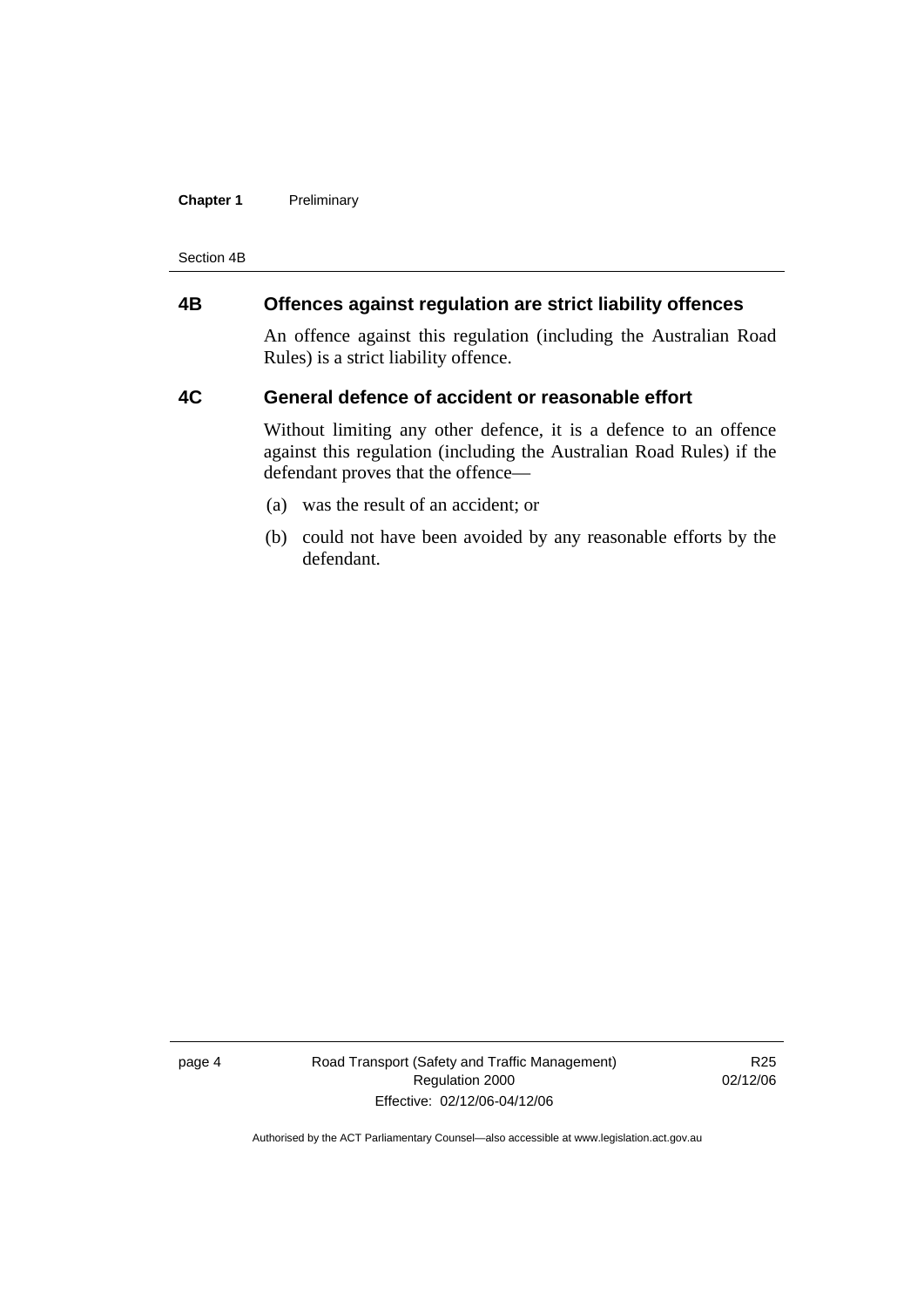## 4B Offences against regulation are strict liability offences

An offence against this regulation (including the Australian Road Rules) is a strict liability offence.

## 4C General defence of accident or reasonable effort

Without limiting any other defence, it is a defence to an offence against this regulation (including the Australian Road Rules) if the defendant proves that the offence—

(a) was the result of an accident; or

(b) could not have been avoided by any reasonable efforts by the defendant.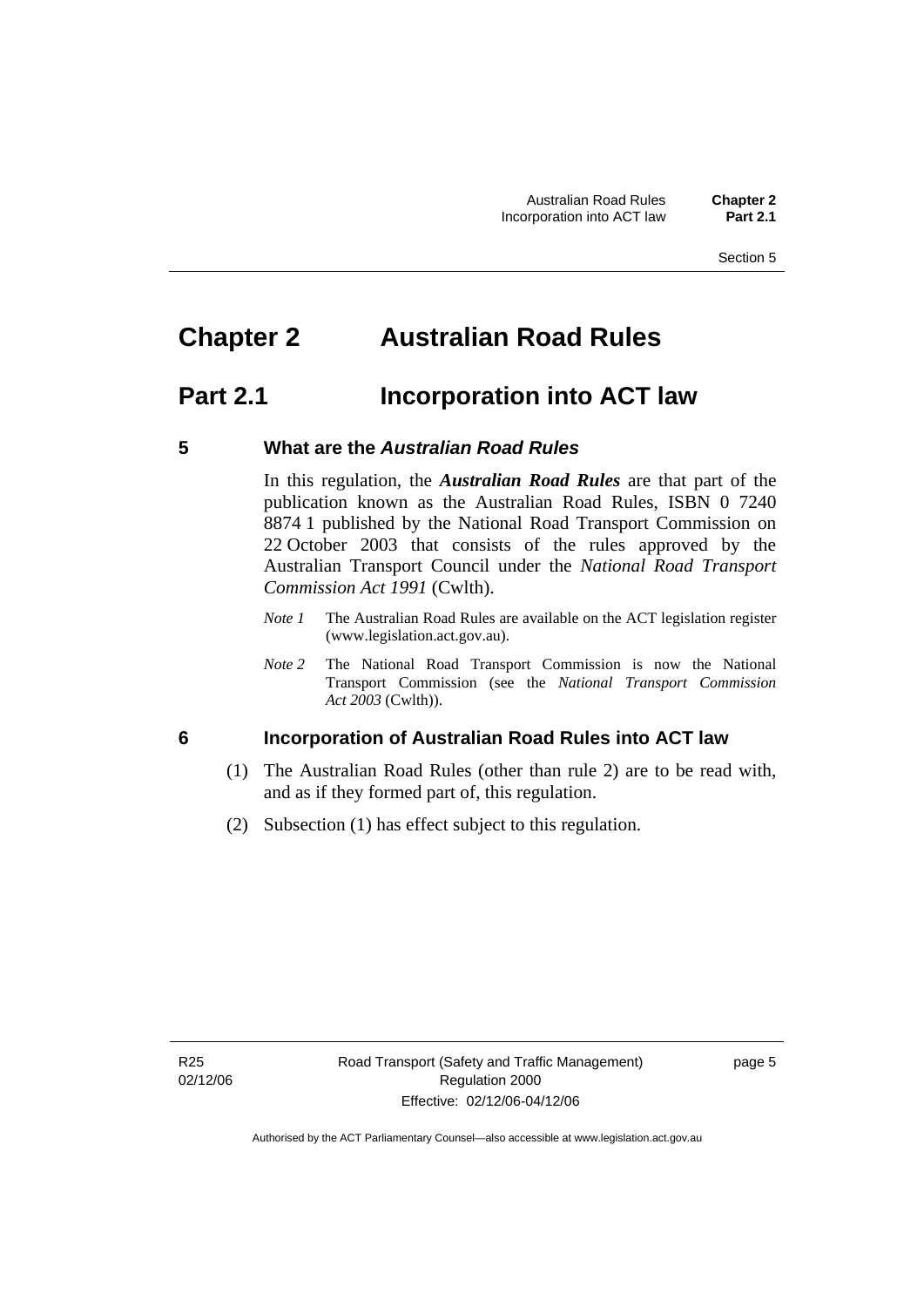# Chapter 2 Australian Road Rules

## Part 2.1 Incorporation into ACT law

### 5 What are the *Australian Road Rules*

In this regulation, the ***Australian Road Rules*** are that part of the publication known as the Australian Road Rules, ISBN 0 7240 8874 1 published by the National Road Transport Commission on 22 October 2003 that consists of the rules approved by the Australian Transport Council under the *National Road Transport Commission Act 1991* (Cwlth).

*Note 1* The Australian Road Rules are available on the ACT legislation register (www.legislation.act.gov.au).

*Note 2* The National Road Transport Commission is now the National Transport Commission (see the *National Transport Commission Act 2003* (Cwlth)).

### 6 Incorporation of Australian Road Rules into ACT law

(1) The Australian Road Rules (other than rule 2) are to be read with, and as if they formed part of, this regulation.

(2) Subsection (1) has effect subject to this regulation.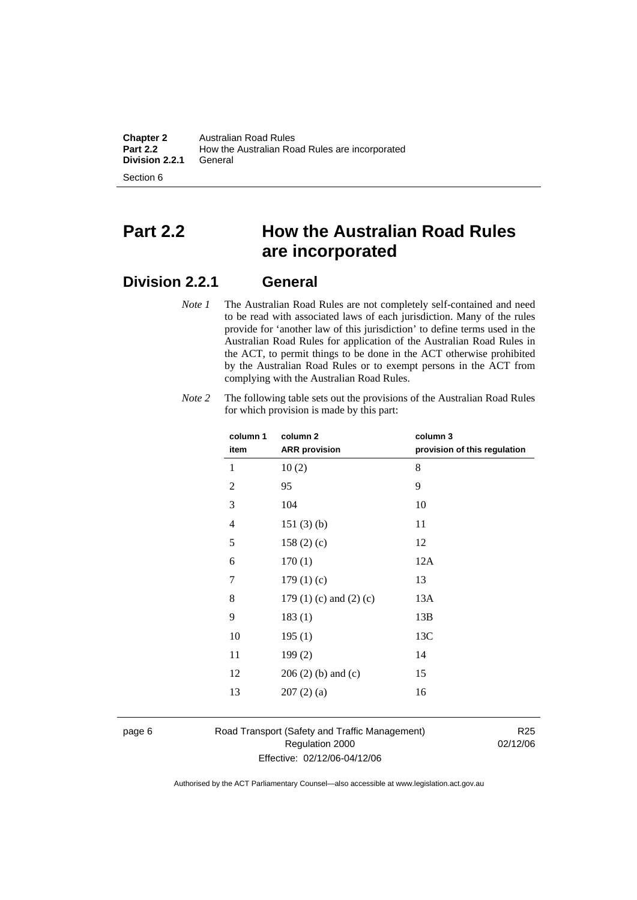# Part 2.2 How the Australian Road Rules are incorporated

## Division 2.2.1 General

*Note 1* The Australian Road Rules are not completely self-contained and need to be read with associated laws of each jurisdiction. Many of the rules provide for 'another law of this jurisdiction' to define terms used in the Australian Road Rules for application of the Australian Road Rules in the ACT, to permit things to be done in the ACT otherwise prohibited by the Australian Road Rules or to exempt persons in the ACT from complying with the Australian Road Rules.

*Note 2* The following table sets out the provisions of the Australian Road Rules for which provision is made by this part:

| column 1 item | column 2 ARR provision | column 3 provision of this regulation |
|---|---|---|
| 1 | 10 (2) | 8 |
| 2 | 95 | 9 |
| 3 | 104 | 10 |
| 4 | 151 (3) (b) | 11 |
| 5 | 158 (2) (c) | 12 |
| 6 | 170 (1) | 12A |
| 7 | 179 (1) (c) | 13 |
| 8 | 179 (1) (c) and (2) (c) | 13A |
| 9 | 183 (1) | 13B |
| 10 | 195 (1) | 13C |
| 11 | 199 (2) | 14 |
| 12 | 206 (2) (b) and (c) | 15 |
| 13 | 207 (2) (a) | 16 |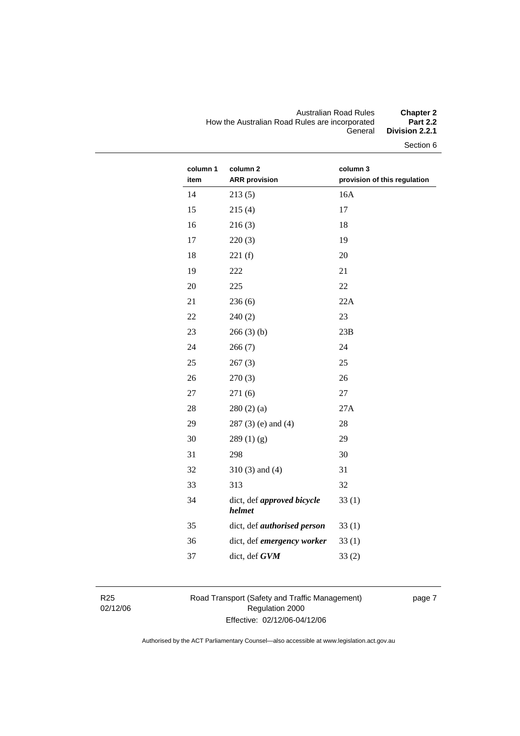| column 1 item | column 2 ARR provision | column 3 provision of this regulation |
|---|---|---|
| 14 | 213 (5) | 16A |
| 15 | 215 (4) | 17 |
| 16 | 216 (3) | 18 |
| 17 | 220 (3) | 19 |
| 18 | 221 (f) | 20 |
| 19 | 222 | 21 |
| 20 | 225 | 22 |
| 21 | 236 (6) | 22A |
| 22 | 240 (2) | 23 |
| 23 | 266 (3) (b) | 23B |
| 24 | 266 (7) | 24 |
| 25 | 267 (3) | 25 |
| 26 | 270 (3) | 26 |
| 27 | 271 (6) | 27 |
| 28 | 280 (2) (a) | 27A |
| 29 | 287 (3) (e) and (4) | 28 |
| 30 | 289 (1) (g) | 29 |
| 31 | 298 | 30 |
| 32 | 310 (3) and (4) | 31 |
| 33 | 313 | 32 |
| 34 | dict, def ***approved bicycle helmet*** | 33 (1) |
| 35 | dict, def ***authorised person*** | 33 (1) |
| 36 | dict, def ***emergency worker*** | 33 (1) |
| 37 | dict, def ***GVM*** | 33 (2) |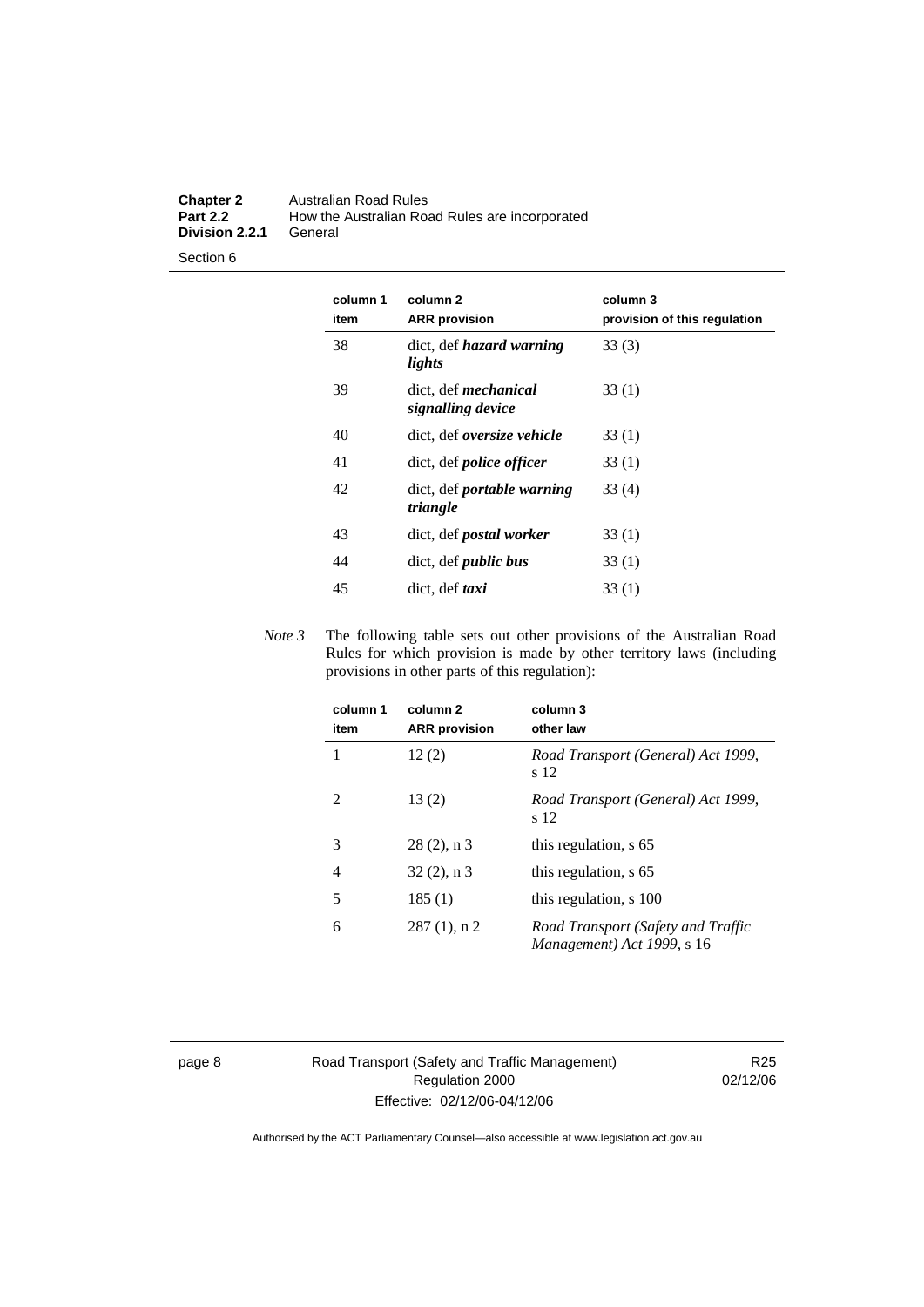| column 1 item | column 2 ARR provision | column 3 provision of this regulation |
| --- | --- | --- |
| 38 | dict, def ***hazard warning lights*** | 33 (3) |
| 39 | dict, def ***mechanical signalling device*** | 33 (1) |
| 40 | dict, def ***oversize vehicle*** | 33 (1) |
| 41 | dict, def ***police officer*** | 33 (1) |
| 42 | dict, def ***portable warning triangle*** | 33 (4) |
| 43 | dict, def ***postal worker*** | 33 (1) |
| 44 | dict, def ***public bus*** | 33 (1) |
| 45 | dict, def ***taxi*** | 33 (1) |

*Note 3* The following table sets out other provisions of the Australian Road Rules for which provision is made by other territory laws (including provisions in other parts of this regulation):

| column 1 item | column 2 ARR provision | column 3 other law |
| --- | --- | --- |
| 1 | 12 (2) | *Road Transport (General) Act 1999*, s 12 |
| 2 | 13 (2) | *Road Transport (General) Act 1999*, s 12 |
| 3 | 28 (2), n 3 | this regulation, s 65 |
| 4 | 32 (2), n 3 | this regulation, s 65 |
| 5 | 185 (1) | this regulation, s 100 |
| 6 | 287 (1), n 2 | *Road Transport (Safety and Traffic Management) Act 1999*, s 16 |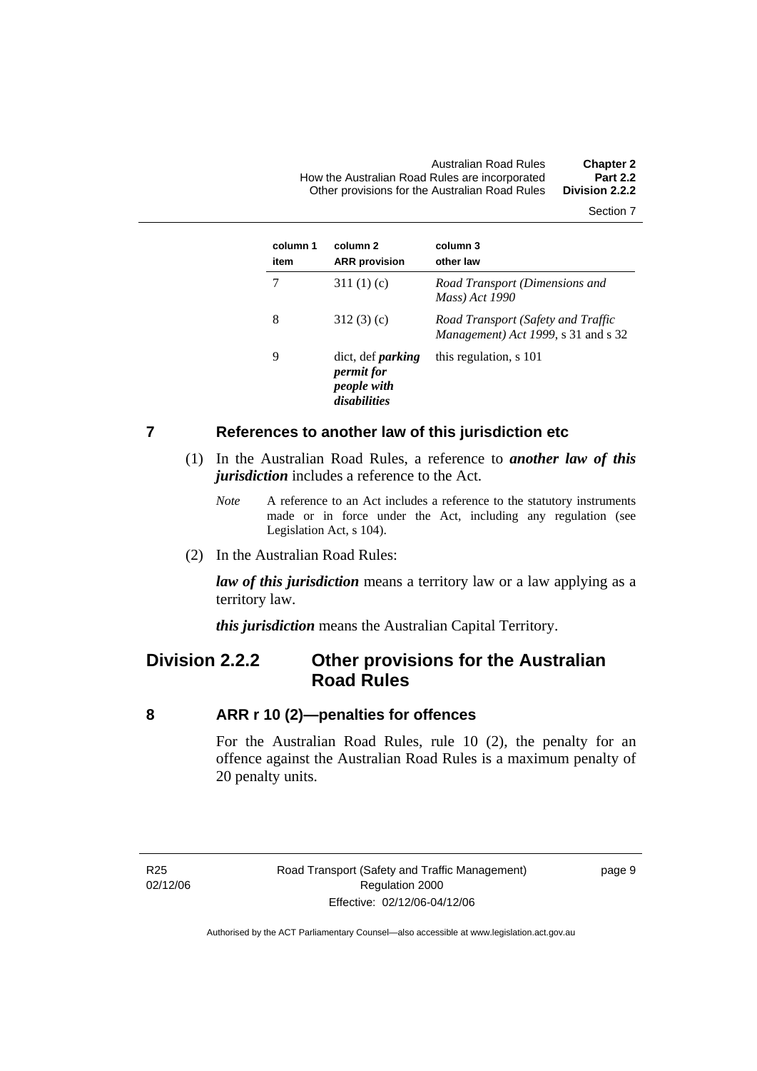| column 1<br>item | column 2<br>ARR provision | column 3<br>other law |
|---|---|---|
| 7 | 311 (1) (c) | *Road Transport (Dimensions and Mass) Act 1990* |
| 8 | 312 (3) (c) | *Road Transport (Safety and Traffic Management) Act 1999*, s 31 and s 32 |
| 9 | dict, def ***parking permit for people with disabilities*** | this regulation, s 101 |

## 7 References to another law of this jurisdiction etc

(1) In the Australian Road Rules, a reference to ***another law of this jurisdiction*** includes a reference to the Act.

*Note* A reference to an Act includes a reference to the statutory instruments made or in force under the Act, including any regulation (see Legislation Act, s 104).

(2) In the Australian Road Rules:

***law of this jurisdiction*** means a territory law or a law applying as a territory law.

***this jurisdiction*** means the Australian Capital Territory.

# Division 2.2.2 Other provisions for the Australian Road Rules

## 8 ARR r 10 (2)—penalties for offences

For the Australian Road Rules, rule 10 (2), the penalty for an offence against the Australian Road Rules is a maximum penalty of 20 penalty units.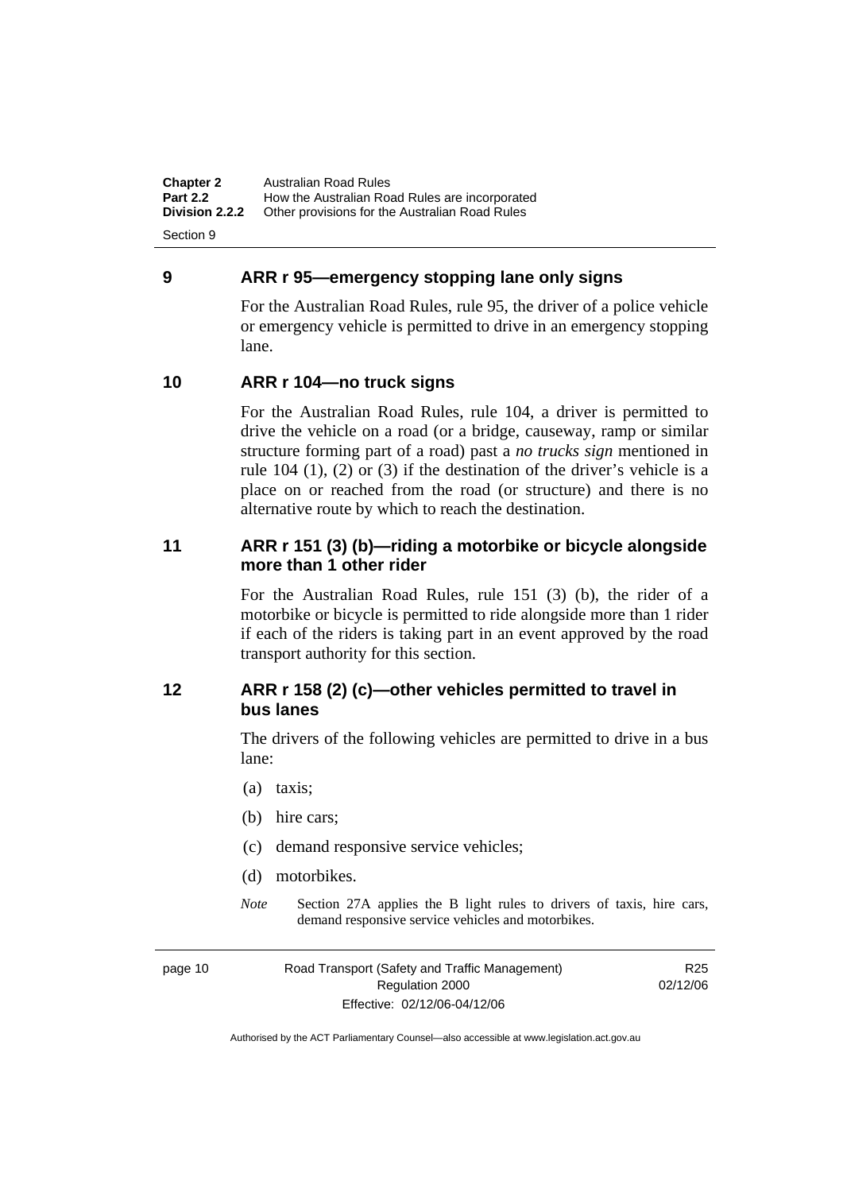## 9 ARR r 95—emergency stopping lane only signs

For the Australian Road Rules, rule 95, the driver of a police vehicle or emergency vehicle is permitted to drive in an emergency stopping lane.

## 10 ARR r 104—no truck signs

For the Australian Road Rules, rule 104, a driver is permitted to drive the vehicle on a road (or a bridge, causeway, ramp or similar structure forming part of a road) past a *no trucks sign* mentioned in rule 104 (1), (2) or (3) if the destination of the driver's vehicle is a place on or reached from the road (or structure) and there is no alternative route by which to reach the destination.

## 11 ARR r 151 (3) (b)—riding a motorbike or bicycle alongside more than 1 other rider

For the Australian Road Rules, rule 151 (3) (b), the rider of a motorbike or bicycle is permitted to ride alongside more than 1 rider if each of the riders is taking part in an event approved by the road transport authority for this section.

## 12 ARR r 158 (2) (c)—other vehicles permitted to travel in bus lanes

The drivers of the following vehicles are permitted to drive in a bus lane:

(a) taxis;

(b) hire cars;

(c) demand responsive service vehicles;

(d) motorbikes.

*Note* Section 27A applies the B light rules to drivers of taxis, hire cars, demand responsive service vehicles and motorbikes.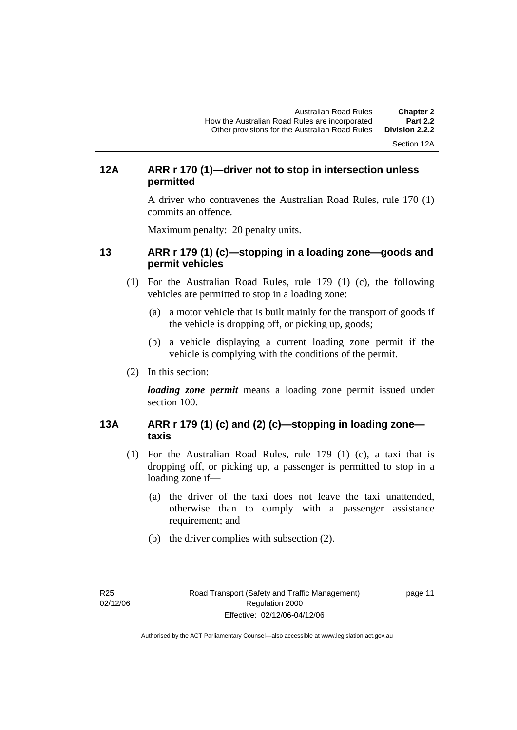### 12A ARR r 170 (1)—driver not to stop in intersection unless permitted

A driver who contravenes the Australian Road Rules, rule 170 (1) commits an offence.

Maximum penalty: 20 penalty units.

### 13 ARR r 179 (1) (c)—stopping in a loading zone—goods and permit vehicles

(1) For the Australian Road Rules, rule 179 (1) (c), the following vehicles are permitted to stop in a loading zone:

(a) a motor vehicle that is built mainly for the transport of goods if the vehicle is dropping off, or picking up, goods;

(b) a vehicle displaying a current loading zone permit if the vehicle is complying with the conditions of the permit.

(2) In this section:

***loading zone permit*** means a loading zone permit issued under section 100.

### 13A ARR r 179 (1) (c) and (2) (c)—stopping in loading zone—taxis

(1) For the Australian Road Rules, rule 179 (1) (c), a taxi that is dropping off, or picking up, a passenger is permitted to stop in a loading zone if—

(a) the driver of the taxi does not leave the taxi unattended, otherwise than to comply with a passenger assistance requirement; and

(b) the driver complies with subsection (2).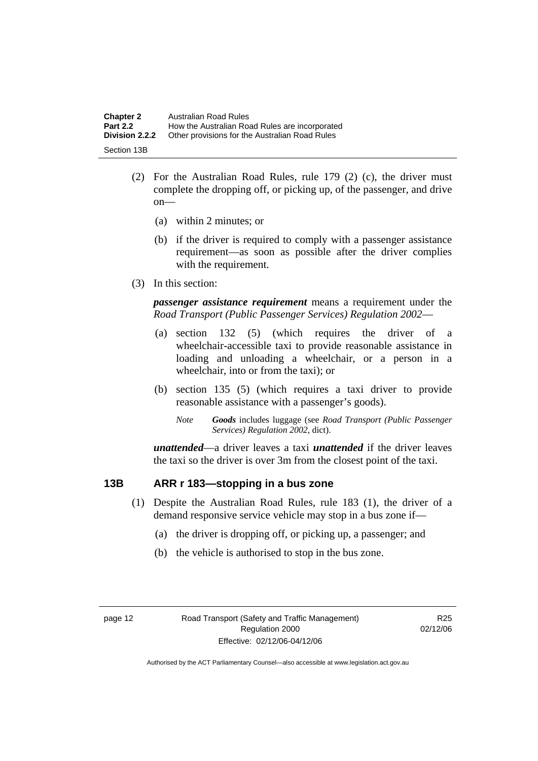(2) For the Australian Road Rules, rule 179 (2) (c), the driver must complete the dropping off, or picking up, of the passenger, and drive on—

(a) within 2 minutes; or

(b) if the driver is required to comply with a passenger assistance requirement—as soon as possible after the driver complies with the requirement.

(3) In this section:

***passenger assistance requirement*** means a requirement under the *Road Transport (Public Passenger Services) Regulation 2002*—

(a) section 132 (5) (which requires the driver of a wheelchair-accessible taxi to provide reasonable assistance in loading and unloading a wheelchair, or a person in a wheelchair, into or from the taxi); or

(b) section 135 (5) (which requires a taxi driver to provide reasonable assistance with a passenger's goods).

*Note* ***Goods*** includes luggage (see *Road Transport (Public Passenger Services) Regulation 2002*, dict).

***unattended***—a driver leaves a taxi ***unattended*** if the driver leaves the taxi so the driver is over 3m from the closest point of the taxi.

### 13B ARR r 183—stopping in a bus zone

(1) Despite the Australian Road Rules, rule 183 (1), the driver of a demand responsive service vehicle may stop in a bus zone if—

(a) the driver is dropping off, or picking up, a passenger; and

(b) the vehicle is authorised to stop in the bus zone.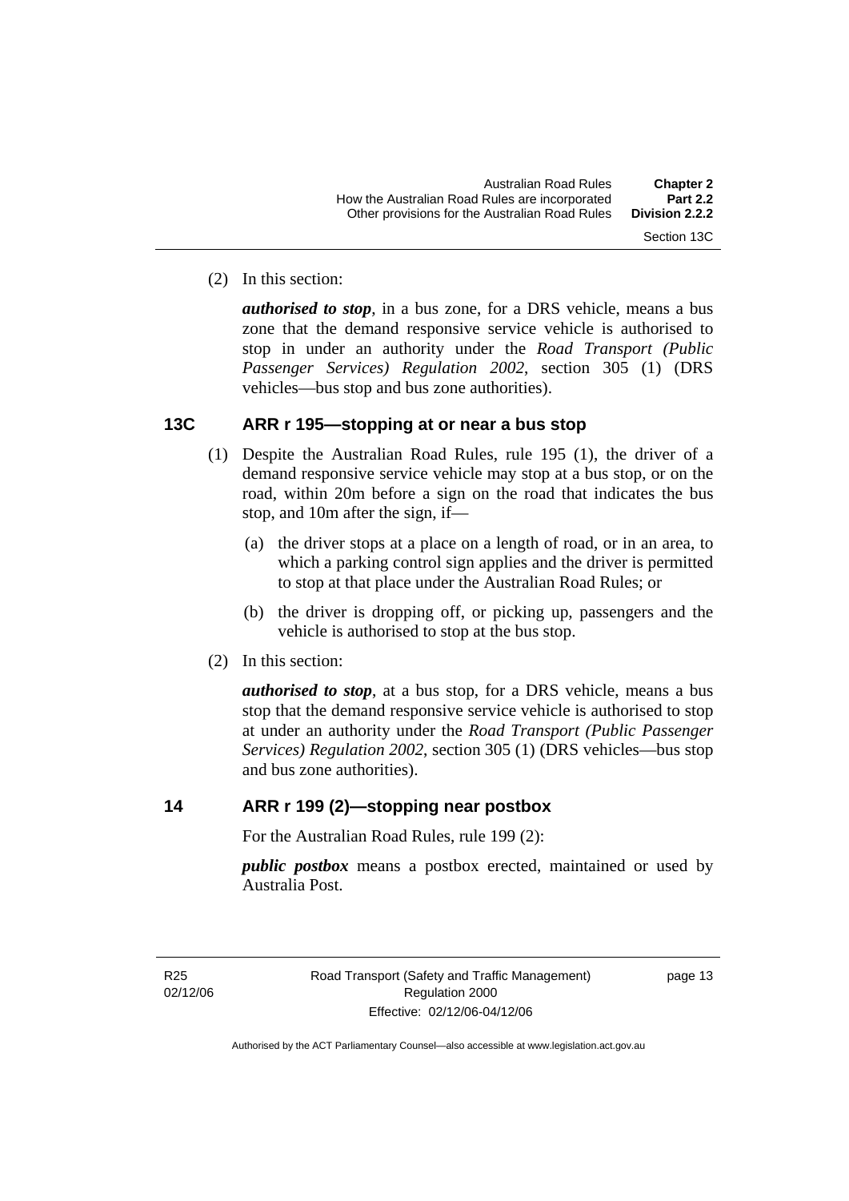(2) In this section:

***authorised to stop***, in a bus zone, for a DRS vehicle, means a bus zone that the demand responsive service vehicle is authorised to stop in under an authority under the *Road Transport (Public Passenger Services) Regulation 2002*, section 305 (1) (DRS vehicles—bus stop and bus zone authorities).

## 13C ARR r 195—stopping at or near a bus stop

(1) Despite the Australian Road Rules, rule 195 (1), the driver of a demand responsive service vehicle may stop at a bus stop, or on the road, within 20m before a sign on the road that indicates the bus stop, and 10m after the sign, if—

(a) the driver stops at a place on a length of road, or in an area, to which a parking control sign applies and the driver is permitted to stop at that place under the Australian Road Rules; or

(b) the driver is dropping off, or picking up, passengers and the vehicle is authorised to stop at the bus stop.

(2) In this section:

***authorised to stop***, at a bus stop, for a DRS vehicle, means a bus stop that the demand responsive service vehicle is authorised to stop at under an authority under the *Road Transport (Public Passenger Services) Regulation 2002*, section 305 (1) (DRS vehicles—bus stop and bus zone authorities).

## 14 ARR r 199 (2)—stopping near postbox

For the Australian Road Rules, rule 199 (2):

***public postbox*** means a postbox erected, maintained or used by Australia Post.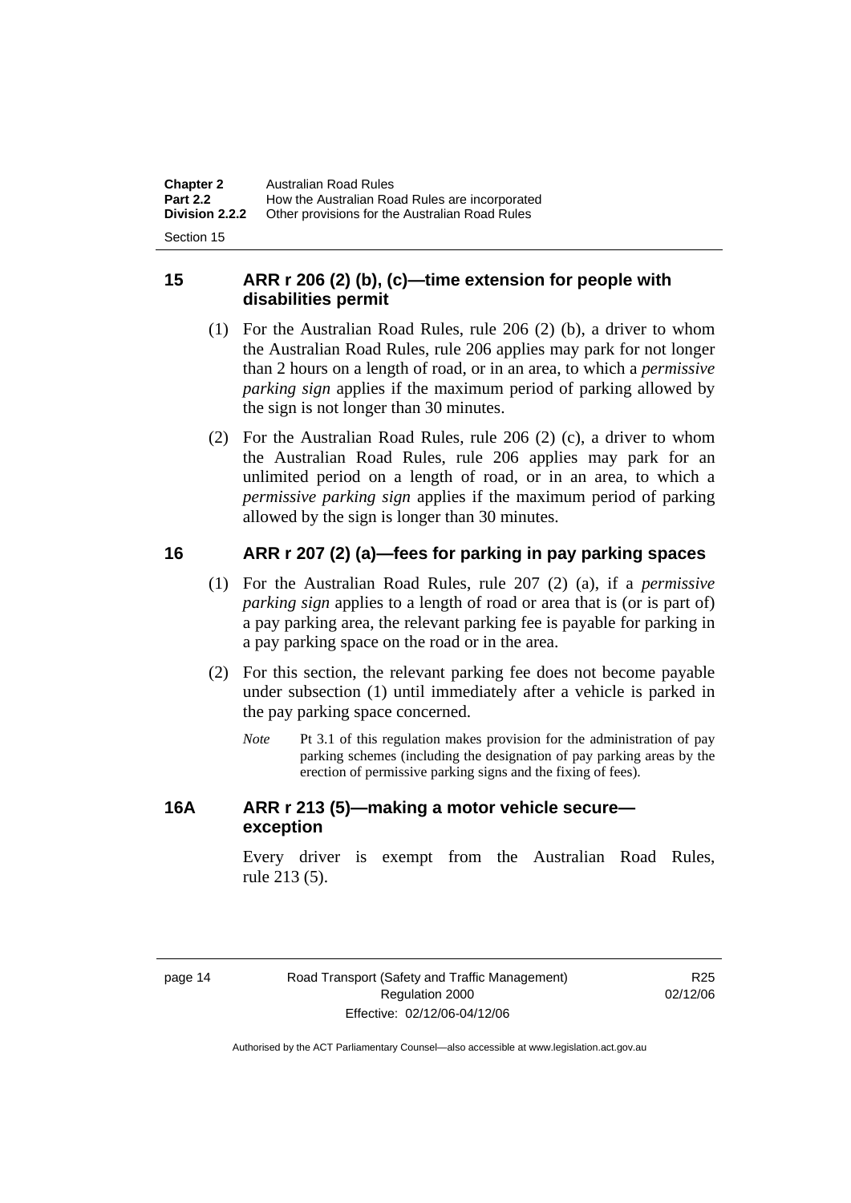## 15 ARR r 206 (2) (b), (c)—time extension for people with disabilities permit

(1) For the Australian Road Rules, rule 206 (2) (b), a driver to whom the Australian Road Rules, rule 206 applies may park for not longer than 2 hours on a length of road, or in an area, to which a *permissive parking sign* applies if the maximum period of parking allowed by the sign is not longer than 30 minutes.

(2) For the Australian Road Rules, rule 206 (2) (c), a driver to whom the Australian Road Rules, rule 206 applies may park for an unlimited period on a length of road, or in an area, to which a *permissive parking sign* applies if the maximum period of parking allowed by the sign is longer than 30 minutes.

## 16 ARR r 207 (2) (a)—fees for parking in pay parking spaces

(1) For the Australian Road Rules, rule 207 (2) (a), if a *permissive parking sign* applies to a length of road or area that is (or is part of) a pay parking area, the relevant parking fee is payable for parking in a pay parking space on the road or in the area.

(2) For this section, the relevant parking fee does not become payable under subsection (1) until immediately after a vehicle is parked in the pay parking space concerned.

*Note* Pt 3.1 of this regulation makes provision for the administration of pay parking schemes (including the designation of pay parking areas by the erection of permissive parking signs and the fixing of fees).

## 16A ARR r 213 (5)—making a motor vehicle secure—exception

Every driver is exempt from the Australian Road Rules, rule 213 (5).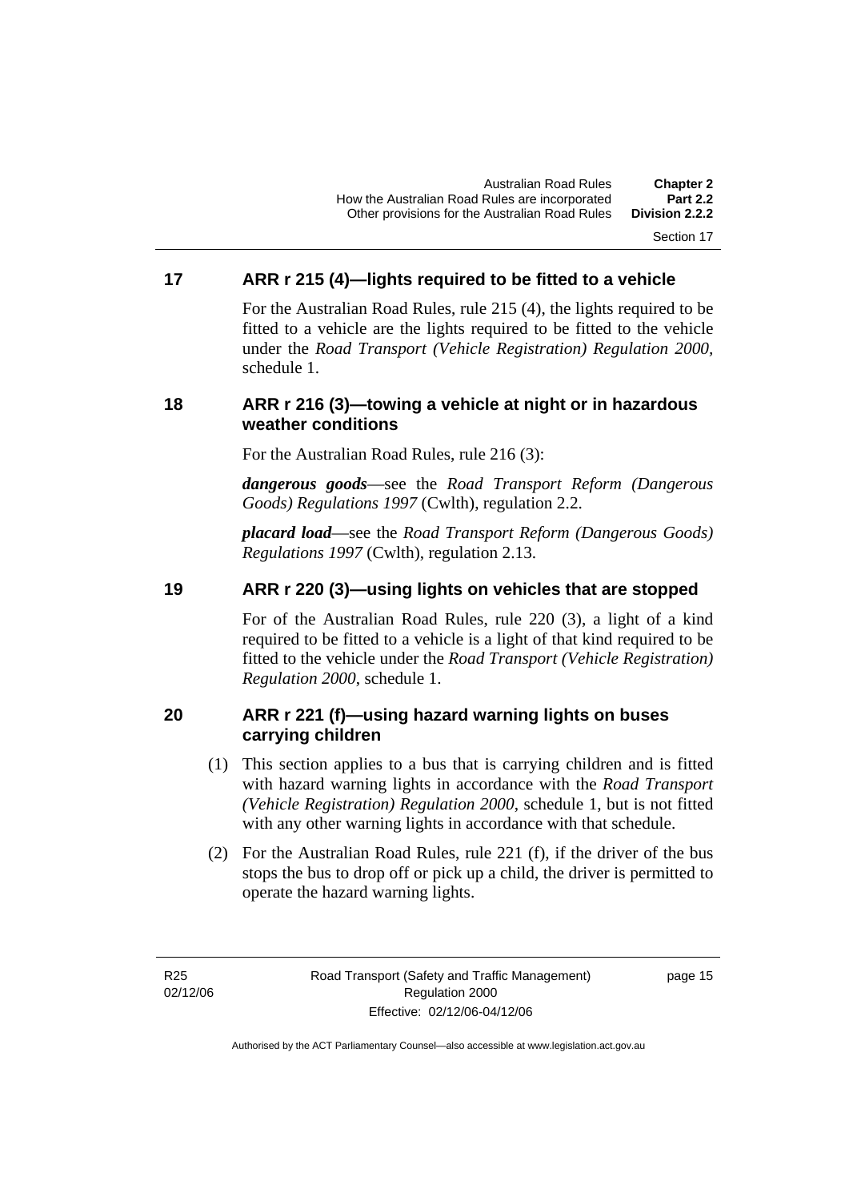## 17 ARR r 215 (4)—lights required to be fitted to a vehicle

For the Australian Road Rules, rule 215 (4), the lights required to be fitted to a vehicle are the lights required to be fitted to the vehicle under the *Road Transport (Vehicle Registration) Regulation 2000,* schedule 1.

## 18 ARR r 216 (3)—towing a vehicle at night or in hazardous weather conditions

For the Australian Road Rules, rule 216 (3):

***dangerous goods***—see the *Road Transport Reform (Dangerous Goods) Regulations 1997* (Cwlth), regulation 2.2.

***placard load***—see the *Road Transport Reform (Dangerous Goods) Regulations 1997* (Cwlth), regulation 2.13.

## 19 ARR r 220 (3)—using lights on vehicles that are stopped

For of the Australian Road Rules, rule 220 (3), a light of a kind required to be fitted to a vehicle is a light of that kind required to be fitted to the vehicle under the *Road Transport (Vehicle Registration) Regulation 2000*, schedule 1.

## 20 ARR r 221 (f)—using hazard warning lights on buses carrying children

(1) This section applies to a bus that is carrying children and is fitted with hazard warning lights in accordance with the *Road Transport (Vehicle Registration) Regulation 2000*, schedule 1, but is not fitted with any other warning lights in accordance with that schedule.

(2) For the Australian Road Rules, rule 221 (f), if the driver of the bus stops the bus to drop off or pick up a child, the driver is permitted to operate the hazard warning lights.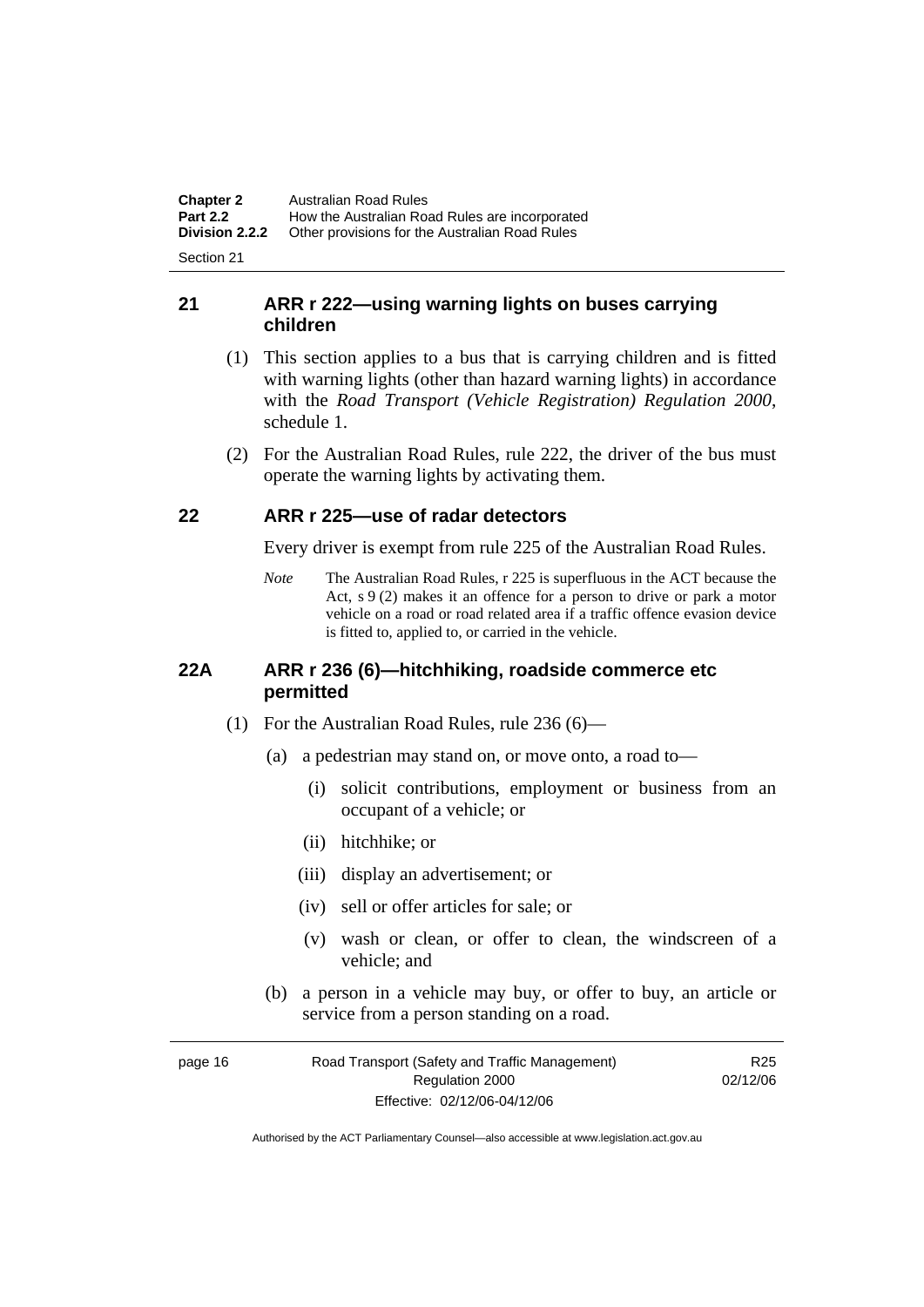## 21 ARR r 222—using warning lights on buses carrying children

(1) This section applies to a bus that is carrying children and is fitted with warning lights (other than hazard warning lights) in accordance with the *Road Transport (Vehicle Registration) Regulation 2000*, schedule 1.

(2) For the Australian Road Rules, rule 222, the driver of the bus must operate the warning lights by activating them.

## 22 ARR r 225—use of radar detectors

Every driver is exempt from rule 225 of the Australian Road Rules.

*Note* The Australian Road Rules, r 225 is superfluous in the ACT because the Act, s 9 (2) makes it an offence for a person to drive or park a motor vehicle on a road or road related area if a traffic offence evasion device is fitted to, applied to, or carried in the vehicle.

## 22A ARR r 236 (6)—hitchhiking, roadside commerce etc permitted

(1) For the Australian Road Rules, rule 236 (6)—

(a) a pedestrian may stand on, or move onto, a road to—

(i) solicit contributions, employment or business from an occupant of a vehicle; or

(ii) hitchhike; or

(iii) display an advertisement; or

(iv) sell or offer articles for sale; or

(v) wash or clean, or offer to clean, the windscreen of a vehicle; and

(b) a person in a vehicle may buy, or offer to buy, an article or service from a person standing on a road.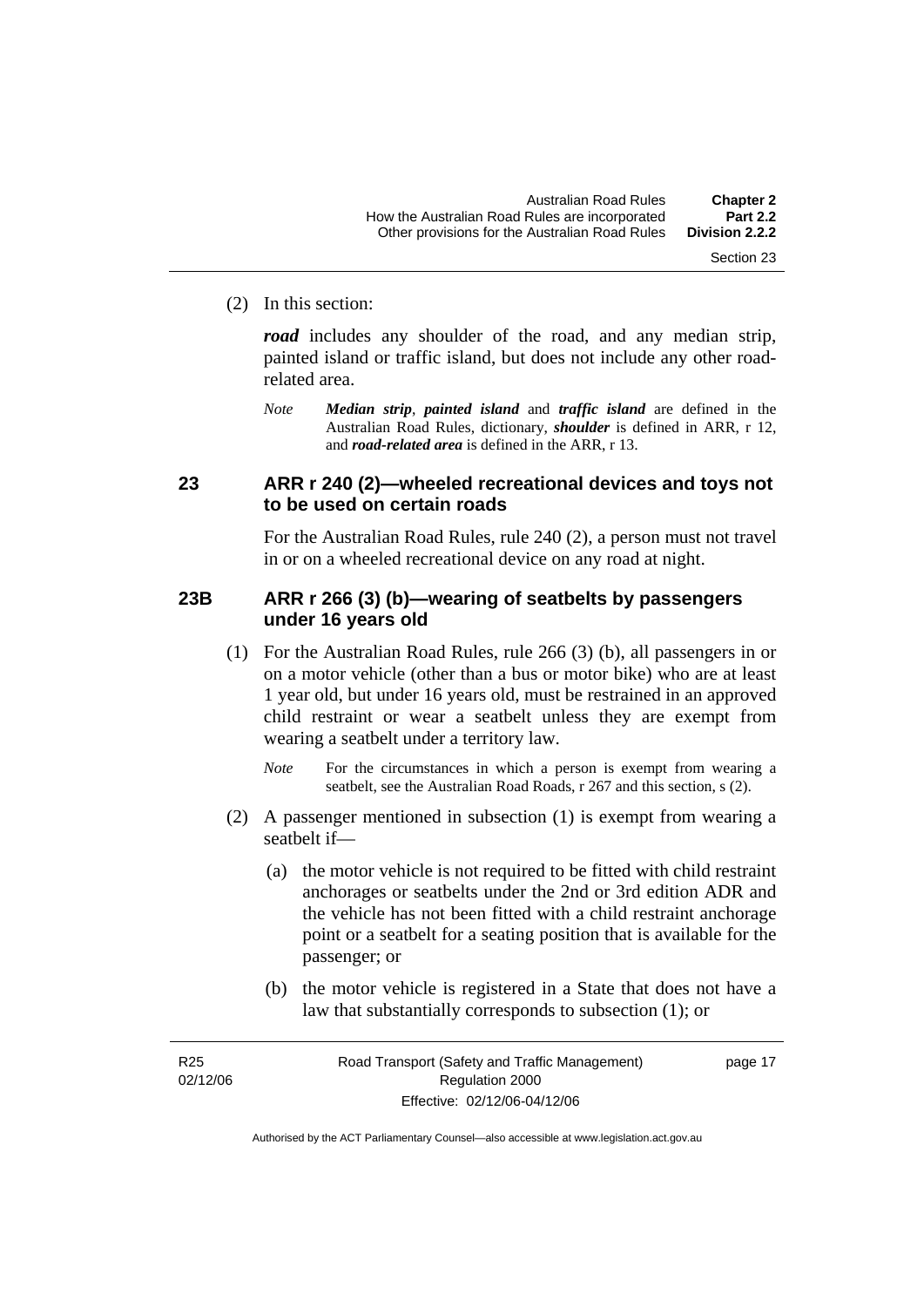(2) In this section:

***road*** includes any shoulder of the road, and any median strip, painted island or traffic island, but does not include any other road-related area.

*Note* ***Median strip***, ***painted island*** and ***traffic island*** are defined in the Australian Road Rules, dictionary, ***shoulder*** is defined in ARR, r 12, and ***road-related area*** is defined in the ARR, r 13.

### 23 ARR r 240 (2)—wheeled recreational devices and toys not to be used on certain roads

For the Australian Road Rules, rule 240 (2), a person must not travel in or on a wheeled recreational device on any road at night.

### 23B ARR r 266 (3) (b)—wearing of seatbelts by passengers under 16 years old

(1) For the Australian Road Rules, rule 266 (3) (b), all passengers in or on a motor vehicle (other than a bus or motor bike) who are at least 1 year old, but under 16 years old, must be restrained in an approved child restraint or wear a seatbelt unless they are exempt from wearing a seatbelt under a territory law.

*Note* For the circumstances in which a person is exempt from wearing a seatbelt, see the Australian Road Roads, r 267 and this section, s (2).

(2) A passenger mentioned in subsection (1) is exempt from wearing a seatbelt if—

(a) the motor vehicle is not required to be fitted with child restraint anchorages or seatbelts under the 2nd or 3rd edition ADR and the vehicle has not been fitted with a child restraint anchorage point or a seatbelt for a seating position that is available for the passenger; or

(b) the motor vehicle is registered in a State that does not have a law that substantially corresponds to subsection (1); or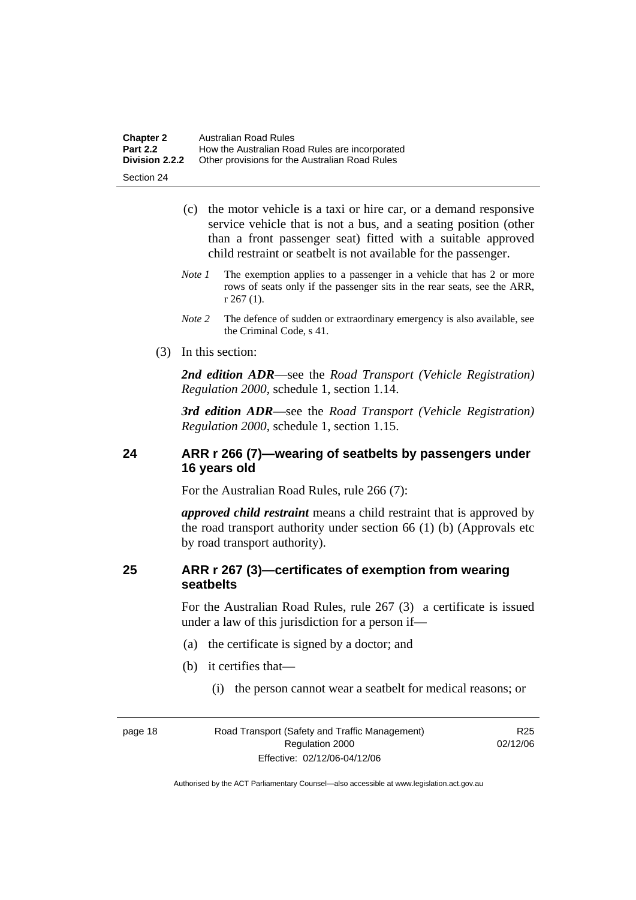(c) the motor vehicle is a taxi or hire car, or a demand responsive service vehicle that is not a bus, and a seating position (other than a front passenger seat) fitted with a suitable approved child restraint or seatbelt is not available for the passenger.

*Note 1* The exemption applies to a passenger in a vehicle that has 2 or more rows of seats only if the passenger sits in the rear seats, see the ARR, r 267 (1).

*Note 2* The defence of sudden or extraordinary emergency is also available, see the Criminal Code, s 41.

(3) In this section:

***2nd edition ADR***—see the *Road Transport (Vehicle Registration) Regulation 2000*, schedule 1, section 1.14.

***3rd edition ADR***—see the *Road Transport (Vehicle Registration) Regulation 2000*, schedule 1, section 1.15.

## 24 ARR r 266 (7)—wearing of seatbelts by passengers under 16 years old

For the Australian Road Rules, rule 266 (7):

***approved child restraint*** means a child restraint that is approved by the road transport authority under section 66 (1) (b) (Approvals etc by road transport authority).

## 25 ARR r 267 (3)—certificates of exemption from wearing seatbelts

For the Australian Road Rules, rule 267 (3) a certificate is issued under a law of this jurisdiction for a person if—

(a) the certificate is signed by a doctor; and

(b) it certifies that—

(i) the person cannot wear a seatbelt for medical reasons; or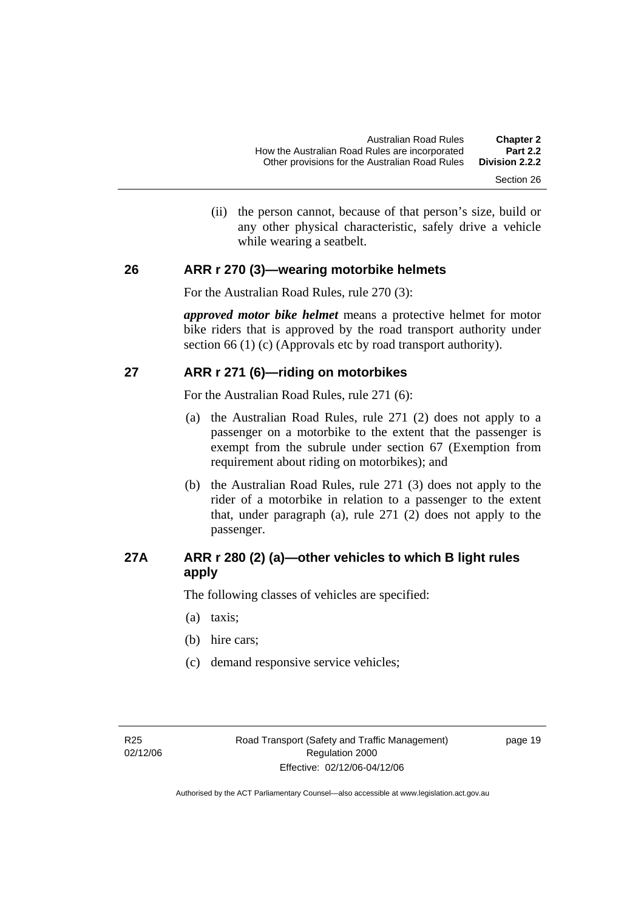(ii) the person cannot, because of that person's size, build or any other physical characteristic, safely drive a vehicle while wearing a seatbelt.

## 26 ARR r 270 (3)—wearing motorbike helmets

For the Australian Road Rules, rule 270 (3):

***approved motor bike helmet*** means a protective helmet for motor bike riders that is approved by the road transport authority under section 66 (1) (c) (Approvals etc by road transport authority).

## 27 ARR r 271 (6)—riding on motorbikes

For the Australian Road Rules, rule 271 (6):

(a) the Australian Road Rules, rule 271 (2) does not apply to a passenger on a motorbike to the extent that the passenger is exempt from the subrule under section 67 (Exemption from requirement about riding on motorbikes); and

(b) the Australian Road Rules, rule 271 (3) does not apply to the rider of a motorbike in relation to a passenger to the extent that, under paragraph (a), rule 271 (2) does not apply to the passenger.

## 27A ARR r 280 (2) (a)—other vehicles to which B light rules apply

The following classes of vehicles are specified:

(a) taxis;

(b) hire cars;

(c) demand responsive service vehicles;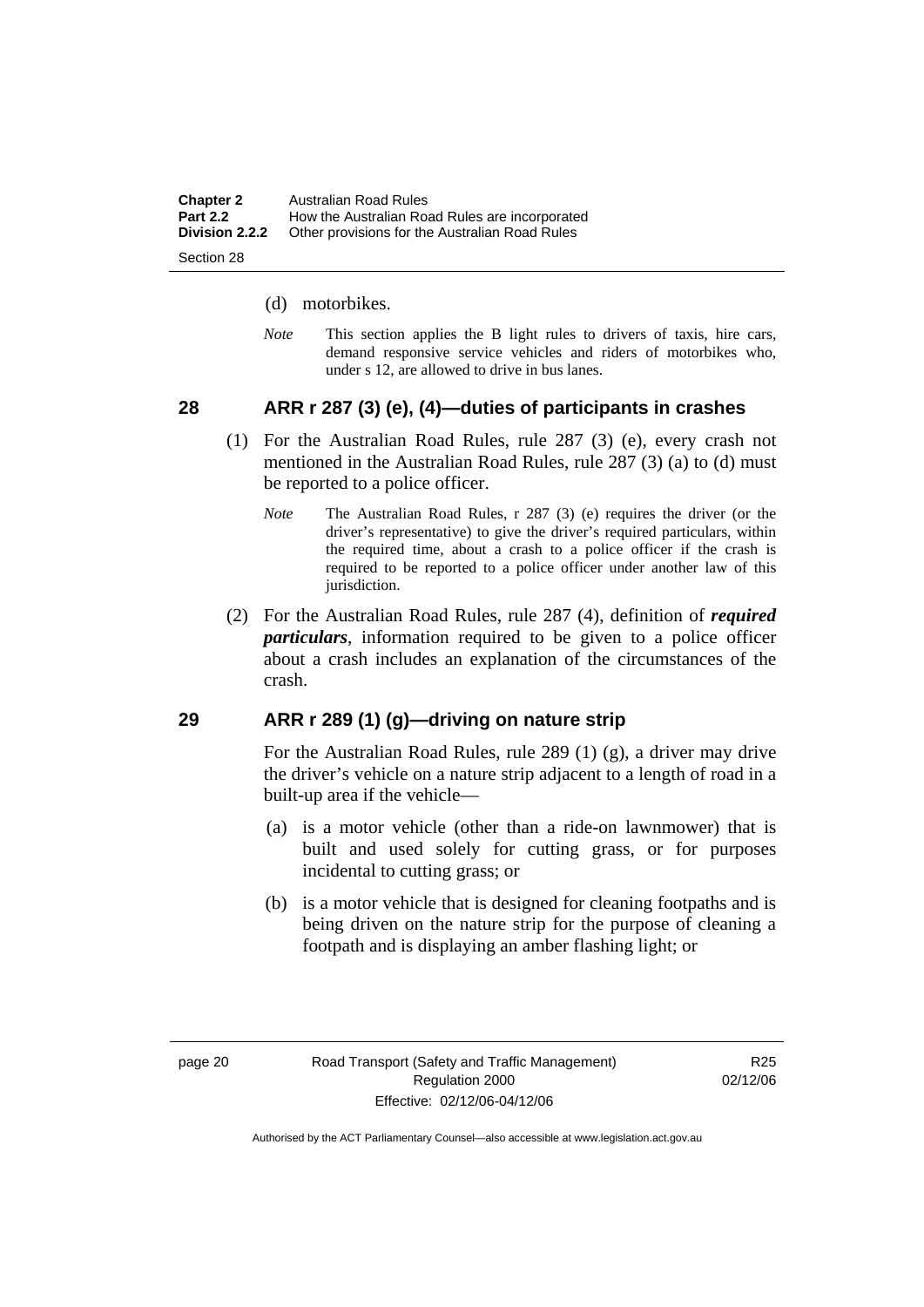(d) motorbikes.

*Note* This section applies the B light rules to drivers of taxis, hire cars, demand responsive service vehicles and riders of motorbikes who, under s 12, are allowed to drive in bus lanes.

## 28 ARR r 287 (3) (e), (4)—duties of participants in crashes

(1) For the Australian Road Rules, rule 287 (3) (e), every crash not mentioned in the Australian Road Rules, rule 287 (3) (a) to (d) must be reported to a police officer.

*Note* The Australian Road Rules, r 287 (3) (e) requires the driver (or the driver's representative) to give the driver's required particulars, within the required time, about a crash to a police officer if the crash is required to be reported to a police officer under another law of this jurisdiction.

(2) For the Australian Road Rules, rule 287 (4), definition of ***required particulars***, information required to be given to a police officer about a crash includes an explanation of the circumstances of the crash.

## 29 ARR r 289 (1) (g)—driving on nature strip

For the Australian Road Rules, rule 289 (1) (g), a driver may drive the driver's vehicle on a nature strip adjacent to a length of road in a built-up area if the vehicle—

(a) is a motor vehicle (other than a ride-on lawnmower) that is built and used solely for cutting grass, or for purposes incidental to cutting grass; or

(b) is a motor vehicle that is designed for cleaning footpaths and is being driven on the nature strip for the purpose of cleaning a footpath and is displaying an amber flashing light; or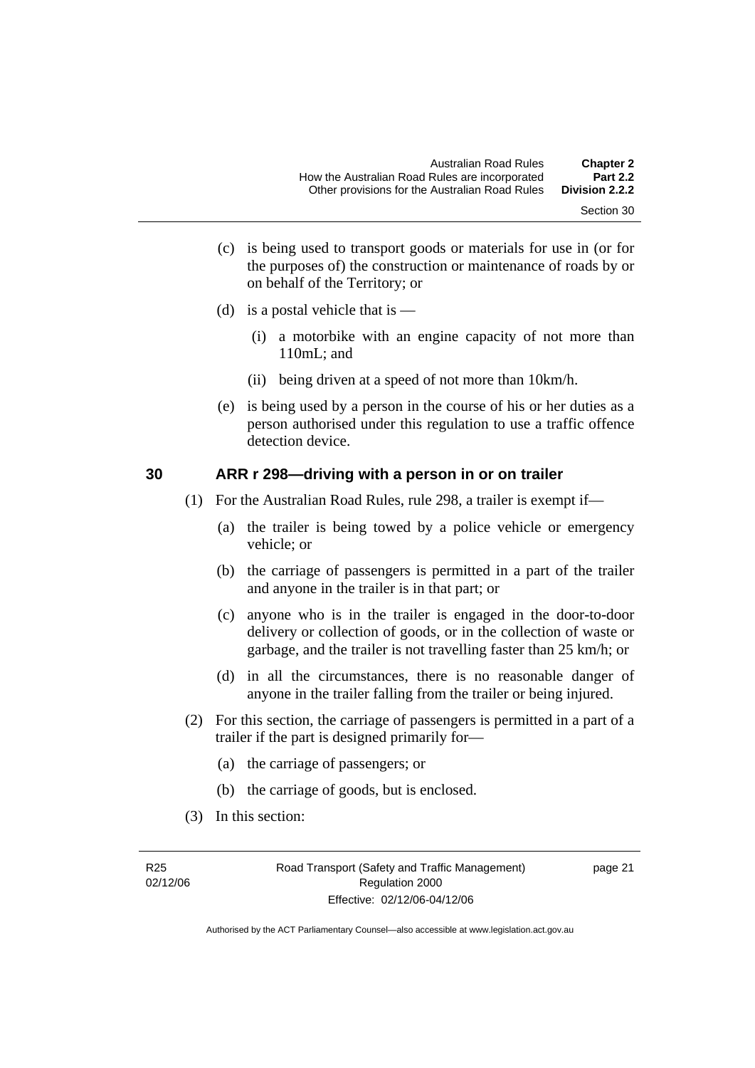(c) is being used to transport goods or materials for use in (or for the purposes of) the construction or maintenance of roads by or on behalf of the Territory; or

(d) is a postal vehicle that is —

  (i) a motorbike with an engine capacity of not more than 110mL; and

  (ii) being driven at a speed of not more than 10km/h.

(e) is being used by a person in the course of his or her duties as a person authorised under this regulation to use a traffic offence detection device.

### 30 ARR r 298—driving with a person in or on trailer

(1) For the Australian Road Rules, rule 298, a trailer is exempt if—

  (a) the trailer is being towed by a police vehicle or emergency vehicle; or

  (b) the carriage of passengers is permitted in a part of the trailer and anyone in the trailer is in that part; or

  (c) anyone who is in the trailer is engaged in the door-to-door delivery or collection of goods, or in the collection of waste or garbage, and the trailer is not travelling faster than 25 km/h; or

  (d) in all the circumstances, there is no reasonable danger of anyone in the trailer falling from the trailer or being injured.

(2) For this section, the carriage of passengers is permitted in a part of a trailer if the part is designed primarily for—

  (a) the carriage of passengers; or

  (b) the carriage of goods, but is enclosed.

(3) In this section: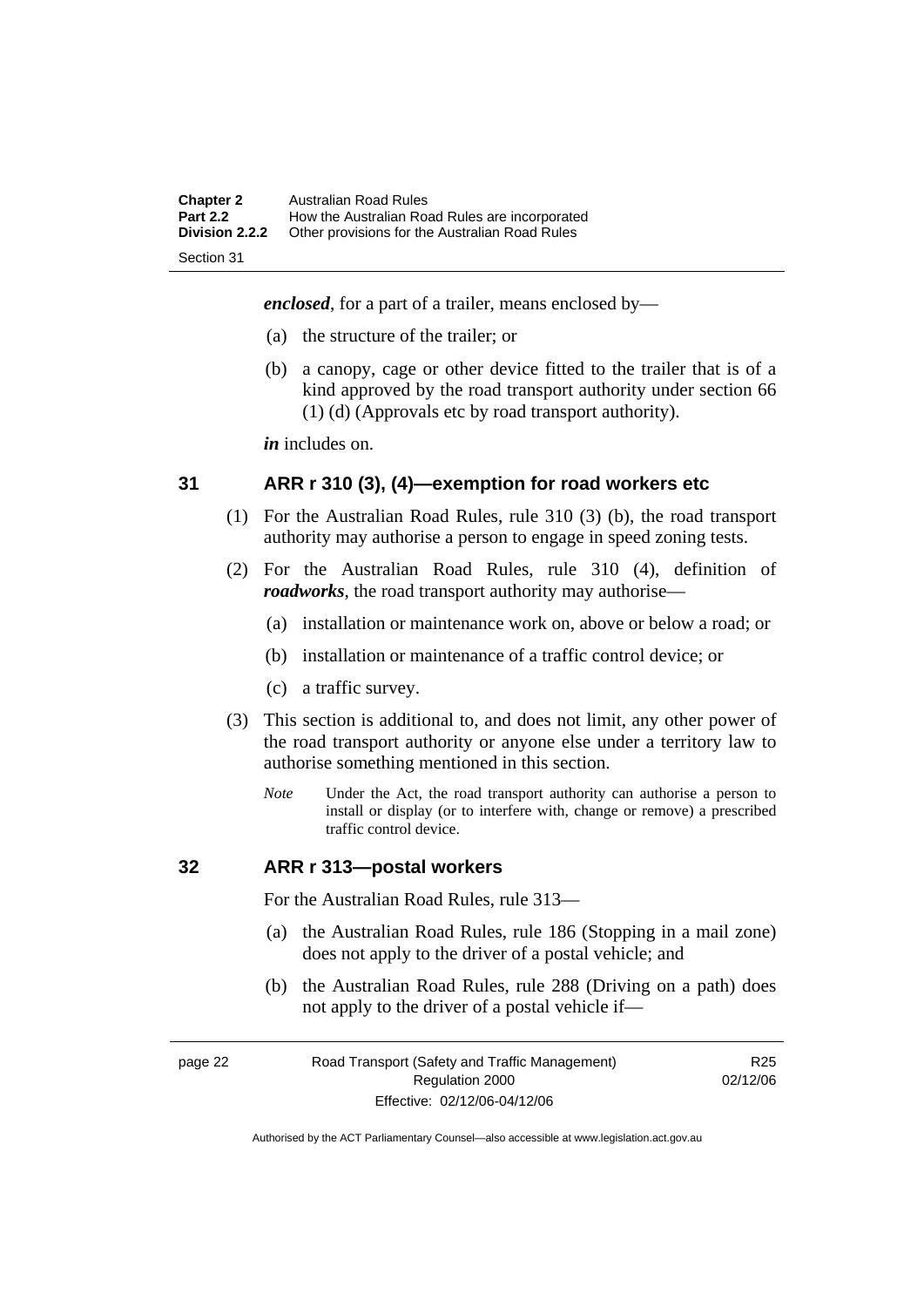***enclosed***, for a part of a trailer, means enclosed by—

(a) the structure of the trailer; or

(b) a canopy, cage or other device fitted to the trailer that is of a kind approved by the road transport authority under section 66 (1) (d) (Approvals etc by road transport authority).

***in*** includes on.

## 31 ARR r 310 (3), (4)—exemption for road workers etc

(1) For the Australian Road Rules, rule 310 (3) (b), the road transport authority may authorise a person to engage in speed zoning tests.

(2) For the Australian Road Rules, rule 310 (4), definition of ***roadworks***, the road transport authority may authorise—

(a) installation or maintenance work on, above or below a road; or

(b) installation or maintenance of a traffic control device; or

(c) a traffic survey.

(3) This section is additional to, and does not limit, any other power of the road transport authority or anyone else under a territory law to authorise something mentioned in this section.

*Note* Under the Act, the road transport authority can authorise a person to install or display (or to interfere with, change or remove) a prescribed traffic control device.

## 32 ARR r 313—postal workers

For the Australian Road Rules, rule 313—

(a) the Australian Road Rules, rule 186 (Stopping in a mail zone) does not apply to the driver of a postal vehicle; and

(b) the Australian Road Rules, rule 288 (Driving on a path) does not apply to the driver of a postal vehicle if—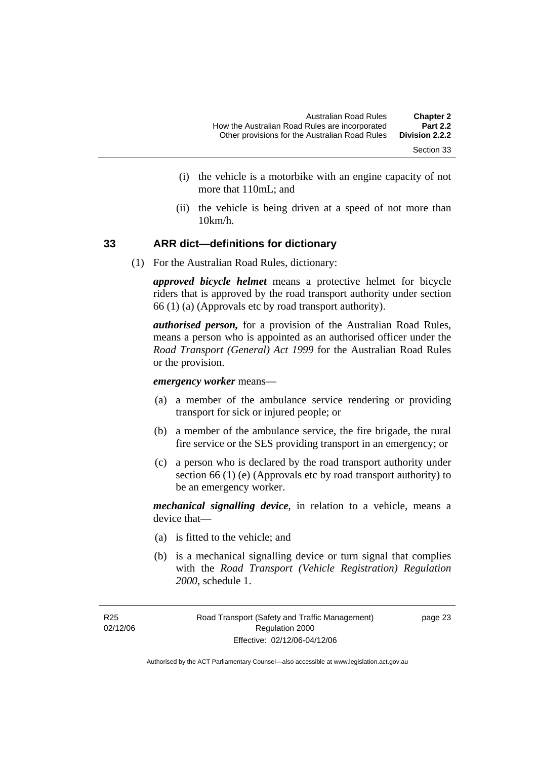(i) the vehicle is a motorbike with an engine capacity of not more that 110mL; and

(ii) the vehicle is being driven at a speed of not more than 10km/h.

### 33 ARR dict—definitions for dictionary

(1) For the Australian Road Rules, dictionary:

***approved bicycle helmet*** means a protective helmet for bicycle riders that is approved by the road transport authority under section 66 (1) (a) (Approvals etc by road transport authority).

***authorised person,*** for a provision of the Australian Road Rules, means a person who is appointed as an authorised officer under the *Road Transport (General) Act 1999* for the Australian Road Rules or the provision.

***emergency worker*** means—

(a) a member of the ambulance service rendering or providing transport for sick or injured people; or

(b) a member of the ambulance service, the fire brigade, the rural fire service or the SES providing transport in an emergency; or

(c) a person who is declared by the road transport authority under section 66 (1) (e) (Approvals etc by road transport authority) to be an emergency worker.

***mechanical signalling device***, in relation to a vehicle, means a device that—

(a) is fitted to the vehicle; and

(b) is a mechanical signalling device or turn signal that complies with the *Road Transport (Vehicle Registration) Regulation 2000*, schedule 1.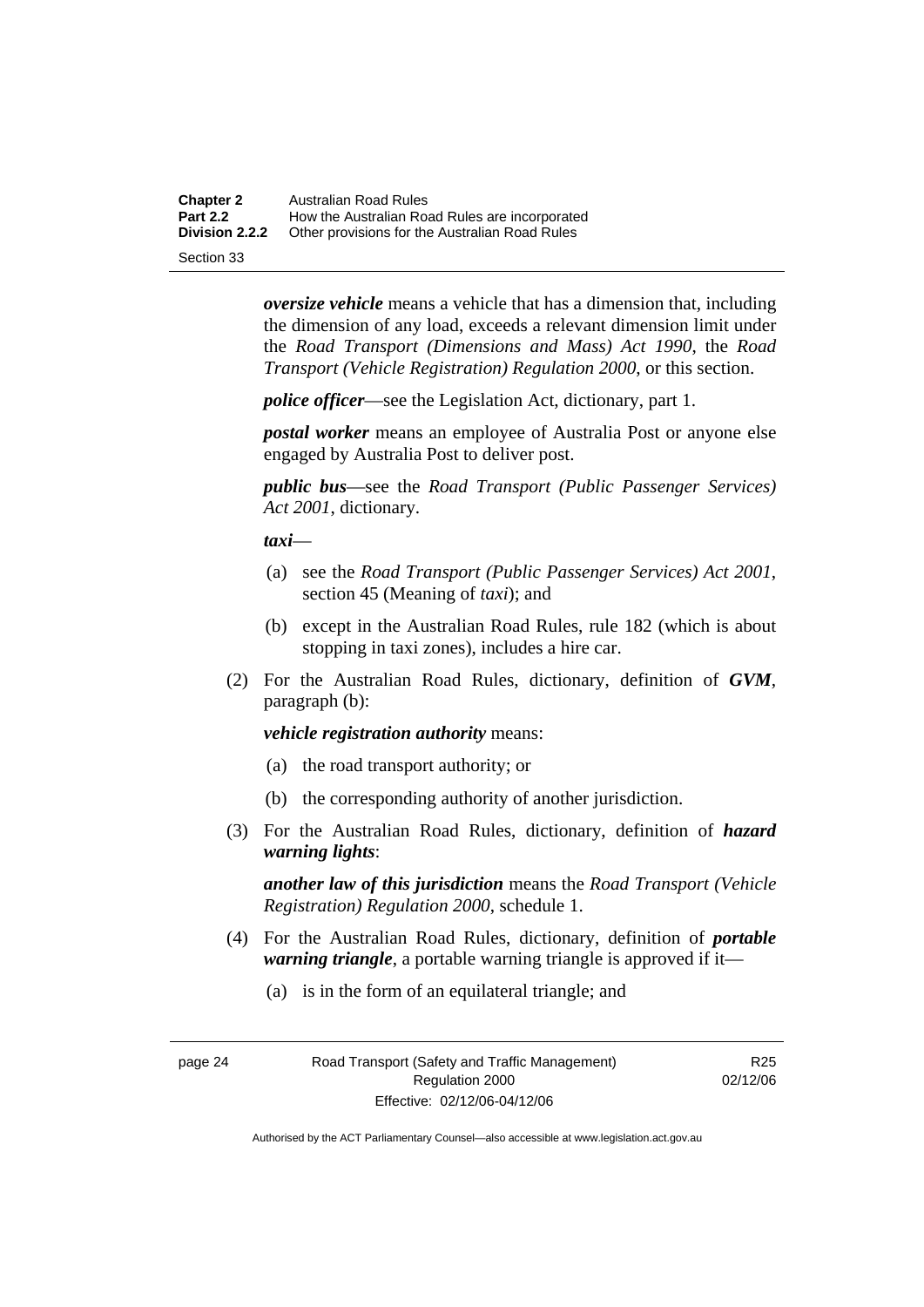***oversize vehicle*** means a vehicle that has a dimension that, including the dimension of any load, exceeds a relevant dimension limit under the *Road Transport (Dimensions and Mass) Act 1990*, the *Road Transport (Vehicle Registration) Regulation 2000*, or this section.

***police officer***—see the Legislation Act, dictionary, part 1.

***postal worker*** means an employee of Australia Post or anyone else engaged by Australia Post to deliver post.

***public bus***—see the *Road Transport (Public Passenger Services) Act 2001*, dictionary.

***taxi***—

(a) see the *Road Transport (Public Passenger Services) Act 2001*, section 45 (Meaning of *taxi*); and

(b) except in the Australian Road Rules, rule 182 (which is about stopping in taxi zones), includes a hire car.

(2) For the Australian Road Rules, dictionary, definition of ***GVM***, paragraph (b):

***vehicle registration authority*** means:

(a) the road transport authority; or

(b) the corresponding authority of another jurisdiction.

(3) For the Australian Road Rules, dictionary, definition of ***hazard warning lights***:

***another law of this jurisdiction*** means the *Road Transport (Vehicle Registration) Regulation 2000*, schedule 1.

(4) For the Australian Road Rules, dictionary, definition of ***portable warning triangle***, a portable warning triangle is approved if it—

(a) is in the form of an equilateral triangle; and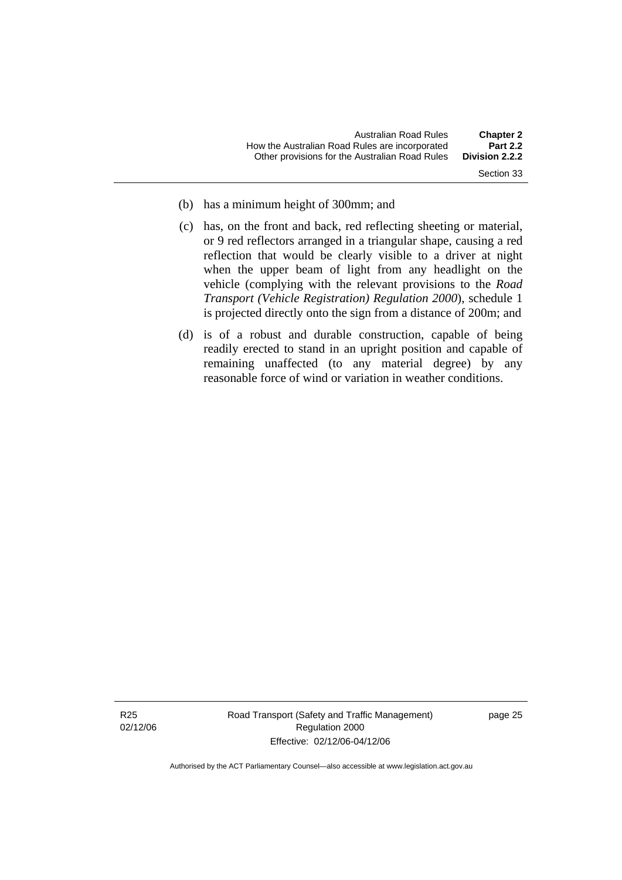(b) has a minimum height of 300mm; and

(c) has, on the front and back, red reflecting sheeting or material, or 9 red reflectors arranged in a triangular shape, causing a red reflection that would be clearly visible to a driver at night when the upper beam of light from any headlight on the vehicle (complying with the relevant provisions to the *Road Transport (Vehicle Registration) Regulation 2000*), schedule 1 is projected directly onto the sign from a distance of 200m; and

(d) is of a robust and durable construction, capable of being readily erected to stand in an upright position and capable of remaining unaffected (to any material degree) by any reasonable force of wind or variation in weather conditions.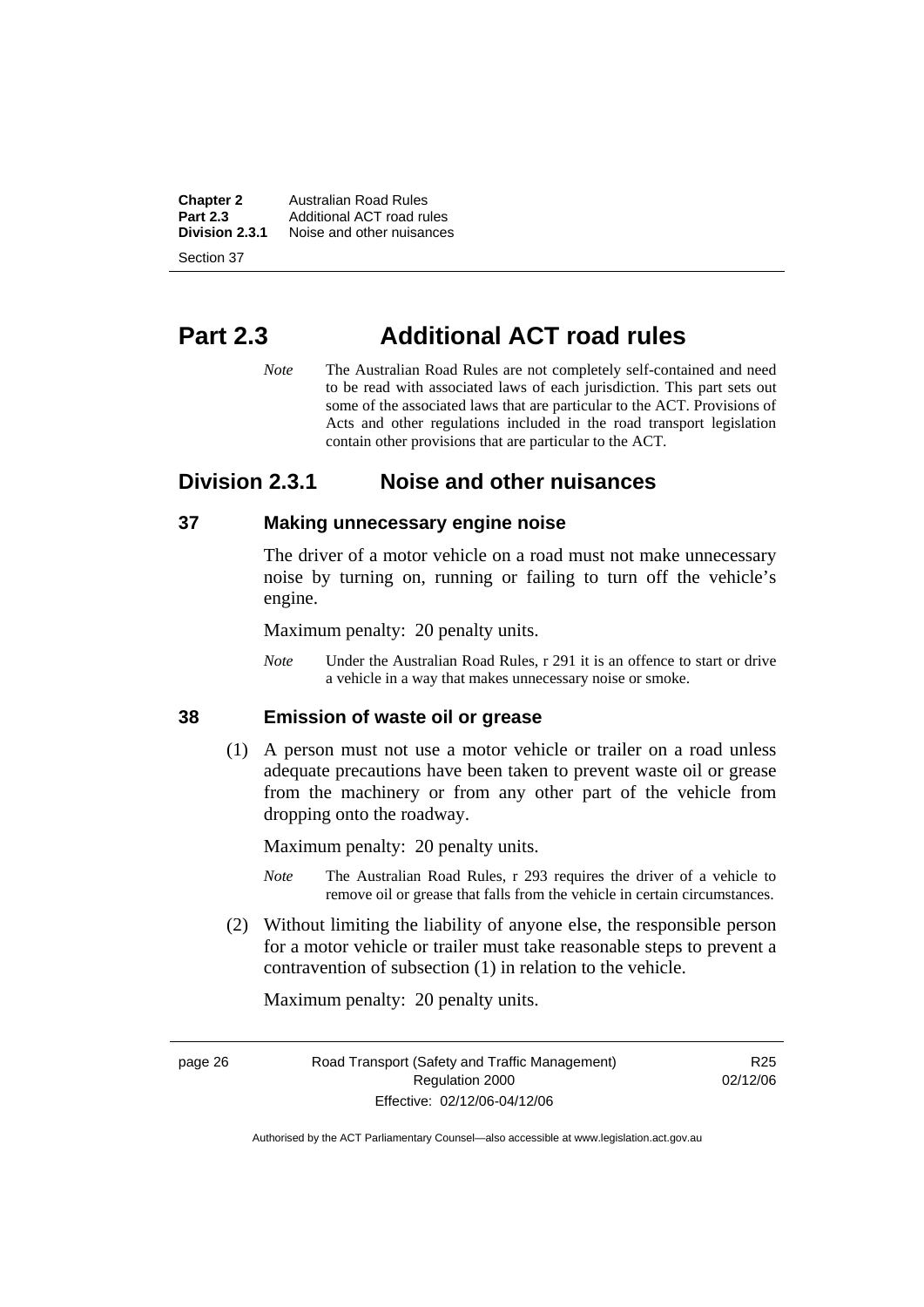# Part 2.3 Additional ACT road rules

*Note* The Australian Road Rules are not completely self-contained and need to be read with associated laws of each jurisdiction. This part sets out some of the associated laws that are particular to the ACT. Provisions of Acts and other regulations included in the road transport legislation contain other provisions that are particular to the ACT.

## Division 2.3.1 Noise and other nuisances

### 37 Making unnecessary engine noise

The driver of a motor vehicle on a road must not make unnecessary noise by turning on, running or failing to turn off the vehicle's engine.

Maximum penalty: 20 penalty units.

*Note* Under the Australian Road Rules, r 291 it is an offence to start or drive a vehicle in a way that makes unnecessary noise or smoke.

### 38 Emission of waste oil or grease

(1) A person must not use a motor vehicle or trailer on a road unless adequate precautions have been taken to prevent waste oil or grease from the machinery or from any other part of the vehicle from dropping onto the roadway.

Maximum penalty: 20 penalty units.

*Note* The Australian Road Rules, r 293 requires the driver of a vehicle to remove oil or grease that falls from the vehicle in certain circumstances.

(2) Without limiting the liability of anyone else, the responsible person for a motor vehicle or trailer must take reasonable steps to prevent a contravention of subsection (1) in relation to the vehicle.

Maximum penalty: 20 penalty units.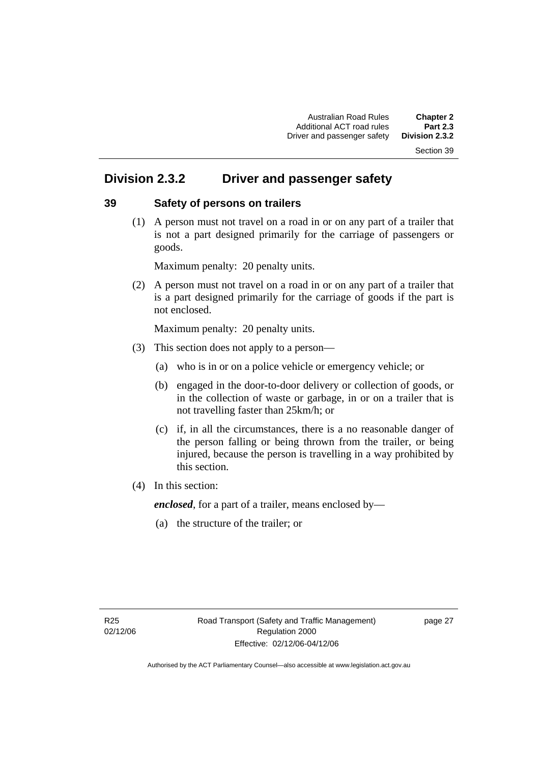## Division 2.3.2 Driver and passenger safety

### 39 Safety of persons on trailers

(1) A person must not travel on a road in or on any part of a trailer that is not a part designed primarily for the carriage of passengers or goods.

Maximum penalty: 20 penalty units.

(2) A person must not travel on a road in or on any part of a trailer that is a part designed primarily for the carriage of goods if the part is not enclosed.

Maximum penalty: 20 penalty units.

(3) This section does not apply to a person—

(a) who is in or on a police vehicle or emergency vehicle; or

(b) engaged in the door-to-door delivery or collection of goods, or in the collection of waste or garbage, in or on a trailer that is not travelling faster than 25km/h; or

(c) if, in all the circumstances, there is a no reasonable danger of the person falling or being thrown from the trailer, or being injured, because the person is travelling in a way prohibited by this section.

(4) In this section:

***enclosed***, for a part of a trailer, means enclosed by—

(a) the structure of the trailer; or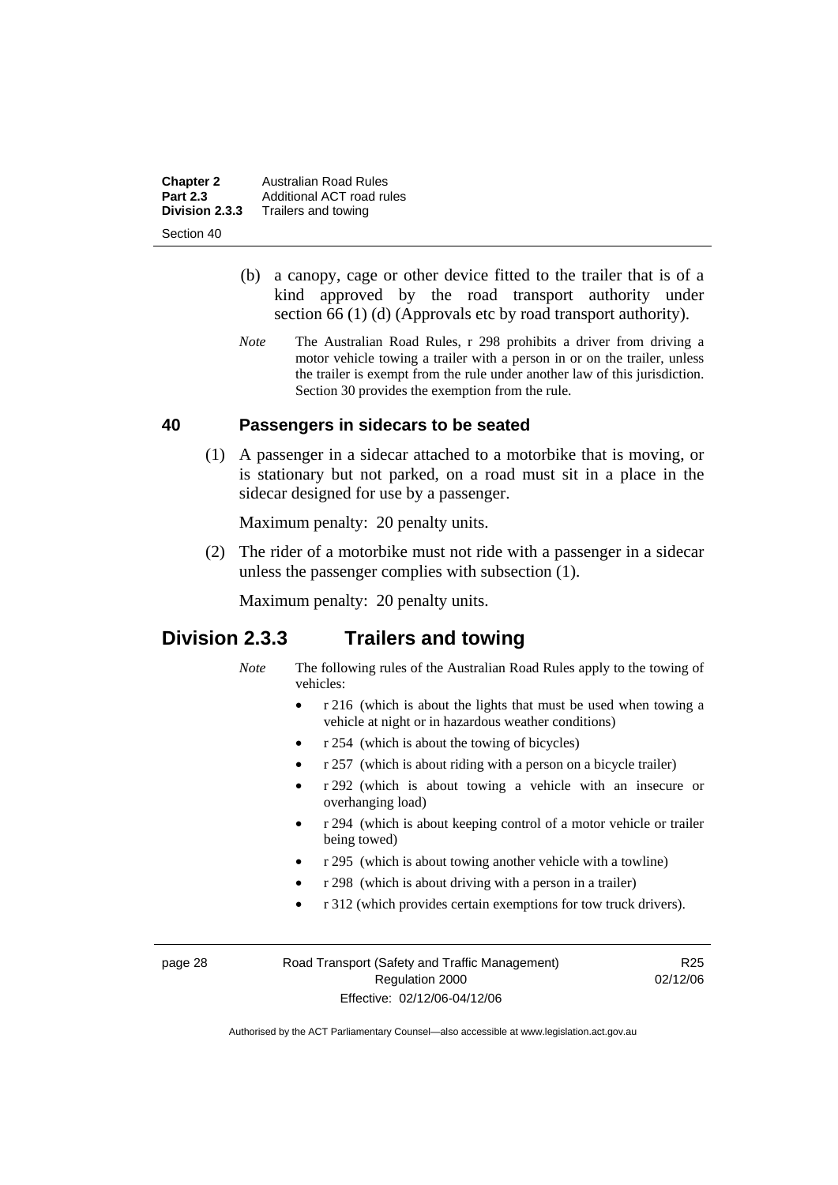(b) a canopy, cage or other device fitted to the trailer that is of a kind approved by the road transport authority under section 66 (1) (d) (Approvals etc by road transport authority).

*Note* The Australian Road Rules, r 298 prohibits a driver from driving a motor vehicle towing a trailer with a person in or on the trailer, unless the trailer is exempt from the rule under another law of this jurisdiction. Section 30 provides the exemption from the rule.

### 40 Passengers in sidecars to be seated

(1) A passenger in a sidecar attached to a motorbike that is moving, or is stationary but not parked, on a road must sit in a place in the sidecar designed for use by a passenger.

Maximum penalty: 20 penalty units.

(2) The rider of a motorbike must not ride with a passenger in a sidecar unless the passenger complies with subsection (1).

Maximum penalty: 20 penalty units.

## Division 2.3.3 Trailers and towing

*Note* The following rules of the Australian Road Rules apply to the towing of vehicles:

- r 216 (which is about the lights that must be used when towing a vehicle at night or in hazardous weather conditions)
- r 254 (which is about the towing of bicycles)
- r 257 (which is about riding with a person on a bicycle trailer)
- r 292 (which is about towing a vehicle with an insecure or overhanging load)
- r 294 (which is about keeping control of a motor vehicle or trailer being towed)
- r 295 (which is about towing another vehicle with a towline)
- r 298 (which is about driving with a person in a trailer)
- r 312 (which provides certain exemptions for tow truck drivers).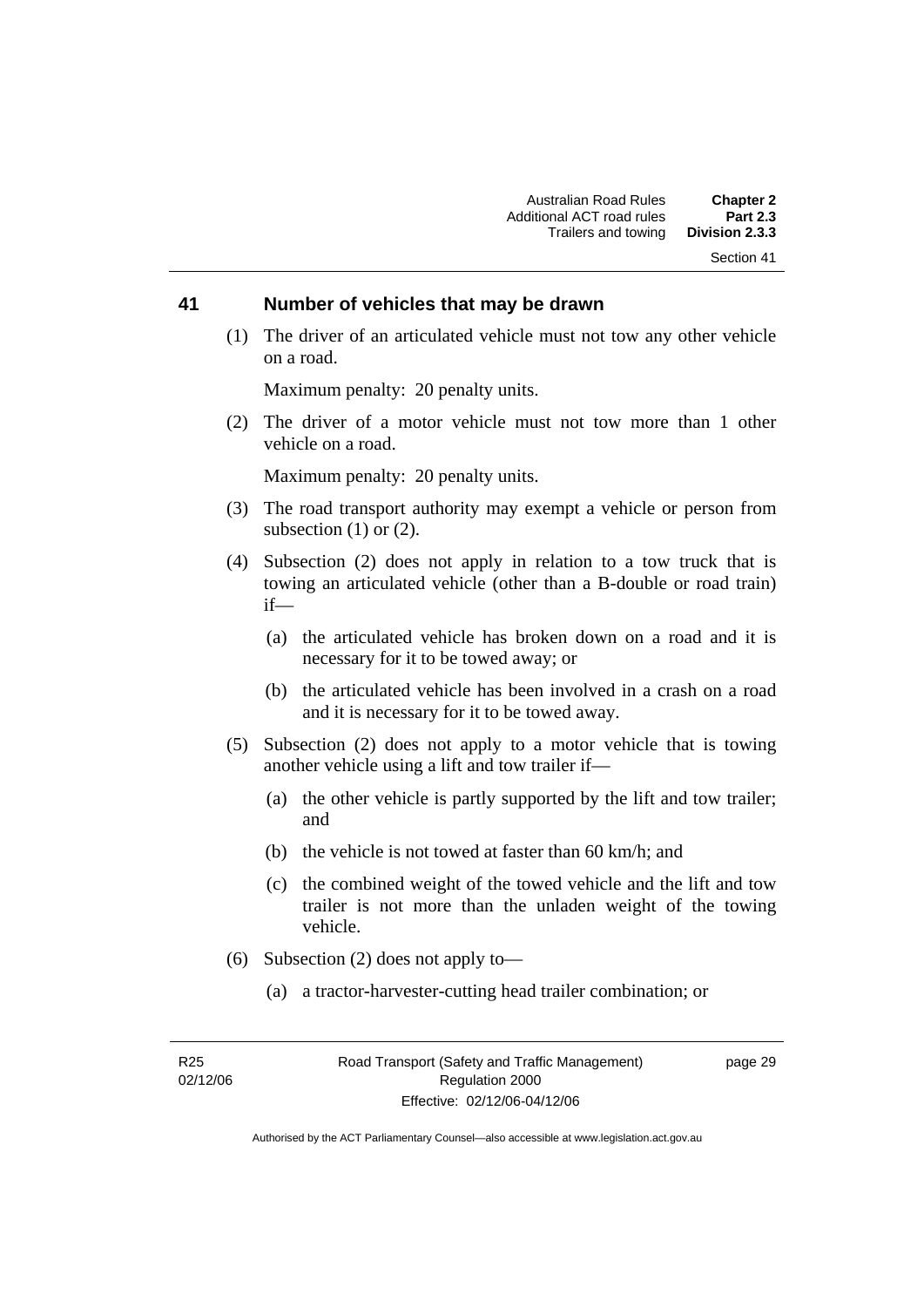## 41 Number of vehicles that may be drawn

(1) The driver of an articulated vehicle must not tow any other vehicle on a road.

Maximum penalty: 20 penalty units.

(2) The driver of a motor vehicle must not tow more than 1 other vehicle on a road.

Maximum penalty: 20 penalty units.

(3) The road transport authority may exempt a vehicle or person from subsection (1) or (2).

(4) Subsection (2) does not apply in relation to a tow truck that is towing an articulated vehicle (other than a B-double or road train) if—

(a) the articulated vehicle has broken down on a road and it is necessary for it to be towed away; or

(b) the articulated vehicle has been involved in a crash on a road and it is necessary for it to be towed away.

(5) Subsection (2) does not apply to a motor vehicle that is towing another vehicle using a lift and tow trailer if—

(a) the other vehicle is partly supported by the lift and tow trailer; and

(b) the vehicle is not towed at faster than 60 km/h; and

(c) the combined weight of the towed vehicle and the lift and tow trailer is not more than the unladen weight of the towing vehicle.

(6) Subsection (2) does not apply to—

(a) a tractor-harvester-cutting head trailer combination; or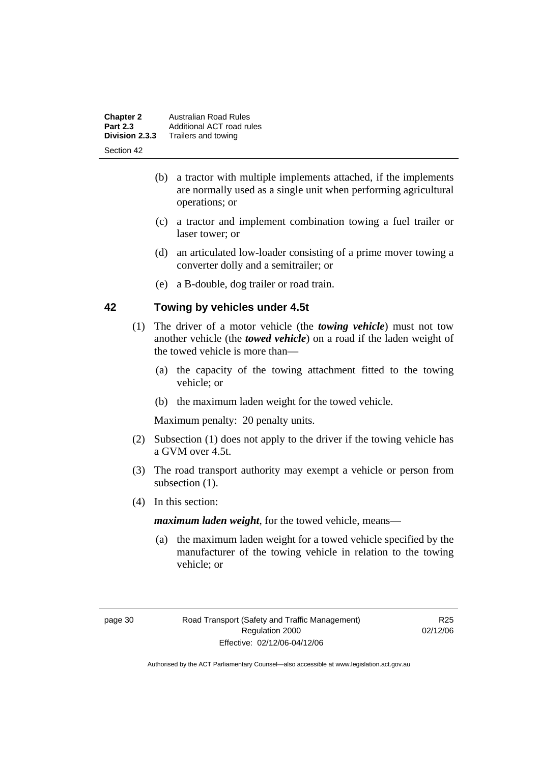(b) a tractor with multiple implements attached, if the implements are normally used as a single unit when performing agricultural operations; or

(c) a tractor and implement combination towing a fuel trailer or laser tower; or

(d) an articulated low-loader consisting of a prime mover towing a converter dolly and a semitrailer; or

(e) a B-double, dog trailer or road train.

## 42 Towing by vehicles under 4.5t

(1) The driver of a motor vehicle (the ***towing vehicle***) must not tow another vehicle (the ***towed vehicle***) on a road if the laden weight of the towed vehicle is more than—

(a) the capacity of the towing attachment fitted to the towing vehicle; or

(b) the maximum laden weight for the towed vehicle.

Maximum penalty: 20 penalty units.

(2) Subsection (1) does not apply to the driver if the towing vehicle has a GVM over 4.5t.

(3) The road transport authority may exempt a vehicle or person from subsection (1).

(4) In this section:

***maximum laden weight***, for the towed vehicle, means—

(a) the maximum laden weight for a towed vehicle specified by the manufacturer of the towing vehicle in relation to the towing vehicle; or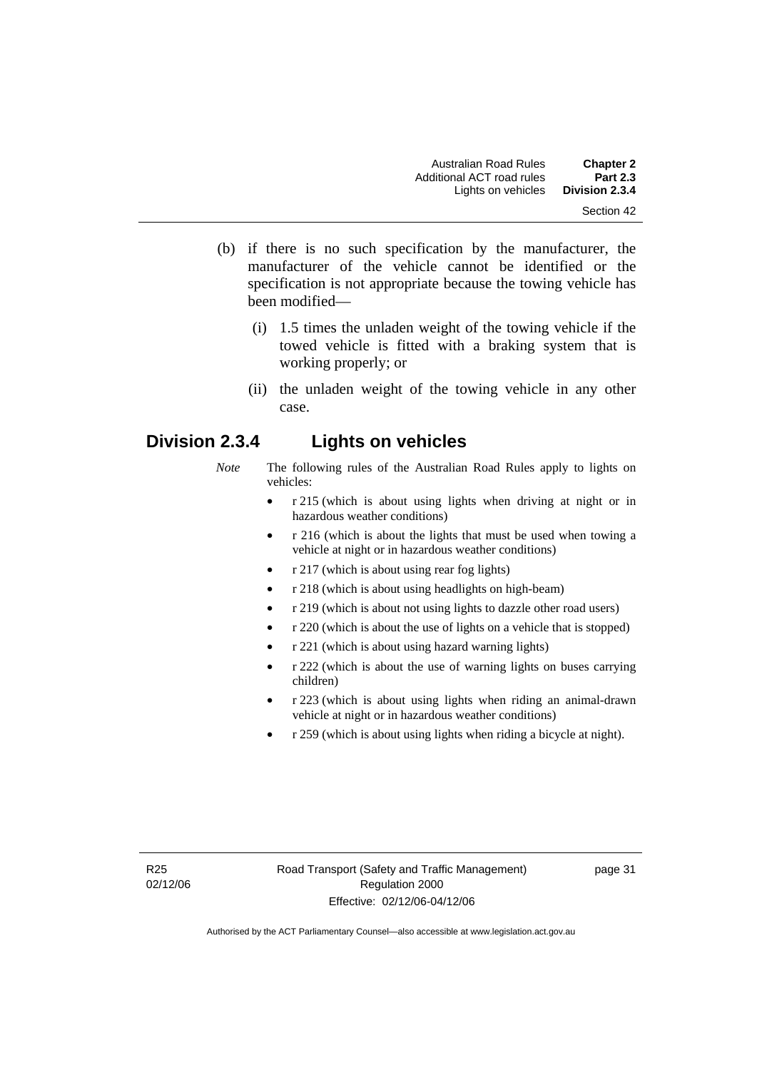(b) if there is no such specification by the manufacturer, the manufacturer of the vehicle cannot be identified or the specification is not appropriate because the towing vehicle has been modified—

  (i) 1.5 times the unladen weight of the towing vehicle if the towed vehicle is fitted with a braking system that is working properly; or

  (ii) the unladen weight of the towing vehicle in any other case.

## Division 2.3.4 Lights on vehicles

*Note* The following rules of the Australian Road Rules apply to lights on vehicles:

- r 215 (which is about using lights when driving at night or in hazardous weather conditions)
- r 216 (which is about the lights that must be used when towing a vehicle at night or in hazardous weather conditions)
- r 217 (which is about using rear fog lights)
- r 218 (which is about using headlights on high-beam)
- r 219 (which is about not using lights to dazzle other road users)
- r 220 (which is about the use of lights on a vehicle that is stopped)
- r 221 (which is about using hazard warning lights)
- r 222 (which is about the use of warning lights on buses carrying children)
- r 223 (which is about using lights when riding an animal-drawn vehicle at night or in hazardous weather conditions)
- r 259 (which is about using lights when riding a bicycle at night).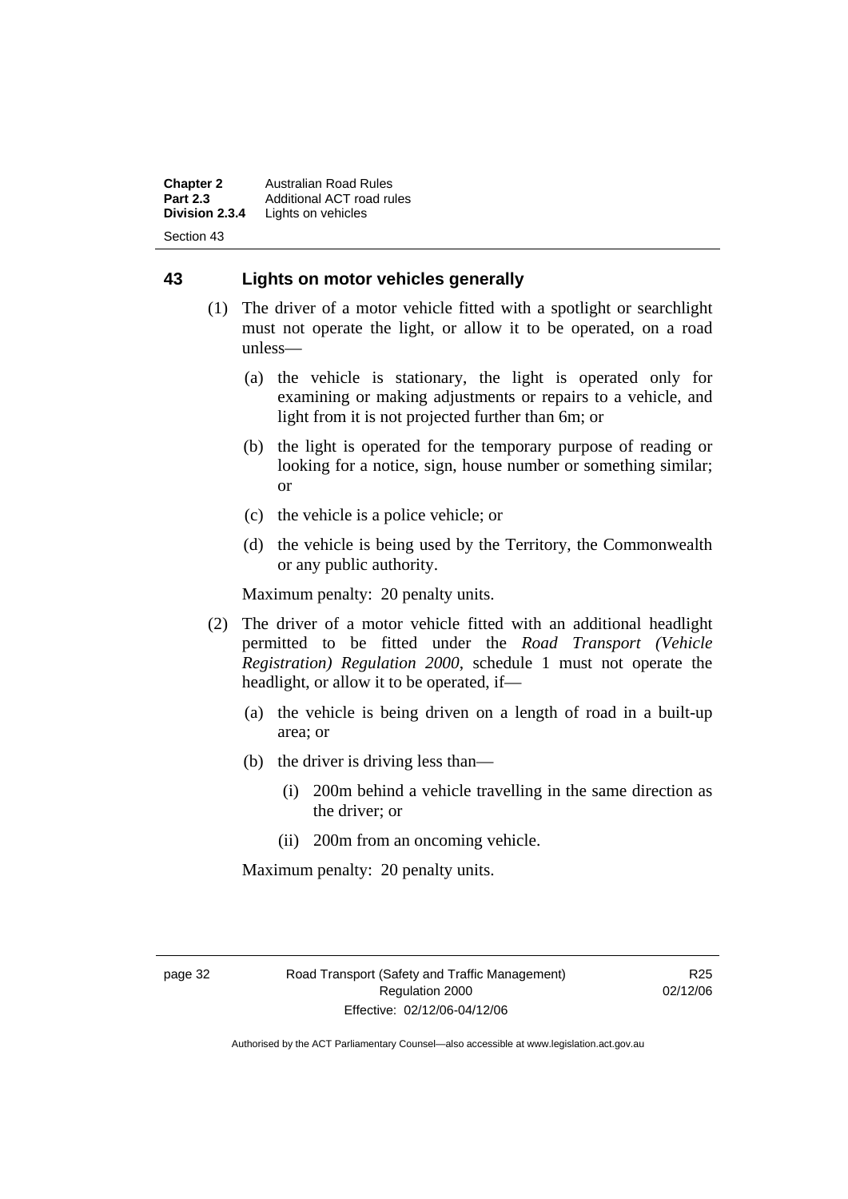## 43 Lights on motor vehicles generally

(1) The driver of a motor vehicle fitted with a spotlight or searchlight must not operate the light, or allow it to be operated, on a road unless—

(a) the vehicle is stationary, the light is operated only for examining or making adjustments or repairs to a vehicle, and light from it is not projected further than 6m; or

(b) the light is operated for the temporary purpose of reading or looking for a notice, sign, house number or something similar; or

(c) the vehicle is a police vehicle; or

(d) the vehicle is being used by the Territory, the Commonwealth or any public authority.

Maximum penalty: 20 penalty units.

(2) The driver of a motor vehicle fitted with an additional headlight permitted to be fitted under the *Road Transport (Vehicle Registration) Regulation 2000*, schedule 1 must not operate the headlight, or allow it to be operated, if—

(a) the vehicle is being driven on a length of road in a built-up area; or

(b) the driver is driving less than—

(i) 200m behind a vehicle travelling in the same direction as the driver; or

(ii) 200m from an oncoming vehicle.

Maximum penalty: 20 penalty units.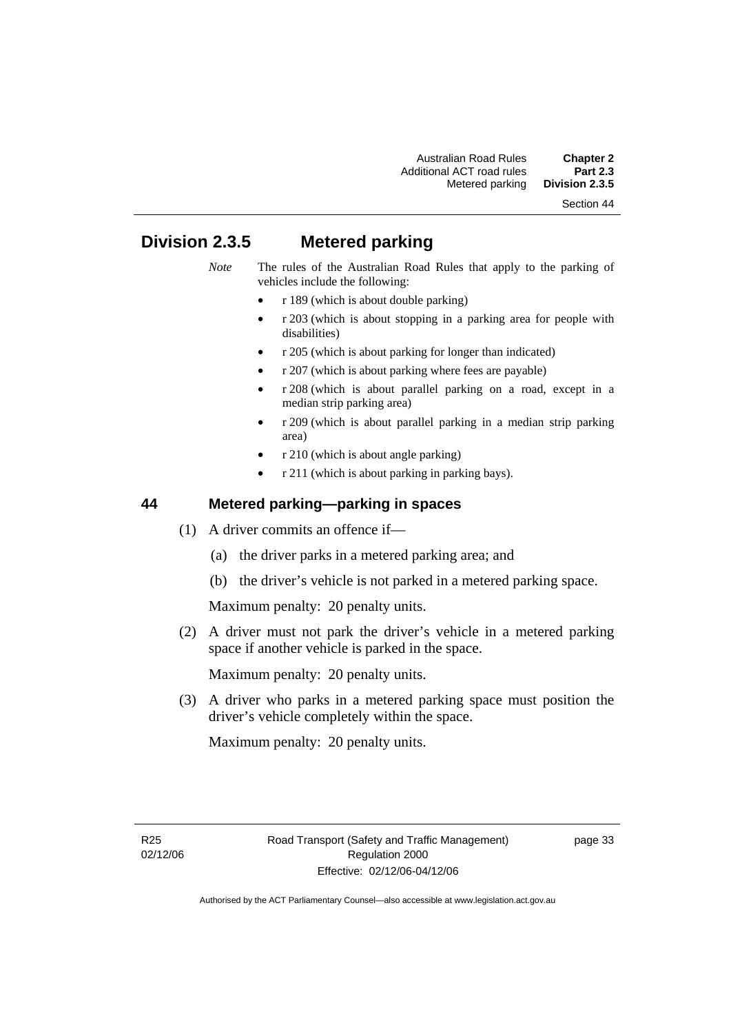## Division 2.3.5 Metered parking

*Note* The rules of the Australian Road Rules that apply to the parking of vehicles include the following:

- r 189 (which is about double parking)
- r 203 (which is about stopping in a parking area for people with disabilities)
- r 205 (which is about parking for longer than indicated)
- r 207 (which is about parking where fees are payable)
- r 208 (which is about parallel parking on a road, except in a median strip parking area)
- r 209 (which is about parallel parking in a median strip parking area)
- r 210 (which is about angle parking)
- r 211 (which is about parking in parking bays).

### 44 Metered parking—parking in spaces

(1) A driver commits an offence if—

(a) the driver parks in a metered parking area; and

(b) the driver's vehicle is not parked in a metered parking space.

Maximum penalty: 20 penalty units.

(2) A driver must not park the driver's vehicle in a metered parking space if another vehicle is parked in the space.

Maximum penalty: 20 penalty units.

(3) A driver who parks in a metered parking space must position the driver's vehicle completely within the space.

Maximum penalty: 20 penalty units.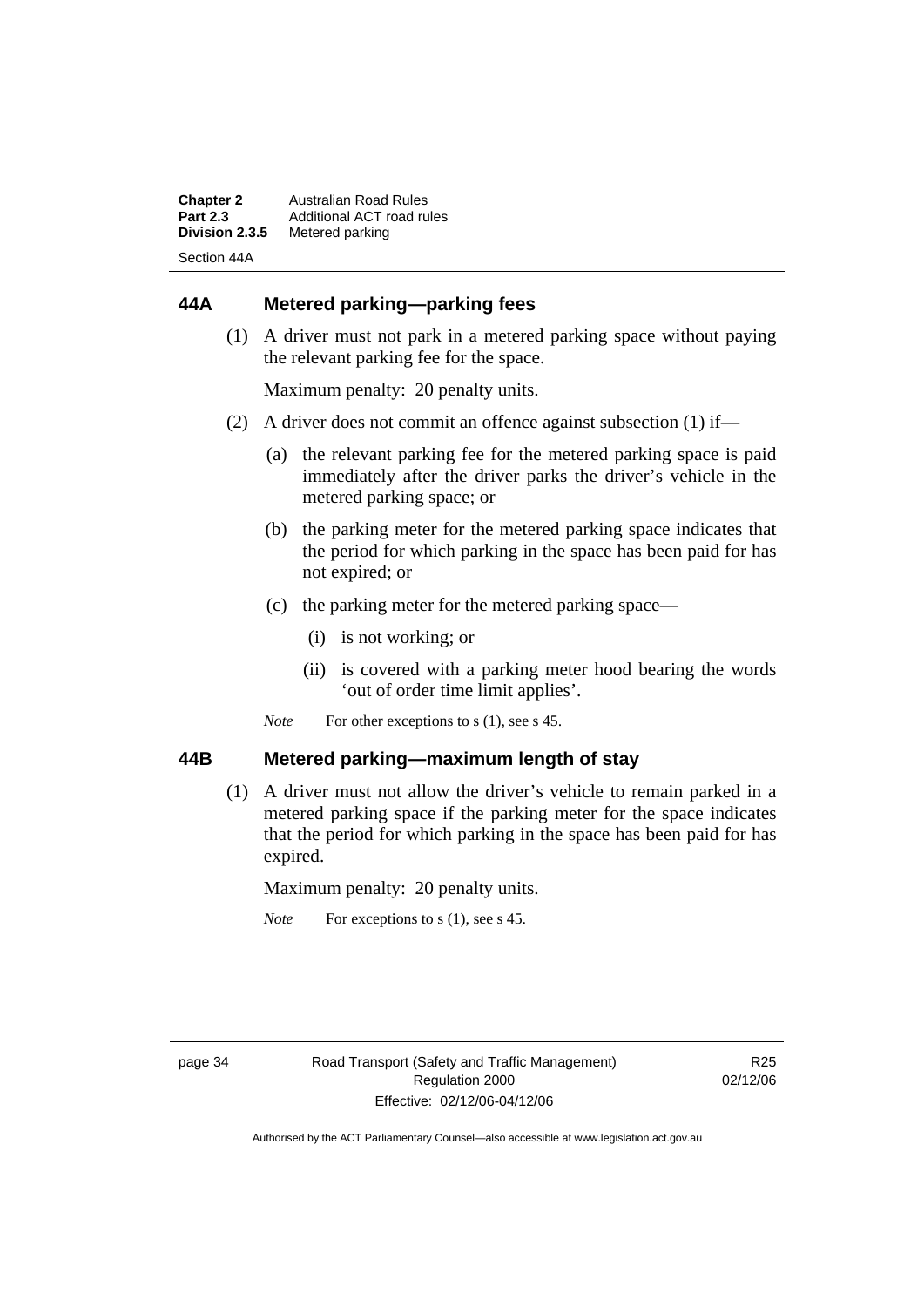## 44A Metered parking—parking fees

(1) A driver must not park in a metered parking space without paying the relevant parking fee for the space.

Maximum penalty: 20 penalty units.

(2) A driver does not commit an offence against subsection (1) if—

(a) the relevant parking fee for the metered parking space is paid immediately after the driver parks the driver's vehicle in the metered parking space; or

(b) the parking meter for the metered parking space indicates that the period for which parking in the space has been paid for has not expired; or

(c) the parking meter for the metered parking space—

(i) is not working; or

(ii) is covered with a parking meter hood bearing the words 'out of order time limit applies'.

*Note* For other exceptions to s (1), see s 45.

## 44B Metered parking—maximum length of stay

(1) A driver must not allow the driver's vehicle to remain parked in a metered parking space if the parking meter for the space indicates that the period for which parking in the space has been paid for has expired.

Maximum penalty: 20 penalty units.

*Note* For exceptions to s (1), see s 45.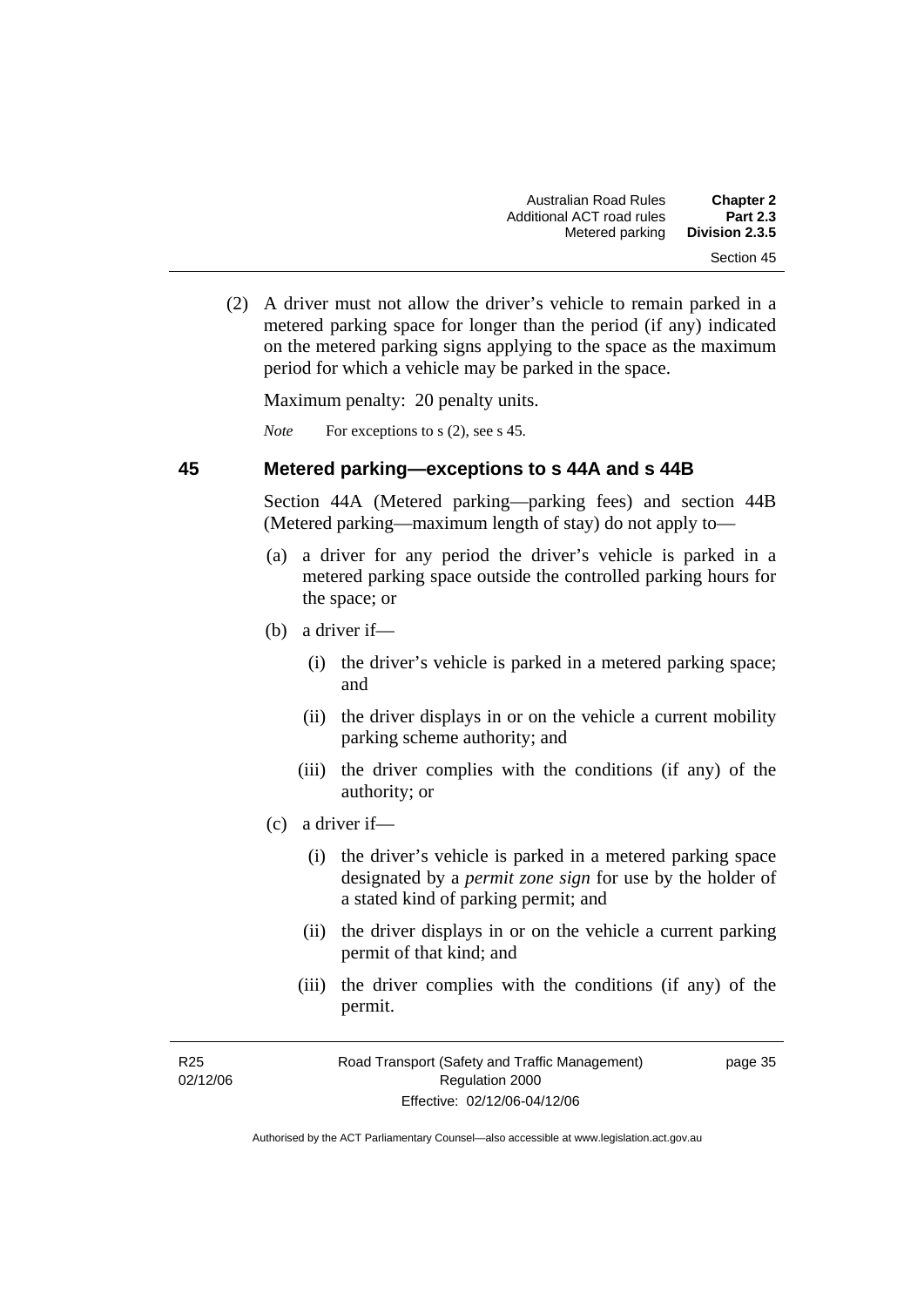(2) A driver must not allow the driver's vehicle to remain parked in a metered parking space for longer than the period (if any) indicated on the metered parking signs applying to the space as the maximum period for which a vehicle may be parked in the space.

Maximum penalty: 20 penalty units.

*Note* For exceptions to s (2), see s 45.

## 45 Metered parking—exceptions to s 44A and s 44B

Section 44A (Metered parking—parking fees) and section 44B (Metered parking—maximum length of stay) do not apply to—

(a) a driver for any period the driver's vehicle is parked in a metered parking space outside the controlled parking hours for the space; or

(b) a driver if—

(i) the driver's vehicle is parked in a metered parking space; and

(ii) the driver displays in or on the vehicle a current mobility parking scheme authority; and

(iii) the driver complies with the conditions (if any) of the authority; or

(c) a driver if—

(i) the driver's vehicle is parked in a metered parking space designated by a *permit zone sign* for use by the holder of a stated kind of parking permit; and

(ii) the driver displays in or on the vehicle a current parking permit of that kind; and

(iii) the driver complies with the conditions (if any) of the permit.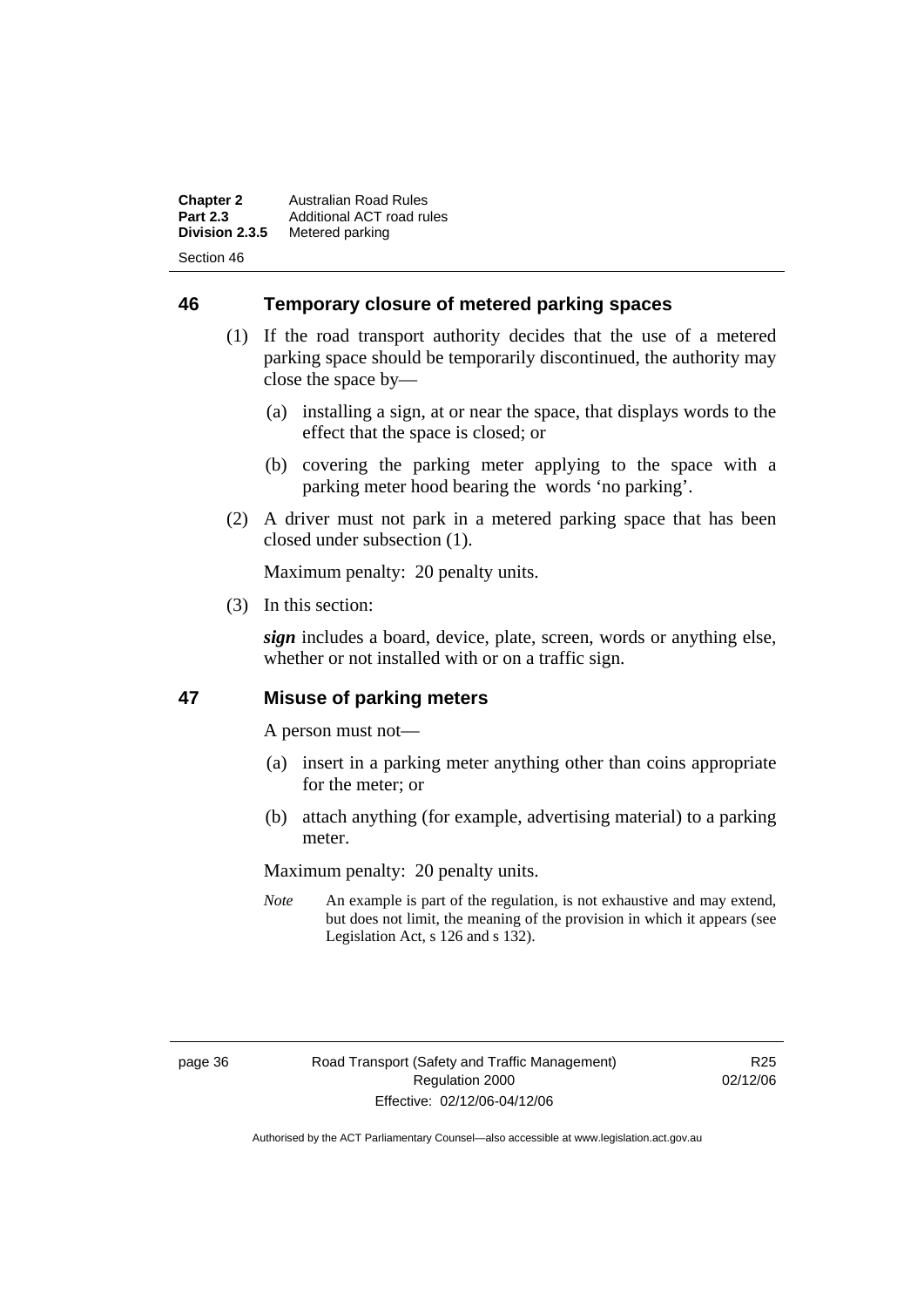## 46 Temporary closure of metered parking spaces

(1) If the road transport authority decides that the use of a metered parking space should be temporarily discontinued, the authority may close the space by—

(a) installing a sign, at or near the space, that displays words to the effect that the space is closed; or

(b) covering the parking meter applying to the space with a parking meter hood bearing the words 'no parking'.

(2) A driver must not park in a metered parking space that has been closed under subsection (1).

Maximum penalty: 20 penalty units.

(3) In this section:

***sign*** includes a board, device, plate, screen, words or anything else, whether or not installed with or on a traffic sign.

## 47 Misuse of parking meters

A person must not—

(a) insert in a parking meter anything other than coins appropriate for the meter; or

(b) attach anything (for example, advertising material) to a parking meter.

Maximum penalty: 20 penalty units.

*Note* An example is part of the regulation, is not exhaustive and may extend, but does not limit, the meaning of the provision in which it appears (see Legislation Act, s 126 and s 132).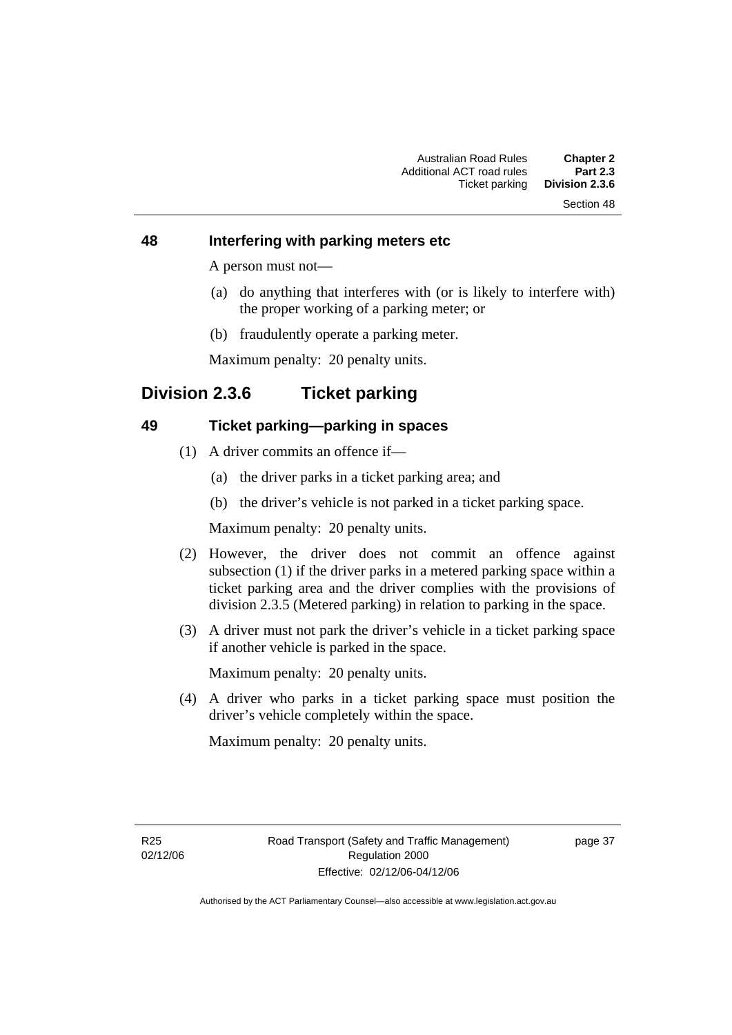### 48 Interfering with parking meters etc

A person must not—

(a) do anything that interferes with (or is likely to interfere with) the proper working of a parking meter; or

(b) fraudulently operate a parking meter.

Maximum penalty: 20 penalty units.

## Division 2.3.6 Ticket parking

### 49 Ticket parking—parking in spaces

(1) A driver commits an offence if—

(a) the driver parks in a ticket parking area; and

(b) the driver's vehicle is not parked in a ticket parking space.

Maximum penalty: 20 penalty units.

(2) However, the driver does not commit an offence against subsection (1) if the driver parks in a metered parking space within a ticket parking area and the driver complies with the provisions of division 2.3.5 (Metered parking) in relation to parking in the space.

(3) A driver must not park the driver's vehicle in a ticket parking space if another vehicle is parked in the space.

Maximum penalty: 20 penalty units.

(4) A driver who parks in a ticket parking space must position the driver's vehicle completely within the space.

Maximum penalty: 20 penalty units.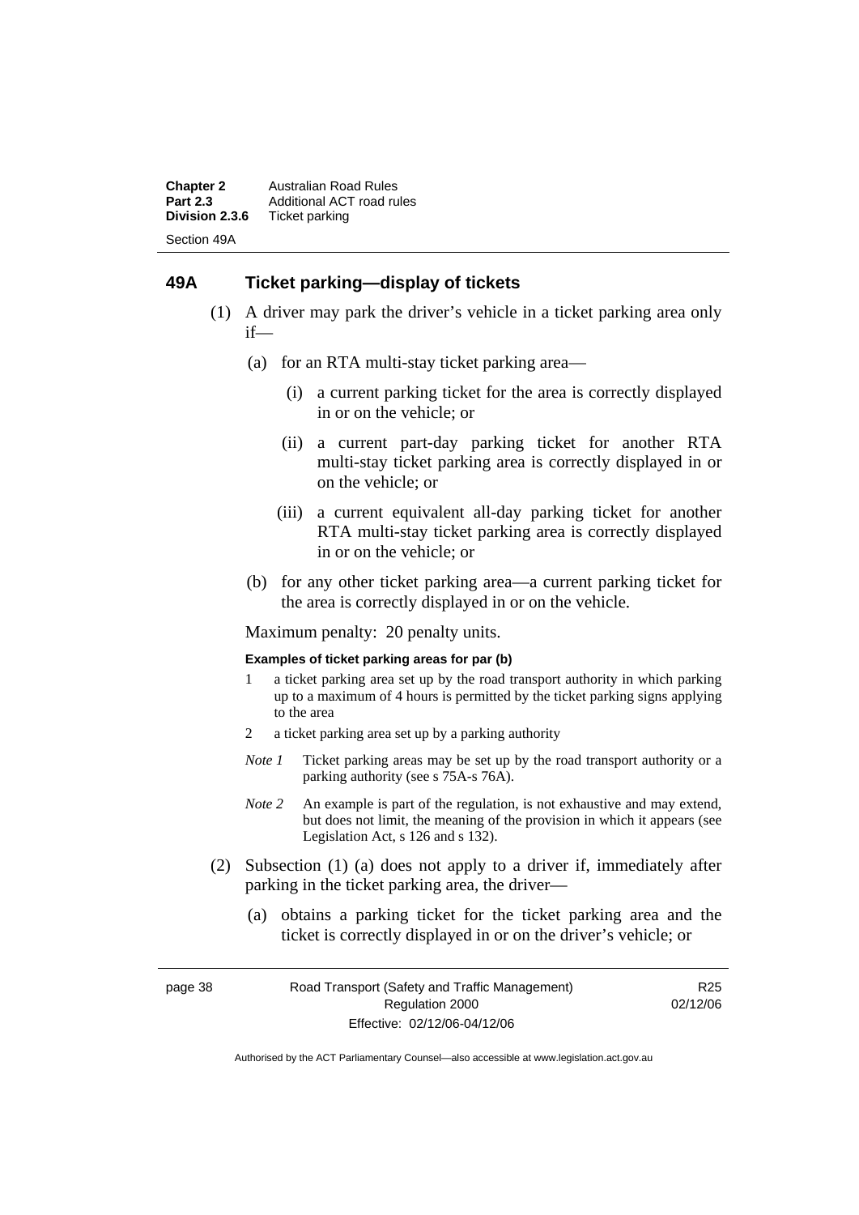## 49A Ticket parking—display of tickets

(1) A driver may park the driver's vehicle in a ticket parking area only if—

(a) for an RTA multi-stay ticket parking area—

(i) a current parking ticket for the area is correctly displayed in or on the vehicle; or

(ii) a current part-day parking ticket for another RTA multi-stay ticket parking area is correctly displayed in or on the vehicle; or

(iii) a current equivalent all-day parking ticket for another RTA multi-stay ticket parking area is correctly displayed in or on the vehicle; or

(b) for any other ticket parking area—a current parking ticket for the area is correctly displayed in or on the vehicle.

Maximum penalty: 20 penalty units.

**Examples of ticket parking areas for par (b)**

1 a ticket parking area set up by the road transport authority in which parking up to a maximum of 4 hours is permitted by the ticket parking signs applying to the area

2 a ticket parking area set up by a parking authority

*Note 1* Ticket parking areas may be set up by the road transport authority or a parking authority (see s 75A-s 76A).

*Note 2* An example is part of the regulation, is not exhaustive and may extend, but does not limit, the meaning of the provision in which it appears (see Legislation Act, s 126 and s 132).

(2) Subsection (1) (a) does not apply to a driver if, immediately after parking in the ticket parking area, the driver—

(a) obtains a parking ticket for the ticket parking area and the ticket is correctly displayed in or on the driver's vehicle; or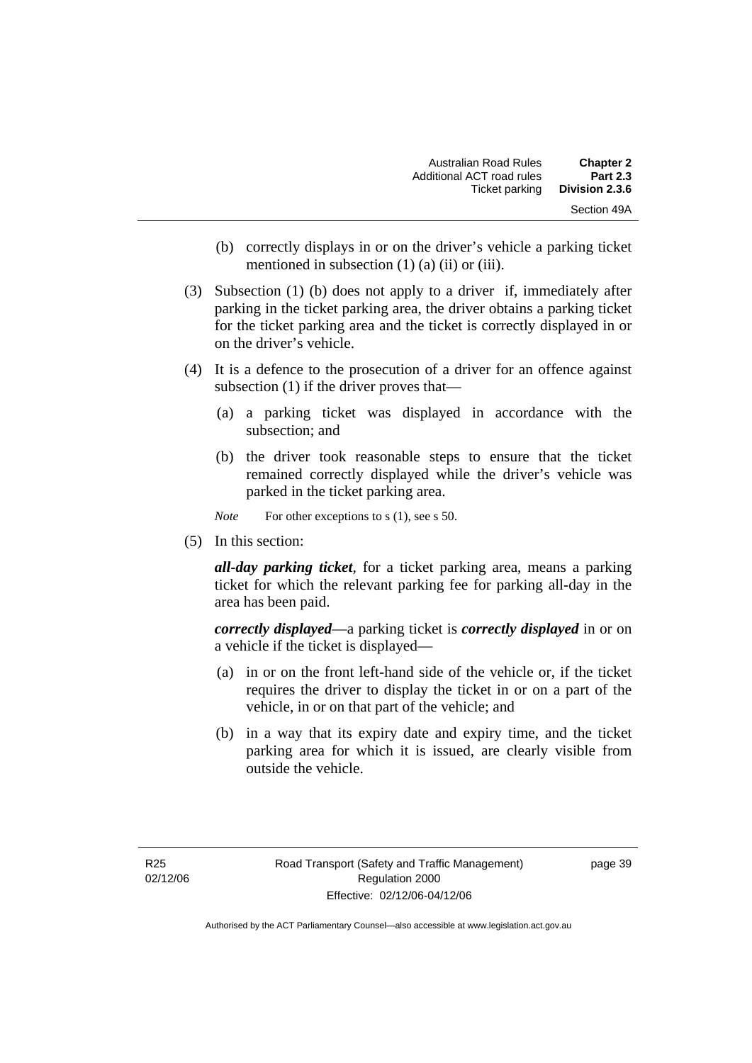(b) correctly displays in or on the driver's vehicle a parking ticket mentioned in subsection (1) (a) (ii) or (iii).

(3) Subsection (1) (b) does not apply to a driver if, immediately after parking in the ticket parking area, the driver obtains a parking ticket for the ticket parking area and the ticket is correctly displayed in or on the driver's vehicle.

(4) It is a defence to the prosecution of a driver for an offence against subsection (1) if the driver proves that—

(a) a parking ticket was displayed in accordance with the subsection; and

(b) the driver took reasonable steps to ensure that the ticket remained correctly displayed while the driver's vehicle was parked in the ticket parking area.

*Note* For other exceptions to s (1), see s 50.

(5) In this section:

***all-day parking ticket***, for a ticket parking area, means a parking ticket for which the relevant parking fee for parking all-day in the area has been paid.

***correctly displayed***—a parking ticket is ***correctly displayed*** in or on a vehicle if the ticket is displayed—

(a) in or on the front left-hand side of the vehicle or, if the ticket requires the driver to display the ticket in or on a part of the vehicle, in or on that part of the vehicle; and

(b) in a way that its expiry date and expiry time, and the ticket parking area for which it is issued, are clearly visible from outside the vehicle.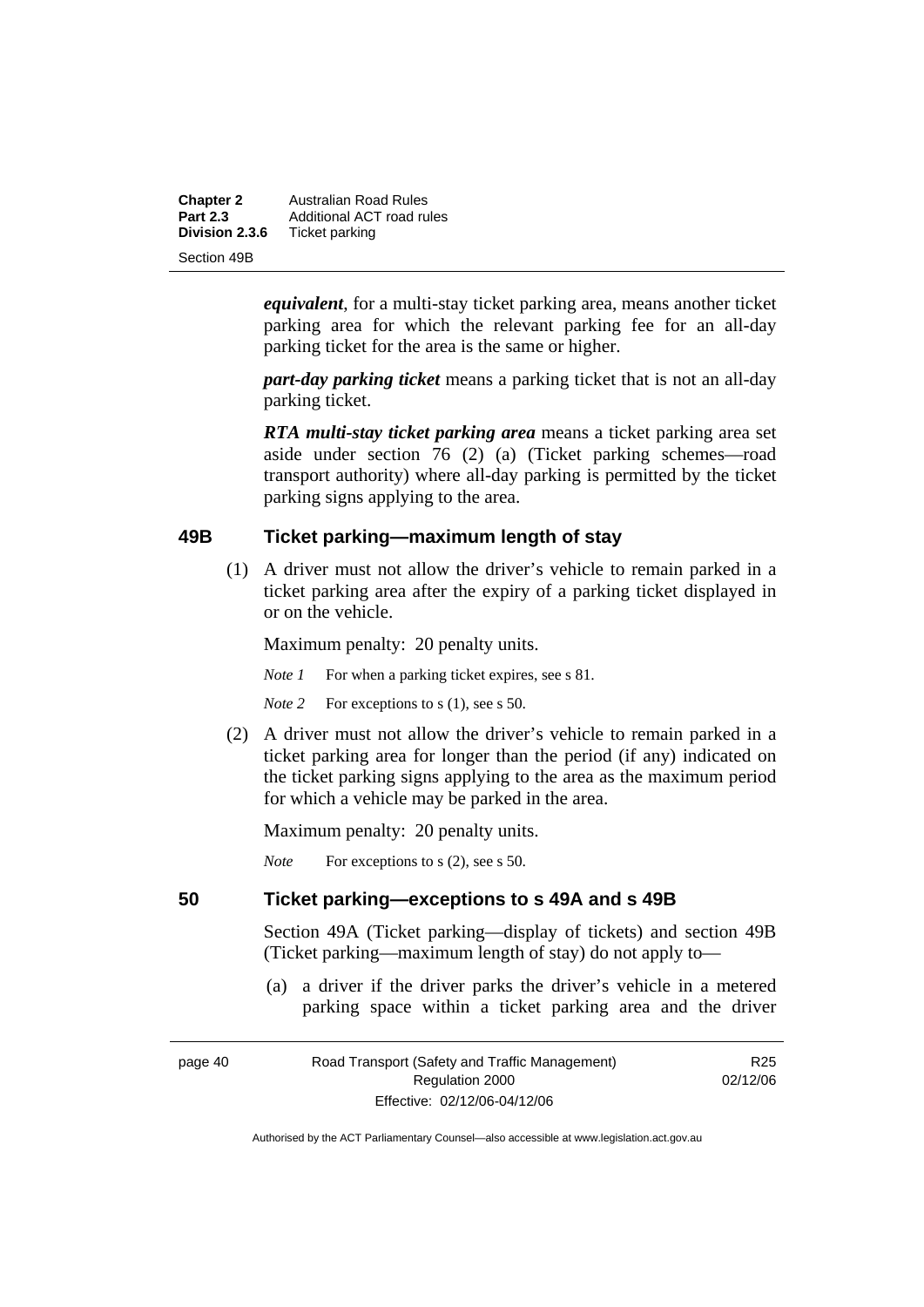***equivalent***, for a multi-stay ticket parking area, means another ticket parking area for which the relevant parking fee for an all-day parking ticket for the area is the same or higher.

***part-day parking ticket*** means a parking ticket that is not an all-day parking ticket.

***RTA multi-stay ticket parking area*** means a ticket parking area set aside under section 76 (2) (a) (Ticket parking schemes—road transport authority) where all-day parking is permitted by the ticket parking signs applying to the area.

## 49B Ticket parking—maximum length of stay

(1) A driver must not allow the driver's vehicle to remain parked in a ticket parking area after the expiry of a parking ticket displayed in or on the vehicle.

Maximum penalty: 20 penalty units.

*Note 1* For when a parking ticket expires, see s 81.

*Note 2* For exceptions to s (1), see s 50.

(2) A driver must not allow the driver's vehicle to remain parked in a ticket parking area for longer than the period (if any) indicated on the ticket parking signs applying to the area as the maximum period for which a vehicle may be parked in the area.

Maximum penalty: 20 penalty units.

*Note* For exceptions to s (2), see s 50.

## 50 Ticket parking—exceptions to s 49A and s 49B

Section 49A (Ticket parking—display of tickets) and section 49B (Ticket parking—maximum length of stay) do not apply to—

(a) a driver if the driver parks the driver's vehicle in a metered parking space within a ticket parking area and the driver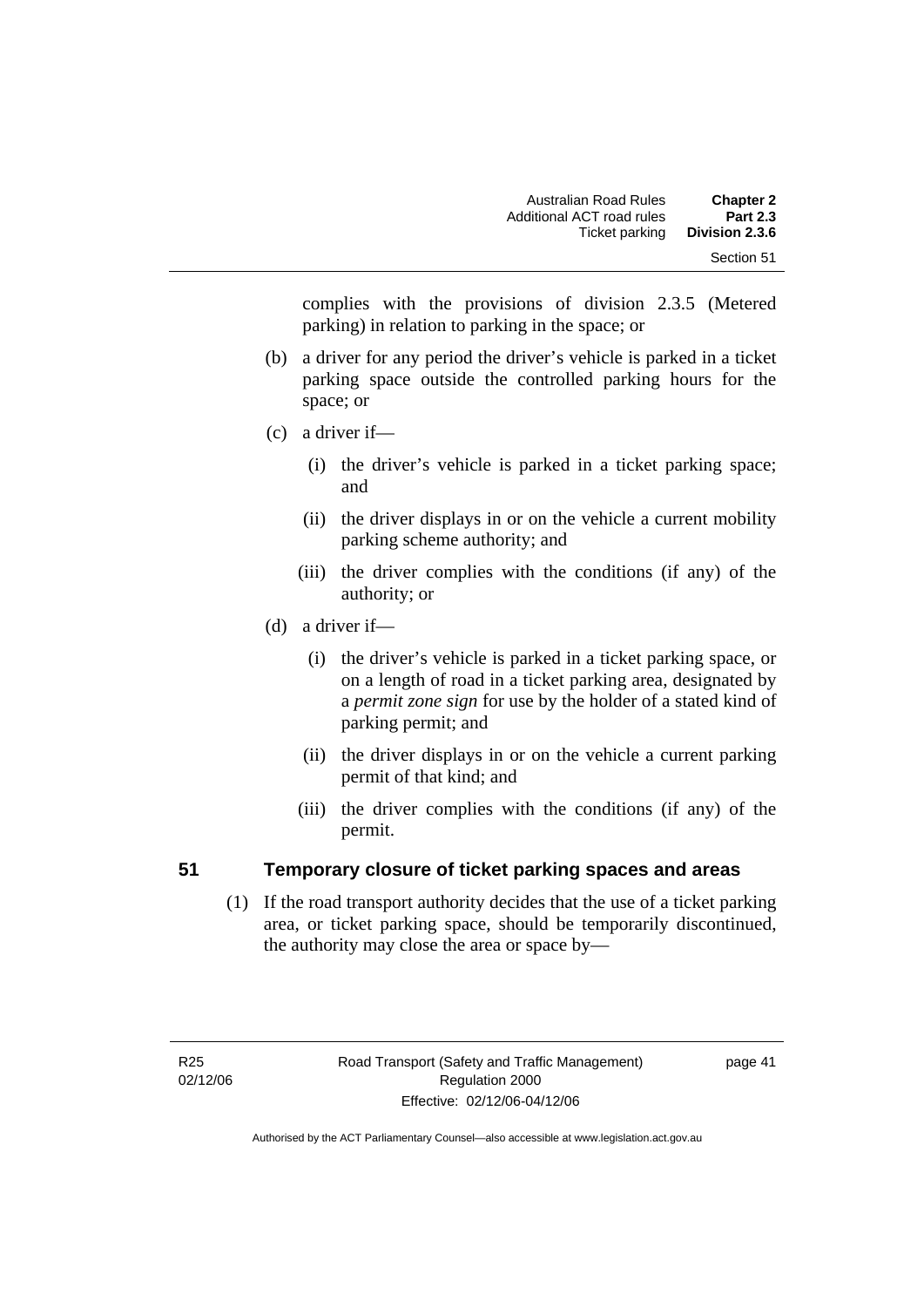complies with the provisions of division 2.3.5 (Metered parking) in relation to parking in the space; or

(b) a driver for any period the driver's vehicle is parked in a ticket parking space outside the controlled parking hours for the space; or

(c) a driver if—

(i) the driver's vehicle is parked in a ticket parking space; and

(ii) the driver displays in or on the vehicle a current mobility parking scheme authority; and

(iii) the driver complies with the conditions (if any) of the authority; or

(d) a driver if—

(i) the driver's vehicle is parked in a ticket parking space, or on a length of road in a ticket parking area, designated by a *permit zone sign* for use by the holder of a stated kind of parking permit; and

(ii) the driver displays in or on the vehicle a current parking permit of that kind; and

(iii) the driver complies with the conditions (if any) of the permit.

## 51 Temporary closure of ticket parking spaces and areas

(1) If the road transport authority decides that the use of a ticket parking area, or ticket parking space, should be temporarily discontinued, the authority may close the area or space by—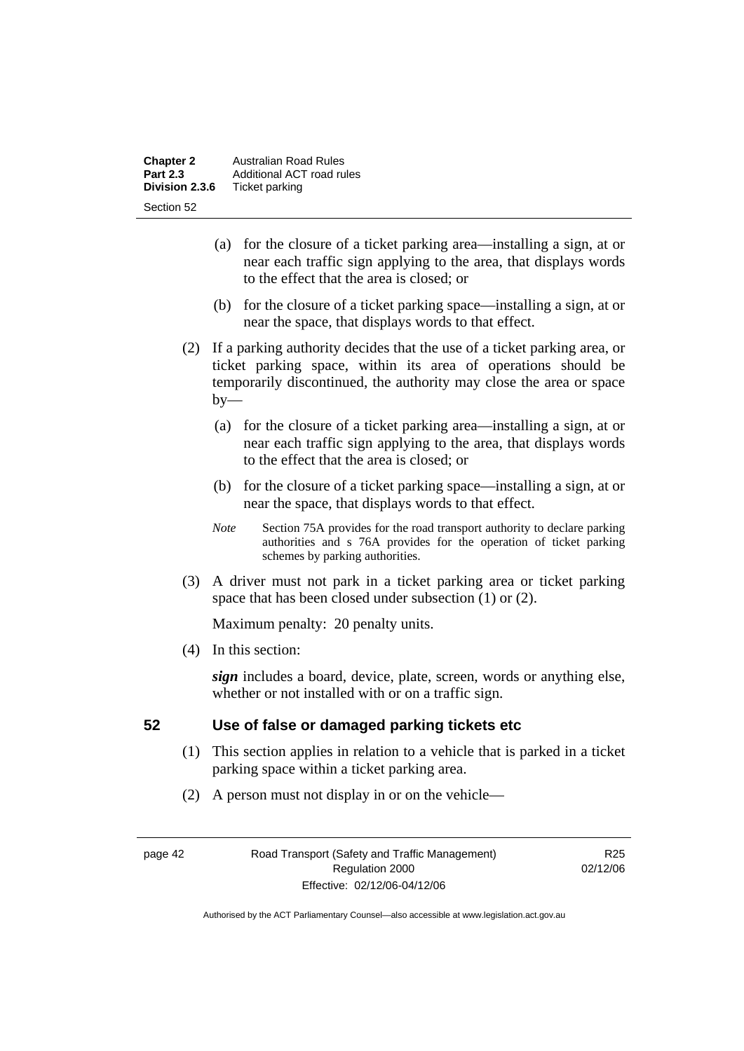(a) for the closure of a ticket parking area—installing a sign, at or near each traffic sign applying to the area, that displays words to the effect that the area is closed; or

(b) for the closure of a ticket parking space—installing a sign, at or near the space, that displays words to that effect.

(2) If a parking authority decides that the use of a ticket parking area, or ticket parking space, within its area of operations should be temporarily discontinued, the authority may close the area or space by—

(a) for the closure of a ticket parking area—installing a sign, at or near each traffic sign applying to the area, that displays words to the effect that the area is closed; or

(b) for the closure of a ticket parking space—installing a sign, at or near the space, that displays words to that effect.

*Note* Section 75A provides for the road transport authority to declare parking authorities and s 76A provides for the operation of ticket parking schemes by parking authorities.

(3) A driver must not park in a ticket parking area or ticket parking space that has been closed under subsection (1) or (2).

Maximum penalty: 20 penalty units.

(4) In this section:

***sign*** includes a board, device, plate, screen, words or anything else, whether or not installed with or on a traffic sign.

## 52 Use of false or damaged parking tickets etc

(1) This section applies in relation to a vehicle that is parked in a ticket parking space within a ticket parking area.

(2) A person must not display in or on the vehicle—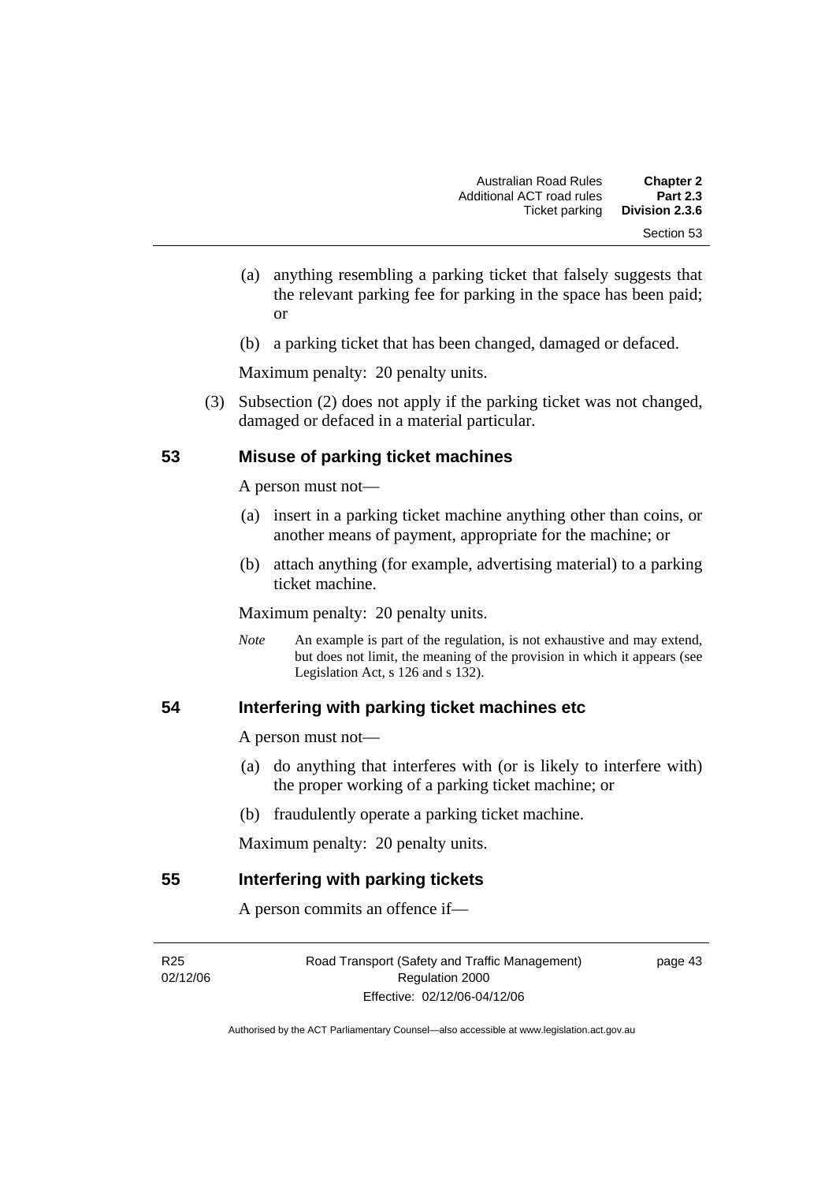(a) anything resembling a parking ticket that falsely suggests that the relevant parking fee for parking in the space has been paid; or

(b) a parking ticket that has been changed, damaged or defaced.

Maximum penalty: 20 penalty units.

(3) Subsection (2) does not apply if the parking ticket was not changed, damaged or defaced in a material particular.

### 53 Misuse of parking ticket machines

A person must not—

(a) insert in a parking ticket machine anything other than coins, or another means of payment, appropriate for the machine; or

(b) attach anything (for example, advertising material) to a parking ticket machine.

Maximum penalty: 20 penalty units.

*Note* An example is part of the regulation, is not exhaustive and may extend, but does not limit, the meaning of the provision in which it appears (see Legislation Act, s 126 and s 132).

### 54 Interfering with parking ticket machines etc

A person must not—

(a) do anything that interferes with (or is likely to interfere with) the proper working of a parking ticket machine; or

(b) fraudulently operate a parking ticket machine.

Maximum penalty: 20 penalty units.

### 55 Interfering with parking tickets

A person commits an offence if—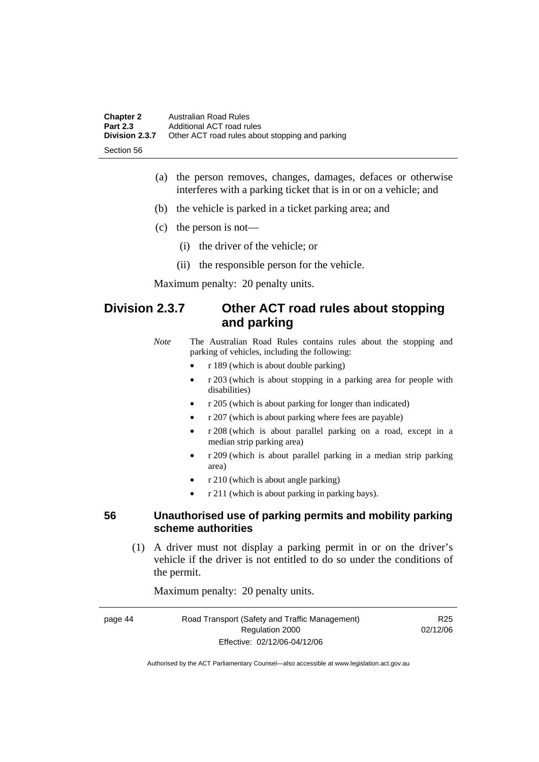(a) the person removes, changes, damages, defaces or otherwise interferes with a parking ticket that is in or on a vehicle; and

(b) the vehicle is parked in a ticket parking area; and

(c) the person is not—

(i) the driver of the vehicle; or

(ii) the responsible person for the vehicle.

Maximum penalty: 20 penalty units.

## Division 2.3.7 Other ACT road rules about stopping and parking

*Note* The Australian Road Rules contains rules about the stopping and parking of vehicles, including the following:

- r 189 (which is about double parking)
- r 203 (which is about stopping in a parking area for people with disabilities)
- r 205 (which is about parking for longer than indicated)
- r 207 (which is about parking where fees are payable)
- r 208 (which is about parallel parking on a road, except in a median strip parking area)
- r 209 (which is about parallel parking in a median strip parking area)
- r 210 (which is about angle parking)
- r 211 (which is about parking in parking bays).

### 56 Unauthorised use of parking permits and mobility parking scheme authorities

(1) A driver must not display a parking permit in or on the driver's vehicle if the driver is not entitled to do so under the conditions of the permit.

Maximum penalty: 20 penalty units.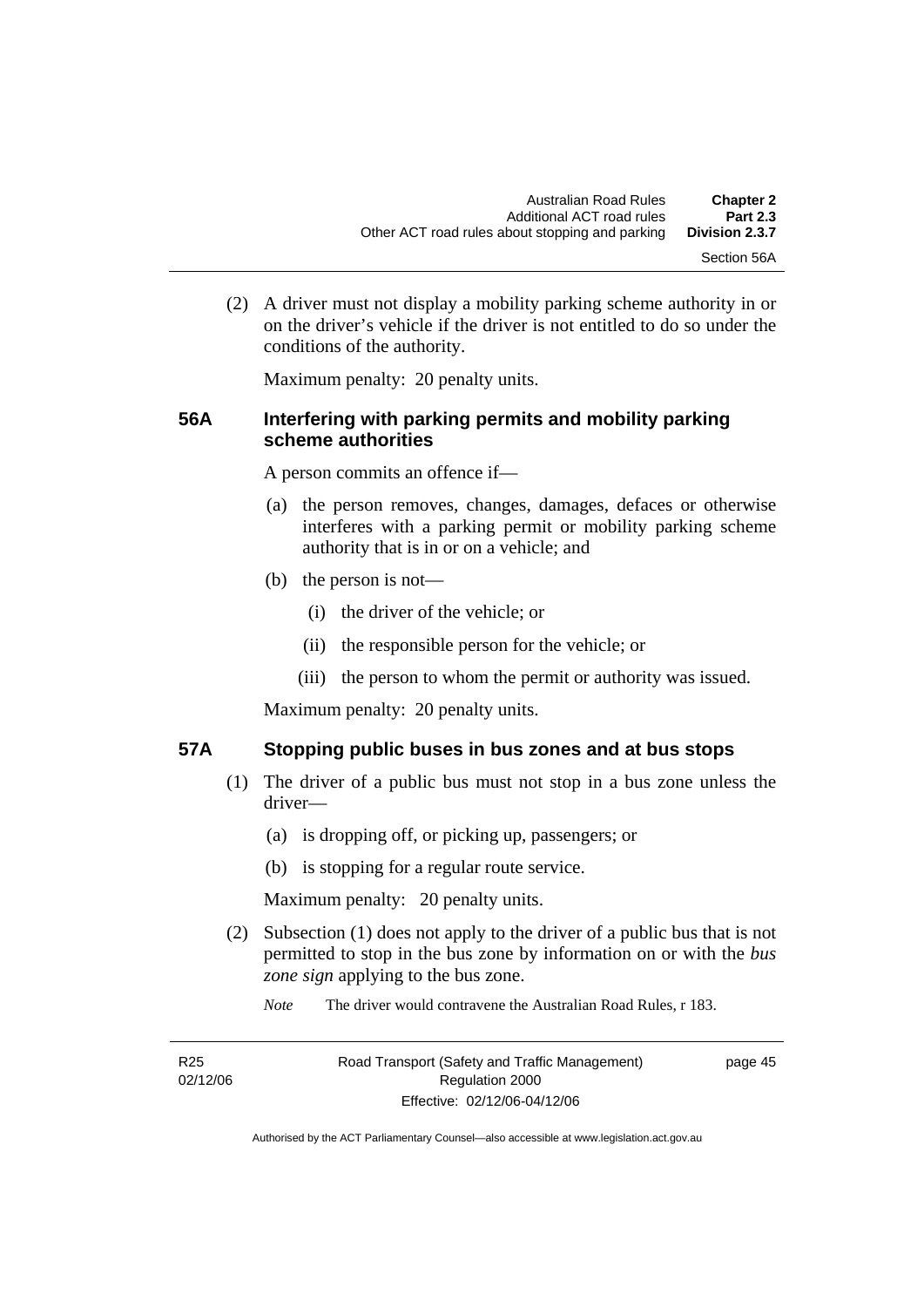(2) A driver must not display a mobility parking scheme authority in or on the driver's vehicle if the driver is not entitled to do so under the conditions of the authority.

Maximum penalty: 20 penalty units.

### 56A Interfering with parking permits and mobility parking scheme authorities

A person commits an offence if—

(a) the person removes, changes, damages, defaces or otherwise interferes with a parking permit or mobility parking scheme authority that is in or on a vehicle; and

(b) the person is not—

(i) the driver of the vehicle; or

(ii) the responsible person for the vehicle; or

(iii) the person to whom the permit or authority was issued.

Maximum penalty: 20 penalty units.

### 57A Stopping public buses in bus zones and at bus stops

(1) The driver of a public bus must not stop in a bus zone unless the driver—

(a) is dropping off, or picking up, passengers; or

(b) is stopping for a regular route service.

Maximum penalty: 20 penalty units.

(2) Subsection (1) does not apply to the driver of a public bus that is not permitted to stop in the bus zone by information on or with the *bus zone sign* applying to the bus zone.

*Note* The driver would contravene the Australian Road Rules, r 183.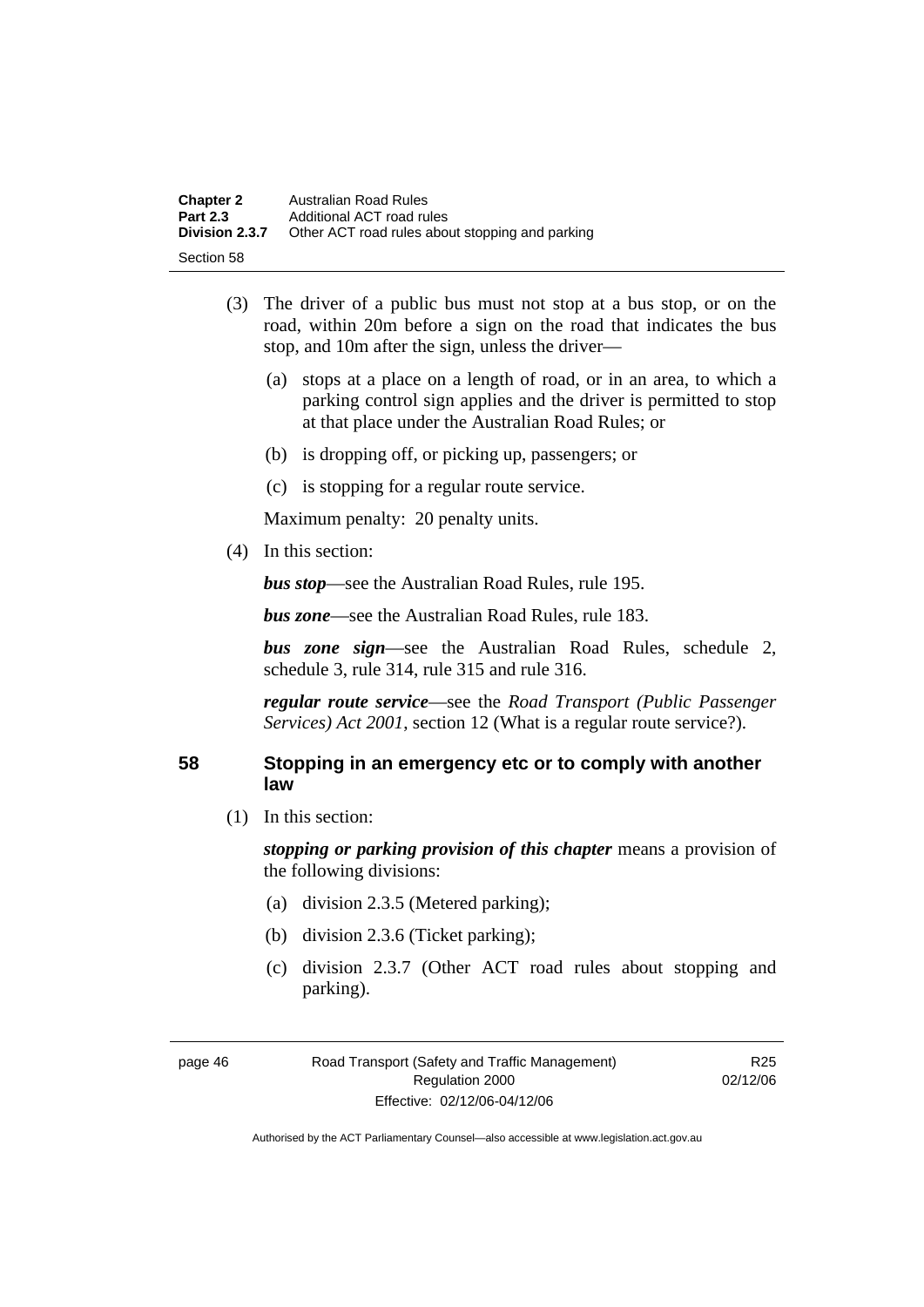(3) The driver of a public bus must not stop at a bus stop, or on the road, within 20m before a sign on the road that indicates the bus stop, and 10m after the sign, unless the driver—

(a) stops at a place on a length of road, or in an area, to which a parking control sign applies and the driver is permitted to stop at that place under the Australian Road Rules; or

(b) is dropping off, or picking up, passengers; or

(c) is stopping for a regular route service.

Maximum penalty: 20 penalty units.

(4) In this section:

***bus stop***—see the Australian Road Rules, rule 195.

***bus zone***—see the Australian Road Rules, rule 183.

***bus zone sign***—see the Australian Road Rules, schedule 2, schedule 3, rule 314, rule 315 and rule 316.

***regular route service***—see the *Road Transport (Public Passenger Services) Act 2001*, section 12 (What is a regular route service?).

## 58 Stopping in an emergency etc or to comply with another law

(1) In this section:

***stopping or parking provision of this chapter*** means a provision of the following divisions:

(a) division 2.3.5 (Metered parking);

(b) division 2.3.6 (Ticket parking);

(c) division 2.3.7 (Other ACT road rules about stopping and parking).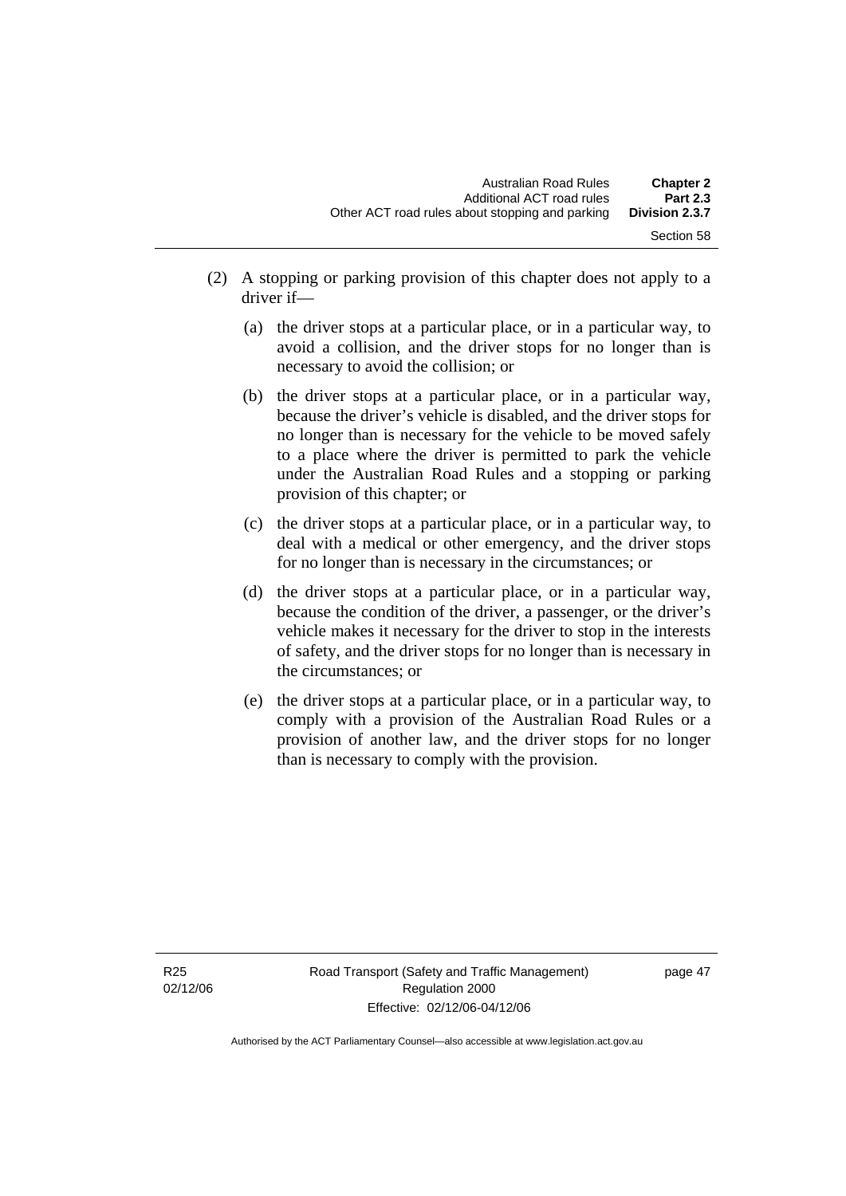(2) A stopping or parking provision of this chapter does not apply to a driver if—

  (a) the driver stops at a particular place, or in a particular way, to avoid a collision, and the driver stops for no longer than is necessary to avoid the collision; or

  (b) the driver stops at a particular place, or in a particular way, because the driver's vehicle is disabled, and the driver stops for no longer than is necessary for the vehicle to be moved safely to a place where the driver is permitted to park the vehicle under the Australian Road Rules and a stopping or parking provision of this chapter; or

  (c) the driver stops at a particular place, or in a particular way, to deal with a medical or other emergency, and the driver stops for no longer than is necessary in the circumstances; or

  (d) the driver stops at a particular place, or in a particular way, because the condition of the driver, a passenger, or the driver's vehicle makes it necessary for the driver to stop in the interests of safety, and the driver stops for no longer than is necessary in the circumstances; or

  (e) the driver stops at a particular place, or in a particular way, to comply with a provision of the Australian Road Rules or a provision of another law, and the driver stops for no longer than is necessary to comply with the provision.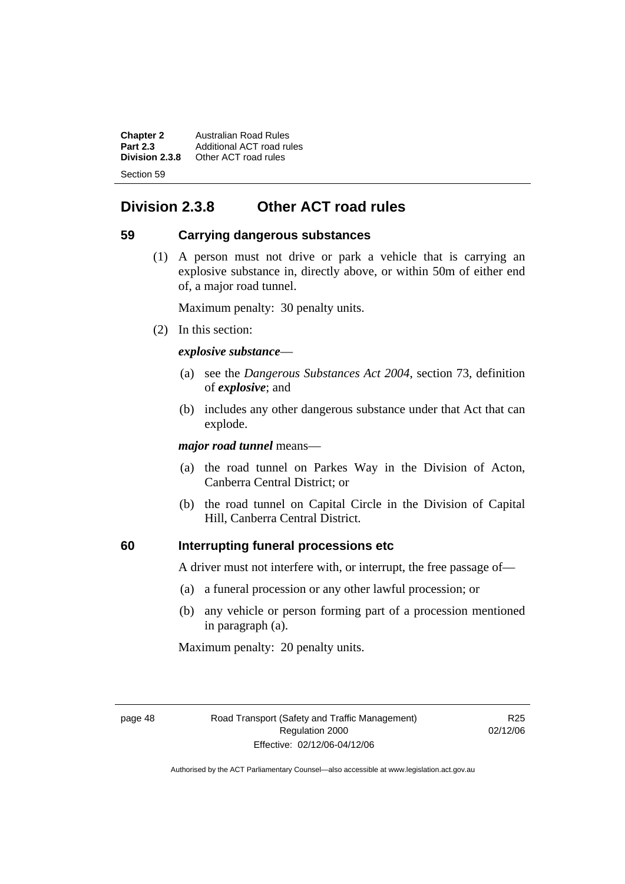## Division 2.3.8 Other ACT road rules

### 59 Carrying dangerous substances

(1) A person must not drive or park a vehicle that is carrying an explosive substance in, directly above, or within 50m of either end of, a major road tunnel.

Maximum penalty: 30 penalty units.

(2) In this section:

***explosive substance***—

(a) see the *Dangerous Substances Act 2004*, section 73, definition of ***explosive***; and

(b) includes any other dangerous substance under that Act that can explode.

***major road tunnel*** means—

(a) the road tunnel on Parkes Way in the Division of Acton, Canberra Central District; or

(b) the road tunnel on Capital Circle in the Division of Capital Hill, Canberra Central District.

### 60 Interrupting funeral processions etc

A driver must not interfere with, or interrupt, the free passage of—

(a) a funeral procession or any other lawful procession; or

(b) any vehicle or person forming part of a procession mentioned in paragraph (a).

Maximum penalty: 20 penalty units.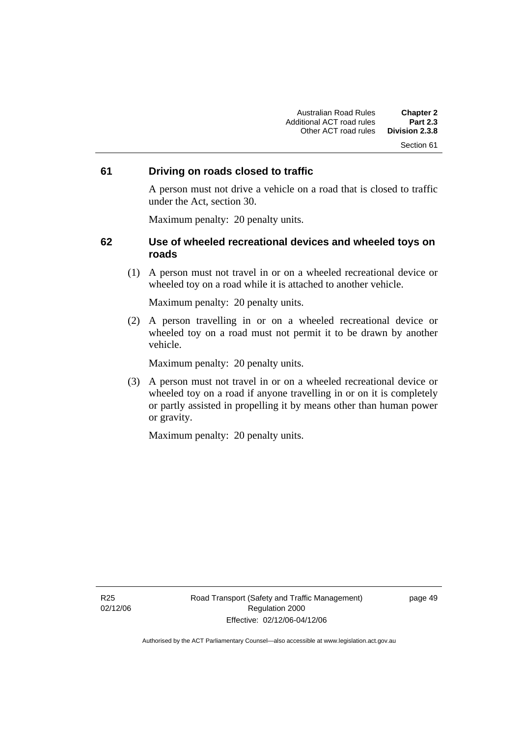### 61 Driving on roads closed to traffic

A person must not drive a vehicle on a road that is closed to traffic under the Act, section 30.

Maximum penalty: 20 penalty units.

### 62 Use of wheeled recreational devices and wheeled toys on roads

(1) A person must not travel in or on a wheeled recreational device or wheeled toy on a road while it is attached to another vehicle.

Maximum penalty: 20 penalty units.

(2) A person travelling in or on a wheeled recreational device or wheeled toy on a road must not permit it to be drawn by another vehicle.

Maximum penalty: 20 penalty units.

(3) A person must not travel in or on a wheeled recreational device or wheeled toy on a road if anyone travelling in or on it is completely or partly assisted in propelling it by means other than human power or gravity.

Maximum penalty: 20 penalty units.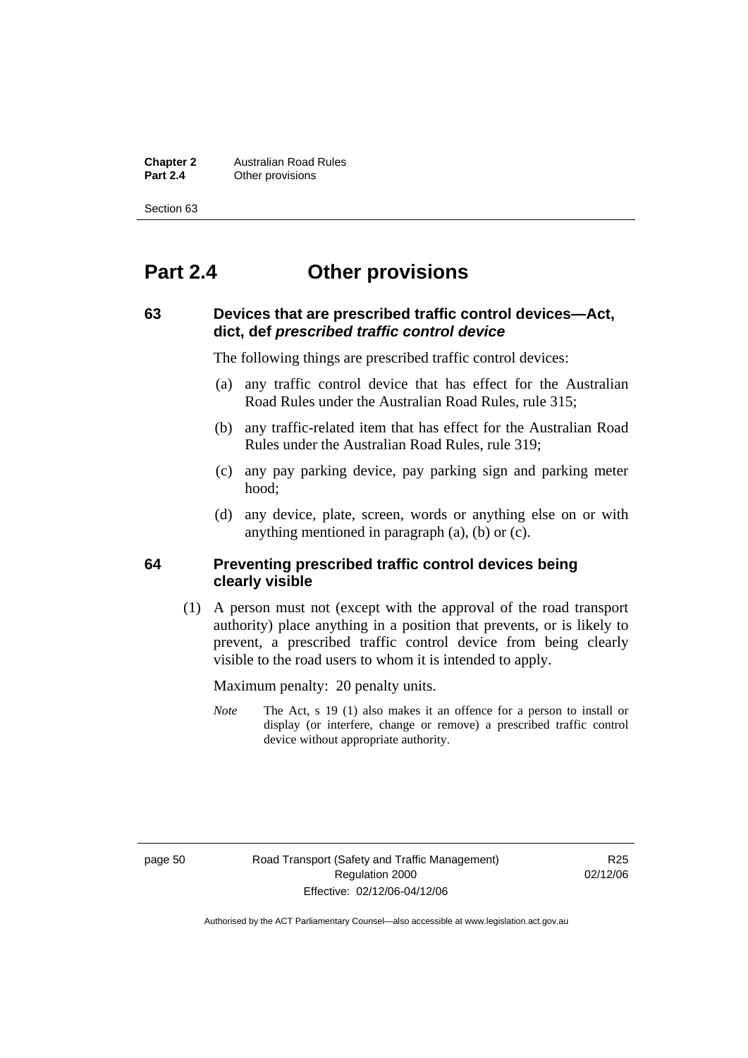# Part 2.4 Other provisions

## 63 Devices that are prescribed traffic control devices—Act, dict, def *prescribed traffic control device*

The following things are prescribed traffic control devices:

(a) any traffic control device that has effect for the Australian Road Rules under the Australian Road Rules, rule 315;

(b) any traffic-related item that has effect for the Australian Road Rules under the Australian Road Rules, rule 319;

(c) any pay parking device, pay parking sign and parking meter hood;

(d) any device, plate, screen, words or anything else on or with anything mentioned in paragraph (a), (b) or (c).

## 64 Preventing prescribed traffic control devices being clearly visible

(1) A person must not (except with the approval of the road transport authority) place anything in a position that prevents, or is likely to prevent, a prescribed traffic control device from being clearly visible to the road users to whom it is intended to apply.

Maximum penalty: 20 penalty units.

*Note* The Act, s 19 (1) also makes it an offence for a person to install or display (or interfere, change or remove) a prescribed traffic control device without appropriate authority.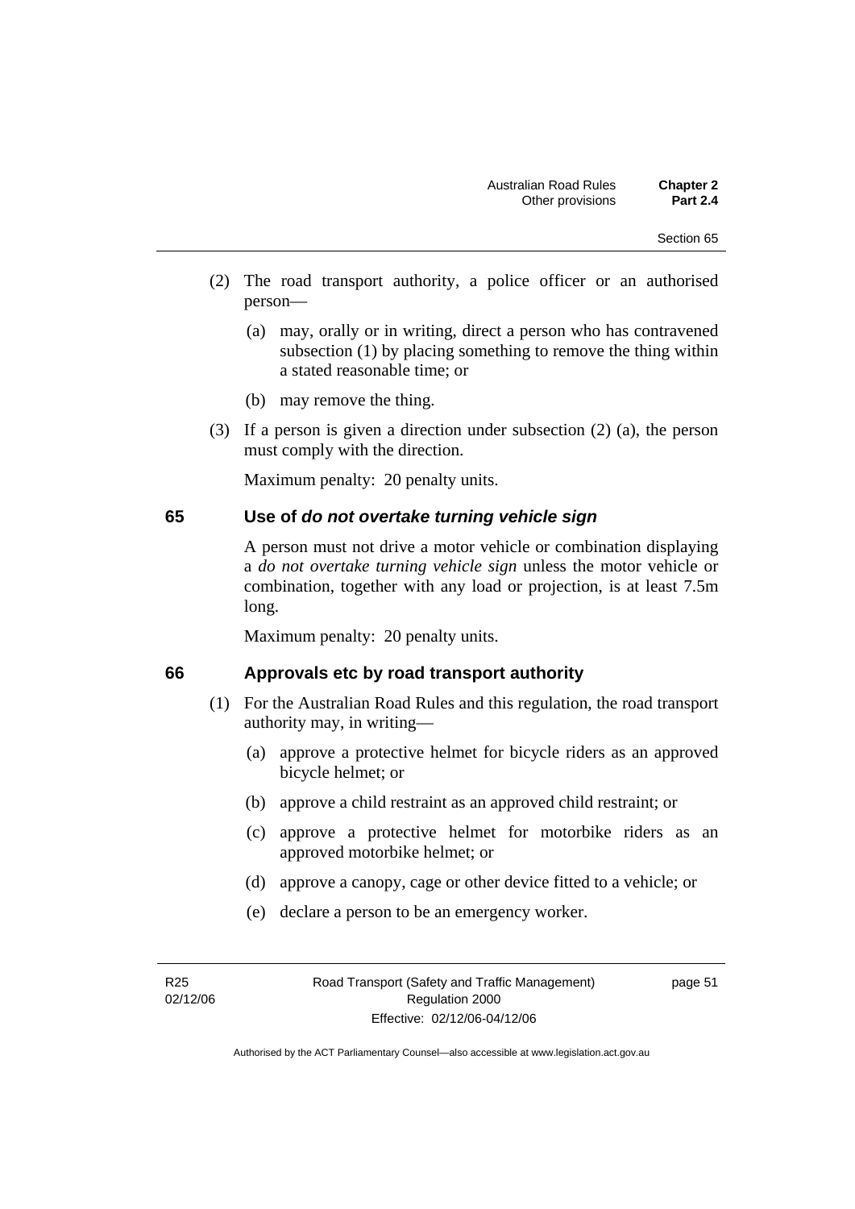(2) The road transport authority, a police officer or an authorised person—

(a) may, orally or in writing, direct a person who has contravened subsection (1) by placing something to remove the thing within a stated reasonable time; or

(b) may remove the thing.

(3) If a person is given a direction under subsection (2) (a), the person must comply with the direction.

Maximum penalty: 20 penalty units.

## 65 Use of *do not overtake turning vehicle sign*

A person must not drive a motor vehicle or combination displaying a *do not overtake turning vehicle sign* unless the motor vehicle or combination, together with any load or projection, is at least 7.5m long.

Maximum penalty: 20 penalty units.

## 66 Approvals etc by road transport authority

(1) For the Australian Road Rules and this regulation, the road transport authority may, in writing—

(a) approve a protective helmet for bicycle riders as an approved bicycle helmet; or

(b) approve a child restraint as an approved child restraint; or

(c) approve a protective helmet for motorbike riders as an approved motorbike helmet; or

(d) approve a canopy, cage or other device fitted to a vehicle; or

(e) declare a person to be an emergency worker.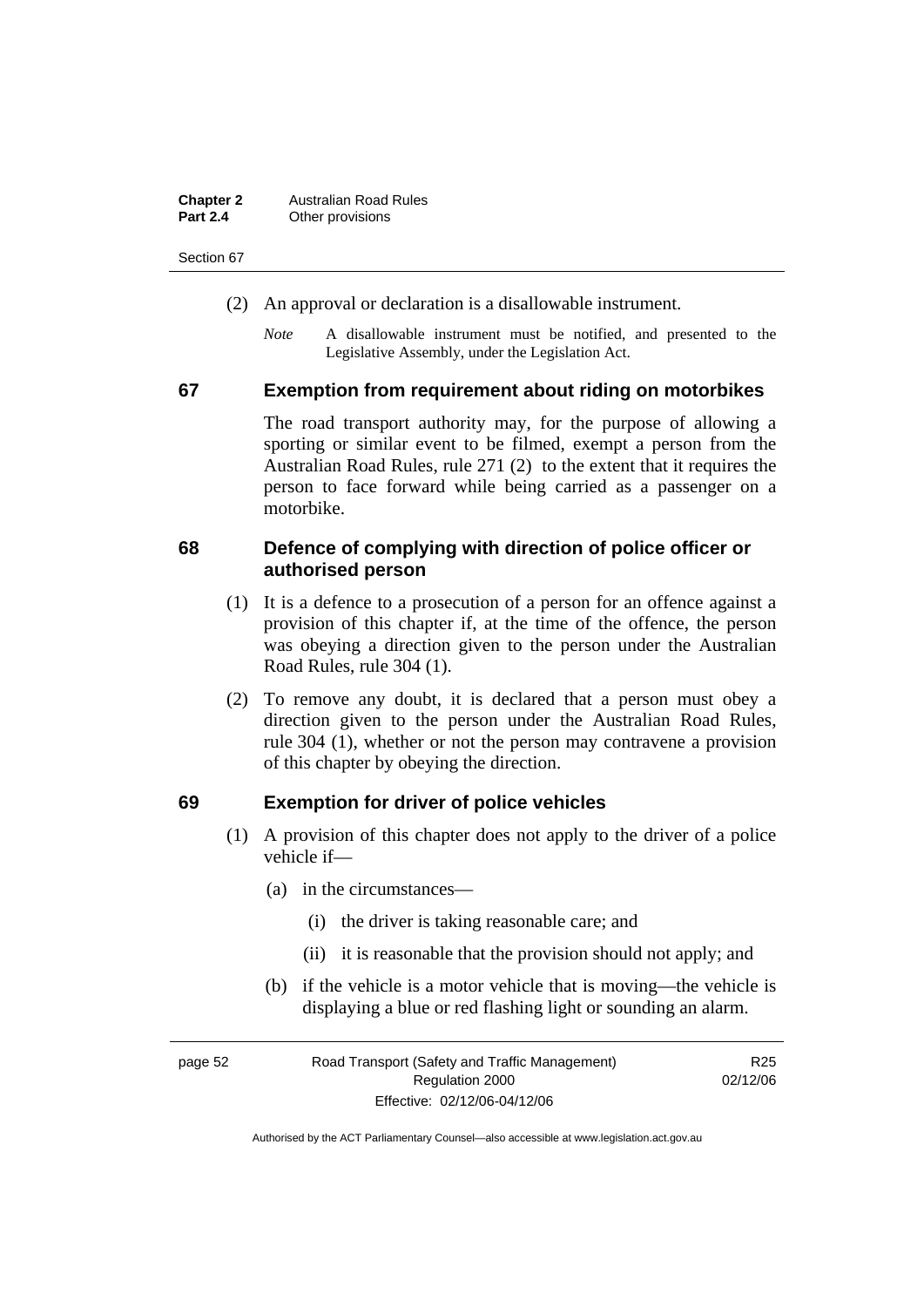(2) An approval or declaration is a disallowable instrument.

*Note* A disallowable instrument must be notified, and presented to the Legislative Assembly, under the Legislation Act.

## 67 Exemption from requirement about riding on motorbikes

The road transport authority may, for the purpose of allowing a sporting or similar event to be filmed, exempt a person from the Australian Road Rules, rule 271 (2) to the extent that it requires the person to face forward while being carried as a passenger on a motorbike.

## 68 Defence of complying with direction of police officer or authorised person

(1) It is a defence to a prosecution of a person for an offence against a provision of this chapter if, at the time of the offence, the person was obeying a direction given to the person under the Australian Road Rules, rule 304 (1).

(2) To remove any doubt, it is declared that a person must obey a direction given to the person under the Australian Road Rules, rule 304 (1), whether or not the person may contravene a provision of this chapter by obeying the direction.

## 69 Exemption for driver of police vehicles

(1) A provision of this chapter does not apply to the driver of a police vehicle if—

(a) in the circumstances—

(i) the driver is taking reasonable care; and

(ii) it is reasonable that the provision should not apply; and

(b) if the vehicle is a motor vehicle that is moving—the vehicle is displaying a blue or red flashing light or sounding an alarm.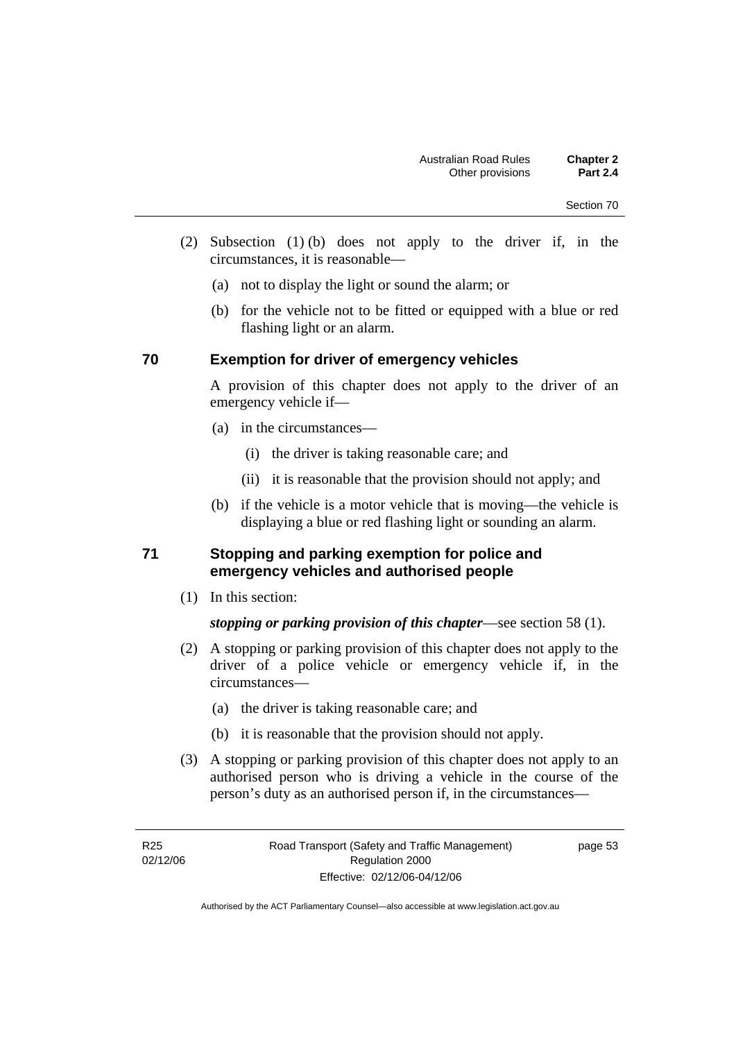(2) Subsection (1) (b) does not apply to the driver if, in the circumstances, it is reasonable—

(a) not to display the light or sound the alarm; or

(b) for the vehicle not to be fitted or equipped with a blue or red flashing light or an alarm.

## 70 Exemption for driver of emergency vehicles

A provision of this chapter does not apply to the driver of an emergency vehicle if—

(a) in the circumstances—

(i) the driver is taking reasonable care; and

(ii) it is reasonable that the provision should not apply; and

(b) if the vehicle is a motor vehicle that is moving—the vehicle is displaying a blue or red flashing light or sounding an alarm.

## 71 Stopping and parking exemption for police and emergency vehicles and authorised people

(1) In this section:

***stopping or parking provision of this chapter***—see section 58 (1).

(2) A stopping or parking provision of this chapter does not apply to the driver of a police vehicle or emergency vehicle if, in the circumstances—

(a) the driver is taking reasonable care; and

(b) it is reasonable that the provision should not apply.

(3) A stopping or parking provision of this chapter does not apply to an authorised person who is driving a vehicle in the course of the person's duty as an authorised person if, in the circumstances—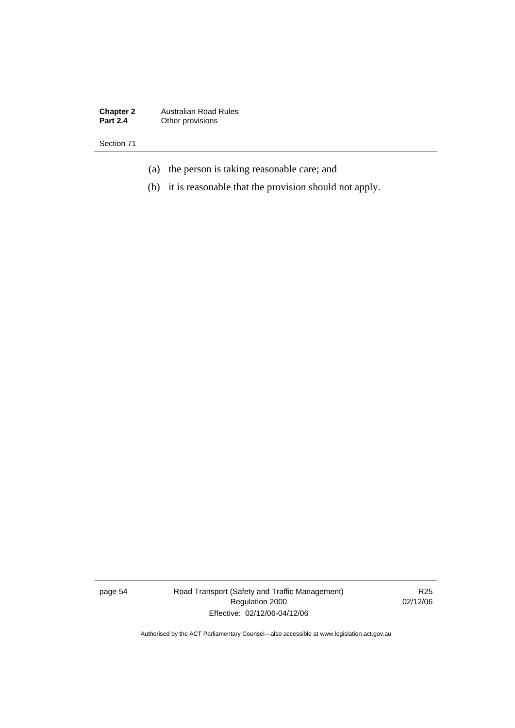(a) the person is taking reasonable care; and

(b) it is reasonable that the provision should not apply.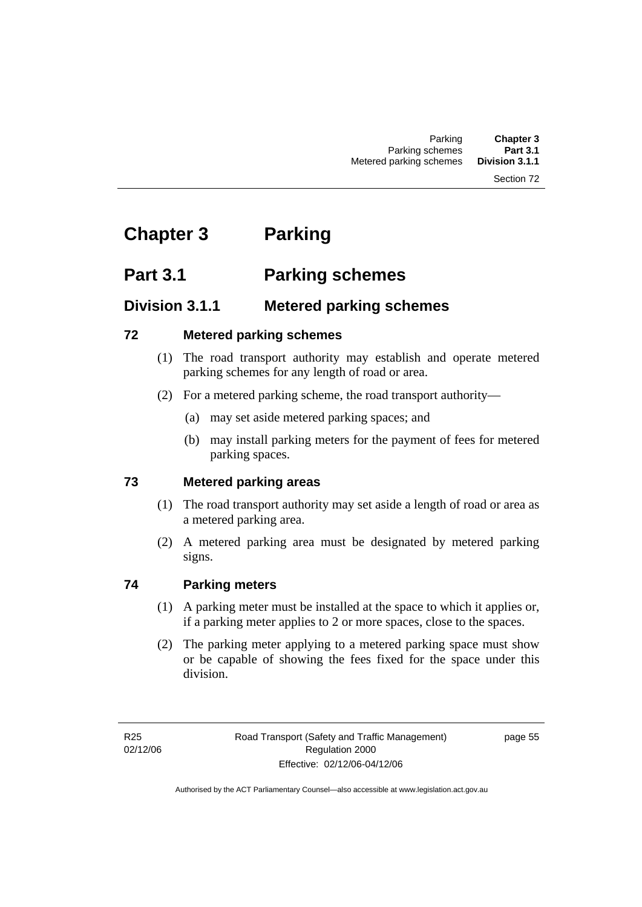# Chapter 3 Parking

## Part 3.1 Parking schemes

### Division 3.1.1 Metered parking schemes

#### 72 Metered parking schemes

(1) The road transport authority may establish and operate metered parking schemes for any length of road or area.

(2) For a metered parking scheme, the road transport authority—

(a) may set aside metered parking spaces; and

(b) may install parking meters for the payment of fees for metered parking spaces.

#### 73 Metered parking areas

(1) The road transport authority may set aside a length of road or area as a metered parking area.

(2) A metered parking area must be designated by metered parking signs.

#### 74 Parking meters

(1) A parking meter must be installed at the space to which it applies or, if a parking meter applies to 2 or more spaces, close to the spaces.

(2) The parking meter applying to a metered parking space must show or be capable of showing the fees fixed for the space under this division.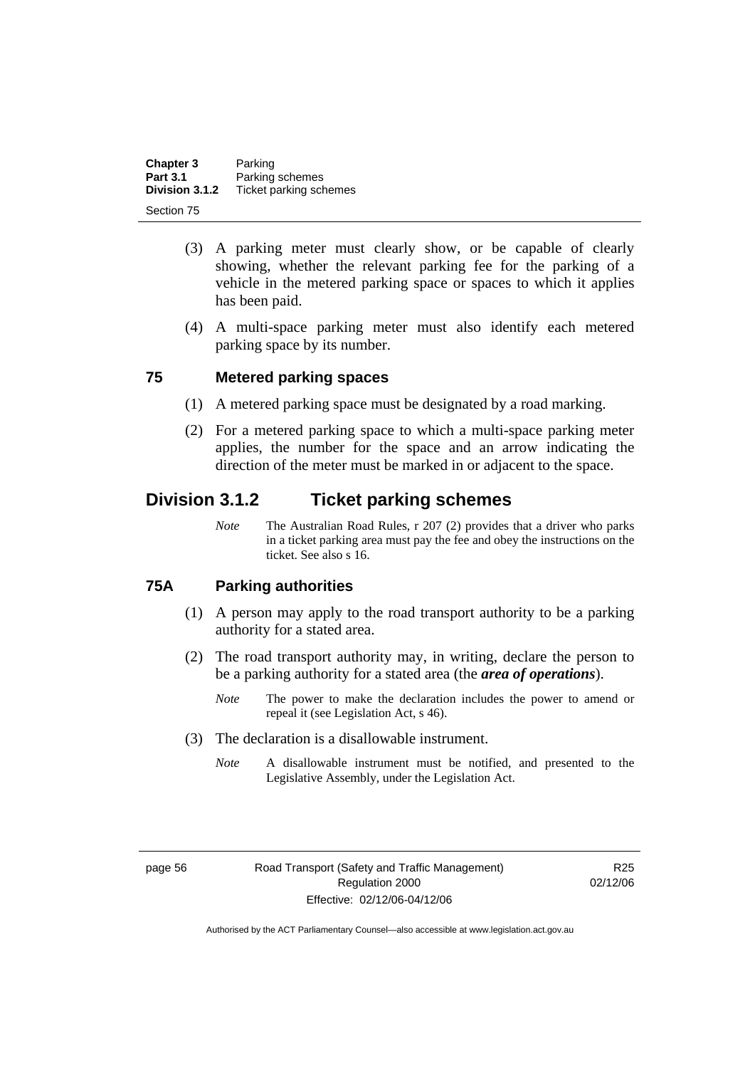(3) A parking meter must clearly show, or be capable of clearly showing, whether the relevant parking fee for the parking of a vehicle in the metered parking space or spaces to which it applies has been paid.

(4) A multi-space parking meter must also identify each metered parking space by its number.

### 75 Metered parking spaces

(1) A metered parking space must be designated by a road marking.

(2) For a metered parking space to which a multi-space parking meter applies, the number for the space and an arrow indicating the direction of the meter must be marked in or adjacent to the space.

## Division 3.1.2 Ticket parking schemes

*Note* The Australian Road Rules, r 207 (2) provides that a driver who parks in a ticket parking area must pay the fee and obey the instructions on the ticket. See also s 16.

### 75A Parking authorities

(1) A person may apply to the road transport authority to be a parking authority for a stated area.

(2) The road transport authority may, in writing, declare the person to be a parking authority for a stated area (the ***area of operations***).

*Note* The power to make the declaration includes the power to amend or repeal it (see Legislation Act, s 46).

(3) The declaration is a disallowable instrument.

*Note* A disallowable instrument must be notified, and presented to the Legislative Assembly, under the Legislation Act.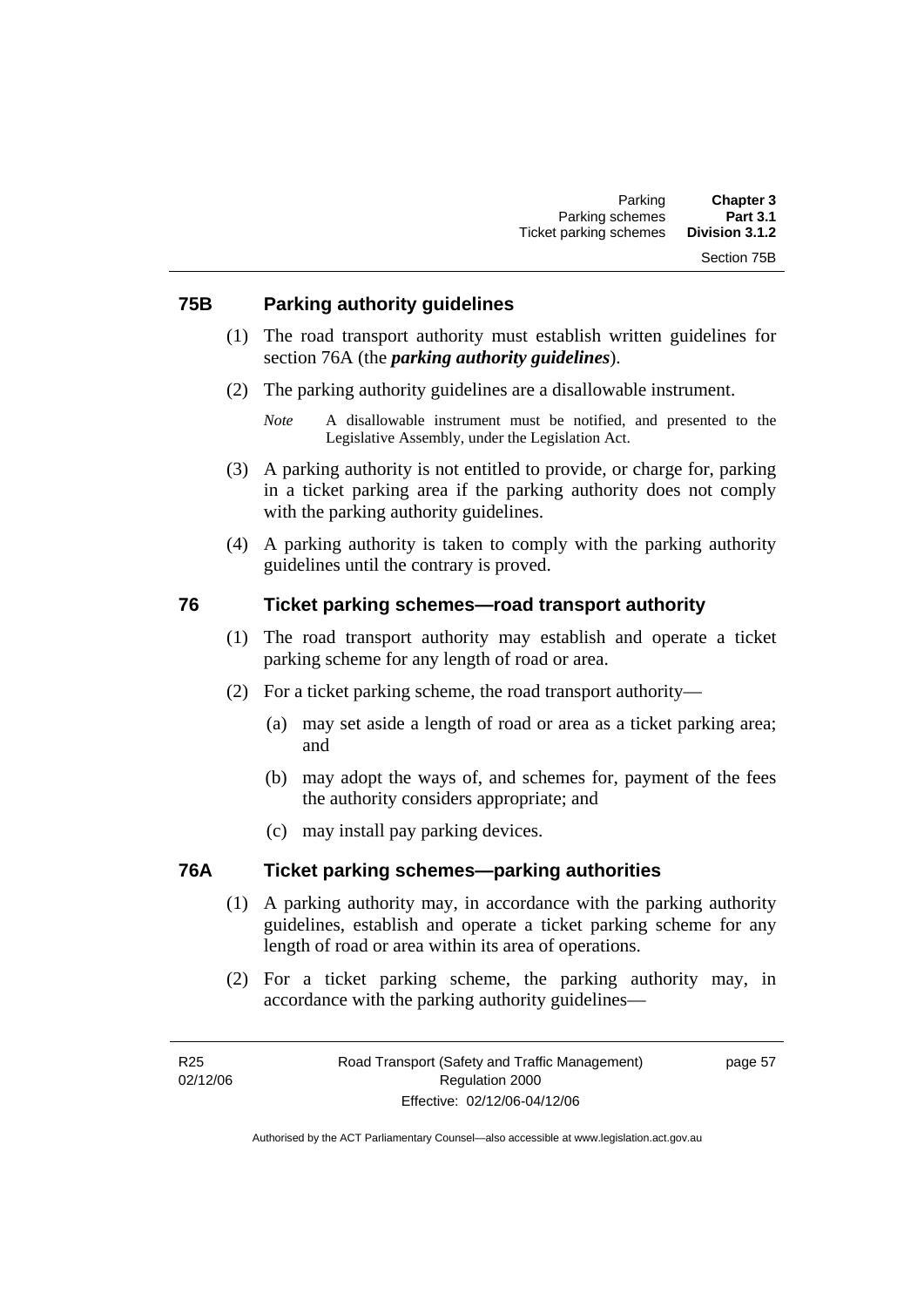### 75B Parking authority guidelines

(1) The road transport authority must establish written guidelines for section 76A (the ***parking authority guidelines***).

(2) The parking authority guidelines are a disallowable instrument.

*Note* A disallowable instrument must be notified, and presented to the Legislative Assembly, under the Legislation Act.

(3) A parking authority is not entitled to provide, or charge for, parking in a ticket parking area if the parking authority does not comply with the parking authority guidelines.

(4) A parking authority is taken to comply with the parking authority guidelines until the contrary is proved.

### 76 Ticket parking schemes—road transport authority

(1) The road transport authority may establish and operate a ticket parking scheme for any length of road or area.

(2) For a ticket parking scheme, the road transport authority—

(a) may set aside a length of road or area as a ticket parking area; and

(b) may adopt the ways of, and schemes for, payment of the fees the authority considers appropriate; and

(c) may install pay parking devices.

### 76A Ticket parking schemes—parking authorities

(1) A parking authority may, in accordance with the parking authority guidelines, establish and operate a ticket parking scheme for any length of road or area within its area of operations.

(2) For a ticket parking scheme, the parking authority may, in accordance with the parking authority guidelines—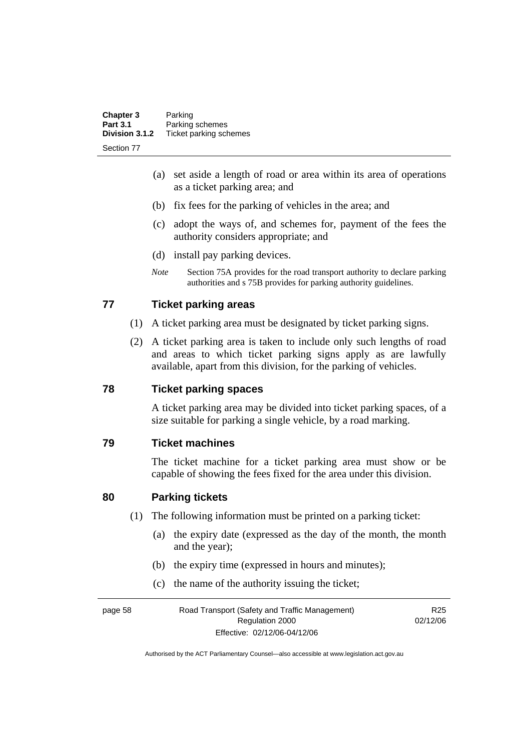(a) set aside a length of road or area within its area of operations as a ticket parking area; and

(b) fix fees for the parking of vehicles in the area; and

(c) adopt the ways of, and schemes for, payment of the fees the authority considers appropriate; and

(d) install pay parking devices.

*Note* Section 75A provides for the road transport authority to declare parking authorities and s 75B provides for parking authority guidelines.

## 77 Ticket parking areas

(1) A ticket parking area must be designated by ticket parking signs.

(2) A ticket parking area is taken to include only such lengths of road and areas to which ticket parking signs apply as are lawfully available, apart from this division, for the parking of vehicles.

## 78 Ticket parking spaces

A ticket parking area may be divided into ticket parking spaces, of a size suitable for parking a single vehicle, by a road marking.

## 79 Ticket machines

The ticket machine for a ticket parking area must show or be capable of showing the fees fixed for the area under this division.

## 80 Parking tickets

(1) The following information must be printed on a parking ticket:

(a) the expiry date (expressed as the day of the month, the month and the year);

(b) the expiry time (expressed in hours and minutes);

(c) the name of the authority issuing the ticket;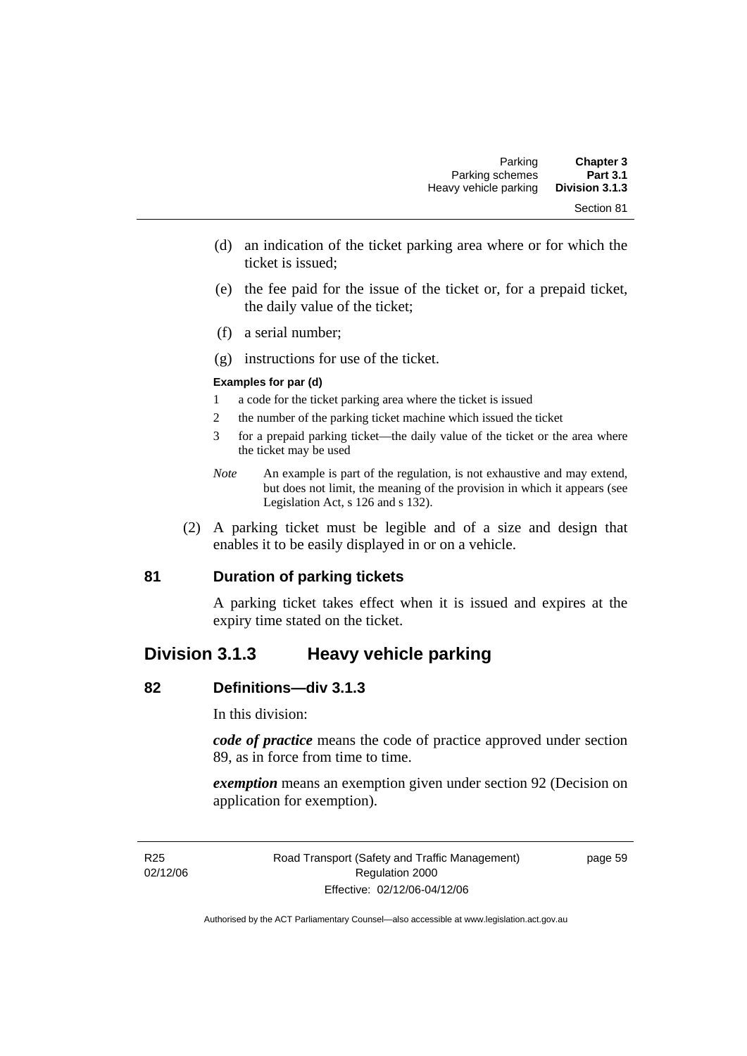(d) an indication of the ticket parking area where or for which the ticket is issued;

(e) the fee paid for the issue of the ticket or, for a prepaid ticket, the daily value of the ticket;

(f) a serial number;

(g) instructions for use of the ticket.

**Examples for par (d)**

1 a code for the ticket parking area where the ticket is issued

2 the number of the parking ticket machine which issued the ticket

3 for a prepaid parking ticket—the daily value of the ticket or the area where the ticket may be used

*Note* An example is part of the regulation, is not exhaustive and may extend, but does not limit, the meaning of the provision in which it appears (see Legislation Act, s 126 and s 132).

(2) A parking ticket must be legible and of a size and design that enables it to be easily displayed in or on a vehicle.

### 81 Duration of parking tickets

A parking ticket takes effect when it is issued and expires at the expiry time stated on the ticket.

## Division 3.1.3 Heavy vehicle parking

### 82 Definitions—div 3.1.3

In this division:

***code of practice*** means the code of practice approved under section 89, as in force from time to time.

***exemption*** means an exemption given under section 92 (Decision on application for exemption).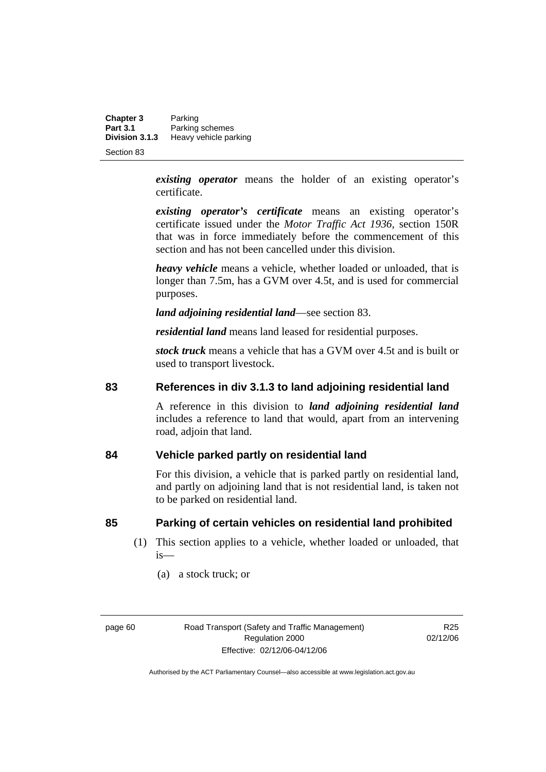***existing operator*** means the holder of an existing operator's certificate.

***existing operator's certificate*** means an existing operator's certificate issued under the *Motor Traffic Act 1936*, section 150R that was in force immediately before the commencement of this section and has not been cancelled under this division.

***heavy vehicle*** means a vehicle, whether loaded or unloaded, that is longer than 7.5m, has a GVM over 4.5t, and is used for commercial purposes.

***land adjoining residential land***—see section 83.

***residential land*** means land leased for residential purposes.

***stock truck*** means a vehicle that has a GVM over 4.5t and is built or used to transport livestock.

## 83 References in div 3.1.3 to land adjoining residential land

A reference in this division to ***land adjoining residential land*** includes a reference to land that would, apart from an intervening road, adjoin that land.

## 84 Vehicle parked partly on residential land

For this division, a vehicle that is parked partly on residential land, and partly on adjoining land that is not residential land, is taken not to be parked on residential land.

## 85 Parking of certain vehicles on residential land prohibited

(1) This section applies to a vehicle, whether loaded or unloaded, that is—

(a) a stock truck; or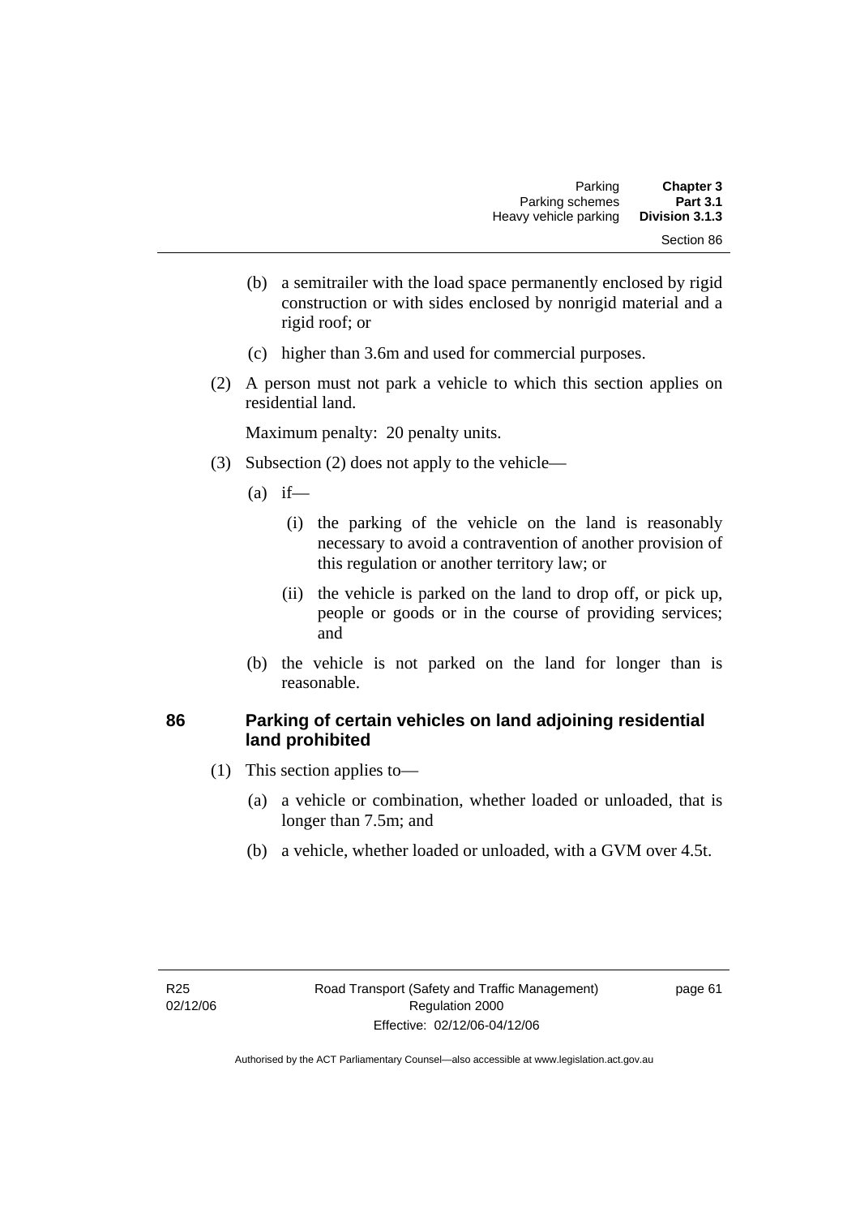(b) a semitrailer with the load space permanently enclosed by rigid construction or with sides enclosed by nonrigid material and a rigid roof; or

(c) higher than 3.6m and used for commercial purposes.

(2) A person must not park a vehicle to which this section applies on residential land.

Maximum penalty: 20 penalty units.

(3) Subsection (2) does not apply to the vehicle—

(a) if—

(i) the parking of the vehicle on the land is reasonably necessary to avoid a contravention of another provision of this regulation or another territory law; or

(ii) the vehicle is parked on the land to drop off, or pick up, people or goods or in the course of providing services; and

(b) the vehicle is not parked on the land for longer than is reasonable.

### 86 Parking of certain vehicles on land adjoining residential land prohibited

(1) This section applies to—

(a) a vehicle or combination, whether loaded or unloaded, that is longer than 7.5m; and

(b) a vehicle, whether loaded or unloaded, with a GVM over 4.5t.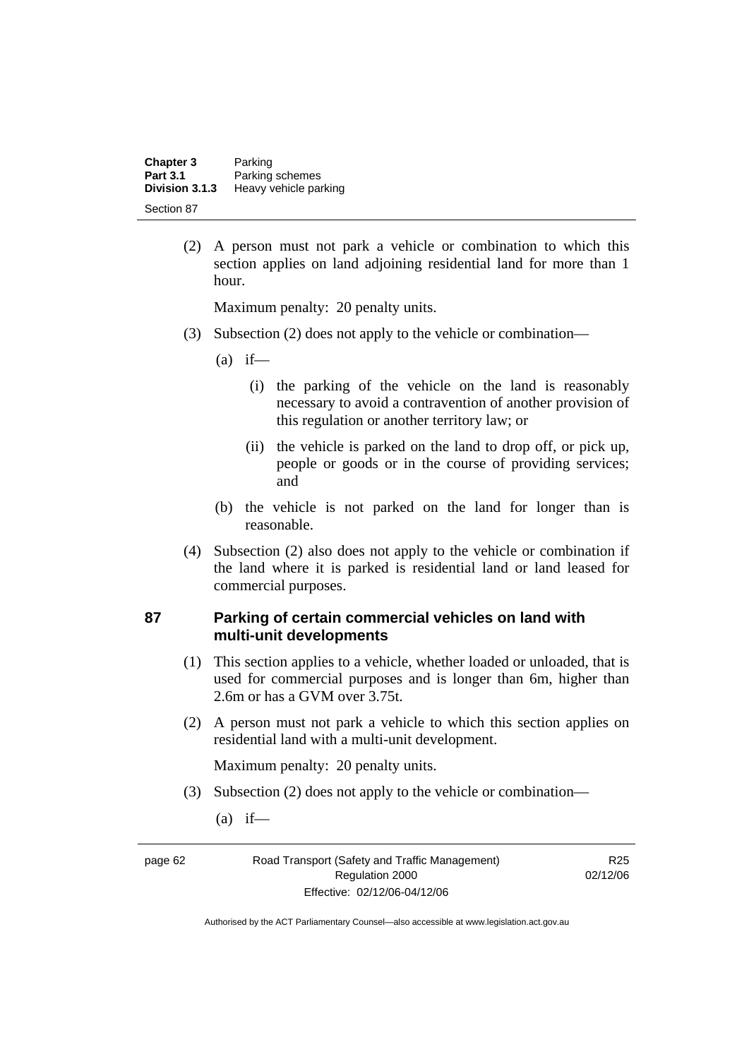(2) A person must not park a vehicle or combination to which this section applies on land adjoining residential land for more than 1 hour.

Maximum penalty: 20 penalty units.

(3) Subsection (2) does not apply to the vehicle or combination—

(a) if—

(i) the parking of the vehicle on the land is reasonably necessary to avoid a contravention of another provision of this regulation or another territory law; or

(ii) the vehicle is parked on the land to drop off, or pick up, people or goods or in the course of providing services; and

(b) the vehicle is not parked on the land for longer than is reasonable.

(4) Subsection (2) also does not apply to the vehicle or combination if the land where it is parked is residential land or land leased for commercial purposes.

### 87 Parking of certain commercial vehicles on land with multi-unit developments

(1) This section applies to a vehicle, whether loaded or unloaded, that is used for commercial purposes and is longer than 6m, higher than 2.6m or has a GVM over 3.75t.

(2) A person must not park a vehicle to which this section applies on residential land with a multi-unit development.

Maximum penalty: 20 penalty units.

(3) Subsection (2) does not apply to the vehicle or combination—

(a) if—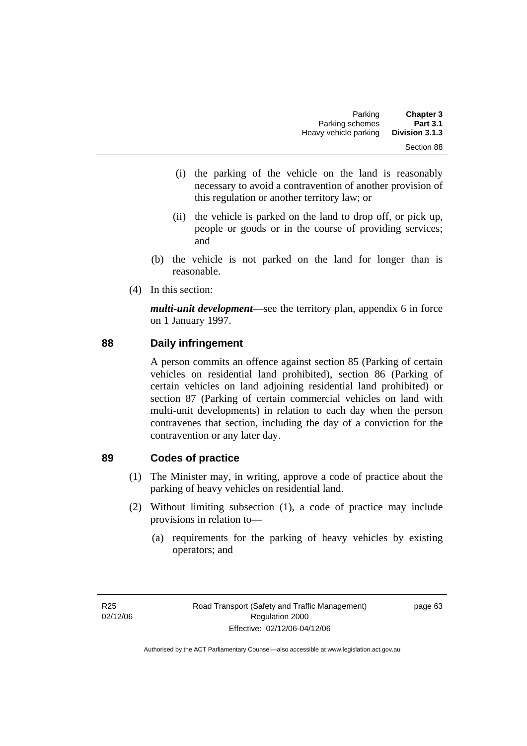(i) the parking of the vehicle on the land is reasonably necessary to avoid a contravention of another provision of this regulation or another territory law; or

(ii) the vehicle is parked on the land to drop off, or pick up, people or goods or in the course of providing services; and

(b) the vehicle is not parked on the land for longer than is reasonable.

(4) In this section:

***multi-unit development***—see the territory plan, appendix 6 in force on 1 January 1997.

## 88 Daily infringement

A person commits an offence against section 85 (Parking of certain vehicles on residential land prohibited), section 86 (Parking of certain vehicles on land adjoining residential land prohibited) or section 87 (Parking of certain commercial vehicles on land with multi-unit developments) in relation to each day when the person contravenes that section, including the day of a conviction for the contravention or any later day.

## 89 Codes of practice

(1) The Minister may, in writing, approve a code of practice about the parking of heavy vehicles on residential land.

(2) Without limiting subsection (1), a code of practice may include provisions in relation to—

(a) requirements for the parking of heavy vehicles by existing operators; and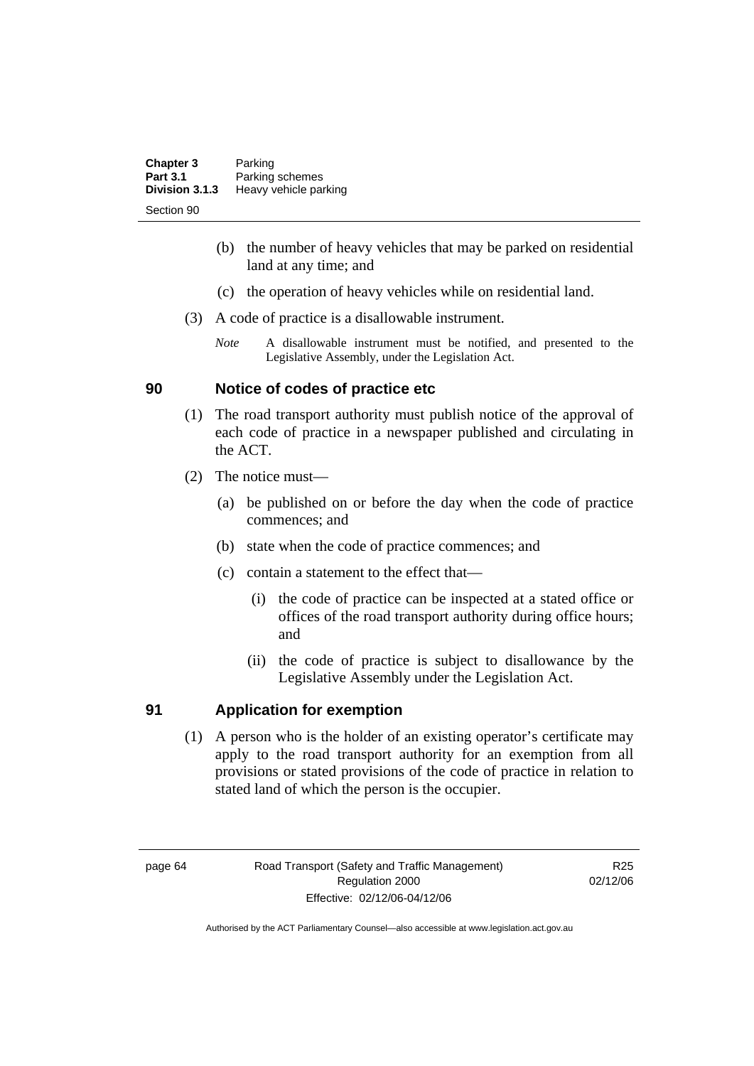(b) the number of heavy vehicles that may be parked on residential land at any time; and

(c) the operation of heavy vehicles while on residential land.

(3) A code of practice is a disallowable instrument.

*Note* A disallowable instrument must be notified, and presented to the Legislative Assembly, under the Legislation Act.

## 90 Notice of codes of practice etc

(1) The road transport authority must publish notice of the approval of each code of practice in a newspaper published and circulating in the ACT.

(2) The notice must—

(a) be published on or before the day when the code of practice commences; and

(b) state when the code of practice commences; and

(c) contain a statement to the effect that—

(i) the code of practice can be inspected at a stated office or offices of the road transport authority during office hours; and

(ii) the code of practice is subject to disallowance by the Legislative Assembly under the Legislation Act.

## 91 Application for exemption

(1) A person who is the holder of an existing operator's certificate may apply to the road transport authority for an exemption from all provisions or stated provisions of the code of practice in relation to stated land of which the person is the occupier.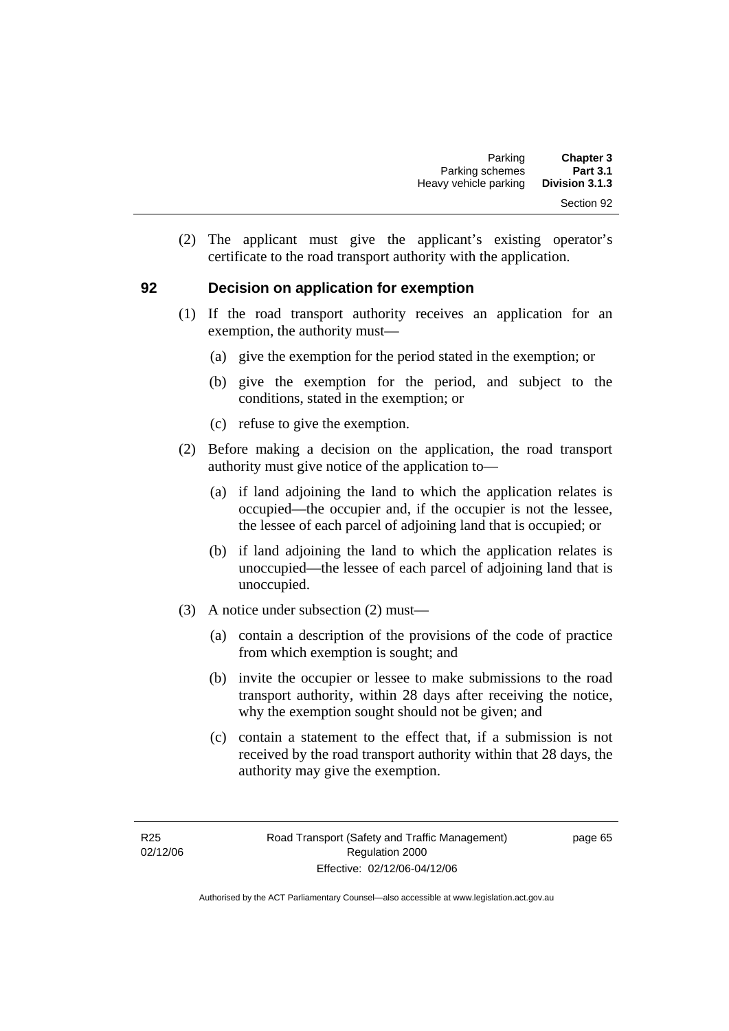(2) The applicant must give the applicant's existing operator's certificate to the road transport authority with the application.

## 92 Decision on application for exemption

(1) If the road transport authority receives an application for an exemption, the authority must—

(a) give the exemption for the period stated in the exemption; or

(b) give the exemption for the period, and subject to the conditions, stated in the exemption; or

(c) refuse to give the exemption.

(2) Before making a decision on the application, the road transport authority must give notice of the application to—

(a) if land adjoining the land to which the application relates is occupied—the occupier and, if the occupier is not the lessee, the lessee of each parcel of adjoining land that is occupied; or

(b) if land adjoining the land to which the application relates is unoccupied—the lessee of each parcel of adjoining land that is unoccupied.

(3) A notice under subsection (2) must—

(a) contain a description of the provisions of the code of practice from which exemption is sought; and

(b) invite the occupier or lessee to make submissions to the road transport authority, within 28 days after receiving the notice, why the exemption sought should not be given; and

(c) contain a statement to the effect that, if a submission is not received by the road transport authority within that 28 days, the authority may give the exemption.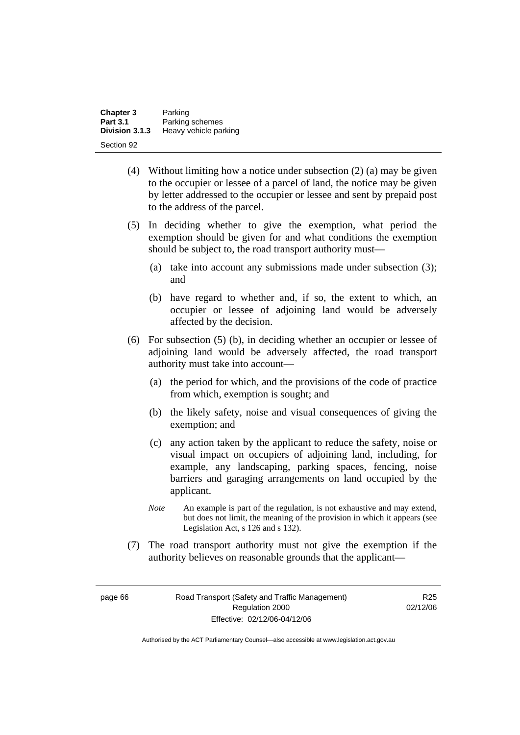(4) Without limiting how a notice under subsection (2) (a) may be given to the occupier or lessee of a parcel of land, the notice may be given by letter addressed to the occupier or lessee and sent by prepaid post to the address of the parcel.

(5) In deciding whether to give the exemption, what period the exemption should be given for and what conditions the exemption should be subject to, the road transport authority must—

(a) take into account any submissions made under subsection (3); and

(b) have regard to whether and, if so, the extent to which, an occupier or lessee of adjoining land would be adversely affected by the decision.

(6) For subsection (5) (b), in deciding whether an occupier or lessee of adjoining land would be adversely affected, the road transport authority must take into account—

(a) the period for which, and the provisions of the code of practice from which, exemption is sought; and

(b) the likely safety, noise and visual consequences of giving the exemption; and

(c) any action taken by the applicant to reduce the safety, noise or visual impact on occupiers of adjoining land, including, for example, any landscaping, parking spaces, fencing, noise barriers and garaging arrangements on land occupied by the applicant.

*Note* An example is part of the regulation, is not exhaustive and may extend, but does not limit, the meaning of the provision in which it appears (see Legislation Act, s 126 and s 132).

(7) The road transport authority must not give the exemption if the authority believes on reasonable grounds that the applicant—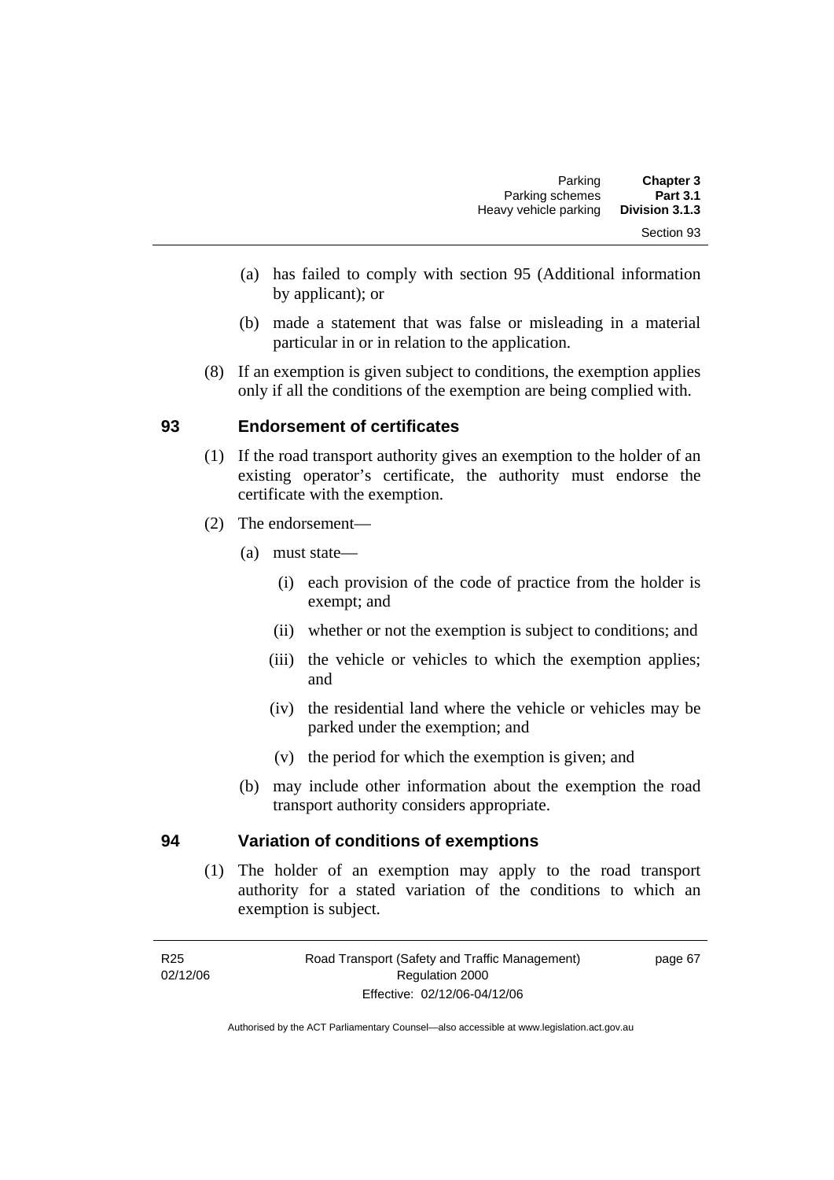(a) has failed to comply with section 95 (Additional information by applicant); or

(b) made a statement that was false or misleading in a material particular in or in relation to the application.

(8) If an exemption is given subject to conditions, the exemption applies only if all the conditions of the exemption are being complied with.

## 93 Endorsement of certificates

(1) If the road transport authority gives an exemption to the holder of an existing operator's certificate, the authority must endorse the certificate with the exemption.

(2) The endorsement—

(a) must state—

(i) each provision of the code of practice from the holder is exempt; and

(ii) whether or not the exemption is subject to conditions; and

(iii) the vehicle or vehicles to which the exemption applies; and

(iv) the residential land where the vehicle or vehicles may be parked under the exemption; and

(v) the period for which the exemption is given; and

(b) may include other information about the exemption the road transport authority considers appropriate.

## 94 Variation of conditions of exemptions

(1) The holder of an exemption may apply to the road transport authority for a stated variation of the conditions to which an exemption is subject.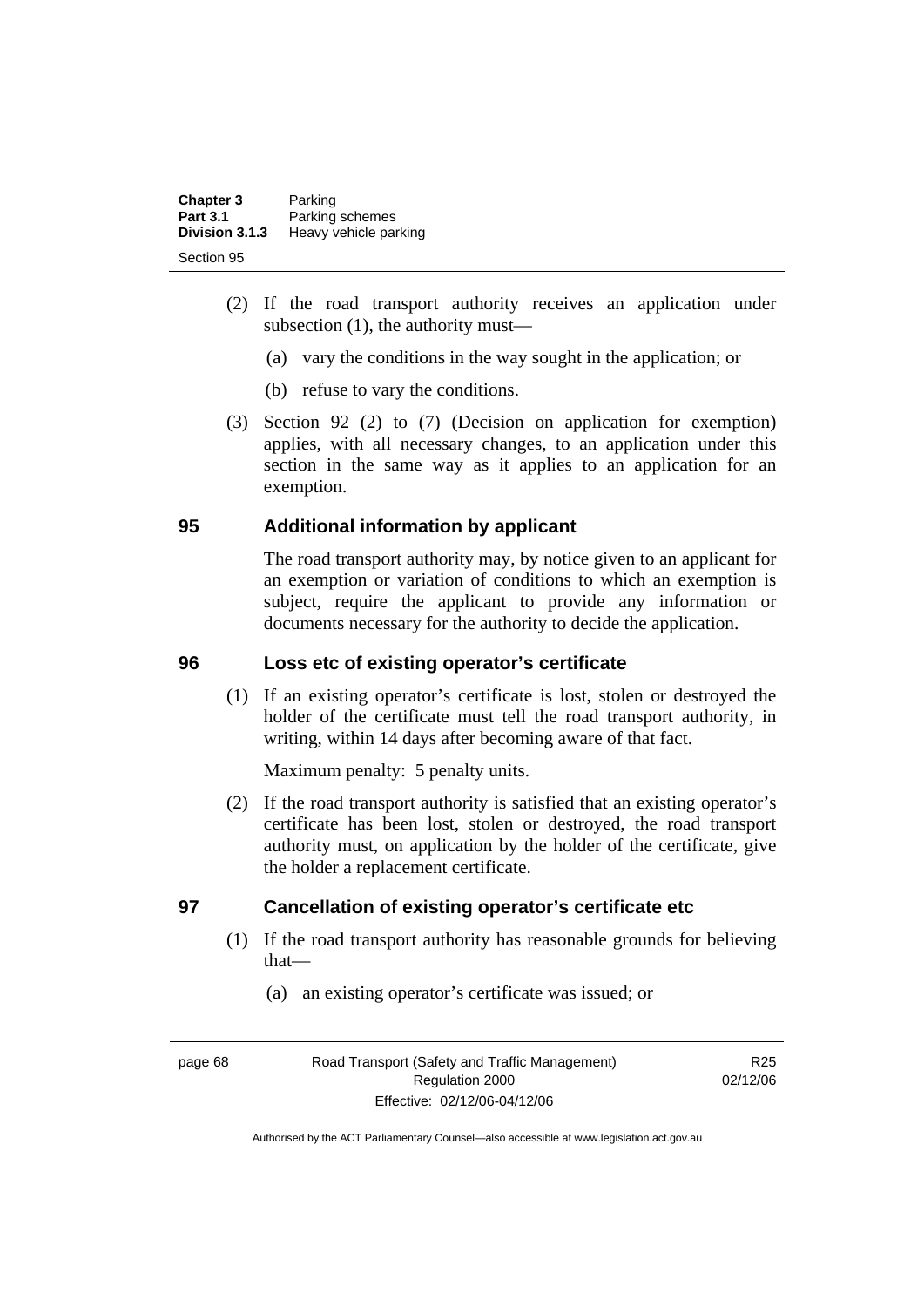(2) If the road transport authority receives an application under subsection (1), the authority must—

(a) vary the conditions in the way sought in the application; or

(b) refuse to vary the conditions.

(3) Section 92 (2) to (7) (Decision on application for exemption) applies, with all necessary changes, to an application under this section in the same way as it applies to an application for an exemption.

## 95 Additional information by applicant

The road transport authority may, by notice given to an applicant for an exemption or variation of conditions to which an exemption is subject, require the applicant to provide any information or documents necessary for the authority to decide the application.

## 96 Loss etc of existing operator's certificate

(1) If an existing operator's certificate is lost, stolen or destroyed the holder of the certificate must tell the road transport authority, in writing, within 14 days after becoming aware of that fact.

Maximum penalty: 5 penalty units.

(2) If the road transport authority is satisfied that an existing operator's certificate has been lost, stolen or destroyed, the road transport authority must, on application by the holder of the certificate, give the holder a replacement certificate.

## 97 Cancellation of existing operator's certificate etc

(1) If the road transport authority has reasonable grounds for believing that—

(a) an existing operator's certificate was issued; or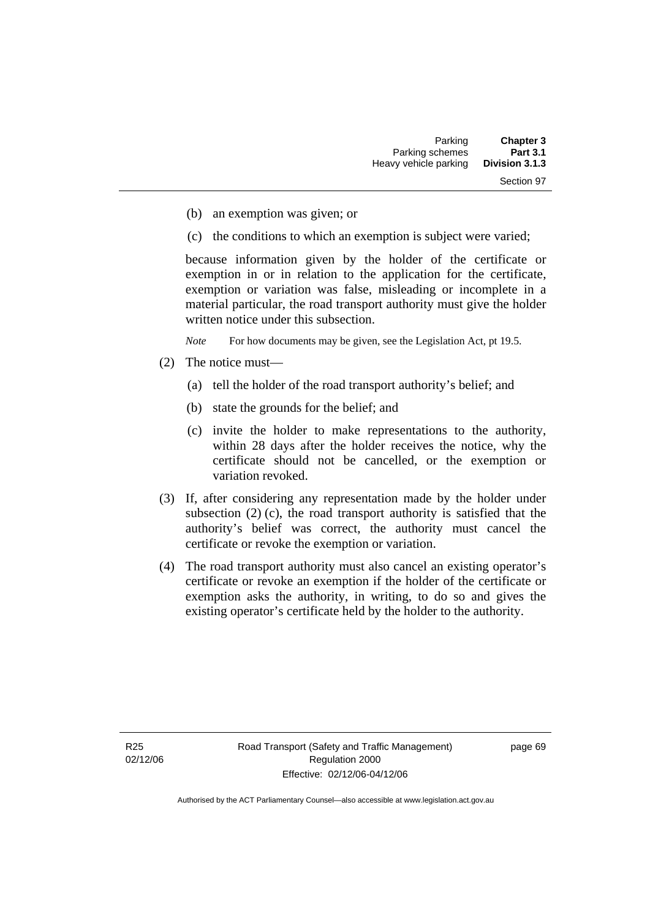(b) an exemption was given; or

(c) the conditions to which an exemption is subject were varied;

because information given by the holder of the certificate or exemption in or in relation to the application for the certificate, exemption or variation was false, misleading or incomplete in a material particular, the road transport authority must give the holder written notice under this subsection.

*Note* For how documents may be given, see the Legislation Act, pt 19.5.

(2) The notice must—

(a) tell the holder of the road transport authority's belief; and

(b) state the grounds for the belief; and

(c) invite the holder to make representations to the authority, within 28 days after the holder receives the notice, why the certificate should not be cancelled, or the exemption or variation revoked.

(3) If, after considering any representation made by the holder under subsection (2) (c), the road transport authority is satisfied that the authority's belief was correct, the authority must cancel the certificate or revoke the exemption or variation.

(4) The road transport authority must also cancel an existing operator's certificate or revoke an exemption if the holder of the certificate or exemption asks the authority, in writing, to do so and gives the existing operator's certificate held by the holder to the authority.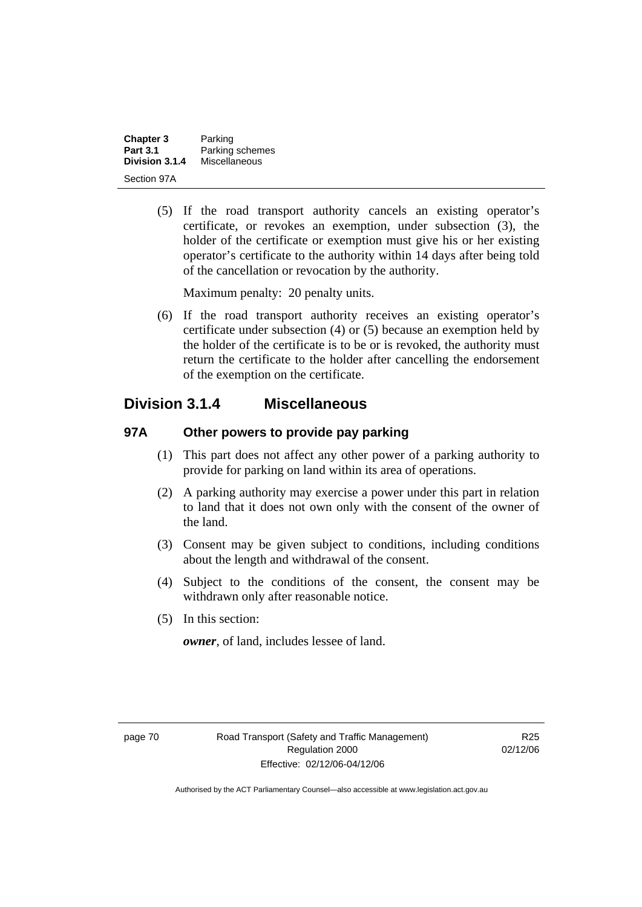(5) If the road transport authority cancels an existing operator's certificate, or revokes an exemption, under subsection (3), the holder of the certificate or exemption must give his or her existing operator's certificate to the authority within 14 days after being told of the cancellation or revocation by the authority.

Maximum penalty: 20 penalty units.

(6) If the road transport authority receives an existing operator's certificate under subsection (4) or (5) because an exemption held by the holder of the certificate is to be or is revoked, the authority must return the certificate to the holder after cancelling the endorsement of the exemption on the certificate.

## Division 3.1.4 Miscellaneous

### 97A Other powers to provide pay parking

(1) This part does not affect any other power of a parking authority to provide for parking on land within its area of operations.

(2) A parking authority may exercise a power under this part in relation to land that it does not own only with the consent of the owner of the land.

(3) Consent may be given subject to conditions, including conditions about the length and withdrawal of the consent.

(4) Subject to the conditions of the consent, the consent may be withdrawn only after reasonable notice.

(5) In this section:

***owner***, of land, includes lessee of land.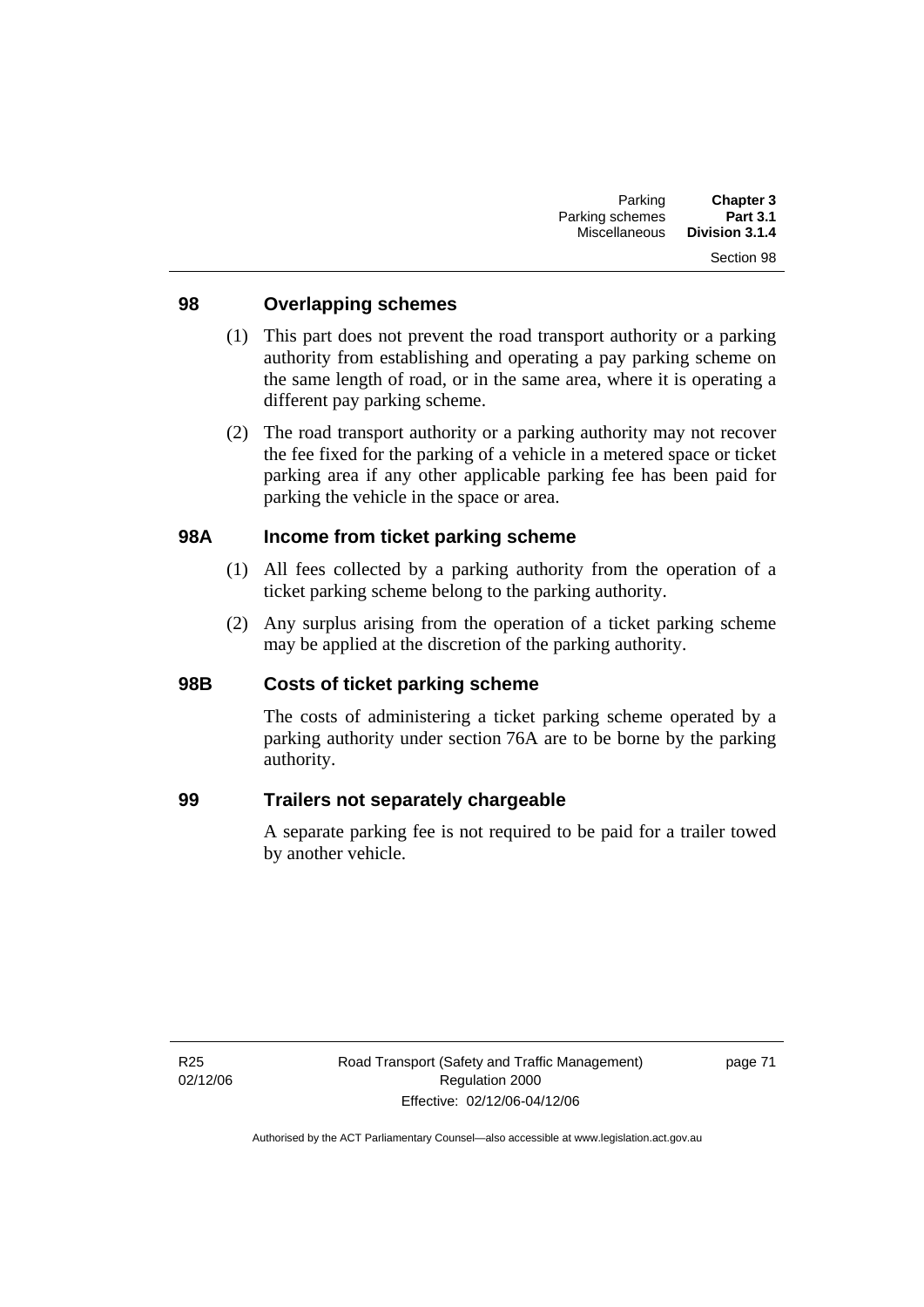## 98 Overlapping schemes

(1) This part does not prevent the road transport authority or a parking authority from establishing and operating a pay parking scheme on the same length of road, or in the same area, where it is operating a different pay parking scheme.

(2) The road transport authority or a parking authority may not recover the fee fixed for the parking of a vehicle in a metered space or ticket parking area if any other applicable parking fee has been paid for parking the vehicle in the space or area.

## 98A Income from ticket parking scheme

(1) All fees collected by a parking authority from the operation of a ticket parking scheme belong to the parking authority.

(2) Any surplus arising from the operation of a ticket parking scheme may be applied at the discretion of the parking authority.

## 98B Costs of ticket parking scheme

The costs of administering a ticket parking scheme operated by a parking authority under section 76A are to be borne by the parking authority.

## 99 Trailers not separately chargeable

A separate parking fee is not required to be paid for a trailer towed by another vehicle.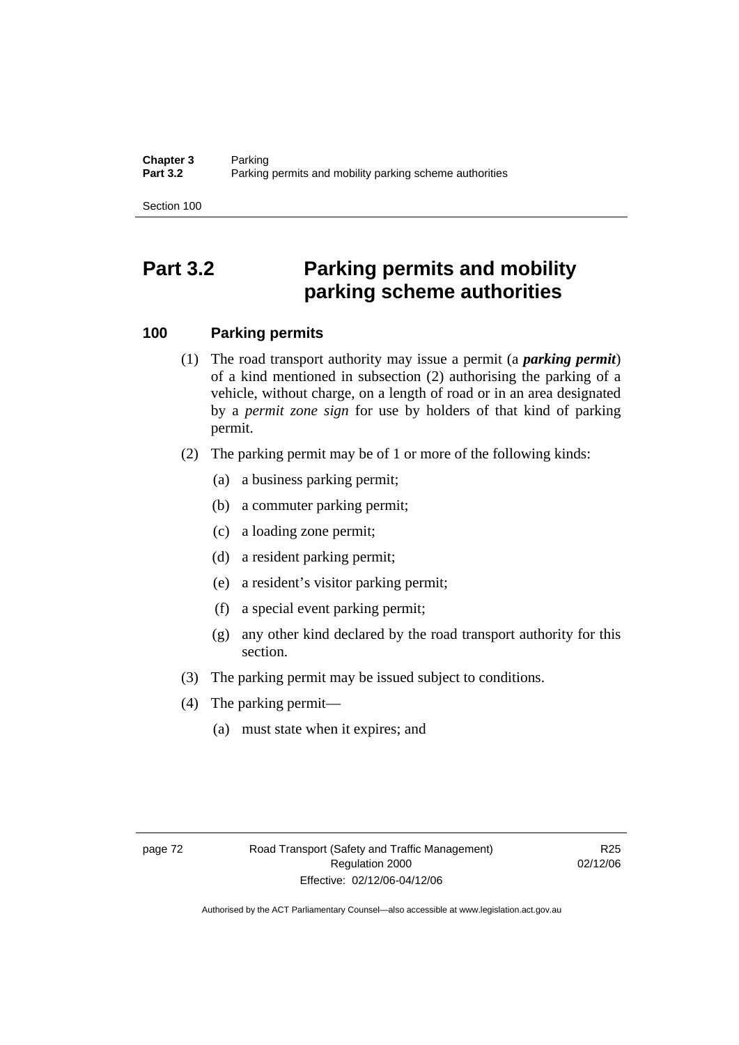# Part 3.2 Parking permits and mobility parking scheme authorities

## 100 Parking permits

(1) The road transport authority may issue a permit (a ***parking permit***) of a kind mentioned in subsection (2) authorising the parking of a vehicle, without charge, on a length of road or in an area designated by a *permit zone sign* for use by holders of that kind of parking permit.

(2) The parking permit may be of 1 or more of the following kinds:

(a) a business parking permit;

(b) a commuter parking permit;

(c) a loading zone permit;

(d) a resident parking permit;

(e) a resident's visitor parking permit;

(f) a special event parking permit;

(g) any other kind declared by the road transport authority for this section.

(3) The parking permit may be issued subject to conditions.

(4) The parking permit—

(a) must state when it expires; and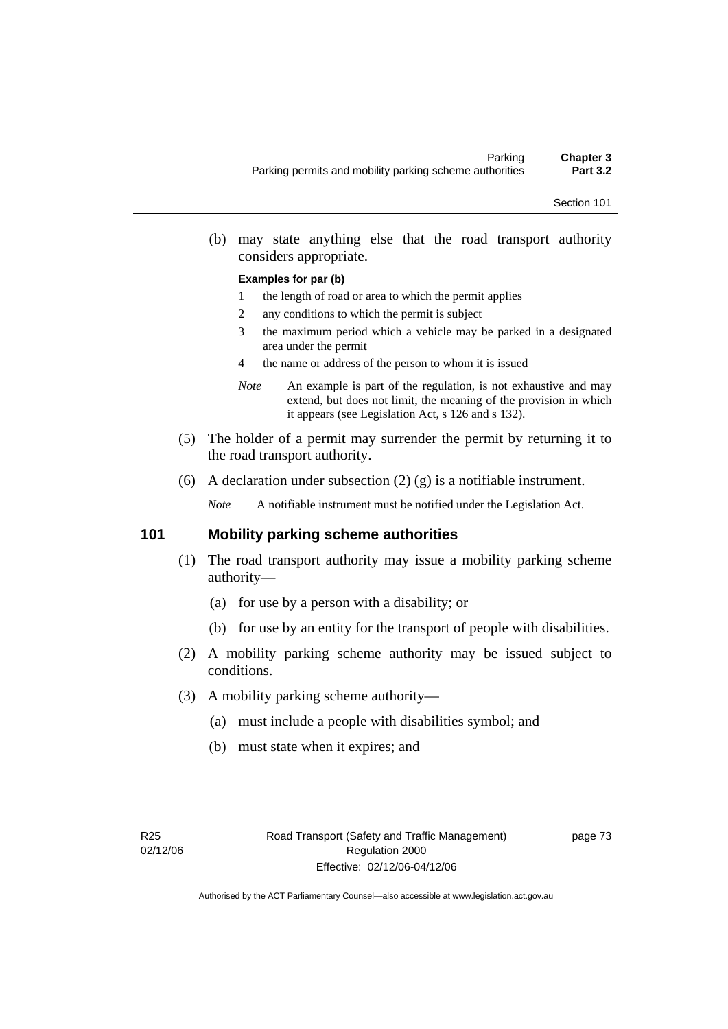(b) may state anything else that the road transport authority considers appropriate.

**Examples for par (b)**

1 the length of road or area to which the permit applies
2 any conditions to which the permit is subject
3 the maximum period which a vehicle may be parked in a designated area under the permit
4 the name or address of the person to whom it is issued

*Note* An example is part of the regulation, is not exhaustive and may extend, but does not limit, the meaning of the provision in which it appears (see Legislation Act, s 126 and s 132).

(5) The holder of a permit may surrender the permit by returning it to the road transport authority.

(6) A declaration under subsection (2) (g) is a notifiable instrument.

*Note* A notifiable instrument must be notified under the Legislation Act.

## 101 Mobility parking scheme authorities

(1) The road transport authority may issue a mobility parking scheme authority—

(a) for use by a person with a disability; or

(b) for use by an entity for the transport of people with disabilities.

(2) A mobility parking scheme authority may be issued subject to conditions.

(3) A mobility parking scheme authority—

(a) must include a people with disabilities symbol; and

(b) must state when it expires; and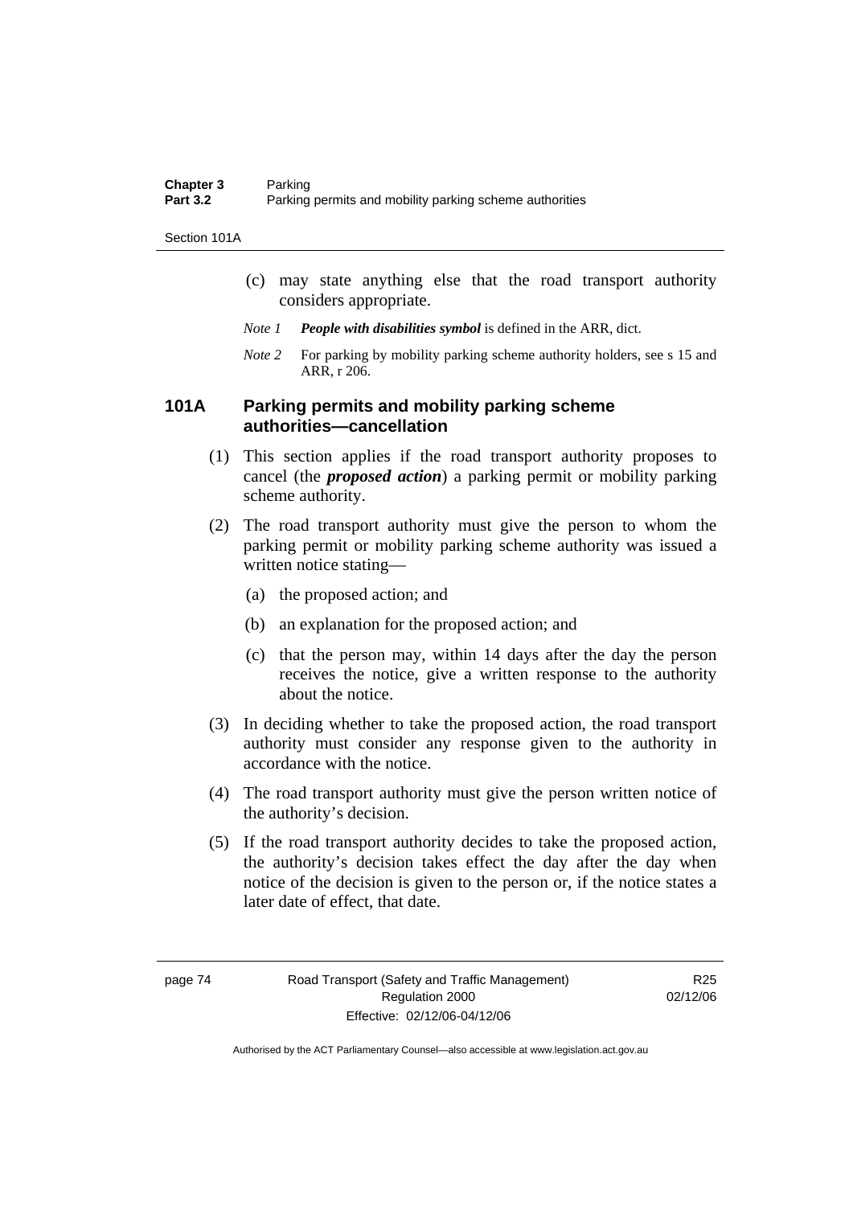(c) may state anything else that the road transport authority considers appropriate.

*Note 1* ***People with disabilities symbol*** is defined in the ARR, dict.

*Note 2* For parking by mobility parking scheme authority holders, see s 15 and ARR, r 206.

### 101A Parking permits and mobility parking scheme authorities—cancellation

(1) This section applies if the road transport authority proposes to cancel (the ***proposed action***) a parking permit or mobility parking scheme authority.

(2) The road transport authority must give the person to whom the parking permit or mobility parking scheme authority was issued a written notice stating—

(a) the proposed action; and

(b) an explanation for the proposed action; and

(c) that the person may, within 14 days after the day the person receives the notice, give a written response to the authority about the notice.

(3) In deciding whether to take the proposed action, the road transport authority must consider any response given to the authority in accordance with the notice.

(4) The road transport authority must give the person written notice of the authority's decision.

(5) If the road transport authority decides to take the proposed action, the authority's decision takes effect the day after the day when notice of the decision is given to the person or, if the notice states a later date of effect, that date.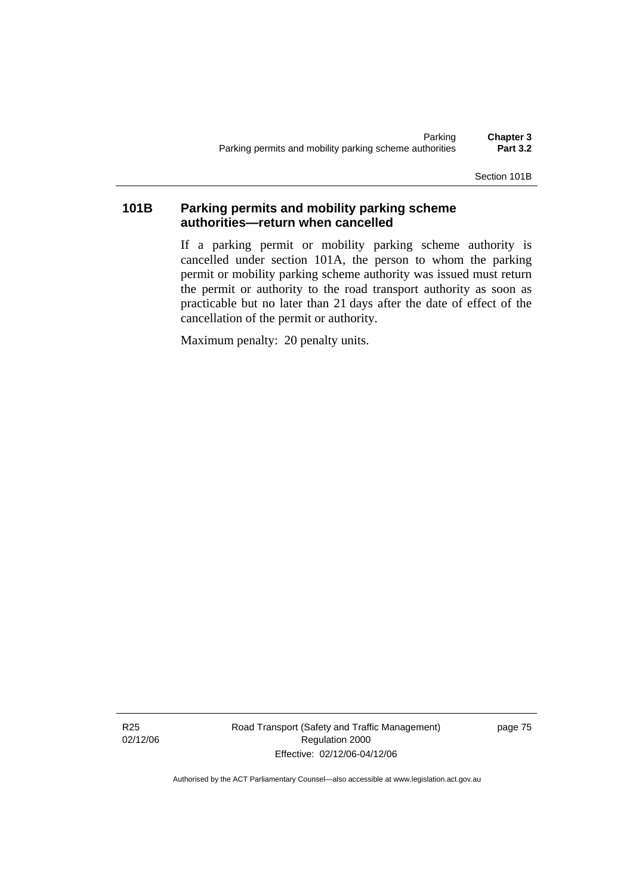## 101B Parking permits and mobility parking scheme authorities—return when cancelled

If a parking permit or mobility parking scheme authority is cancelled under section 101A, the person to whom the parking permit or mobility parking scheme authority was issued must return the permit or authority to the road transport authority as soon as practicable but no later than 21 days after the date of effect of the cancellation of the permit or authority.

Maximum penalty: 20 penalty units.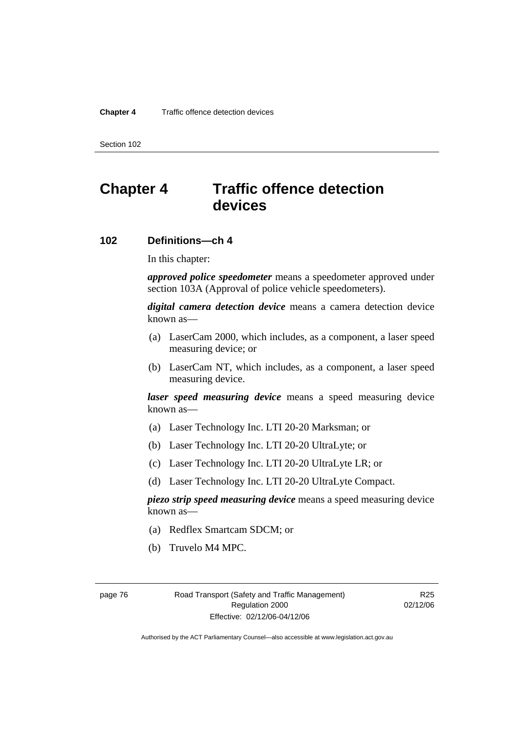# Chapter 4 Traffic offence detection devices

## 102 Definitions—ch 4

In this chapter:

***approved police speedometer*** means a speedometer approved under section 103A (Approval of police vehicle speedometers).

***digital camera detection device*** means a camera detection device known as—

(a) LaserCam 2000, which includes, as a component, a laser speed measuring device; or

(b) LaserCam NT, which includes, as a component, a laser speed measuring device.

***laser speed measuring device*** means a speed measuring device known as—

(a) Laser Technology Inc. LTI 20-20 Marksman; or

(b) Laser Technology Inc. LTI 20-20 UltraLyte; or

(c) Laser Technology Inc. LTI 20-20 UltraLyte LR; or

(d) Laser Technology Inc. LTI 20-20 UltraLyte Compact.

***piezo strip speed measuring device*** means a speed measuring device known as—

(a) Redflex Smartcam SDCM; or

(b) Truvelo M4 MPC.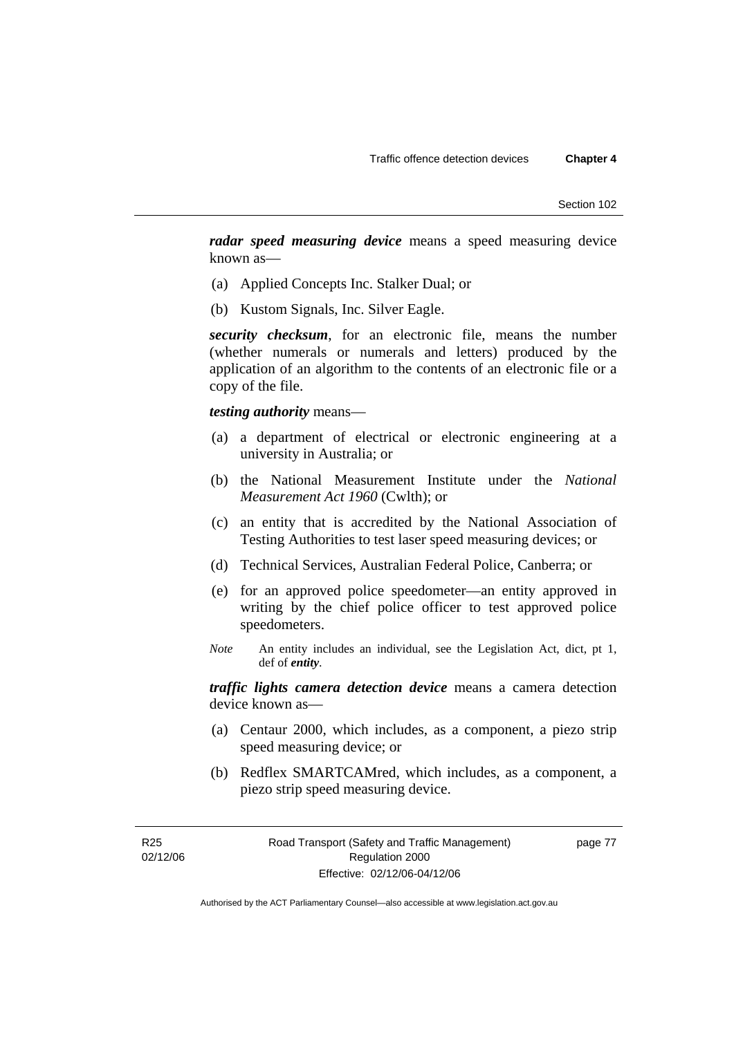***radar speed measuring device*** means a speed measuring device known as—

(a) Applied Concepts Inc. Stalker Dual; or

(b) Kustom Signals, Inc. Silver Eagle.

***security checksum***, for an electronic file, means the number (whether numerals or numerals and letters) produced by the application of an algorithm to the contents of an electronic file or a copy of the file.

***testing authority*** means—

(a) a department of electrical or electronic engineering at a university in Australia; or

(b) the National Measurement Institute under the *National Measurement Act 1960* (Cwlth); or

(c) an entity that is accredited by the National Association of Testing Authorities to test laser speed measuring devices; or

(d) Technical Services, Australian Federal Police, Canberra; or

(e) for an approved police speedometer—an entity approved in writing by the chief police officer to test approved police speedometers.

*Note* An entity includes an individual, see the Legislation Act, dict, pt 1, def of ***entity***.

***traffic lights camera detection device*** means a camera detection device known as—

(a) Centaur 2000, which includes, as a component, a piezo strip speed measuring device; or

(b) Redflex SMARTCAMred, which includes, as a component, a piezo strip speed measuring device.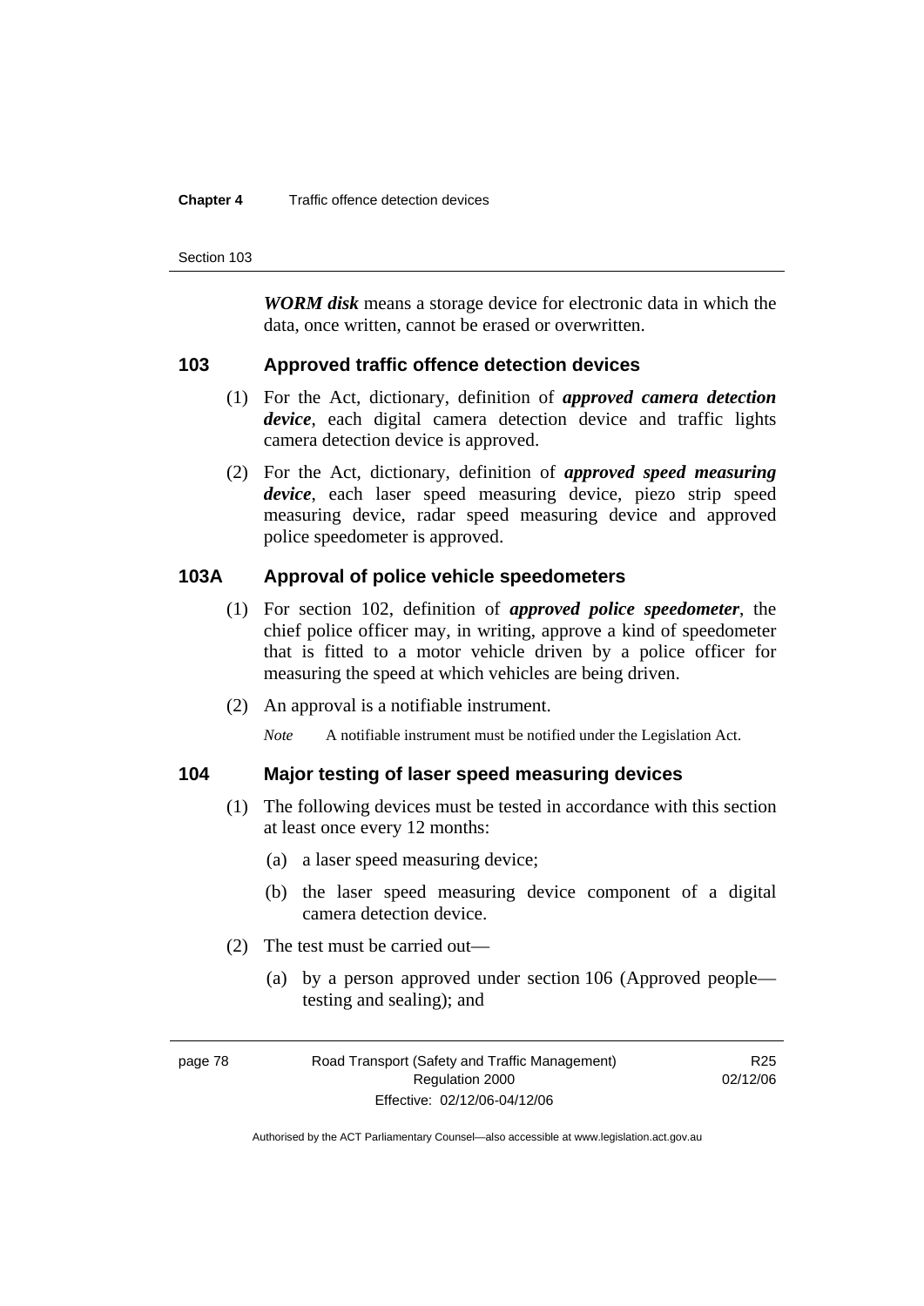***WORM disk*** means a storage device for electronic data in which the data, once written, cannot be erased or overwritten.

## 103 Approved traffic offence detection devices

(1) For the Act, dictionary, definition of ***approved camera detection device***, each digital camera detection device and traffic lights camera detection device is approved.

(2) For the Act, dictionary, definition of ***approved speed measuring device***, each laser speed measuring device, piezo strip speed measuring device, radar speed measuring device and approved police speedometer is approved.

## 103A Approval of police vehicle speedometers

(1) For section 102, definition of ***approved police speedometer***, the chief police officer may, in writing, approve a kind of speedometer that is fitted to a motor vehicle driven by a police officer for measuring the speed at which vehicles are being driven.

(2) An approval is a notifiable instrument.

*Note* A notifiable instrument must be notified under the Legislation Act.

## 104 Major testing of laser speed measuring devices

(1) The following devices must be tested in accordance with this section at least once every 12 months:

(a) a laser speed measuring device;

(b) the laser speed measuring device component of a digital camera detection device.

(2) The test must be carried out—

(a) by a person approved under section 106 (Approved people—testing and sealing); and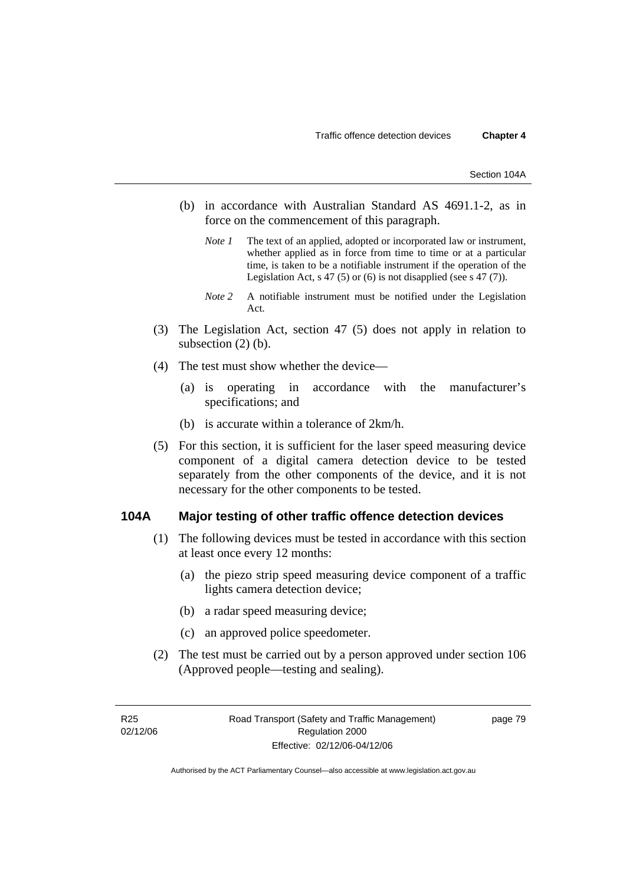(b) in accordance with Australian Standard AS 4691.1-2, as in force on the commencement of this paragraph.

*Note 1* The text of an applied, adopted or incorporated law or instrument, whether applied as in force from time to time or at a particular time, is taken to be a notifiable instrument if the operation of the Legislation Act, s 47 (5) or (6) is not disapplied (see s 47 (7)).

*Note 2* A notifiable instrument must be notified under the Legislation Act.

(3) The Legislation Act, section 47 (5) does not apply in relation to subsection (2) (b).

(4) The test must show whether the device—

(a) is operating in accordance with the manufacturer's specifications; and

(b) is accurate within a tolerance of 2km/h.

(5) For this section, it is sufficient for the laser speed measuring device component of a digital camera detection device to be tested separately from the other components of the device, and it is not necessary for the other components to be tested.

## 104A Major testing of other traffic offence detection devices

(1) The following devices must be tested in accordance with this section at least once every 12 months:

(a) the piezo strip speed measuring device component of a traffic lights camera detection device;

(b) a radar speed measuring device;

(c) an approved police speedometer.

(2) The test must be carried out by a person approved under section 106 (Approved people—testing and sealing).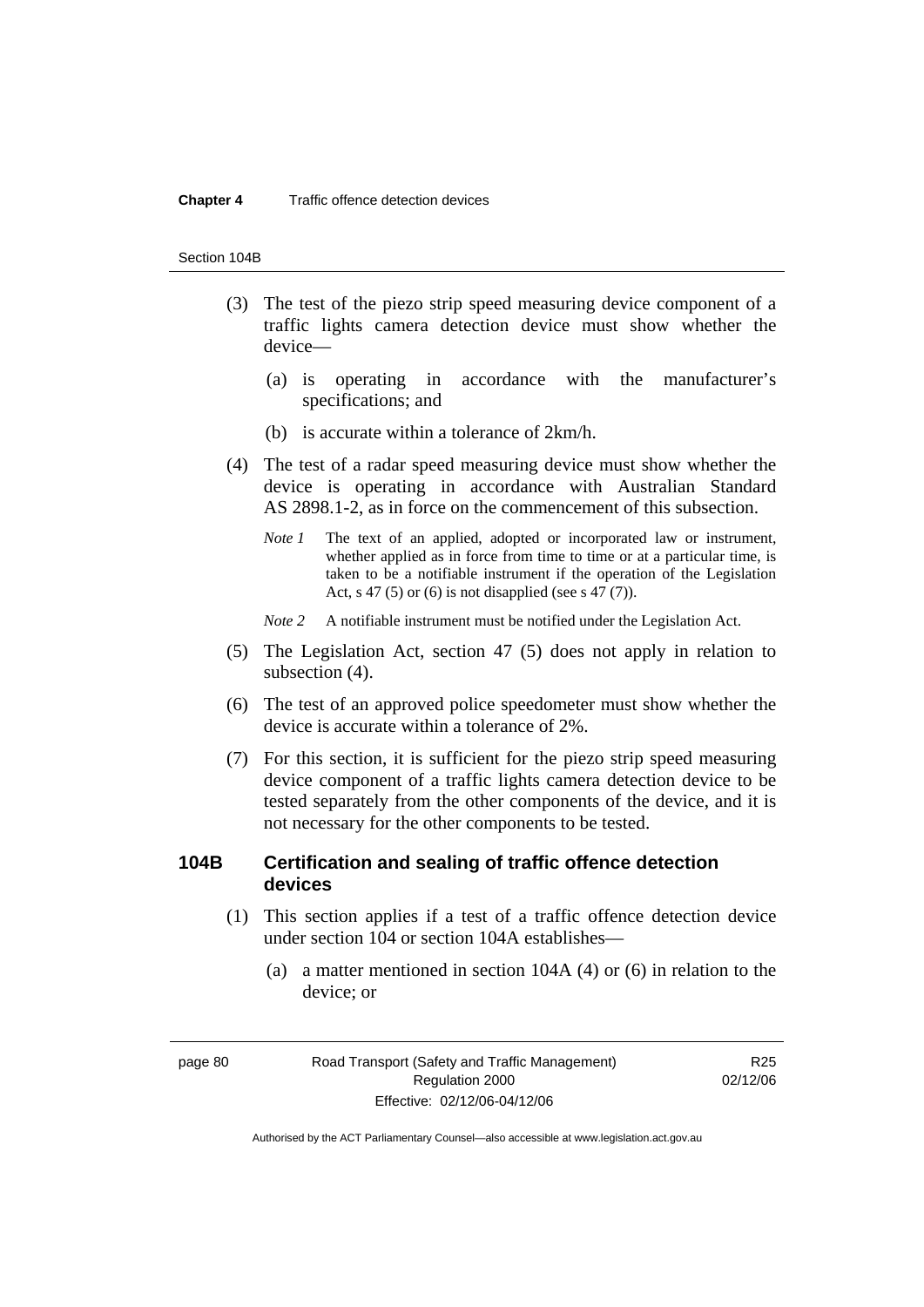(3) The test of the piezo strip speed measuring device component of a traffic lights camera detection device must show whether the device—

(a) is operating in accordance with the manufacturer's specifications; and

(b) is accurate within a tolerance of 2km/h.

(4) The test of a radar speed measuring device must show whether the device is operating in accordance with Australian Standard AS 2898.1-2, as in force on the commencement of this subsection.

*Note 1* The text of an applied, adopted or incorporated law or instrument, whether applied as in force from time to time or at a particular time, is taken to be a notifiable instrument if the operation of the Legislation Act, s 47 (5) or (6) is not disapplied (see s 47 (7)).

*Note 2* A notifiable instrument must be notified under the Legislation Act.

(5) The Legislation Act, section 47 (5) does not apply in relation to subsection (4).

(6) The test of an approved police speedometer must show whether the device is accurate within a tolerance of 2%.

(7) For this section, it is sufficient for the piezo strip speed measuring device component of a traffic lights camera detection device to be tested separately from the other components of the device, and it is not necessary for the other components to be tested.

## 104B Certification and sealing of traffic offence detection devices

(1) This section applies if a test of a traffic offence detection device under section 104 or section 104A establishes—

(a) a matter mentioned in section 104A (4) or (6) in relation to the device; or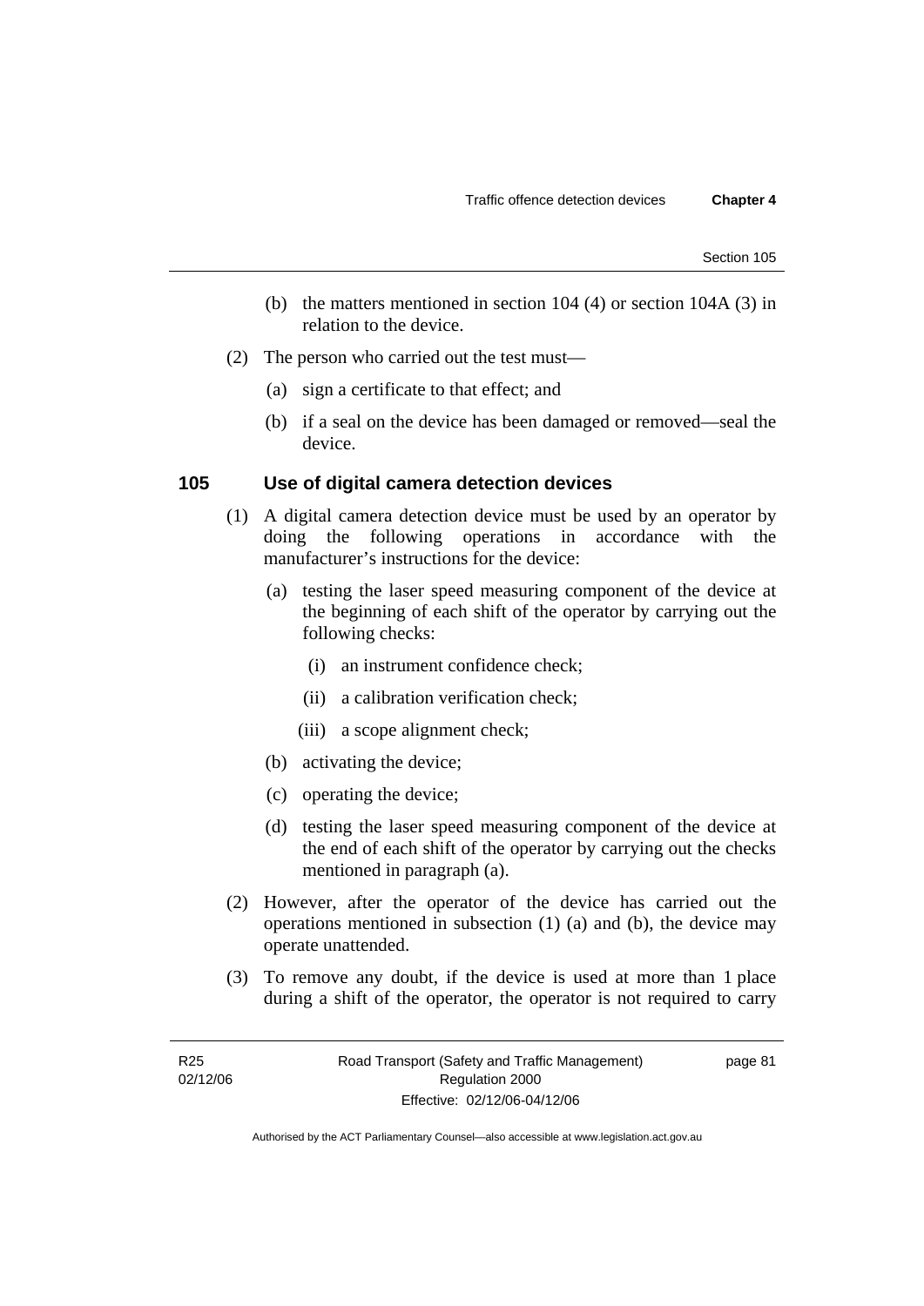(b) the matters mentioned in section 104 (4) or section 104A (3) in relation to the device.

(2) The person who carried out the test must—

(a) sign a certificate to that effect; and

(b) if a seal on the device has been damaged or removed—seal the device.

## 105 Use of digital camera detection devices

(1) A digital camera detection device must be used by an operator by doing the following operations in accordance with the manufacturer's instructions for the device:

(a) testing the laser speed measuring component of the device at the beginning of each shift of the operator by carrying out the following checks:

(i) an instrument confidence check;

(ii) a calibration verification check;

(iii) a scope alignment check;

(b) activating the device;

(c) operating the device;

(d) testing the laser speed measuring component of the device at the end of each shift of the operator by carrying out the checks mentioned in paragraph (a).

(2) However, after the operator of the device has carried out the operations mentioned in subsection (1) (a) and (b), the device may operate unattended.

(3) To remove any doubt, if the device is used at more than 1 place during a shift of the operator, the operator is not required to carry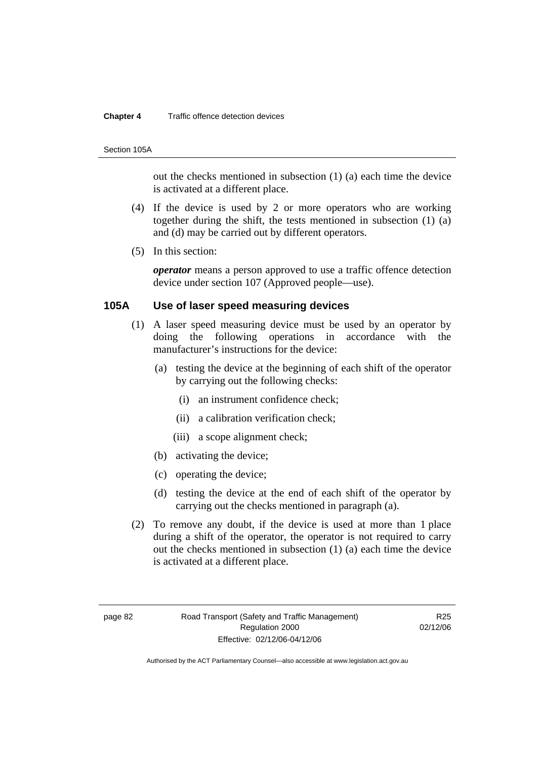out the checks mentioned in subsection (1) (a) each time the device is activated at a different place.

(4) If the device is used by 2 or more operators who are working together during the shift, the tests mentioned in subsection (1) (a) and (d) may be carried out by different operators.

(5) In this section:

***operator*** means a person approved to use a traffic offence detection device under section 107 (Approved people—use).

## 105A Use of laser speed measuring devices

(1) A laser speed measuring device must be used by an operator by doing the following operations in accordance with the manufacturer's instructions for the device:

(a) testing the device at the beginning of each shift of the operator by carrying out the following checks:

(i) an instrument confidence check;

(ii) a calibration verification check;

(iii) a scope alignment check;

(b) activating the device;

(c) operating the device;

(d) testing the device at the end of each shift of the operator by carrying out the checks mentioned in paragraph (a).

(2) To remove any doubt, if the device is used at more than 1 place during a shift of the operator, the operator is not required to carry out the checks mentioned in subsection (1) (a) each time the device is activated at a different place.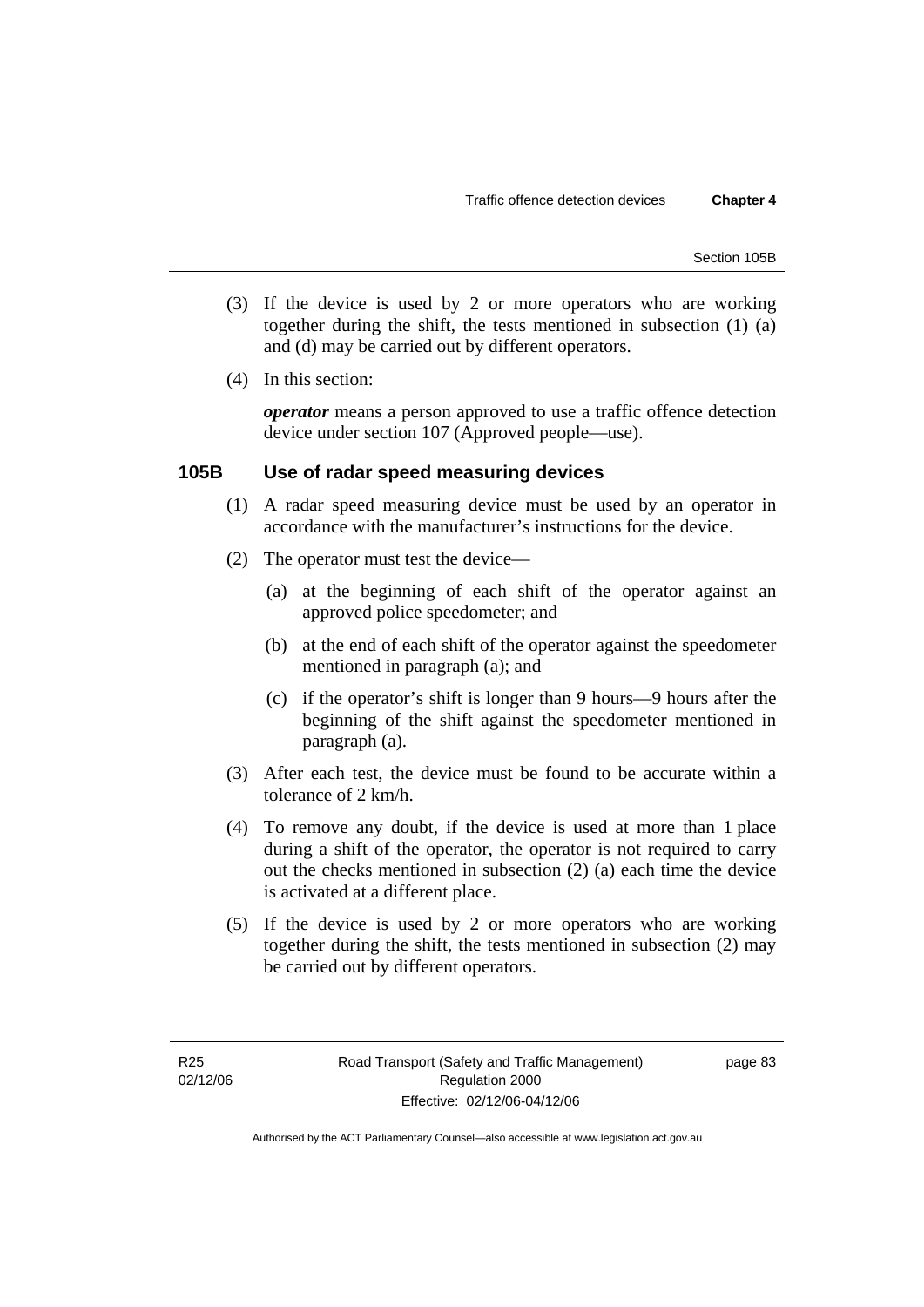(3) If the device is used by 2 or more operators who are working together during the shift, the tests mentioned in subsection (1) (a) and (d) may be carried out by different operators.

(4) In this section:

***operator*** means a person approved to use a traffic offence detection device under section 107 (Approved people—use).

### 105B Use of radar speed measuring devices

(1) A radar speed measuring device must be used by an operator in accordance with the manufacturer's instructions for the device.

(2) The operator must test the device—

(a) at the beginning of each shift of the operator against an approved police speedometer; and

(b) at the end of each shift of the operator against the speedometer mentioned in paragraph (a); and

(c) if the operator's shift is longer than 9 hours—9 hours after the beginning of the shift against the speedometer mentioned in paragraph (a).

(3) After each test, the device must be found to be accurate within a tolerance of 2 km/h.

(4) To remove any doubt, if the device is used at more than 1 place during a shift of the operator, the operator is not required to carry out the checks mentioned in subsection (2) (a) each time the device is activated at a different place.

(5) If the device is used by 2 or more operators who are working together during the shift, the tests mentioned in subsection (2) may be carried out by different operators.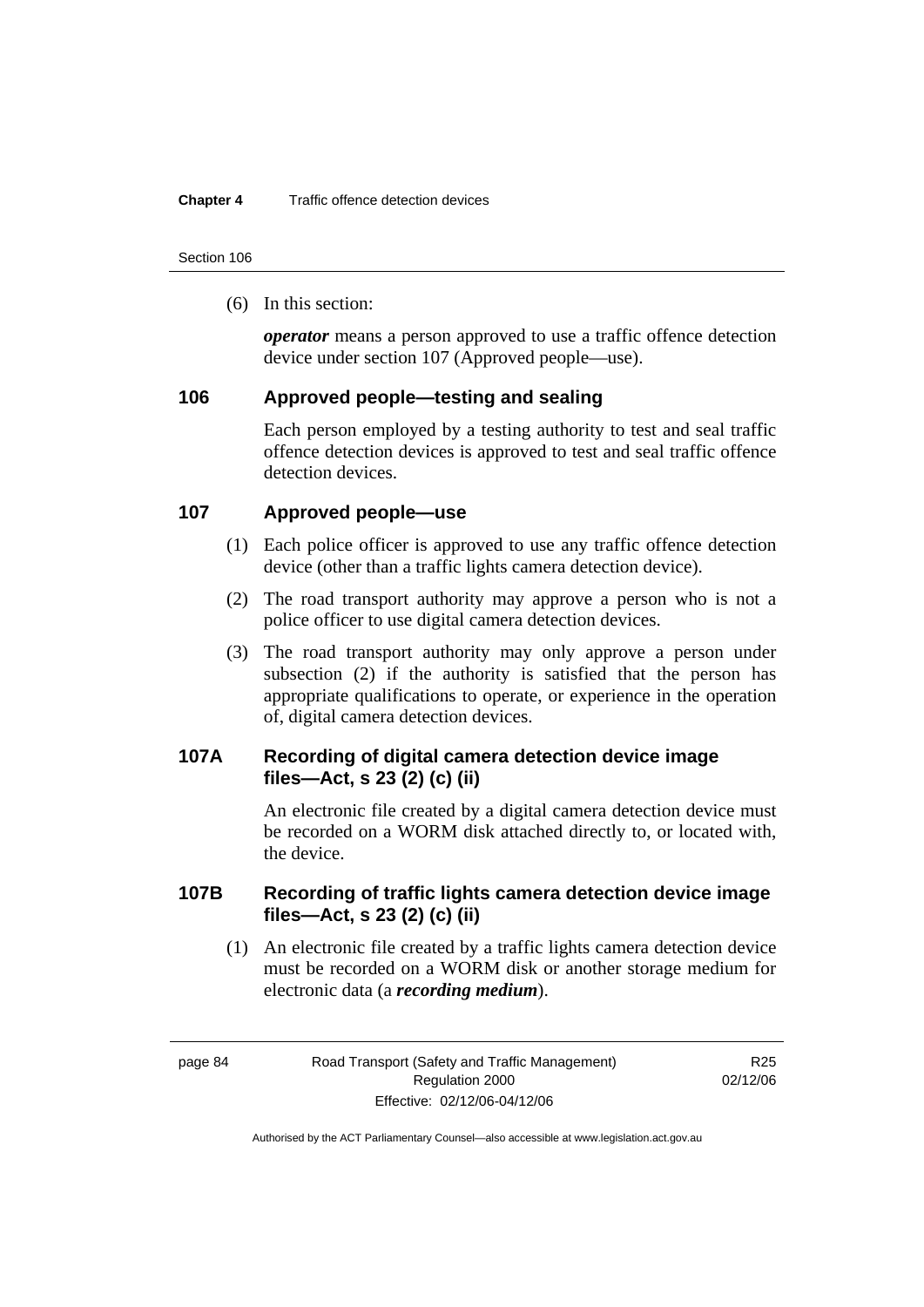(6) In this section:

***operator*** means a person approved to use a traffic offence detection device under section 107 (Approved people—use).

## 106 Approved people—testing and sealing

Each person employed by a testing authority to test and seal traffic offence detection devices is approved to test and seal traffic offence detection devices.

## 107 Approved people—use

(1) Each police officer is approved to use any traffic offence detection device (other than a traffic lights camera detection device).

(2) The road transport authority may approve a person who is not a police officer to use digital camera detection devices.

(3) The road transport authority may only approve a person under subsection (2) if the authority is satisfied that the person has appropriate qualifications to operate, or experience in the operation of, digital camera detection devices.

## 107A Recording of digital camera detection device image files—Act, s 23 (2) (c) (ii)

An electronic file created by a digital camera detection device must be recorded on a WORM disk attached directly to, or located with, the device.

## 107B Recording of traffic lights camera detection device image files—Act, s 23 (2) (c) (ii)

(1) An electronic file created by a traffic lights camera detection device must be recorded on a WORM disk or another storage medium for electronic data (a ***recording medium***).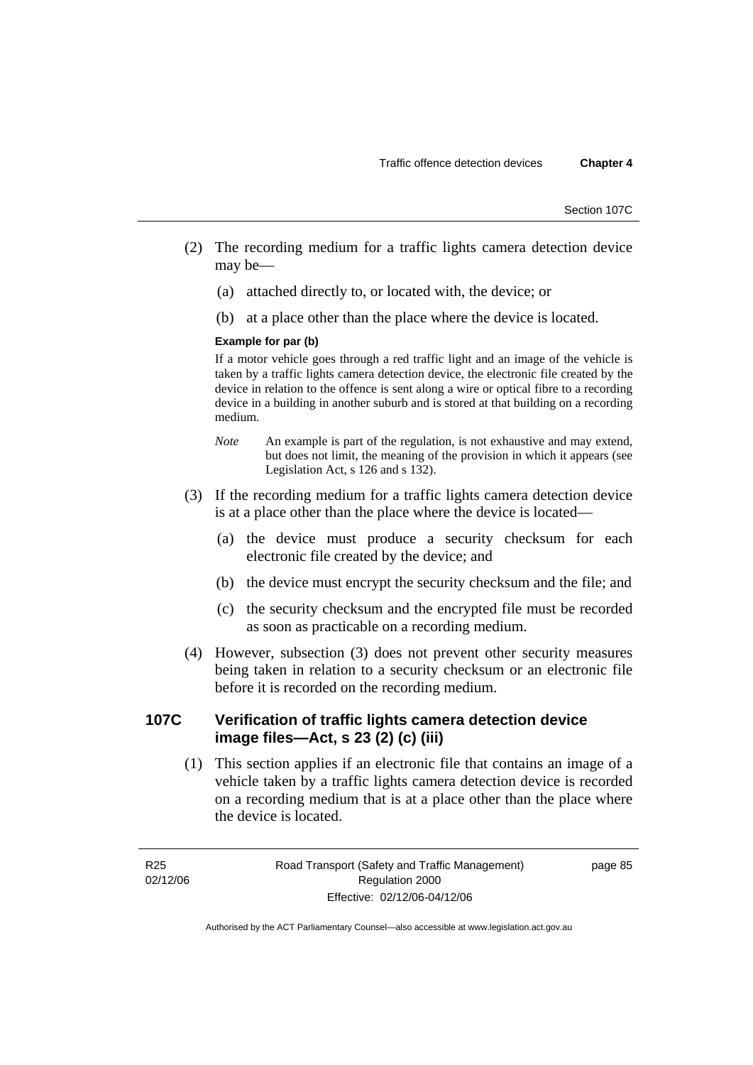(2) The recording medium for a traffic lights camera detection device may be—

(a) attached directly to, or located with, the device; or

(b) at a place other than the place where the device is located.

**Example for par (b)**

If a motor vehicle goes through a red traffic light and an image of the vehicle is taken by a traffic lights camera detection device, the electronic file created by the device in relation to the offence is sent along a wire or optical fibre to a recording device in a building in another suburb and is stored at that building on a recording medium.

*Note* An example is part of the regulation, is not exhaustive and may extend, but does not limit, the meaning of the provision in which it appears (see Legislation Act, s 126 and s 132).

(3) If the recording medium for a traffic lights camera detection device is at a place other than the place where the device is located—

(a) the device must produce a security checksum for each electronic file created by the device; and

(b) the device must encrypt the security checksum and the file; and

(c) the security checksum and the encrypted file must be recorded as soon as practicable on a recording medium.

(4) However, subsection (3) does not prevent other security measures being taken in relation to a security checksum or an electronic file before it is recorded on the recording medium.

### 107C Verification of traffic lights camera detection device image files—Act, s 23 (2) (c) (iii)

(1) This section applies if an electronic file that contains an image of a vehicle taken by a traffic lights camera detection device is recorded on a recording medium that is at a place other than the place where the device is located.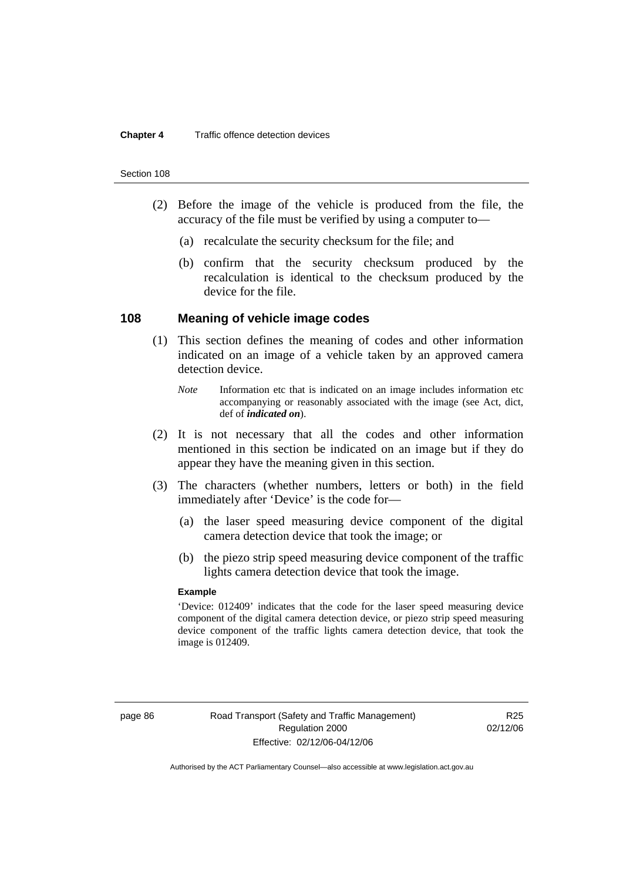(2) Before the image of the vehicle is produced from the file, the accuracy of the file must be verified by using a computer to—

(a) recalculate the security checksum for the file; and

(b) confirm that the security checksum produced by the recalculation is identical to the checksum produced by the device for the file.

## 108 Meaning of vehicle image codes

(1) This section defines the meaning of codes and other information indicated on an image of a vehicle taken by an approved camera detection device.

*Note* Information etc that is indicated on an image includes information etc accompanying or reasonably associated with the image (see Act, dict, def of ***indicated on***).

(2) It is not necessary that all the codes and other information mentioned in this section be indicated on an image but if they do appear they have the meaning given in this section.

(3) The characters (whether numbers, letters or both) in the field immediately after 'Device' is the code for—

(a) the laser speed measuring device component of the digital camera detection device that took the image; or

(b) the piezo strip speed measuring device component of the traffic lights camera detection device that took the image.

**Example**

'Device: 012409' indicates that the code for the laser speed measuring device component of the digital camera detection device, or piezo strip speed measuring device component of the traffic lights camera detection device, that took the image is 012409.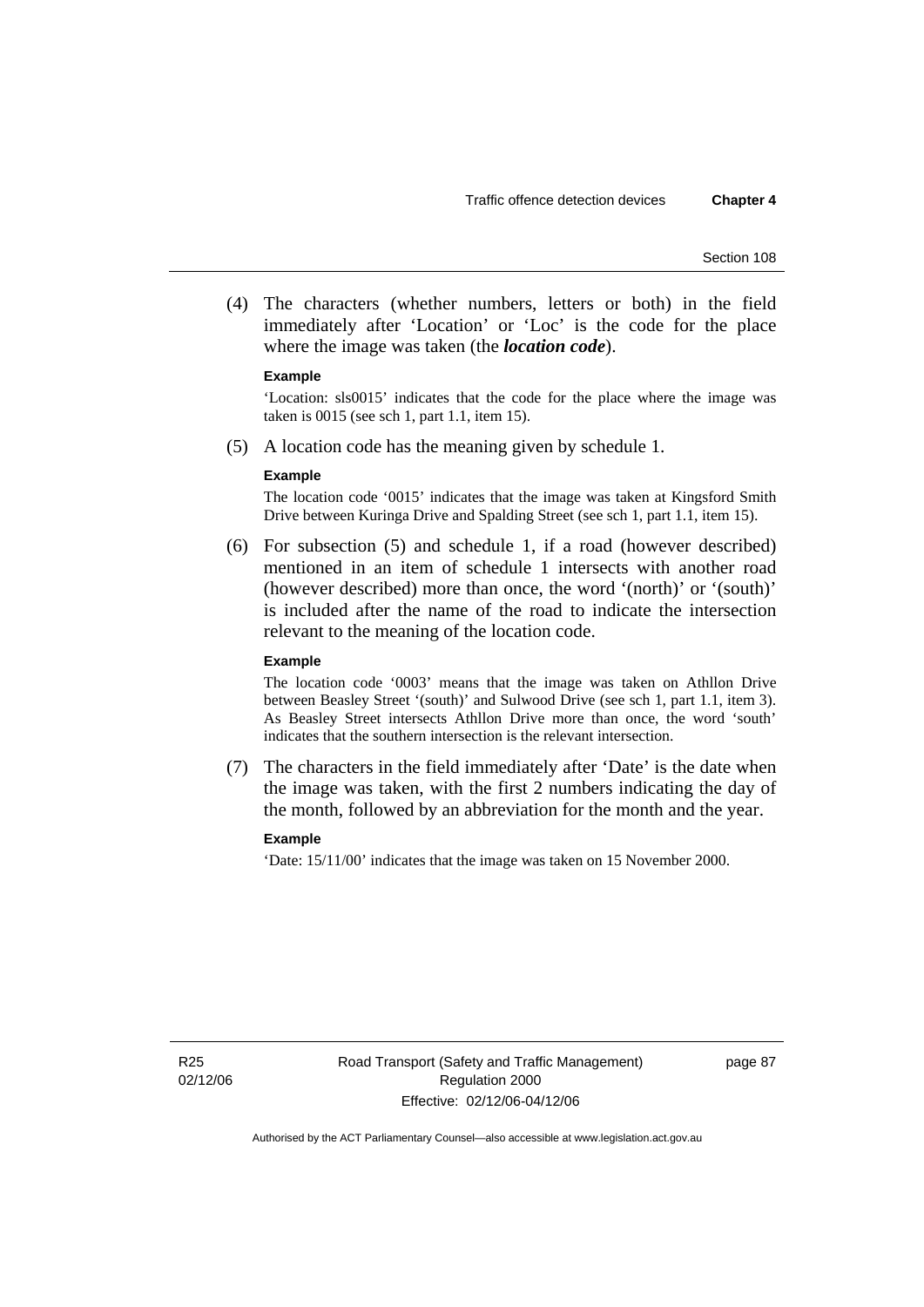(4) The characters (whether numbers, letters or both) in the field immediately after 'Location' or 'Loc' is the code for the place where the image was taken (the ***location code***).

**Example**

'Location: sls0015' indicates that the code for the place where the image was taken is 0015 (see sch 1, part 1.1, item 15).

(5) A location code has the meaning given by schedule 1.

**Example**

The location code '0015' indicates that the image was taken at Kingsford Smith Drive between Kuringa Drive and Spalding Street (see sch 1, part 1.1, item 15).

(6) For subsection (5) and schedule 1, if a road (however described) mentioned in an item of schedule 1 intersects with another road (however described) more than once, the word '(north)' or '(south)' is included after the name of the road to indicate the intersection relevant to the meaning of the location code.

**Example**

The location code '0003' means that the image was taken on Athllon Drive between Beasley Street '(south)' and Sulwood Drive (see sch 1, part 1.1, item 3). As Beasley Street intersects Athllon Drive more than once, the word 'south' indicates that the southern intersection is the relevant intersection.

(7) The characters in the field immediately after 'Date' is the date when the image was taken, with the first 2 numbers indicating the day of the month, followed by an abbreviation for the month and the year.

**Example**

'Date: 15/11/00' indicates that the image was taken on 15 November 2000.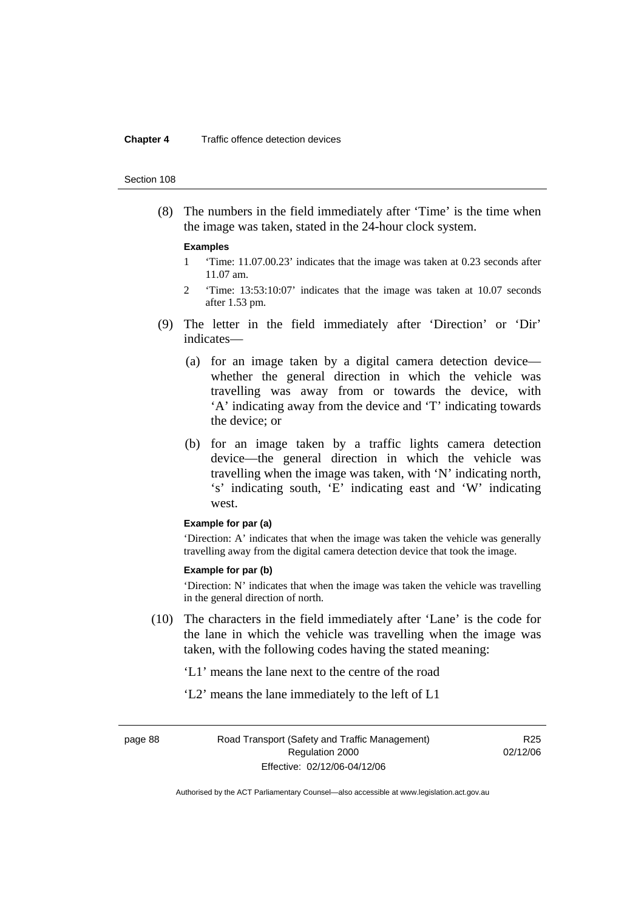(8) The numbers in the field immediately after 'Time' is the time when the image was taken, stated in the 24-hour clock system.

**Examples**

1 'Time: 11.07.00.23' indicates that the image was taken at 0.23 seconds after 11.07 am.

2 'Time: 13:53:10:07' indicates that the image was taken at 10.07 seconds after 1.53 pm.

(9) The letter in the field immediately after 'Direction' or 'Dir' indicates—

(a) for an image taken by a digital camera detection device—whether the general direction in which the vehicle was travelling was away from or towards the device, with 'A' indicating away from the device and 'T' indicating towards the device; or

(b) for an image taken by a traffic lights camera detection device—the general direction in which the vehicle was travelling when the image was taken, with 'N' indicating north, 's' indicating south, 'E' indicating east and 'W' indicating west.

**Example for par (a)**

'Direction: A' indicates that when the image was taken the vehicle was generally travelling away from the digital camera detection device that took the image.

**Example for par (b)**

'Direction: N' indicates that when the image was taken the vehicle was travelling in the general direction of north.

(10) The characters in the field immediately after 'Lane' is the code for the lane in which the vehicle was travelling when the image was taken, with the following codes having the stated meaning:

'L1' means the lane next to the centre of the road

'L2' means the lane immediately to the left of L1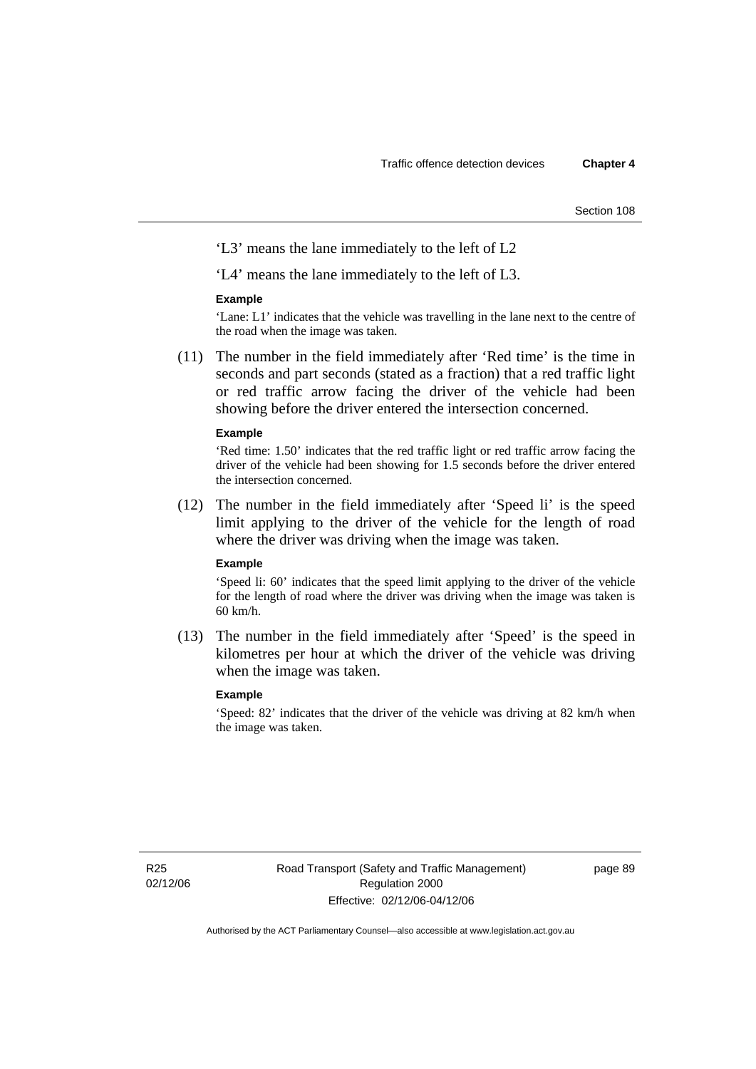'L3' means the lane immediately to the left of L2

'L4' means the lane immediately to the left of L3.

**Example**

'Lane: L1' indicates that the vehicle was travelling in the lane next to the centre of the road when the image was taken.

(11) The number in the field immediately after 'Red time' is the time in seconds and part seconds (stated as a fraction) that a red traffic light or red traffic arrow facing the driver of the vehicle had been showing before the driver entered the intersection concerned.

**Example**

'Red time: 1.50' indicates that the red traffic light or red traffic arrow facing the driver of the vehicle had been showing for 1.5 seconds before the driver entered the intersection concerned.

(12) The number in the field immediately after 'Speed li' is the speed limit applying to the driver of the vehicle for the length of road where the driver was driving when the image was taken.

**Example**

'Speed li: 60' indicates that the speed limit applying to the driver of the vehicle for the length of road where the driver was driving when the image was taken is 60 km/h.

(13) The number in the field immediately after 'Speed' is the speed in kilometres per hour at which the driver of the vehicle was driving when the image was taken.

**Example**

'Speed: 82' indicates that the driver of the vehicle was driving at 82 km/h when the image was taken.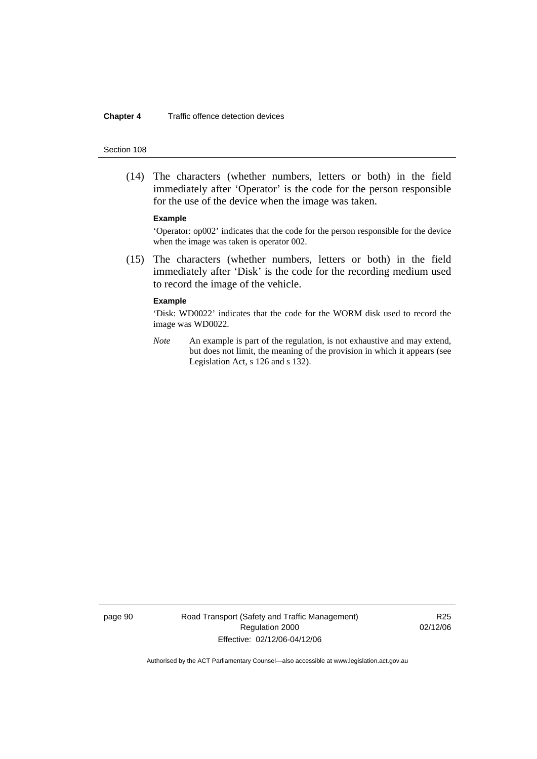(14) The characters (whether numbers, letters or both) in the field immediately after 'Operator' is the code for the person responsible for the use of the device when the image was taken.

**Example**

'Operator: op002' indicates that the code for the person responsible for the device when the image was taken is operator 002.

(15) The characters (whether numbers, letters or both) in the field immediately after 'Disk' is the code for the recording medium used to record the image of the vehicle.

**Example**

'Disk: WD0022' indicates that the code for the WORM disk used to record the image was WD0022.

*Note* An example is part of the regulation, is not exhaustive and may extend, but does not limit, the meaning of the provision in which it appears (see Legislation Act, s 126 and s 132).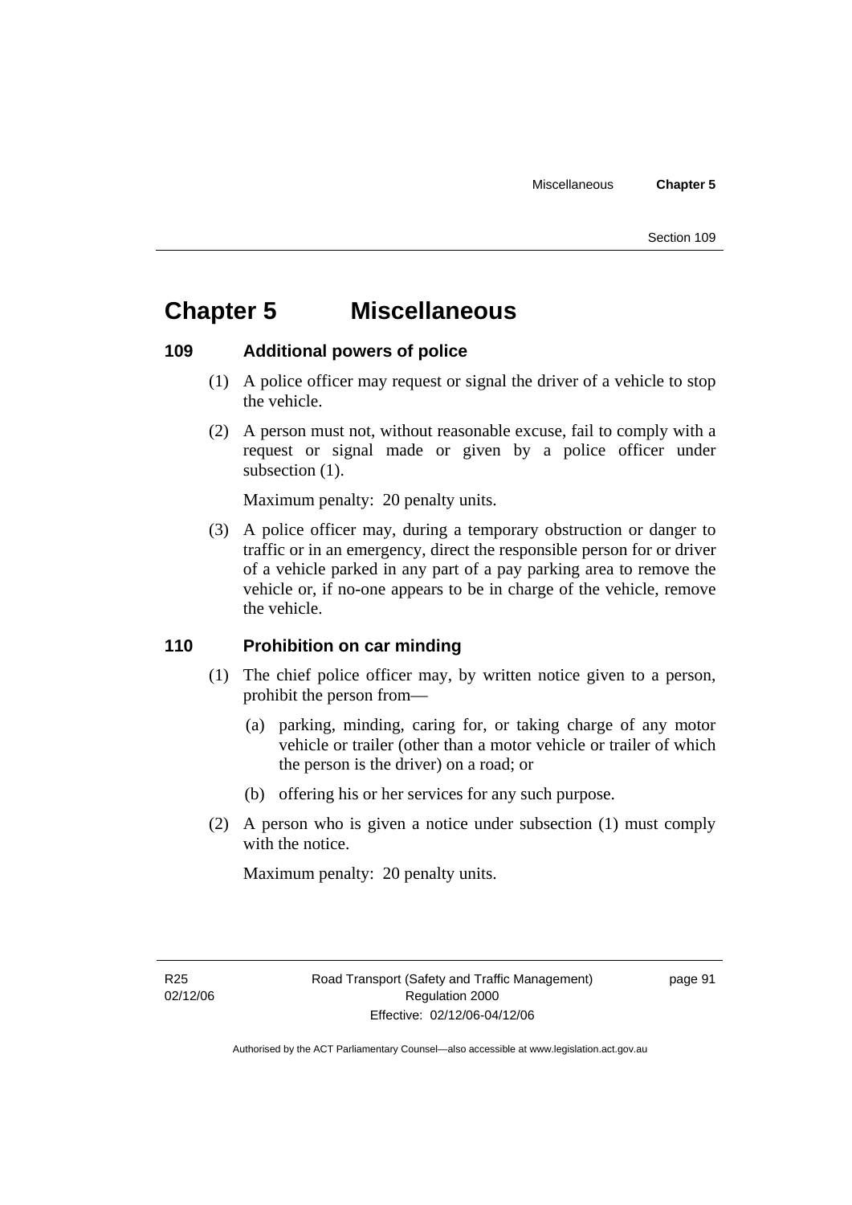# Chapter 5 Miscellaneous

## 109 Additional powers of police

(1) A police officer may request or signal the driver of a vehicle to stop the vehicle.

(2) A person must not, without reasonable excuse, fail to comply with a request or signal made or given by a police officer under subsection (1).

Maximum penalty: 20 penalty units.

(3) A police officer may, during a temporary obstruction or danger to traffic or in an emergency, direct the responsible person for or driver of a vehicle parked in any part of a pay parking area to remove the vehicle or, if no-one appears to be in charge of the vehicle, remove the vehicle.

## 110 Prohibition on car minding

(1) The chief police officer may, by written notice given to a person, prohibit the person from—

(a) parking, minding, caring for, or taking charge of any motor vehicle or trailer (other than a motor vehicle or trailer of which the person is the driver) on a road; or

(b) offering his or her services for any such purpose.

(2) A person who is given a notice under subsection (1) must comply with the notice.

Maximum penalty: 20 penalty units.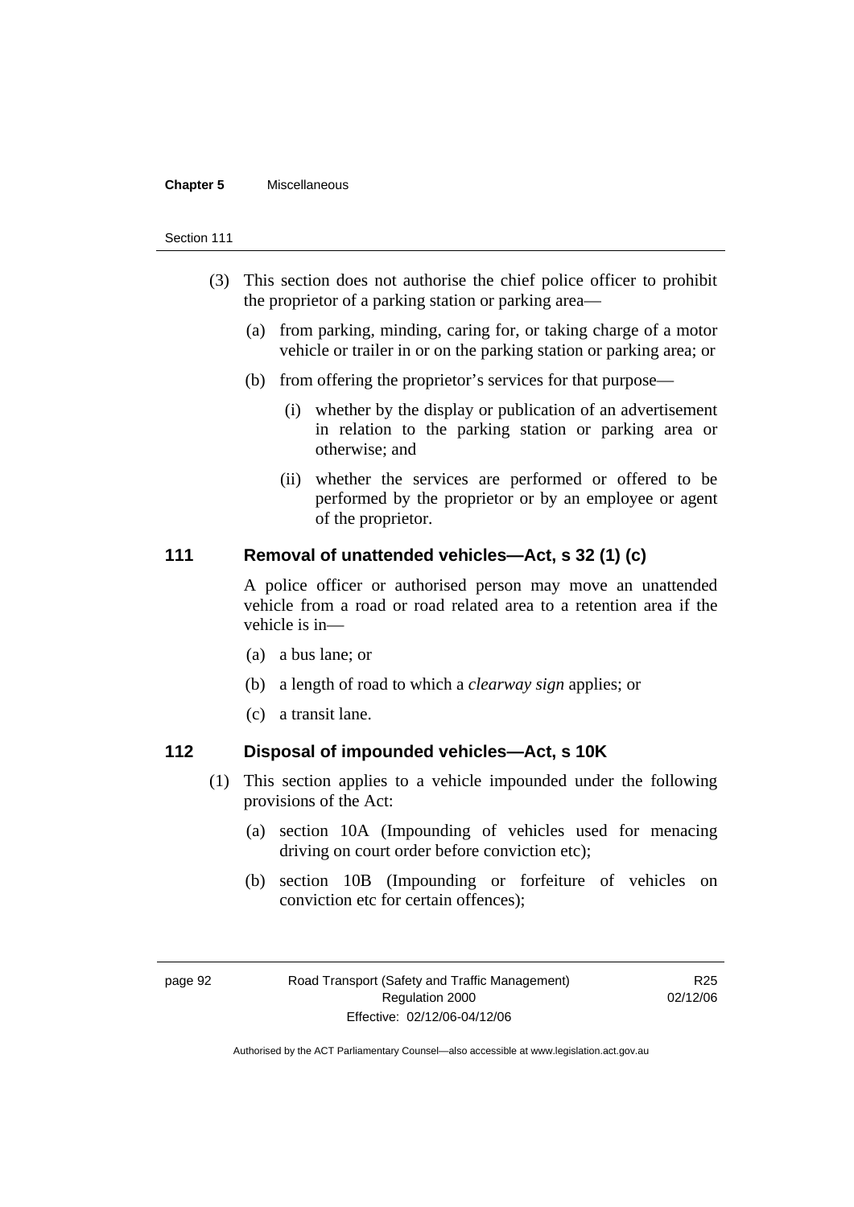(3) This section does not authorise the chief police officer to prohibit the proprietor of a parking station or parking area—

(a) from parking, minding, caring for, or taking charge of a motor vehicle or trailer in or on the parking station or parking area; or

(b) from offering the proprietor's services for that purpose—

(i) whether by the display or publication of an advertisement in relation to the parking station or parking area or otherwise; and

(ii) whether the services are performed or offered to be performed by the proprietor or by an employee or agent of the proprietor.

## 111 Removal of unattended vehicles—Act, s 32 (1) (c)

A police officer or authorised person may move an unattended vehicle from a road or road related area to a retention area if the vehicle is in—

(a) a bus lane; or

(b) a length of road to which a *clearway sign* applies; or

(c) a transit lane.

## 112 Disposal of impounded vehicles—Act, s 10K

(1) This section applies to a vehicle impounded under the following provisions of the Act:

(a) section 10A (Impounding of vehicles used for menacing driving on court order before conviction etc);

(b) section 10B (Impounding or forfeiture of vehicles on conviction etc for certain offences);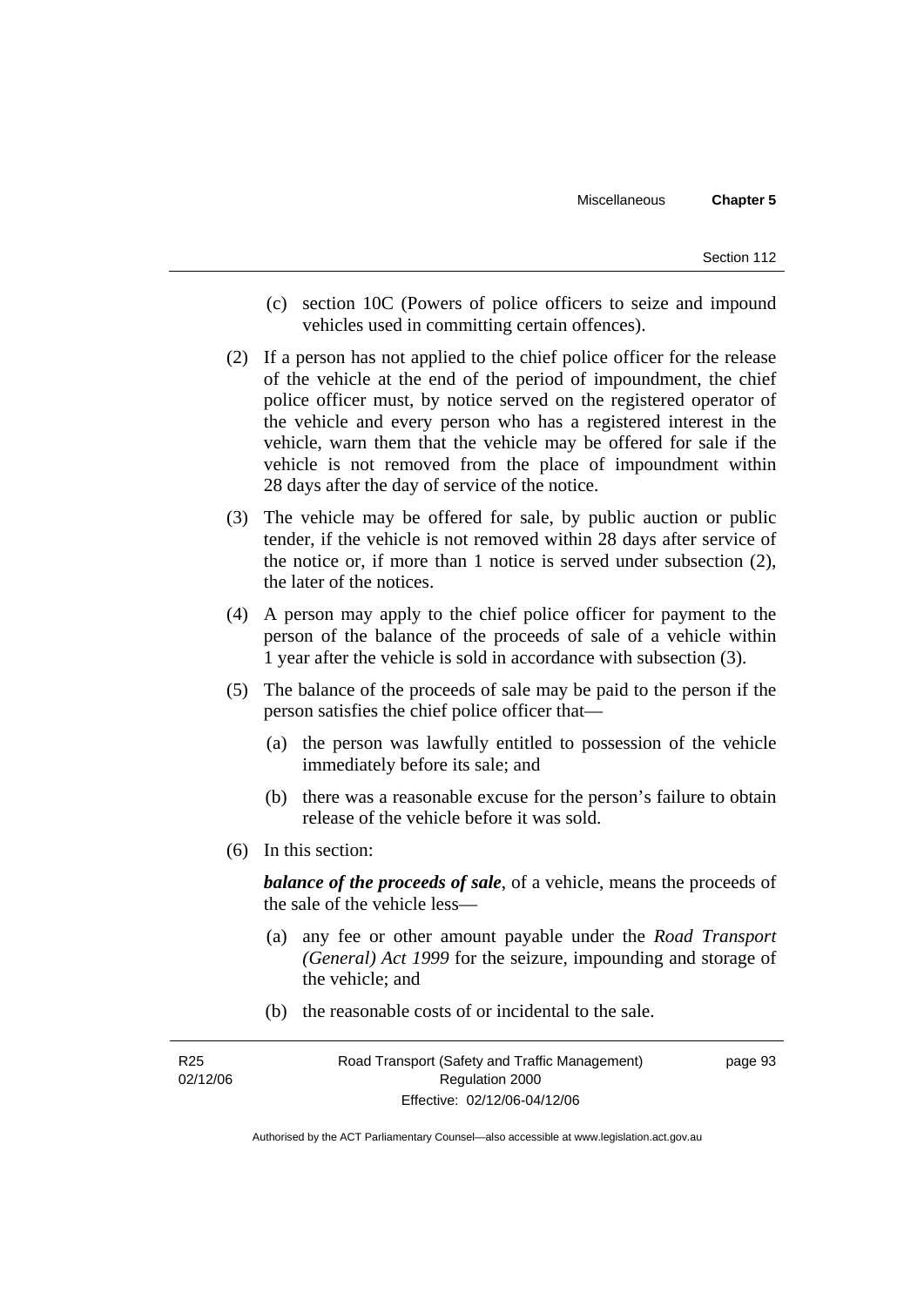(c) section 10C (Powers of police officers to seize and impound vehicles used in committing certain offences).

(2) If a person has not applied to the chief police officer for the release of the vehicle at the end of the period of impoundment, the chief police officer must, by notice served on the registered operator of the vehicle and every person who has a registered interest in the vehicle, warn them that the vehicle may be offered for sale if the vehicle is not removed from the place of impoundment within 28 days after the day of service of the notice.

(3) The vehicle may be offered for sale, by public auction or public tender, if the vehicle is not removed within 28 days after service of the notice or, if more than 1 notice is served under subsection (2), the later of the notices.

(4) A person may apply to the chief police officer for payment to the person of the balance of the proceeds of sale of a vehicle within 1 year after the vehicle is sold in accordance with subsection (3).

(5) The balance of the proceeds of sale may be paid to the person if the person satisfies the chief police officer that—

(a) the person was lawfully entitled to possession of the vehicle immediately before its sale; and

(b) there was a reasonable excuse for the person's failure to obtain release of the vehicle before it was sold.

(6) In this section:

***balance of the proceeds of sale***, of a vehicle, means the proceeds of the sale of the vehicle less—

(a) any fee or other amount payable under the *Road Transport (General) Act 1999* for the seizure, impounding and storage of the vehicle; and

(b) the reasonable costs of or incidental to the sale.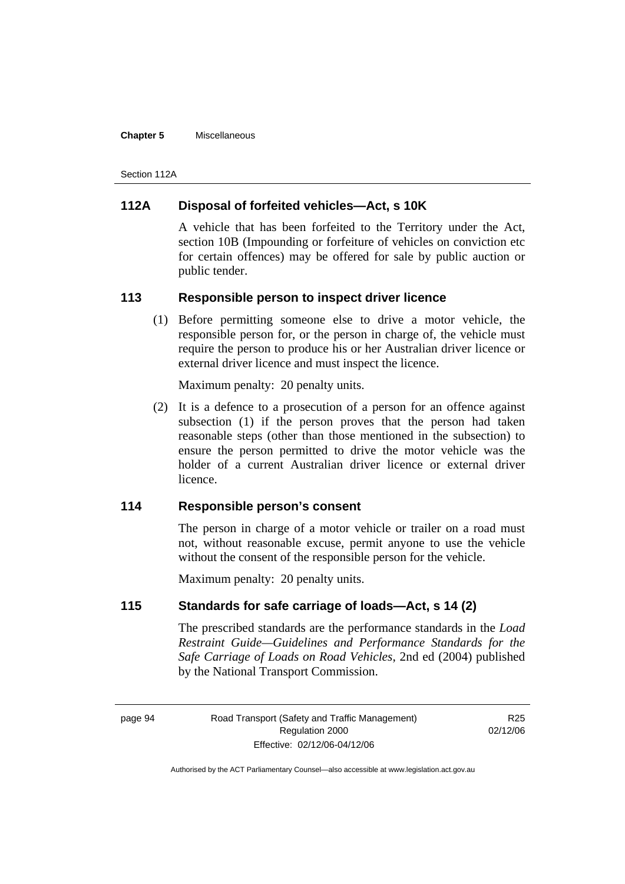## 112A Disposal of forfeited vehicles—Act, s 10K

A vehicle that has been forfeited to the Territory under the Act, section 10B (Impounding or forfeiture of vehicles on conviction etc for certain offences) may be offered for sale by public auction or public tender.

## 113 Responsible person to inspect driver licence

(1) Before permitting someone else to drive a motor vehicle, the responsible person for, or the person in charge of, the vehicle must require the person to produce his or her Australian driver licence or external driver licence and must inspect the licence.

Maximum penalty: 20 penalty units.

(2) It is a defence to a prosecution of a person for an offence against subsection (1) if the person proves that the person had taken reasonable steps (other than those mentioned in the subsection) to ensure the person permitted to drive the motor vehicle was the holder of a current Australian driver licence or external driver licence.

## 114 Responsible person's consent

The person in charge of a motor vehicle or trailer on a road must not, without reasonable excuse, permit anyone to use the vehicle without the consent of the responsible person for the vehicle.

Maximum penalty: 20 penalty units.

## 115 Standards for safe carriage of loads—Act, s 14 (2)

The prescribed standards are the performance standards in the *Load Restraint Guide—Guidelines and Performance Standards for the Safe Carriage of Loads on Road Vehicles*, 2nd ed (2004) published by the National Transport Commission.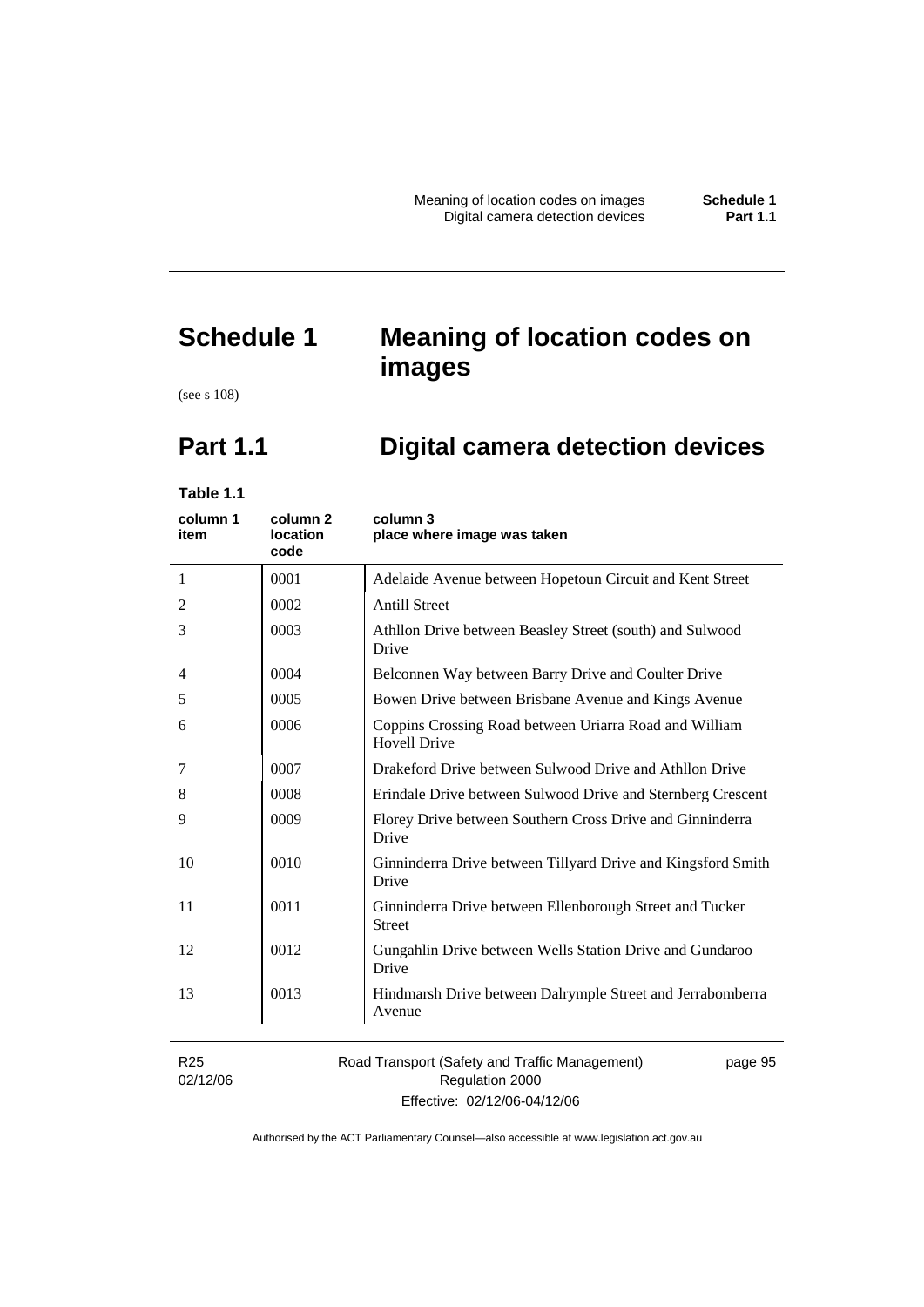# Schedule 1 Meaning of location codes on images

(see s 108)

## Part 1.1 Digital camera detection devices

**Table 1.1**

| column 1 item | column 2 location code | column 3 place where image was taken |
|---|---|---|
| 1 | 0001 | Adelaide Avenue between Hopetoun Circuit and Kent Street |
| 2 | 0002 | Antill Street |
| 3 | 0003 | Athllon Drive between Beasley Street (south) and Sulwood Drive |
| 4 | 0004 | Belconnen Way between Barry Drive and Coulter Drive |
| 5 | 0005 | Bowen Drive between Brisbane Avenue and Kings Avenue |
| 6 | 0006 | Coppins Crossing Road between Uriarra Road and William Hovell Drive |
| 7 | 0007 | Drakeford Drive between Sulwood Drive and Athllon Drive |
| 8 | 0008 | Erindale Drive between Sulwood Drive and Sternberg Crescent |
| 9 | 0009 | Florey Drive between Southern Cross Drive and Ginninderra Drive |
| 10 | 0010 | Ginninderra Drive between Tillyard Drive and Kingsford Smith Drive |
| 11 | 0011 | Ginninderra Drive between Ellenborough Street and Tucker Street |
| 12 | 0012 | Gungahlin Drive between Wells Station Drive and Gundaroo Drive |
| 13 | 0013 | Hindmarsh Drive between Dalrymple Street and Jerrabomberra Avenue |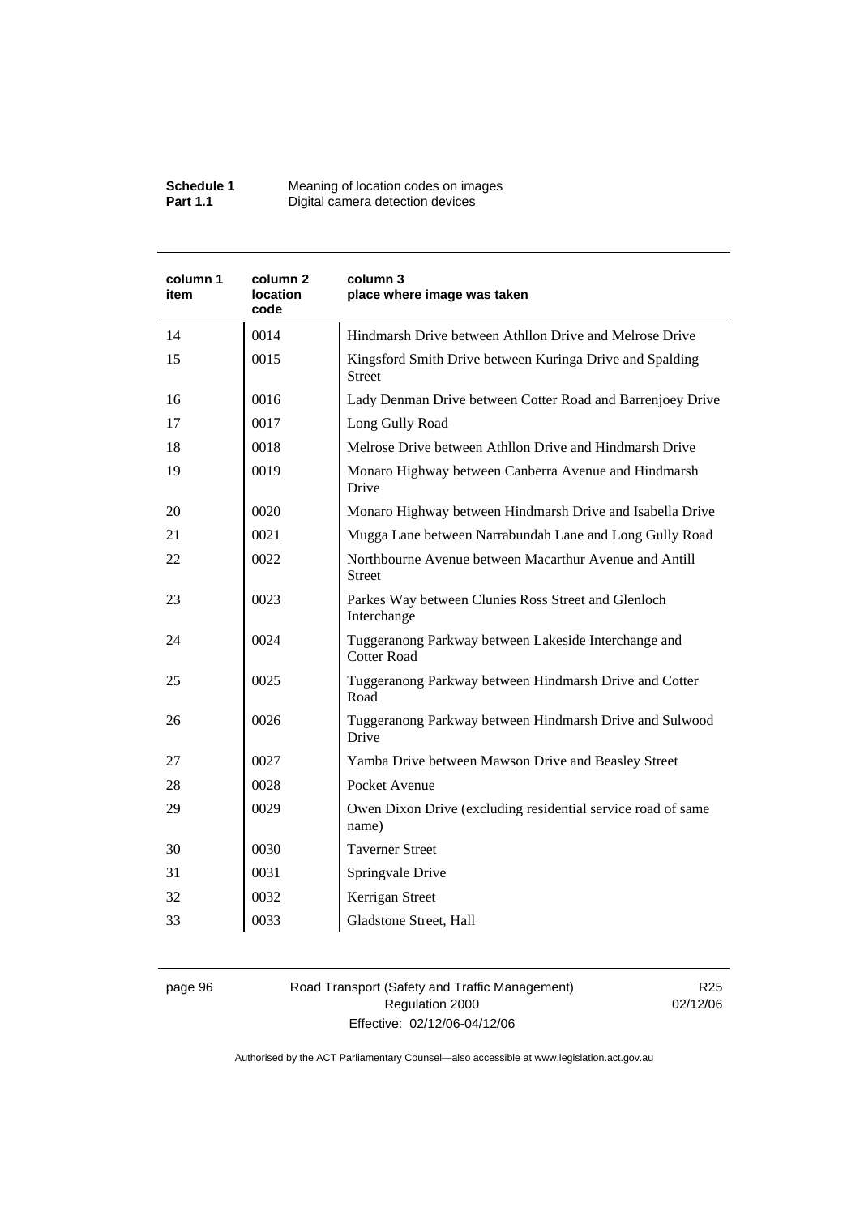| column 1 item | column 2 location code | column 3 place where image was taken |
|---|---|---|
| 14 | 0014 | Hindmarsh Drive between Athllon Drive and Melrose Drive |
| 15 | 0015 | Kingsford Smith Drive between Kuringa Drive and Spalding Street |
| 16 | 0016 | Lady Denman Drive between Cotter Road and Barrenjoey Drive |
| 17 | 0017 | Long Gully Road |
| 18 | 0018 | Melrose Drive between Athllon Drive and Hindmarsh Drive |
| 19 | 0019 | Monaro Highway between Canberra Avenue and Hindmarsh Drive |
| 20 | 0020 | Monaro Highway between Hindmarsh Drive and Isabella Drive |
| 21 | 0021 | Mugga Lane between Narrabundah Lane and Long Gully Road |
| 22 | 0022 | Northbourne Avenue between Macarthur Avenue and Antill Street |
| 23 | 0023 | Parkes Way between Clunies Ross Street and Glenloch Interchange |
| 24 | 0024 | Tuggeranong Parkway between Lakeside Interchange and Cotter Road |
| 25 | 0025 | Tuggeranong Parkway between Hindmarsh Drive and Cotter Road |
| 26 | 0026 | Tuggeranong Parkway between Hindmarsh Drive and Sulwood Drive |
| 27 | 0027 | Yamba Drive between Mawson Drive and Beasley Street |
| 28 | 0028 | Pocket Avenue |
| 29 | 0029 | Owen Dixon Drive (excluding residential service road of same name) |
| 30 | 0030 | Taverner Street |
| 31 | 0031 | Springvale Drive |
| 32 | 0032 | Kerrigan Street |
| 33 | 0033 | Gladstone Street, Hall |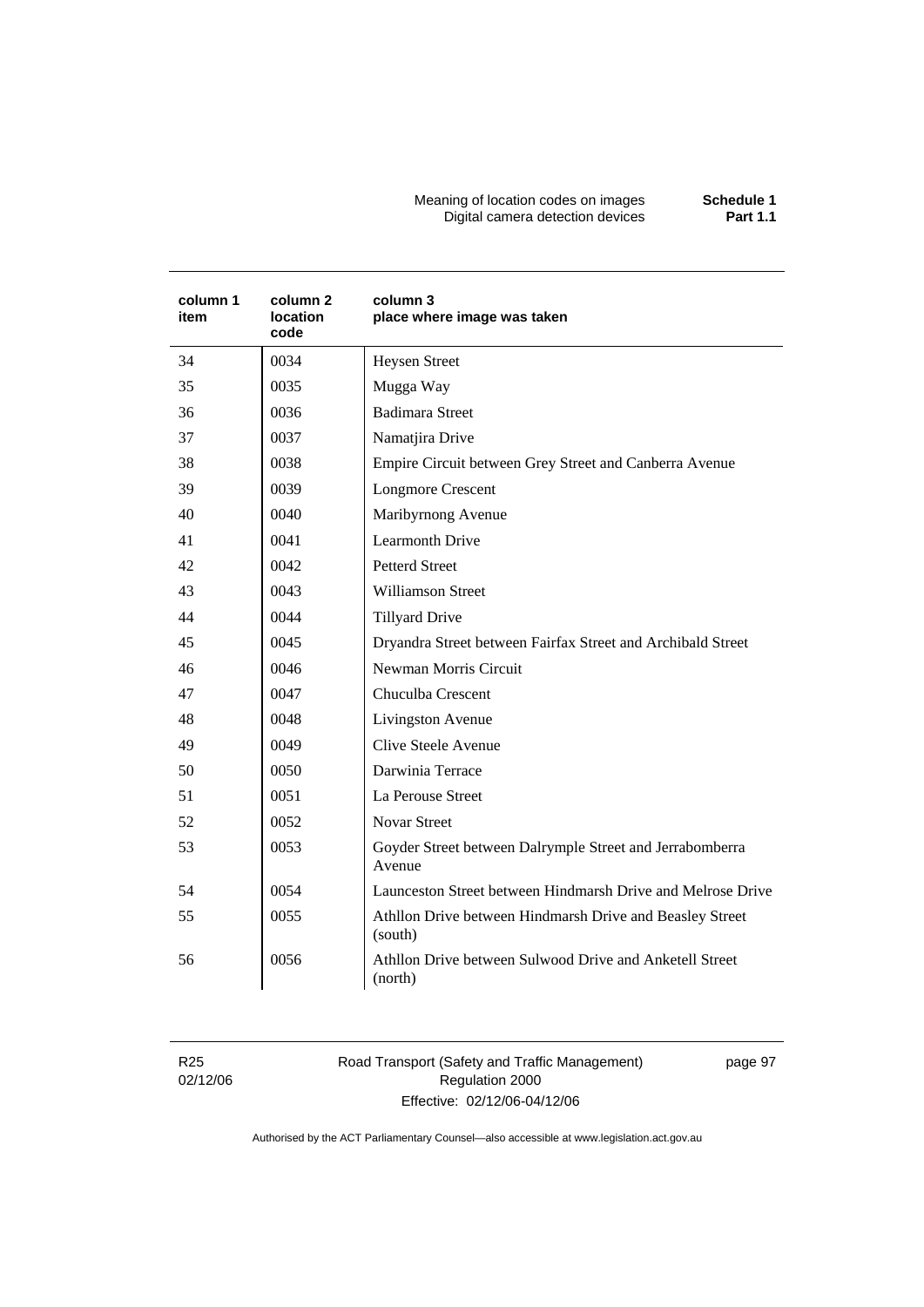| column 1 item | column 2 location code | column 3 place where image was taken |
|---|---|---|
| 34 | 0034 | Heysen Street |
| 35 | 0035 | Mugga Way |
| 36 | 0036 | Badimara Street |
| 37 | 0037 | Namatjira Drive |
| 38 | 0038 | Empire Circuit between Grey Street and Canberra Avenue |
| 39 | 0039 | Longmore Crescent |
| 40 | 0040 | Maribyrnong Avenue |
| 41 | 0041 | Learmonth Drive |
| 42 | 0042 | Petterd Street |
| 43 | 0043 | Williamson Street |
| 44 | 0044 | Tillyard Drive |
| 45 | 0045 | Dryandra Street between Fairfax Street and Archibald Street |
| 46 | 0046 | Newman Morris Circuit |
| 47 | 0047 | Chuculba Crescent |
| 48 | 0048 | Livingston Avenue |
| 49 | 0049 | Clive Steele Avenue |
| 50 | 0050 | Darwinia Terrace |
| 51 | 0051 | La Perouse Street |
| 52 | 0052 | Novar Street |
| 53 | 0053 | Goyder Street between Dalrymple Street and Jerrabomberra Avenue |
| 54 | 0054 | Launceston Street between Hindmarsh Drive and Melrose Drive |
| 55 | 0055 | Athllon Drive between Hindmarsh Drive and Beasley Street (south) |
| 56 | 0056 | Athllon Drive between Sulwood Drive and Anketell Street (north) |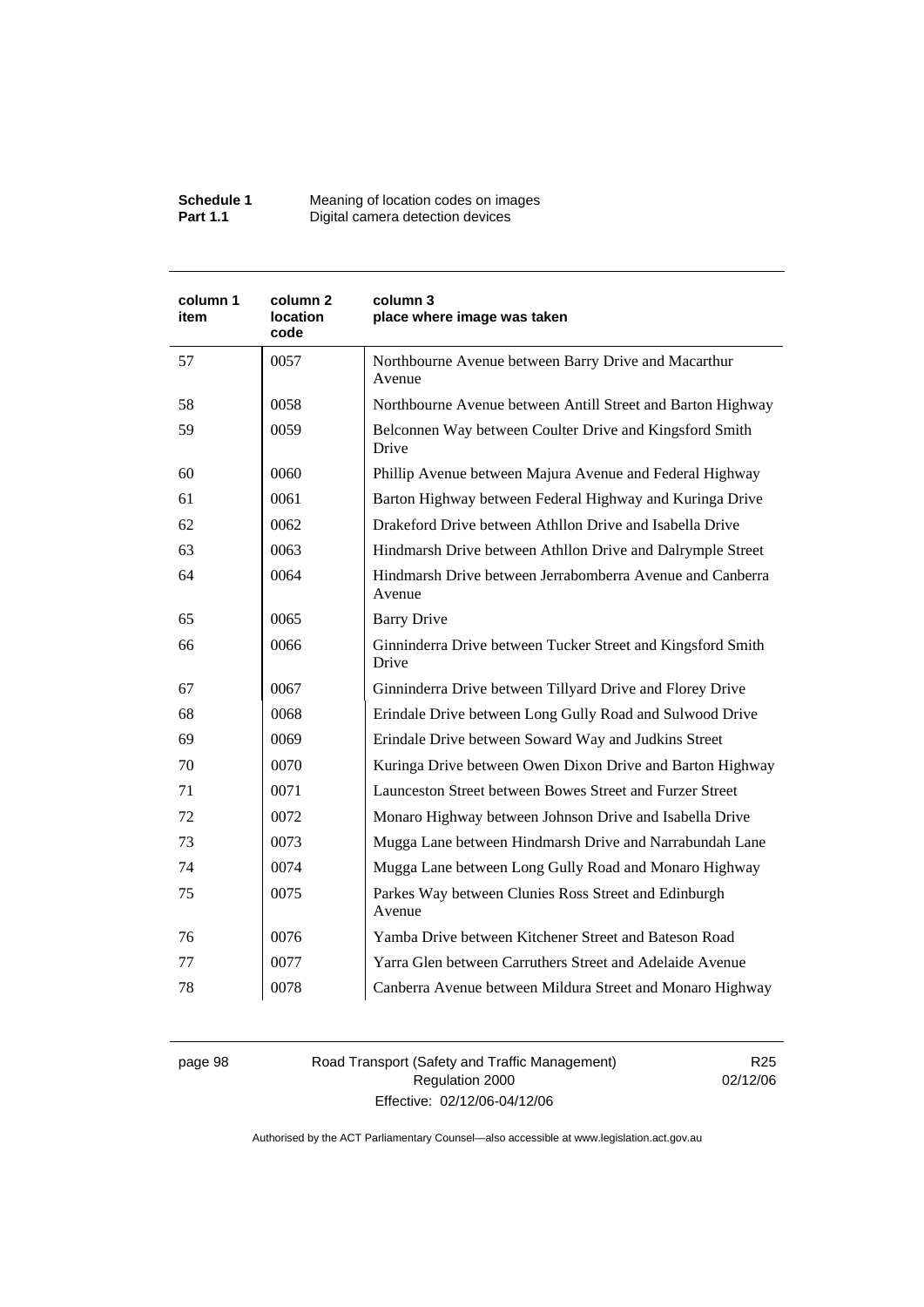| column 1 item | column 2 location code | column 3 place where image was taken |
| --- | --- | --- |
| 57 | 0057 | Northbourne Avenue between Barry Drive and Macarthur Avenue |
| 58 | 0058 | Northbourne Avenue between Antill Street and Barton Highway |
| 59 | 0059 | Belconnen Way between Coulter Drive and Kingsford Smith Drive |
| 60 | 0060 | Phillip Avenue between Majura Avenue and Federal Highway |
| 61 | 0061 | Barton Highway between Federal Highway and Kuringa Drive |
| 62 | 0062 | Drakeford Drive between Athllon Drive and Isabella Drive |
| 63 | 0063 | Hindmarsh Drive between Athllon Drive and Dalrymple Street |
| 64 | 0064 | Hindmarsh Drive between Jerrabomberra Avenue and Canberra Avenue |
| 65 | 0065 | Barry Drive |
| 66 | 0066 | Ginninderra Drive between Tucker Street and Kingsford Smith Drive |
| 67 | 0067 | Ginninderra Drive between Tillyard Drive and Florey Drive |
| 68 | 0068 | Erindale Drive between Long Gully Road and Sulwood Drive |
| 69 | 0069 | Erindale Drive between Soward Way and Judkins Street |
| 70 | 0070 | Kuringa Drive between Owen Dixon Drive and Barton Highway |
| 71 | 0071 | Launceston Street between Bowes Street and Furzer Street |
| 72 | 0072 | Monaro Highway between Johnson Drive and Isabella Drive |
| 73 | 0073 | Mugga Lane between Hindmarsh Drive and Narrabundah Lane |
| 74 | 0074 | Mugga Lane between Long Gully Road and Monaro Highway |
| 75 | 0075 | Parkes Way between Clunies Ross Street and Edinburgh Avenue |
| 76 | 0076 | Yamba Drive between Kitchener Street and Bateson Road |
| 77 | 0077 | Yarra Glen between Carruthers Street and Adelaide Avenue |
| 78 | 0078 | Canberra Avenue between Mildura Street and Monaro Highway |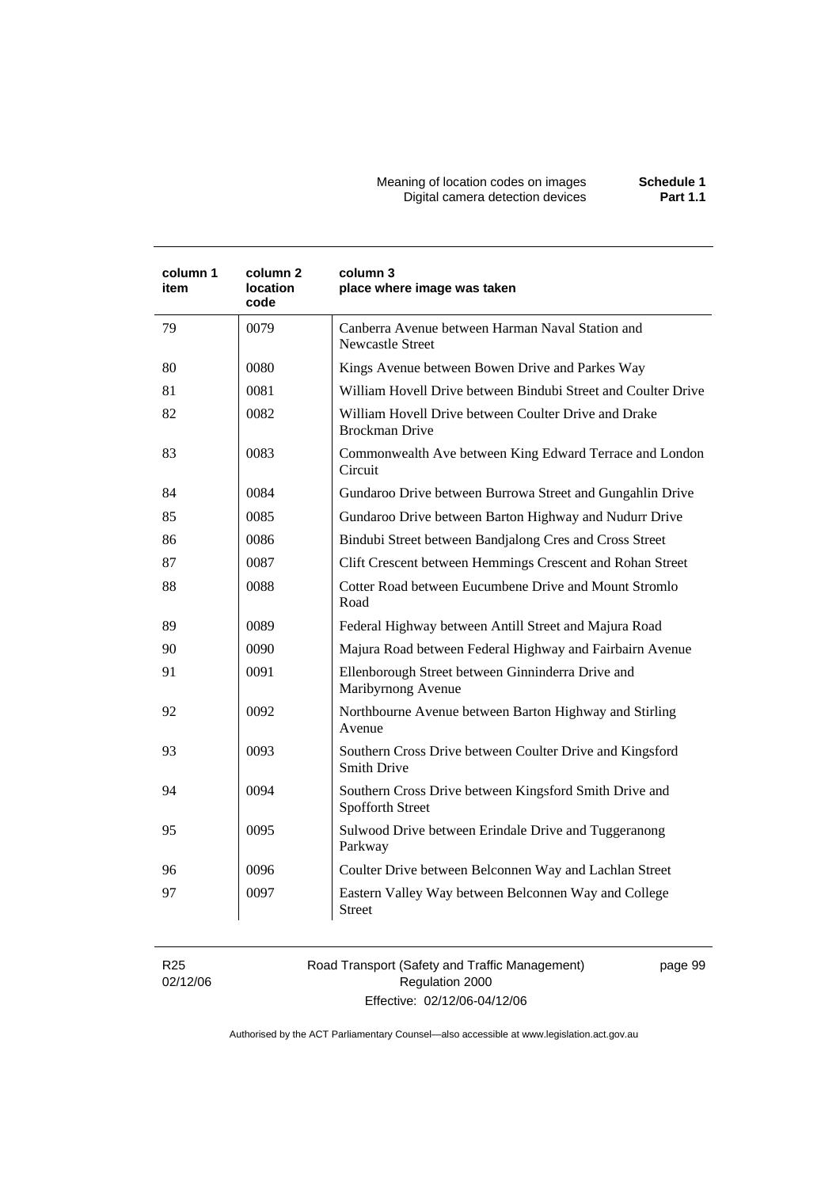| column 1 item | column 2 location code | column 3 place where image was taken |
|---|---|---|
| 79 | 0079 | Canberra Avenue between Harman Naval Station and Newcastle Street |
| 80 | 0080 | Kings Avenue between Bowen Drive and Parkes Way |
| 81 | 0081 | William Hovell Drive between Bindubi Street and Coulter Drive |
| 82 | 0082 | William Hovell Drive between Coulter Drive and Drake Brockman Drive |
| 83 | 0083 | Commonwealth Ave between King Edward Terrace and London Circuit |
| 84 | 0084 | Gundaroo Drive between Burrowa Street and Gungahlin Drive |
| 85 | 0085 | Gundaroo Drive between Barton Highway and Nudurr Drive |
| 86 | 0086 | Bindubi Street between Bandjalong Cres and Cross Street |
| 87 | 0087 | Clift Crescent between Hemmings Crescent and Rohan Street |
| 88 | 0088 | Cotter Road between Eucumbene Drive and Mount Stromlo Road |
| 89 | 0089 | Federal Highway between Antill Street and Majura Road |
| 90 | 0090 | Majura Road between Federal Highway and Fairbairn Avenue |
| 91 | 0091 | Ellenborough Street between Ginninderra Drive and Maribyrnong Avenue |
| 92 | 0092 | Northbourne Avenue between Barton Highway and Stirling Avenue |
| 93 | 0093 | Southern Cross Drive between Coulter Drive and Kingsford Smith Drive |
| 94 | 0094 | Southern Cross Drive between Kingsford Smith Drive and Spofforth Street |
| 95 | 0095 | Sulwood Drive between Erindale Drive and Tuggeranong Parkway |
| 96 | 0096 | Coulter Drive between Belconnen Way and Lachlan Street |
| 97 | 0097 | Eastern Valley Way between Belconnen Way and College Street |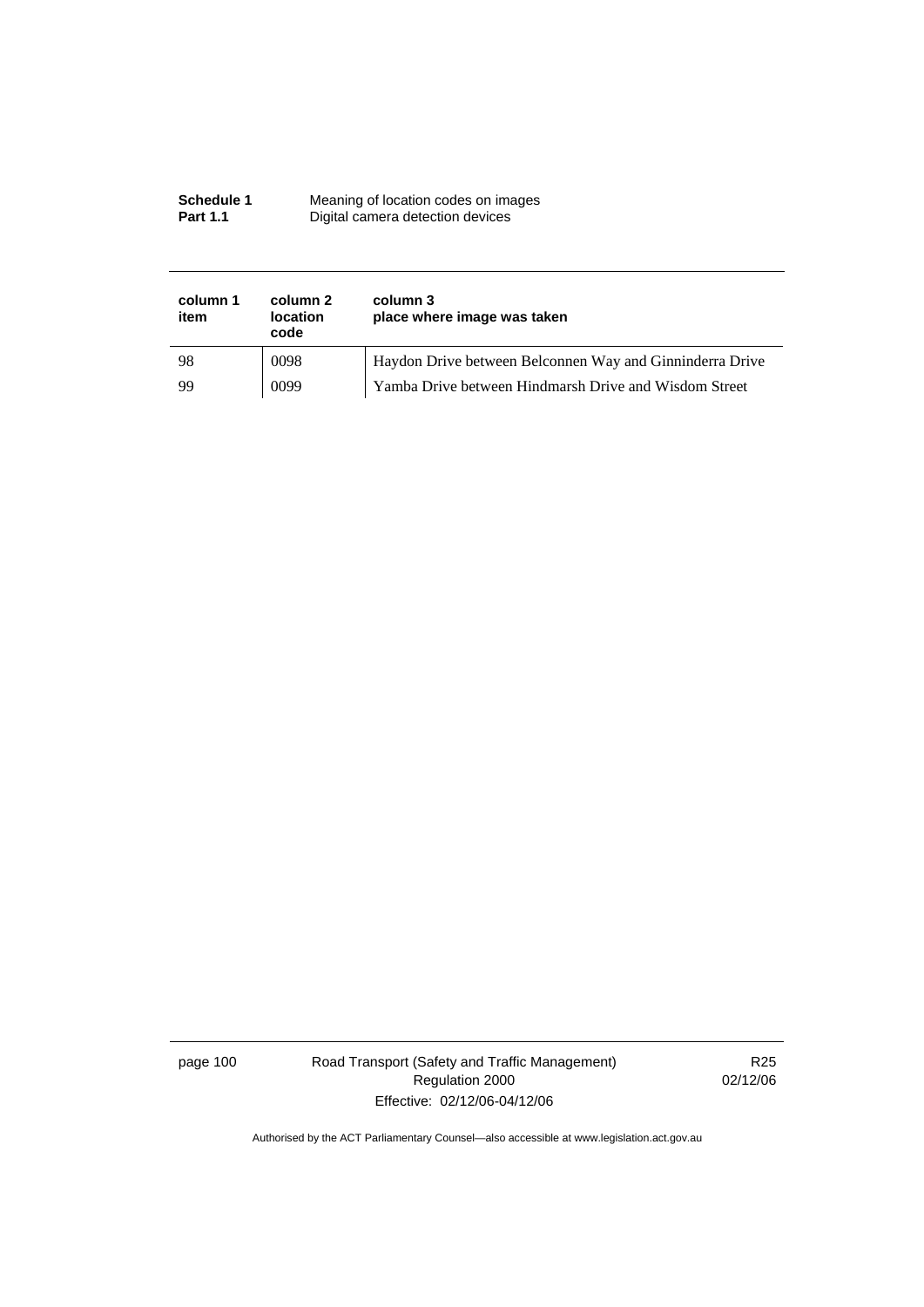| column 1 item | column 2 location code | column 3 place where image was taken |
|---|---|---|
| 98 | 0098 | Haydon Drive between Belconnen Way and Ginninderra Drive |
| 99 | 0099 | Yamba Drive between Hindmarsh Drive and Wisdom Street |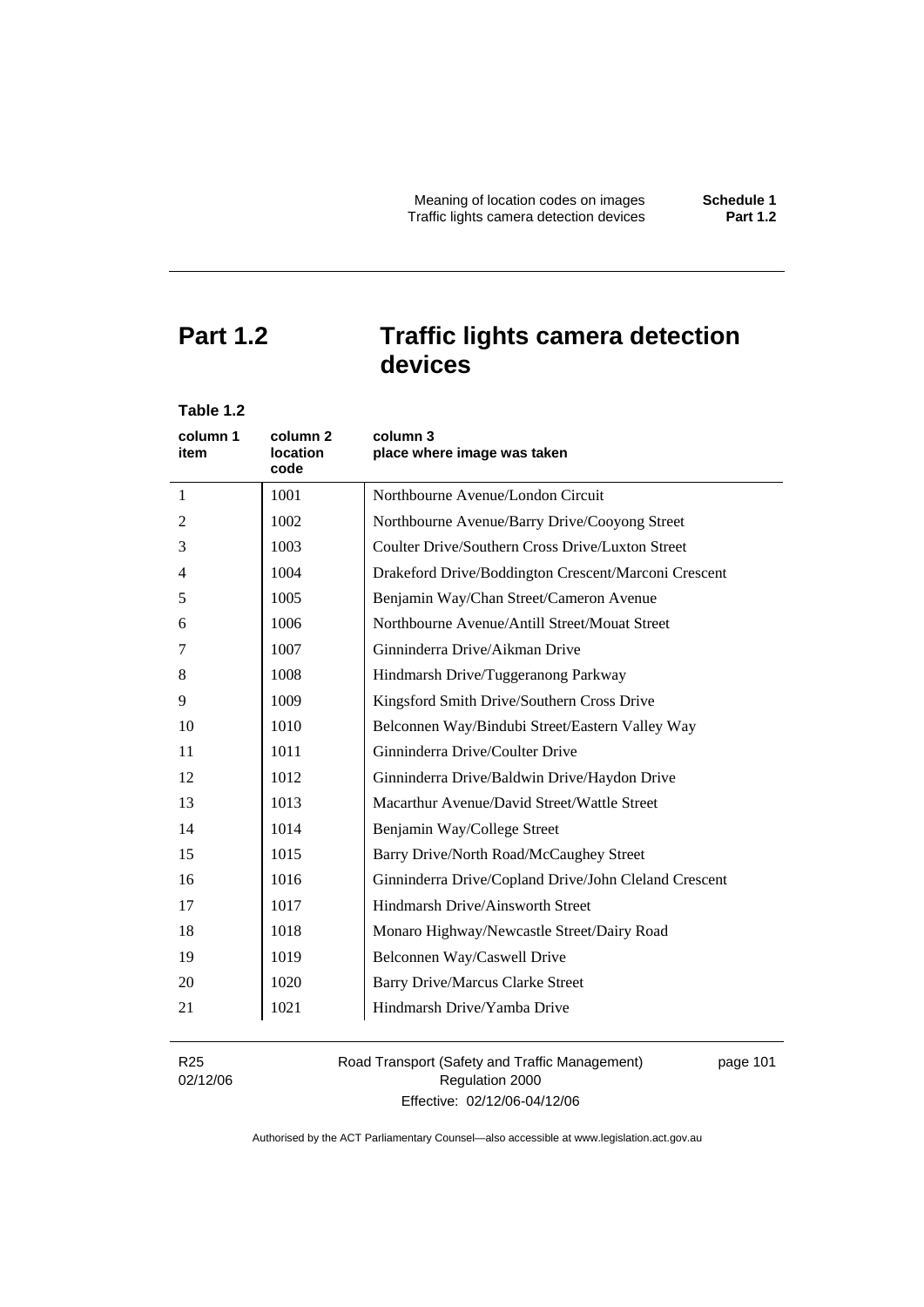# Part 1.2 Traffic lights camera detection devices

**Table 1.2**

| column 1 item | column 2 location code | column 3 place where image was taken |
|---|---|---|
| 1 | 1001 | Northbourne Avenue/London Circuit |
| 2 | 1002 | Northbourne Avenue/Barry Drive/Cooyong Street |
| 3 | 1003 | Coulter Drive/Southern Cross Drive/Luxton Street |
| 4 | 1004 | Drakeford Drive/Boddington Crescent/Marconi Crescent |
| 5 | 1005 | Benjamin Way/Chan Street/Cameron Avenue |
| 6 | 1006 | Northbourne Avenue/Antill Street/Mouat Street |
| 7 | 1007 | Ginninderra Drive/Aikman Drive |
| 8 | 1008 | Hindmarsh Drive/Tuggeranong Parkway |
| 9 | 1009 | Kingsford Smith Drive/Southern Cross Drive |
| 10 | 1010 | Belconnen Way/Bindubi Street/Eastern Valley Way |
| 11 | 1011 | Ginninderra Drive/Coulter Drive |
| 12 | 1012 | Ginninderra Drive/Baldwin Drive/Haydon Drive |
| 13 | 1013 | Macarthur Avenue/David Street/Wattle Street |
| 14 | 1014 | Benjamin Way/College Street |
| 15 | 1015 | Barry Drive/North Road/McCaughey Street |
| 16 | 1016 | Ginninderra Drive/Copland Drive/John Cleland Crescent |
| 17 | 1017 | Hindmarsh Drive/Ainsworth Street |
| 18 | 1018 | Monaro Highway/Newcastle Street/Dairy Road |
| 19 | 1019 | Belconnen Way/Caswell Drive |
| 20 | 1020 | Barry Drive/Marcus Clarke Street |
| 21 | 1021 | Hindmarsh Drive/Yamba Drive |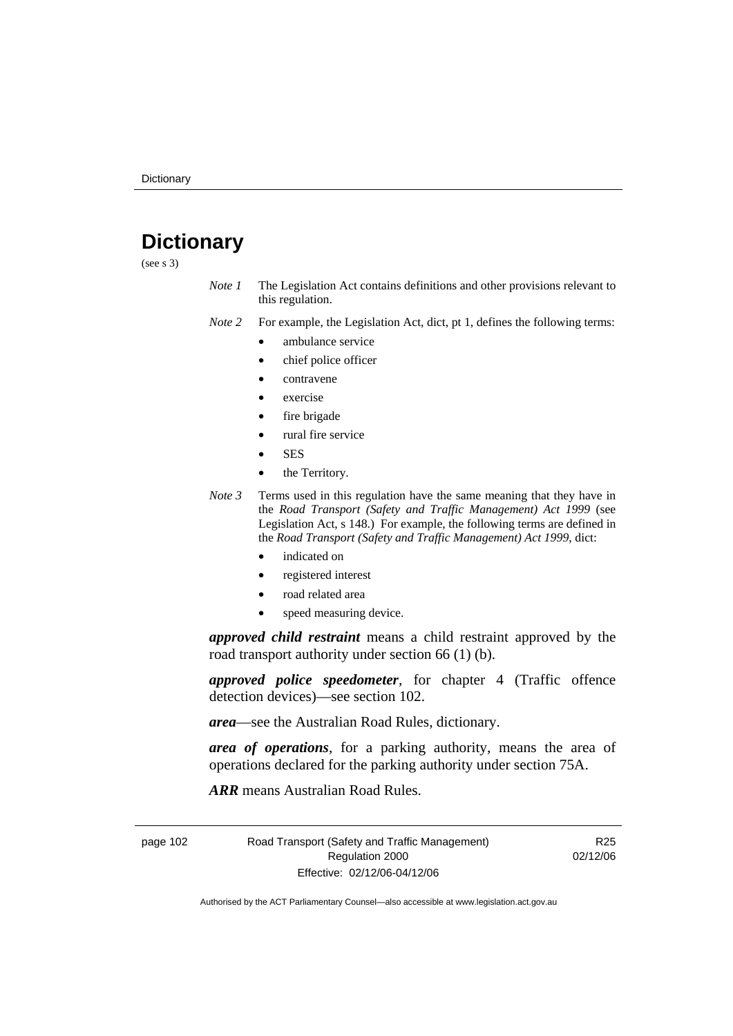# Dictionary

(see s 3)

*Note 1* The Legislation Act contains definitions and other provisions relevant to this regulation.

*Note 2* For example, the Legislation Act, dict, pt 1, defines the following terms:

- ambulance service
- chief police officer
- contravene
- exercise
- fire brigade
- rural fire service
- SES
- the Territory.

*Note 3* Terms used in this regulation have the same meaning that they have in the *Road Transport (Safety and Traffic Management) Act 1999* (see Legislation Act, s 148.) For example, the following terms are defined in the *Road Transport (Safety and Traffic Management) Act 1999*, dict:

- indicated on
- registered interest
- road related area
- speed measuring device.

***approved child restraint*** means a child restraint approved by the road transport authority under section 66 (1) (b).

***approved police speedometer***, for chapter 4 (Traffic offence detection devices)—see section 102.

***area***—see the Australian Road Rules, dictionary.

***area of operations***, for a parking authority, means the area of operations declared for the parking authority under section 75A.

***ARR*** means Australian Road Rules.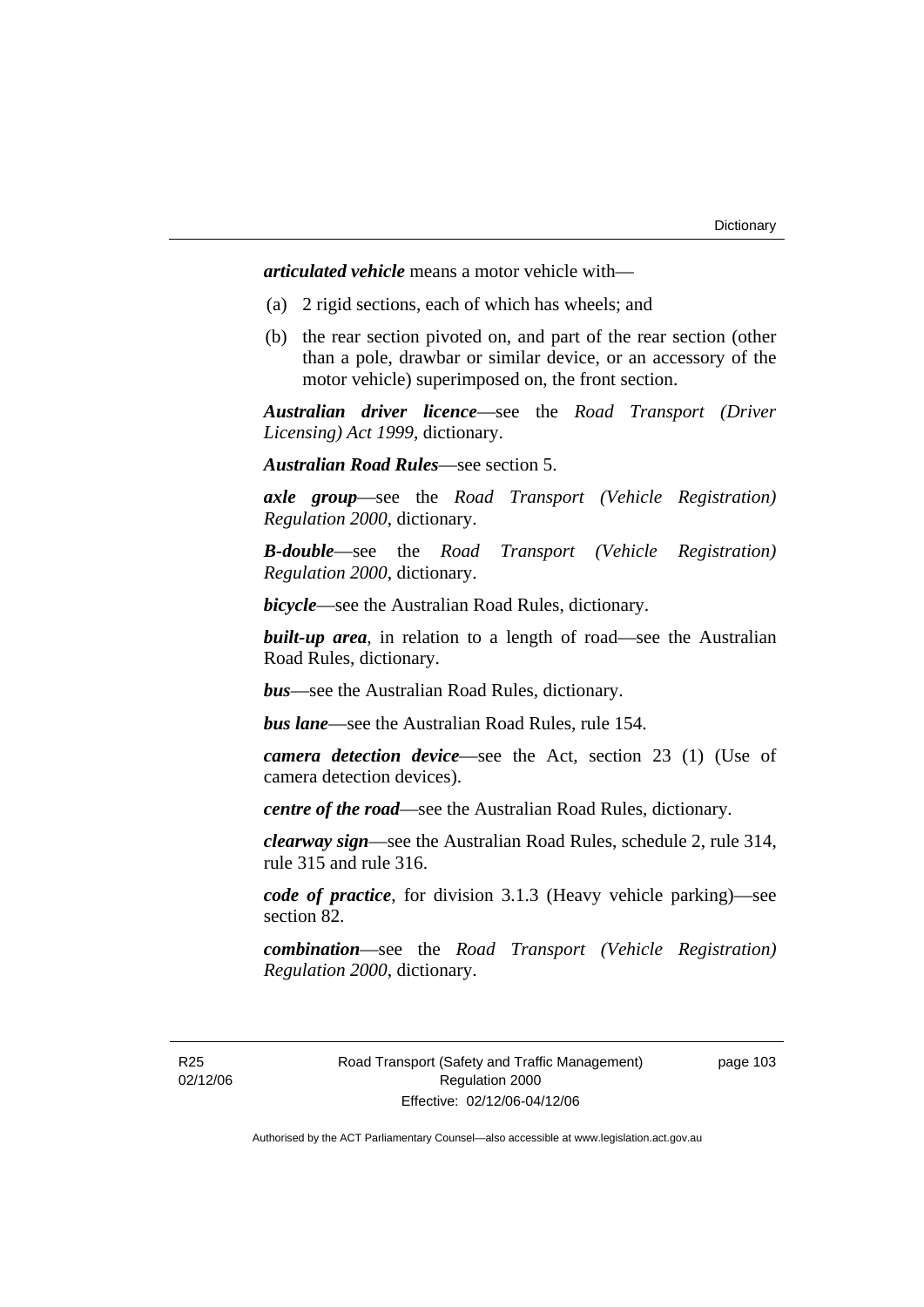***articulated vehicle*** means a motor vehicle with—

(a) 2 rigid sections, each of which has wheels; and

(b) the rear section pivoted on, and part of the rear section (other than a pole, drawbar or similar device, or an accessory of the motor vehicle) superimposed on, the front section.

***Australian driver licence***—see the *Road Transport (Driver Licensing) Act 1999*, dictionary.

***Australian Road Rules***—see section 5.

***axle group***—see the *Road Transport (Vehicle Registration) Regulation 2000*, dictionary.

***B-double***—see the *Road Transport (Vehicle Registration) Regulation 2000*, dictionary.

***bicycle***—see the Australian Road Rules, dictionary.

***built-up area***, in relation to a length of road—see the Australian Road Rules, dictionary.

***bus***—see the Australian Road Rules, dictionary.

***bus lane***—see the Australian Road Rules, rule 154.

***camera detection device***—see the Act, section 23 (1) (Use of camera detection devices).

***centre of the road***—see the Australian Road Rules, dictionary.

***clearway sign***—see the Australian Road Rules, schedule 2, rule 314, rule 315 and rule 316.

***code of practice***, for division 3.1.3 (Heavy vehicle parking)—see section 82.

***combination***—see the *Road Transport (Vehicle Registration) Regulation 2000*, dictionary.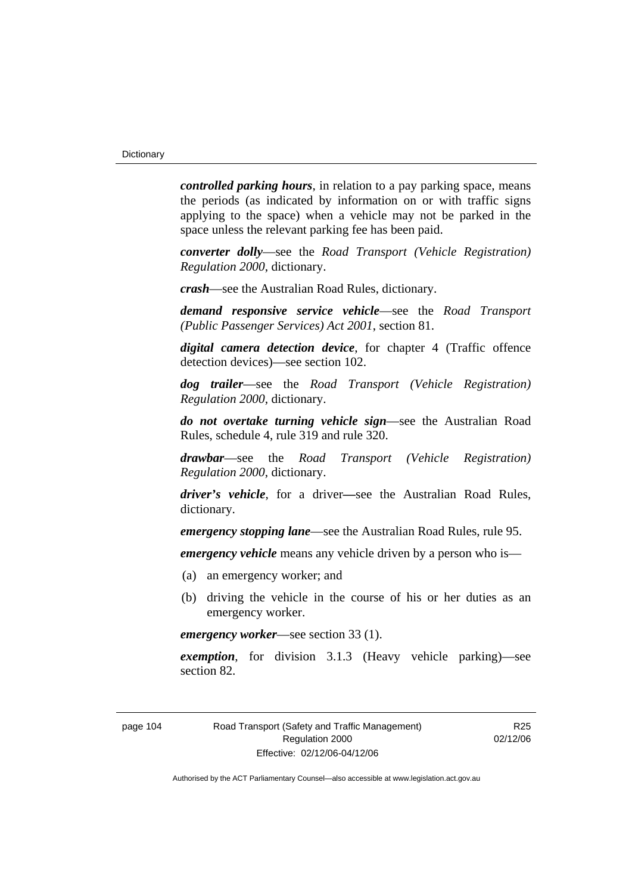***controlled parking hours***, in relation to a pay parking space, means the periods (as indicated by information on or with traffic signs applying to the space) when a vehicle may not be parked in the space unless the relevant parking fee has been paid.

***converter dolly***—see the *Road Transport (Vehicle Registration) Regulation 2000*, dictionary.

***crash***—see the Australian Road Rules, dictionary.

***demand responsive service vehicle***—see the *Road Transport (Public Passenger Services) Act 2001*, section 81.

***digital camera detection device***, for chapter 4 (Traffic offence detection devices)—see section 102.

***dog trailer***—see the *Road Transport (Vehicle Registration) Regulation 2000*, dictionary.

***do not overtake turning vehicle sign***—see the Australian Road Rules, schedule 4, rule 319 and rule 320.

***drawbar***—see the *Road Transport (Vehicle Registration) Regulation 2000*, dictionary.

***driver's vehicle***, for a driver—see the Australian Road Rules, dictionary.

***emergency stopping lane***—see the Australian Road Rules, rule 95.

***emergency vehicle*** means any vehicle driven by a person who is—

(a) an emergency worker; and

(b) driving the vehicle in the course of his or her duties as an emergency worker.

***emergency worker***—see section 33 (1).

***exemption***, for division 3.1.3 (Heavy vehicle parking)—see section 82.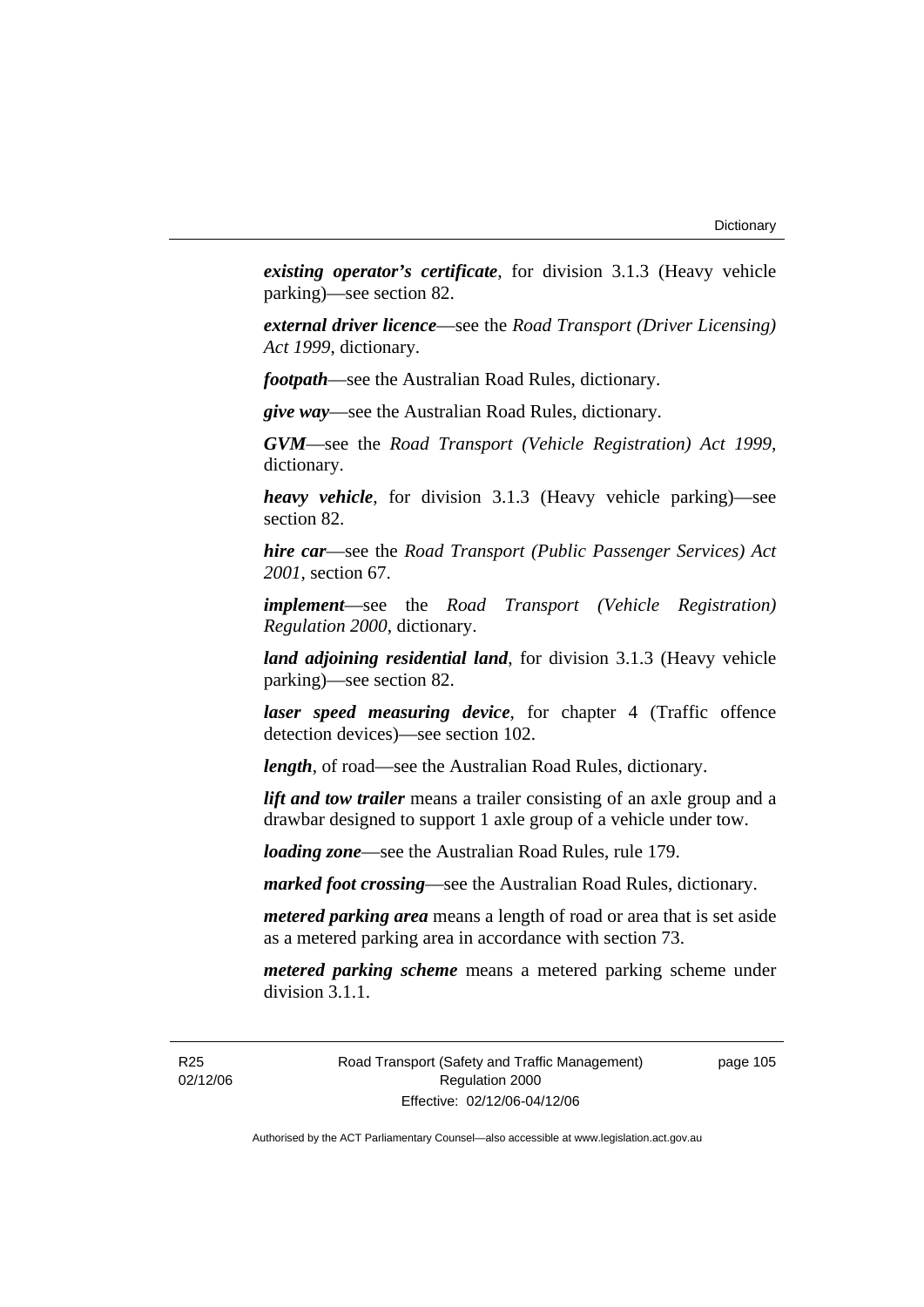***existing operator's certificate***, for division 3.1.3 (Heavy vehicle parking)—see section 82.

***external driver licence***—see the *Road Transport (Driver Licensing) Act 1999*, dictionary.

***footpath***—see the Australian Road Rules, dictionary.

***give way***—see the Australian Road Rules, dictionary.

***GVM***—see the *Road Transport (Vehicle Registration) Act 1999*, dictionary.

***heavy vehicle***, for division 3.1.3 (Heavy vehicle parking)—see section 82.

***hire car***—see the *Road Transport (Public Passenger Services) Act 2001*, section 67.

***implement***—see the *Road Transport (Vehicle Registration) Regulation 2000*, dictionary.

***land adjoining residential land***, for division 3.1.3 (Heavy vehicle parking)—see section 82.

***laser speed measuring device***, for chapter 4 (Traffic offence detection devices)—see section 102.

***length***, of road—see the Australian Road Rules, dictionary.

***lift and tow trailer*** means a trailer consisting of an axle group and a drawbar designed to support 1 axle group of a vehicle under tow.

***loading zone***—see the Australian Road Rules, rule 179.

***marked foot crossing***—see the Australian Road Rules, dictionary.

***metered parking area*** means a length of road or area that is set aside as a metered parking area in accordance with section 73.

***metered parking scheme*** means a metered parking scheme under division 3.1.1.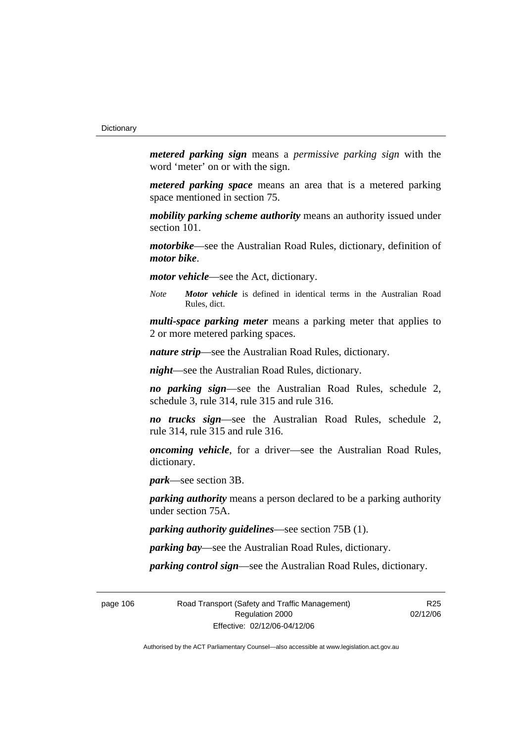***metered parking sign*** means a *permissive parking sign* with the word 'meter' on or with the sign.

***metered parking space*** means an area that is a metered parking space mentioned in section 75.

***mobility parking scheme authority*** means an authority issued under section 101.

***motorbike***—see the Australian Road Rules, dictionary, definition of ***motor bike***.

***motor vehicle***—see the Act, dictionary.

*Note* ***Motor vehicle*** is defined in identical terms in the Australian Road Rules, dict.

***multi-space parking meter*** means a parking meter that applies to 2 or more metered parking spaces.

***nature strip***—see the Australian Road Rules, dictionary.

***night***—see the Australian Road Rules, dictionary.

***no parking sign***—see the Australian Road Rules, schedule 2, schedule 3, rule 314, rule 315 and rule 316.

***no trucks sign***—see the Australian Road Rules, schedule 2, rule 314, rule 315 and rule 316.

***oncoming vehicle***, for a driver—see the Australian Road Rules, dictionary.

***park***—see section 3B.

***parking authority*** means a person declared to be a parking authority under section 75A.

***parking authority guidelines***—see section 75B (1).

***parking bay***—see the Australian Road Rules, dictionary.

***parking control sign***—see the Australian Road Rules, dictionary.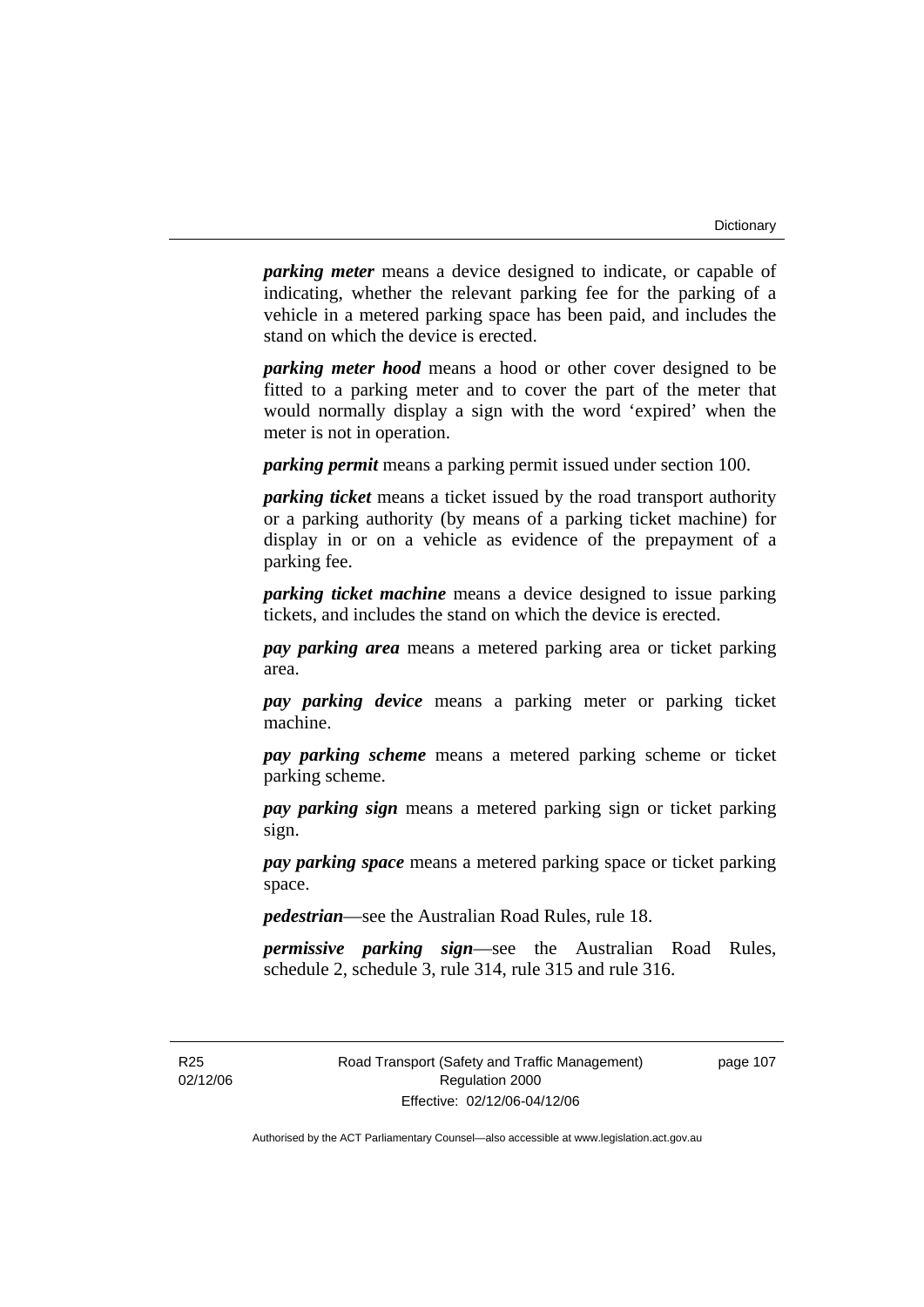***parking meter*** means a device designed to indicate, or capable of indicating, whether the relevant parking fee for the parking of a vehicle in a metered parking space has been paid, and includes the stand on which the device is erected.

***parking meter hood*** means a hood or other cover designed to be fitted to a parking meter and to cover the part of the meter that would normally display a sign with the word 'expired' when the meter is not in operation.

***parking permit*** means a parking permit issued under section 100.

***parking ticket*** means a ticket issued by the road transport authority or a parking authority (by means of a parking ticket machine) for display in or on a vehicle as evidence of the prepayment of a parking fee.

***parking ticket machine*** means a device designed to issue parking tickets, and includes the stand on which the device is erected.

***pay parking area*** means a metered parking area or ticket parking area.

***pay parking device*** means a parking meter or parking ticket machine.

***pay parking scheme*** means a metered parking scheme or ticket parking scheme.

***pay parking sign*** means a metered parking sign or ticket parking sign.

***pay parking space*** means a metered parking space or ticket parking space.

***pedestrian***—see the Australian Road Rules, rule 18.

***permissive parking sign***—see the Australian Road Rules, schedule 2, schedule 3, rule 314, rule 315 and rule 316.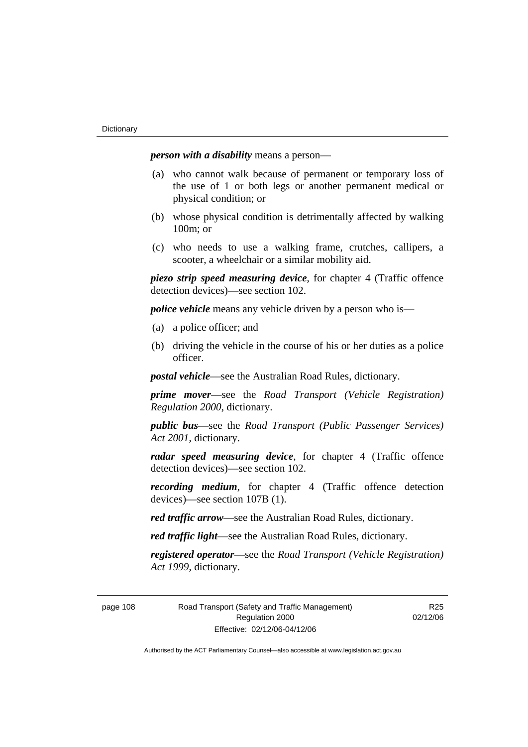***person with a disability*** means a person—

(a) who cannot walk because of permanent or temporary loss of the use of 1 or both legs or another permanent medical or physical condition; or

(b) whose physical condition is detrimentally affected by walking 100m; or

(c) who needs to use a walking frame, crutches, callipers, a scooter, a wheelchair or a similar mobility aid.

***piezo strip speed measuring device***, for chapter 4 (Traffic offence detection devices)—see section 102.

***police vehicle*** means any vehicle driven by a person who is—

(a) a police officer; and

(b) driving the vehicle in the course of his or her duties as a police officer.

***postal vehicle***—see the Australian Road Rules, dictionary.

***prime mover***—see the *Road Transport (Vehicle Registration) Regulation 2000*, dictionary.

***public bus***—see the *Road Transport (Public Passenger Services) Act 2001*, dictionary.

***radar speed measuring device***, for chapter 4 (Traffic offence detection devices)—see section 102.

***recording medium***, for chapter 4 (Traffic offence detection devices)—see section 107B (1).

***red traffic arrow***—see the Australian Road Rules, dictionary.

***red traffic light***—see the Australian Road Rules, dictionary.

***registered operator***—see the *Road Transport (Vehicle Registration) Act 1999*, dictionary.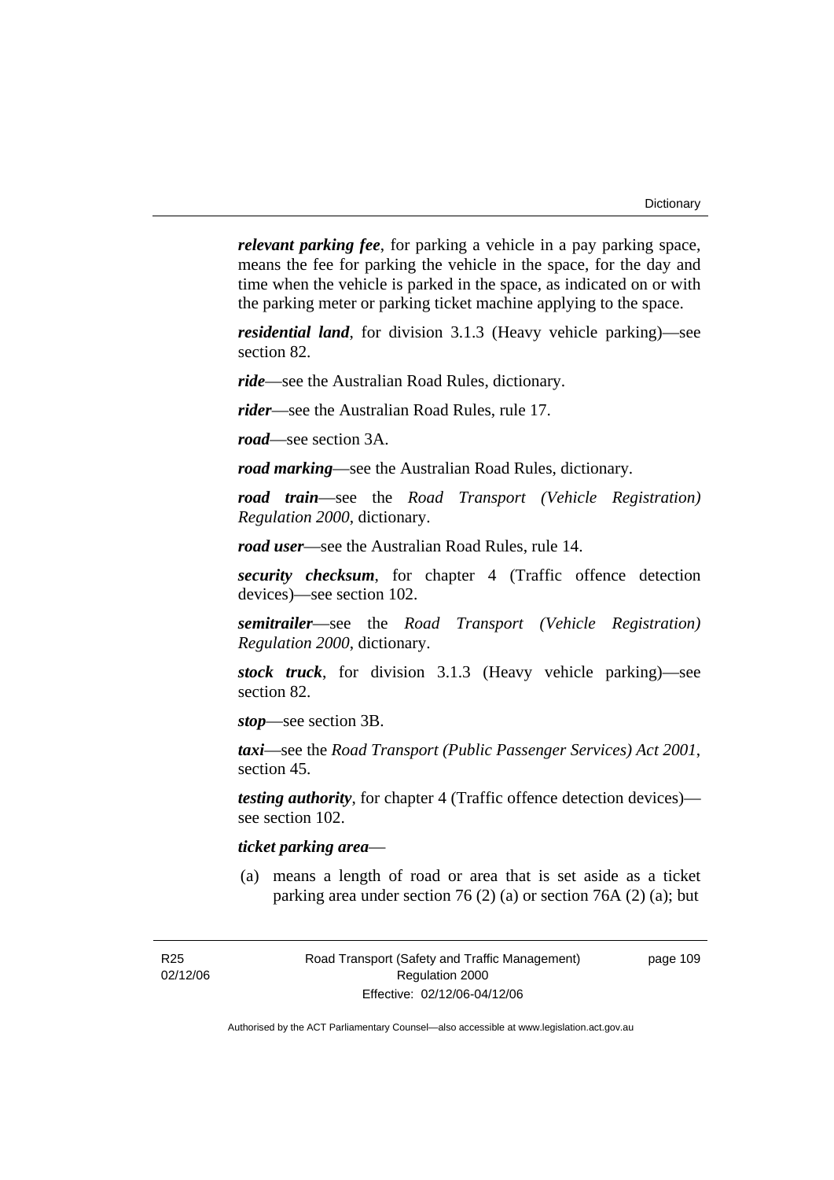***relevant parking fee***, for parking a vehicle in a pay parking space, means the fee for parking the vehicle in the space, for the day and time when the vehicle is parked in the space, as indicated on or with the parking meter or parking ticket machine applying to the space.

***residential land***, for division 3.1.3 (Heavy vehicle parking)—see section 82.

***ride***—see the Australian Road Rules, dictionary.

***rider***—see the Australian Road Rules, rule 17.

***road***—see section 3A.

***road marking***—see the Australian Road Rules, dictionary.

***road train***—see the *Road Transport (Vehicle Registration) Regulation 2000*, dictionary.

***road user***—see the Australian Road Rules, rule 14.

***security checksum***, for chapter 4 (Traffic offence detection devices)—see section 102.

***semitrailer***—see the *Road Transport (Vehicle Registration) Regulation 2000*, dictionary.

***stock truck***, for division 3.1.3 (Heavy vehicle parking)—see section 82.

***stop***—see section 3B.

***taxi***—see the *Road Transport (Public Passenger Services) Act 2001*, section 45.

***testing authority***, for chapter 4 (Traffic offence detection devices)—see section 102.

***ticket parking area***—

(a) means a length of road or area that is set aside as a ticket parking area under section 76 (2) (a) or section 76A (2) (a); but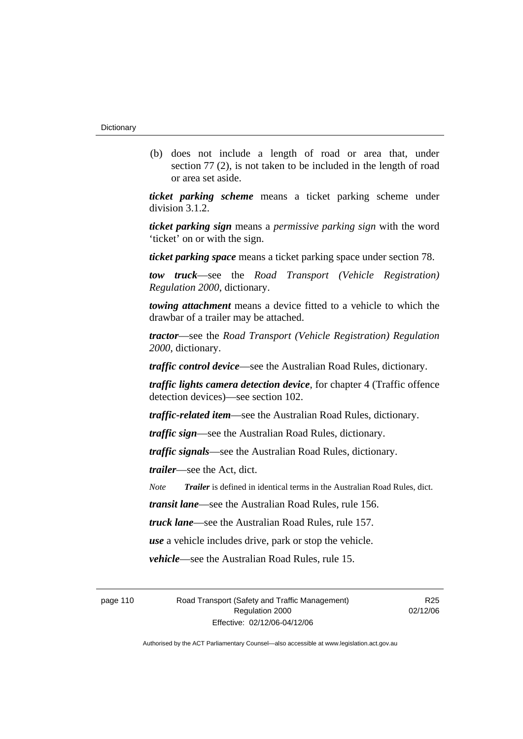(b) does not include a length of road or area that, under section 77 (2), is not taken to be included in the length of road or area set aside.

***ticket parking scheme*** means a ticket parking scheme under division 3.1.2.

***ticket parking sign*** means a *permissive parking sign* with the word 'ticket' on or with the sign.

***ticket parking space*** means a ticket parking space under section 78.

***tow truck***—see the *Road Transport (Vehicle Registration) Regulation 2000*, dictionary.

***towing attachment*** means a device fitted to a vehicle to which the drawbar of a trailer may be attached.

***tractor***—see the *Road Transport (Vehicle Registration) Regulation 2000*, dictionary.

***traffic control device***—see the Australian Road Rules, dictionary.

***traffic lights camera detection device***, for chapter 4 (Traffic offence detection devices)—see section 102.

***traffic-related item***—see the Australian Road Rules, dictionary.

***traffic sign***—see the Australian Road Rules, dictionary.

***traffic signals***—see the Australian Road Rules, dictionary.

***trailer***—see the Act, dict.

*Note* ***Trailer*** is defined in identical terms in the Australian Road Rules, dict.

***transit lane***—see the Australian Road Rules, rule 156.

***truck lane***—see the Australian Road Rules, rule 157.

***use*** a vehicle includes drive, park or stop the vehicle.

***vehicle***—see the Australian Road Rules, rule 15.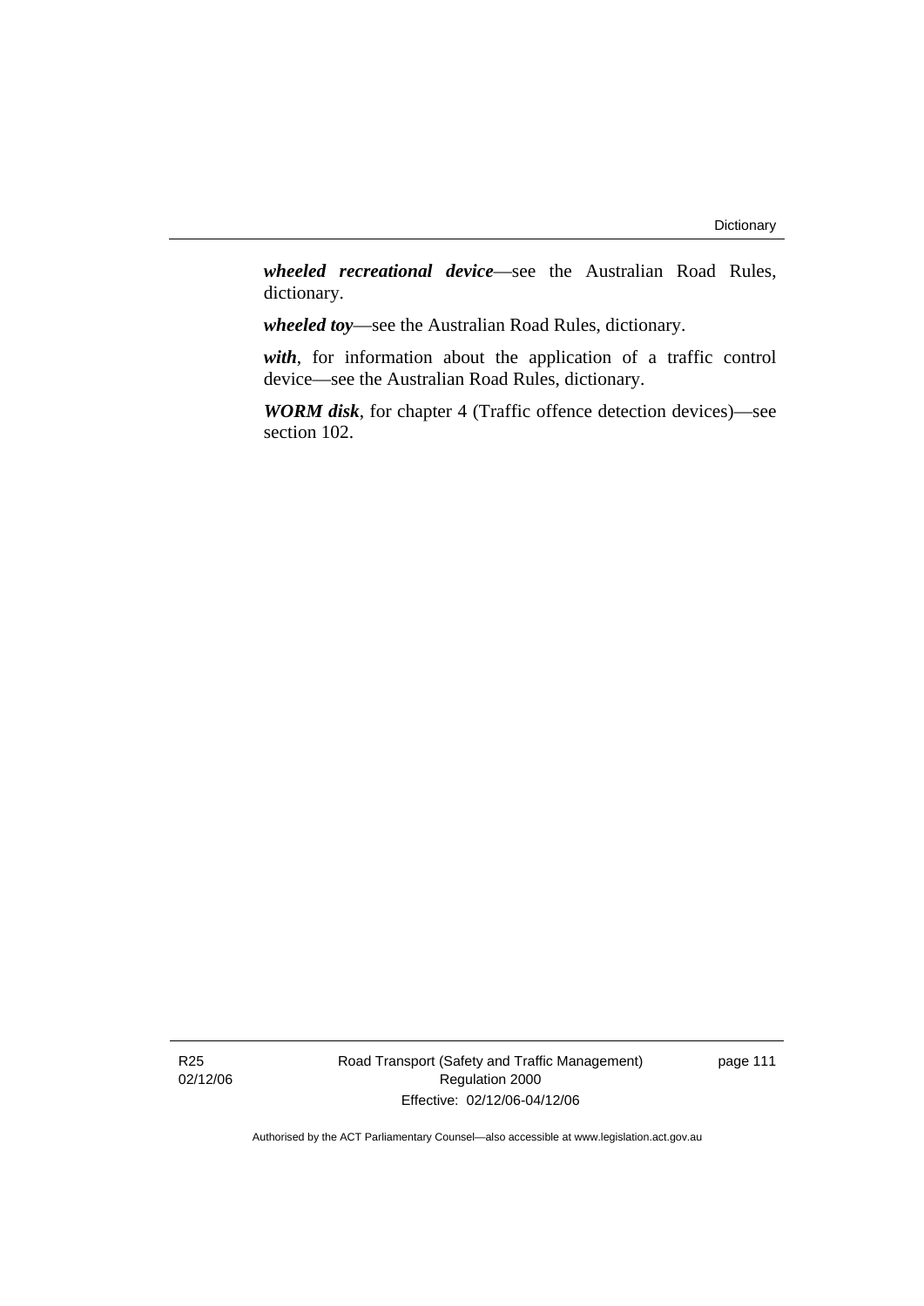***wheeled recreational device***—see the Australian Road Rules, dictionary.

***wheeled toy***—see the Australian Road Rules, dictionary.

***with***, for information about the application of a traffic control device—see the Australian Road Rules, dictionary.

***WORM disk***, for chapter 4 (Traffic offence detection devices)—see section 102.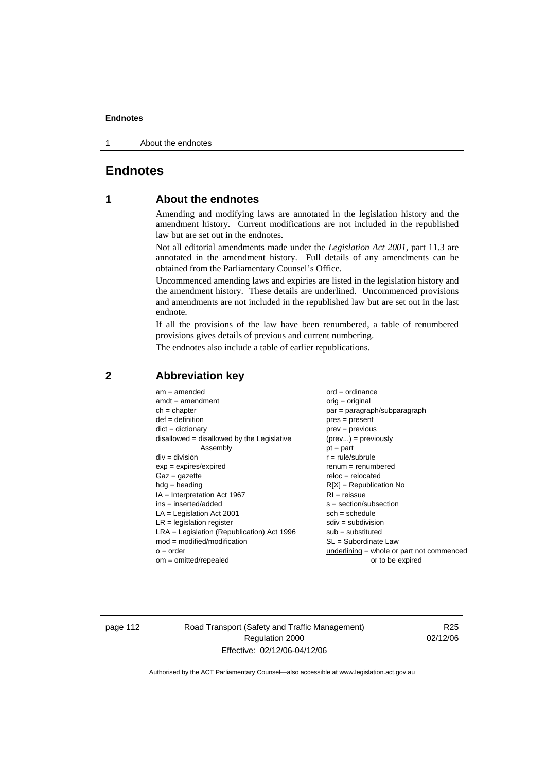# Endnotes

## 1 About the endnotes

Amending and modifying laws are annotated in the legislation history and the amendment history. Current modifications are not included in the republished law but are set out in the endnotes.

Not all editorial amendments made under the *Legislation Act 2001*, part 11.3 are annotated in the amendment history. Full details of any amendments can be obtained from the Parliamentary Counsel's Office.

Uncommenced amending laws and expiries are listed in the legislation history and the amendment history. These details are underlined. Uncommenced provisions and amendments are not included in the republished law but are set out in the last endnote.

If all the provisions of the law have been renumbered, a table of renumbered provisions gives details of previous and current numbering.

The endnotes also include a table of earlier republications.

## 2 Abbreviation key

am = amended
amdt = amendment
ch = chapter
def = definition
dict = dictionary
disallowed = disallowed by the Legislative Assembly
div = division
exp = expires/expired
Gaz = gazette
hdg = heading
IA = Interpretation Act 1967
ins = inserted/added
LA = Legislation Act 2001
LR = legislation register
LRA = Legislation (Republication) Act 1996
mod = modified/modification
o = order
om = omitted/repealed
ord = ordinance
orig = original
par = paragraph/subparagraph
pres = present
prev = previous
(prev...) = previously
pt = part
r = rule/subrule
renum = renumbered
reloc = relocated
R[X] = Republication No
RI = reissue
s = section/subsection
sch = schedule
sdiv = subdivision
sub = substituted
SL = Subordinate Law
underlining = whole or part not commenced or to be expired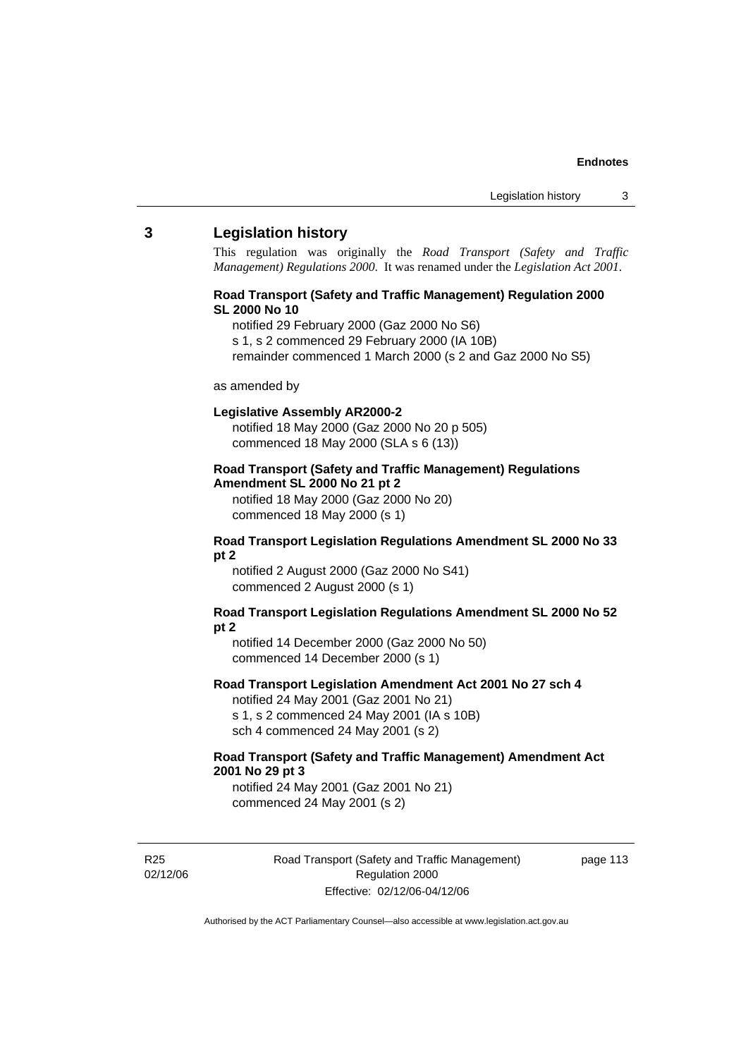## 3 Legislation history

This regulation was originally the *Road Transport (Safety and Traffic Management) Regulations 2000*. It was renamed under the *Legislation Act 2001*.

**Road Transport (Safety and Traffic Management) Regulation 2000 SL 2000 No 10**

notified 29 February 2000 (Gaz 2000 No S6)
s 1, s 2 commenced 29 February 2000 (IA 10B)
remainder commenced 1 March 2000 (s 2 and Gaz 2000 No S5)

as amended by

**Legislative Assembly AR2000-2**

notified 18 May 2000 (Gaz 2000 No 20 p 505)
commenced 18 May 2000 (SLA s 6 (13))

**Road Transport (Safety and Traffic Management) Regulations Amendment SL 2000 No 21 pt 2**

notified 18 May 2000 (Gaz 2000 No 20)
commenced 18 May 2000 (s 1)

**Road Transport Legislation Regulations Amendment SL 2000 No 33 pt 2**

notified 2 August 2000 (Gaz 2000 No S41)
commenced 2 August 2000 (s 1)

**Road Transport Legislation Regulations Amendment SL 2000 No 52 pt 2**

notified 14 December 2000 (Gaz 2000 No 50)
commenced 14 December 2000 (s 1)

**Road Transport Legislation Amendment Act 2001 No 27 sch 4**

notified 24 May 2001 (Gaz 2001 No 21)
s 1, s 2 commenced 24 May 2001 (IA s 10B)
sch 4 commenced 24 May 2001 (s 2)

**Road Transport (Safety and Traffic Management) Amendment Act 2001 No 29 pt 3**

notified 24 May 2001 (Gaz 2001 No 21)
commenced 24 May 2001 (s 2)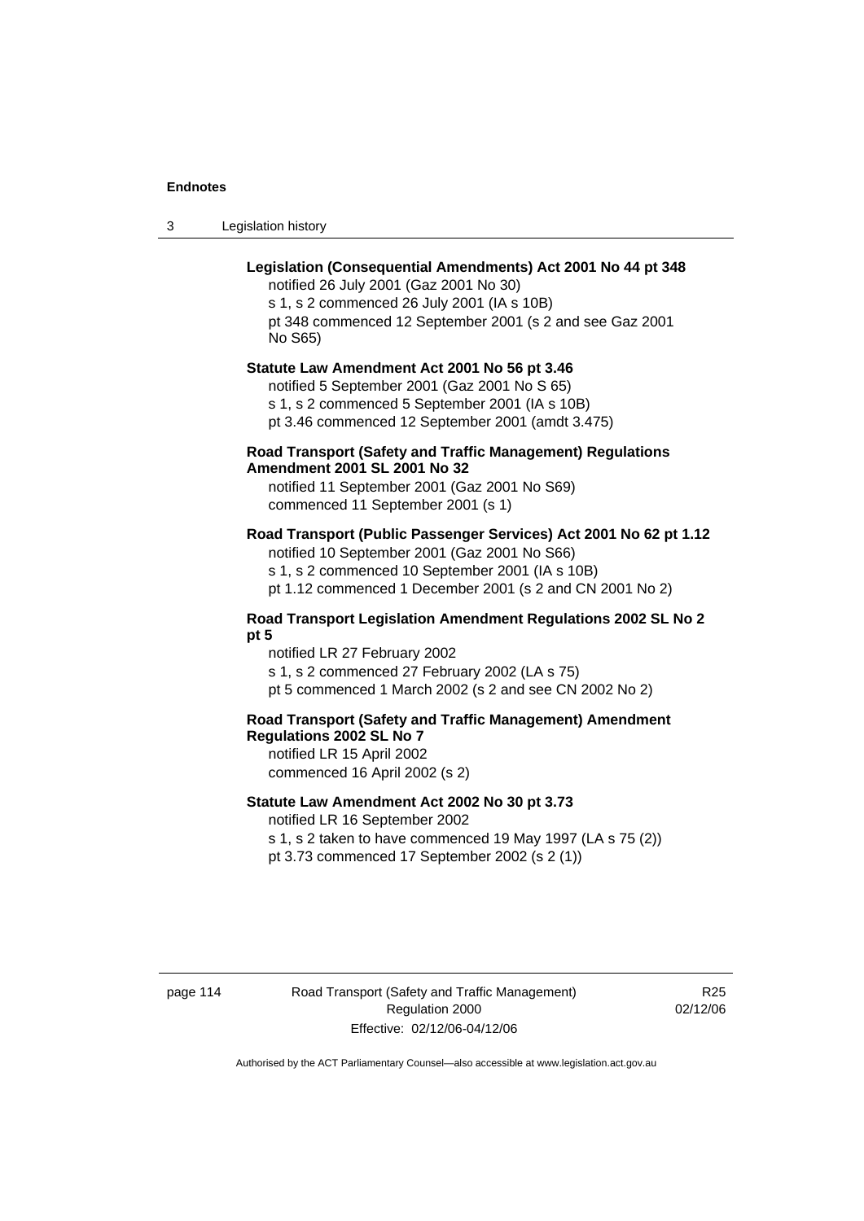**Legislation (Consequential Amendments) Act 2001 No 44 pt 348**

notified 26 July 2001 (Gaz 2001 No 30)

s 1, s 2 commenced 26 July 2001 (IA s 10B)

pt 348 commenced 12 September 2001 (s 2 and see Gaz 2001 No S65)

**Statute Law Amendment Act 2001 No 56 pt 3.46**

notified 5 September 2001 (Gaz 2001 No S 65)

s 1, s 2 commenced 5 September 2001 (IA s 10B)

pt 3.46 commenced 12 September 2001 (amdt 3.475)

**Road Transport (Safety and Traffic Management) Regulations Amendment 2001 SL 2001 No 32**

notified 11 September 2001 (Gaz 2001 No S69)

commenced 11 September 2001 (s 1)

**Road Transport (Public Passenger Services) Act 2001 No 62 pt 1.12**

notified 10 September 2001 (Gaz 2001 No S66)

s 1, s 2 commenced 10 September 2001 (IA s 10B)

pt 1.12 commenced 1 December 2001 (s 2 and CN 2001 No 2)

**Road Transport Legislation Amendment Regulations 2002 SL No 2 pt 5**

notified LR 27 February 2002

s 1, s 2 commenced 27 February 2002 (LA s 75)

pt 5 commenced 1 March 2002 (s 2 and see CN 2002 No 2)

**Road Transport (Safety and Traffic Management) Amendment Regulations 2002 SL No 7**

notified LR 15 April 2002

commenced 16 April 2002 (s 2)

**Statute Law Amendment Act 2002 No 30 pt 3.73**

notified LR 16 September 2002

s 1, s 2 taken to have commenced 19 May 1997 (LA s 75 (2))

pt 3.73 commenced 17 September 2002 (s 2 (1))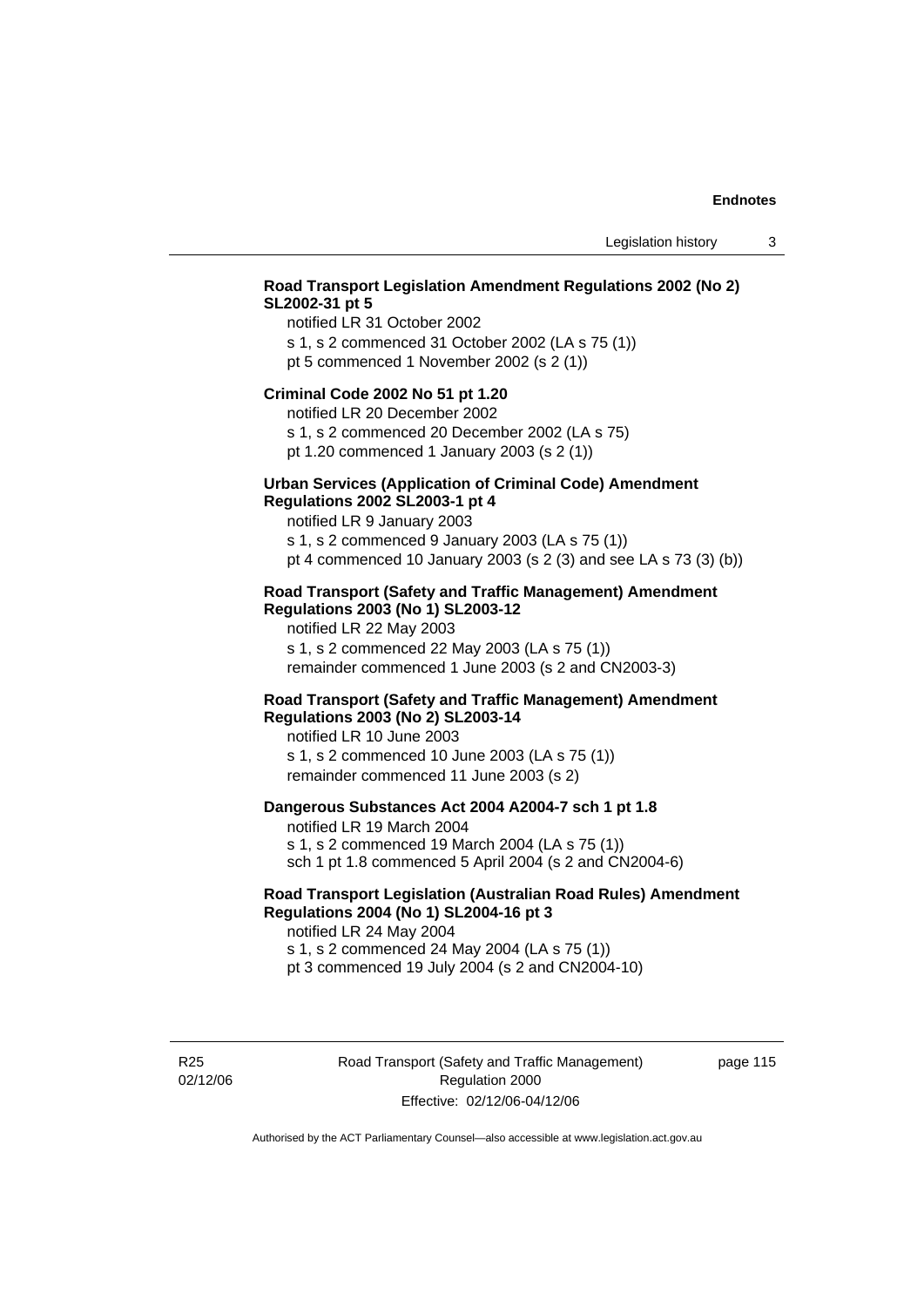**Road Transport Legislation Amendment Regulations 2002 (No 2) SL2002-31 pt 5**

notified LR 31 October 2002

s 1, s 2 commenced 31 October 2002 (LA s 75 (1))

pt 5 commenced 1 November 2002 (s 2 (1))

**Criminal Code 2002 No 51 pt 1.20**

notified LR 20 December 2002

s 1, s 2 commenced 20 December 2002 (LA s 75)

pt 1.20 commenced 1 January 2003 (s 2 (1))

**Urban Services (Application of Criminal Code) Amendment Regulations 2002 SL2003-1 pt 4**

notified LR 9 January 2003

s 1, s 2 commenced 9 January 2003 (LA s 75 (1))

pt 4 commenced 10 January 2003 (s 2 (3) and see LA s 73 (3) (b))

**Road Transport (Safety and Traffic Management) Amendment Regulations 2003 (No 1) SL2003-12**

notified LR 22 May 2003

s 1, s 2 commenced 22 May 2003 (LA s 75 (1))

remainder commenced 1 June 2003 (s 2 and CN2003-3)

**Road Transport (Safety and Traffic Management) Amendment Regulations 2003 (No 2) SL2003-14**

notified LR 10 June 2003

s 1, s 2 commenced 10 June 2003 (LA s 75 (1))

remainder commenced 11 June 2003 (s 2)

**Dangerous Substances Act 2004 A2004-7 sch 1 pt 1.8**

notified LR 19 March 2004

s 1, s 2 commenced 19 March 2004 (LA s 75 (1))

sch 1 pt 1.8 commenced 5 April 2004 (s 2 and CN2004-6)

**Road Transport Legislation (Australian Road Rules) Amendment Regulations 2004 (No 1) SL2004-16 pt 3**

notified LR 24 May 2004

s 1, s 2 commenced 24 May 2004 (LA s 75 (1))

pt 3 commenced 19 July 2004 (s 2 and CN2004-10)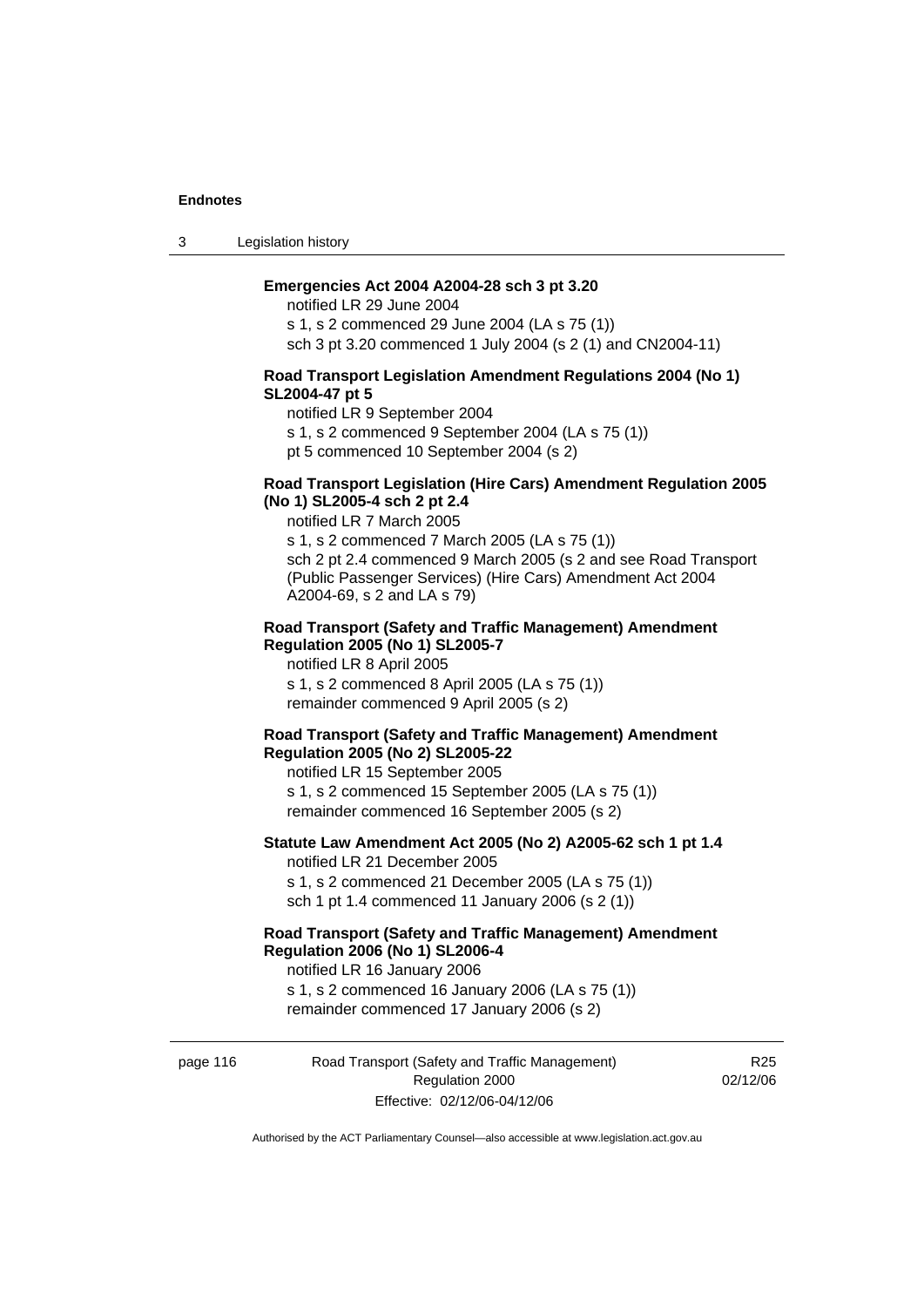**Emergencies Act 2004 A2004-28 sch 3 pt 3.20**

notified LR 29 June 2004

s 1, s 2 commenced 29 June 2004 (LA s 75 (1))

sch 3 pt 3.20 commenced 1 July 2004 (s 2 (1) and CN2004-11)

**Road Transport Legislation Amendment Regulations 2004 (No 1) SL2004-47 pt 5**

notified LR 9 September 2004

s 1, s 2 commenced 9 September 2004 (LA s 75 (1))

pt 5 commenced 10 September 2004 (s 2)

**Road Transport Legislation (Hire Cars) Amendment Regulation 2005 (No 1) SL2005-4 sch 2 pt 2.4**

notified LR 7 March 2005

s 1, s 2 commenced 7 March 2005 (LA s 75 (1))

sch 2 pt 2.4 commenced 9 March 2005 (s 2 and see Road Transport (Public Passenger Services) (Hire Cars) Amendment Act 2004 A2004-69, s 2 and LA s 79)

**Road Transport (Safety and Traffic Management) Amendment Regulation 2005 (No 1) SL2005-7**

notified LR 8 April 2005

s 1, s 2 commenced 8 April 2005 (LA s 75 (1))

remainder commenced 9 April 2005 (s 2)

**Road Transport (Safety and Traffic Management) Amendment Regulation 2005 (No 2) SL2005-22**

notified LR 15 September 2005

s 1, s 2 commenced 15 September 2005 (LA s 75 (1))

remainder commenced 16 September 2005 (s 2)

**Statute Law Amendment Act 2005 (No 2) A2005-62 sch 1 pt 1.4**

notified LR 21 December 2005

s 1, s 2 commenced 21 December 2005 (LA s 75 (1))

sch 1 pt 1.4 commenced 11 January 2006 (s 2 (1))

**Road Transport (Safety and Traffic Management) Amendment Regulation 2006 (No 1) SL2006-4**

notified LR 16 January 2006

s 1, s 2 commenced 16 January 2006 (LA s 75 (1))

remainder commenced 17 January 2006 (s 2)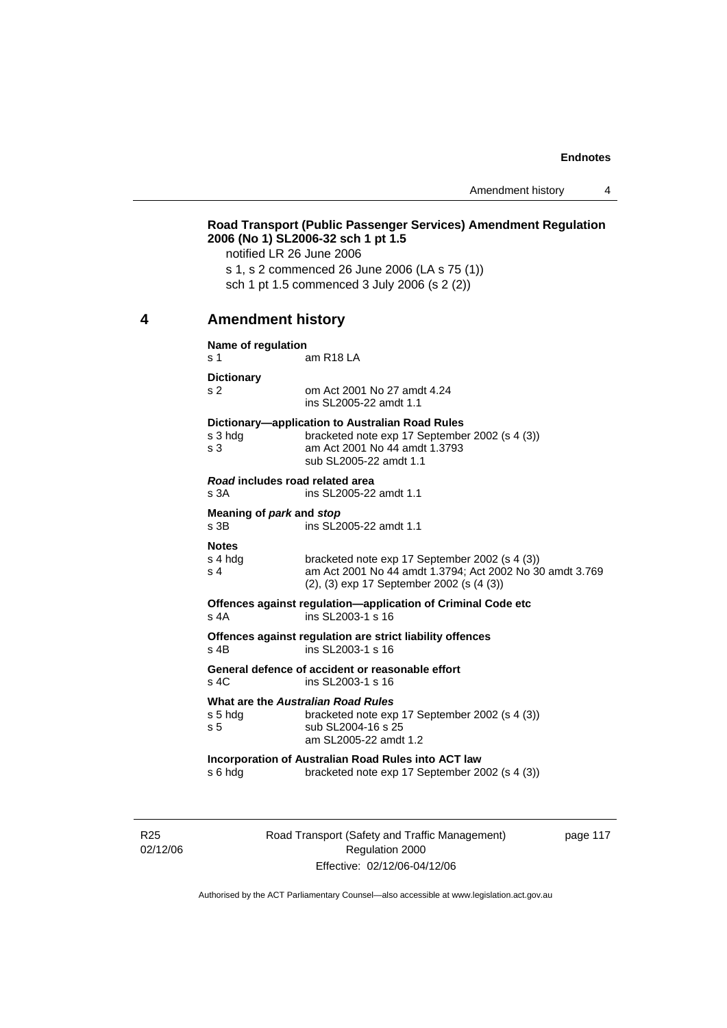**Road Transport (Public Passenger Services) Amendment Regulation 2006 (No 1) SL2006-32 sch 1 pt 1.5**

notified LR 26 June 2006

s 1, s 2 commenced 26 June 2006 (LA s 75 (1))

sch 1 pt 1.5 commenced 3 July 2006 (s 2 (2))

## 4 Amendment history

**Name of regulation**

s 1 am R18 LA

**Dictionary**

s 2 om Act 2001 No 27 amdt 4.24
ins SL2005-22 amdt 1.1

**Dictionary—application to Australian Road Rules**

s 3 hdg bracketed note exp 17 September 2002 (s 4 (3))
s 3 am Act 2001 No 44 amdt 1.3793
sub SL2005-22 amdt 1.1

***Road* includes road related area**

s 3A ins SL2005-22 amdt 1.1

**Meaning of *park* and *stop***

s 3B ins SL2005-22 amdt 1.1

**Notes**

s 4 hdg bracketed note exp 17 September 2002 (s 4 (3))
s 4 am Act 2001 No 44 amdt 1.3794; Act 2002 No 30 amdt 3.769
(2), (3) exp 17 September 2002 (s (4 (3))

**Offences against regulation—application of Criminal Code etc**

s 4A ins SL2003-1 s 16

**Offences against regulation are strict liability offences**

s 4B ins SL2003-1 s 16

**General defence of accident or reasonable effort**

s 4C ins SL2003-1 s 16

**What are the *Australian Road Rules***

s 5 hdg bracketed note exp 17 September 2002 (s 4 (3))
s 5 sub SL2004-16 s 25
am SL2005-22 amdt 1.2

**Incorporation of Australian Road Rules into ACT law**

s 6 hdg bracketed note exp 17 September 2002 (s 4 (3))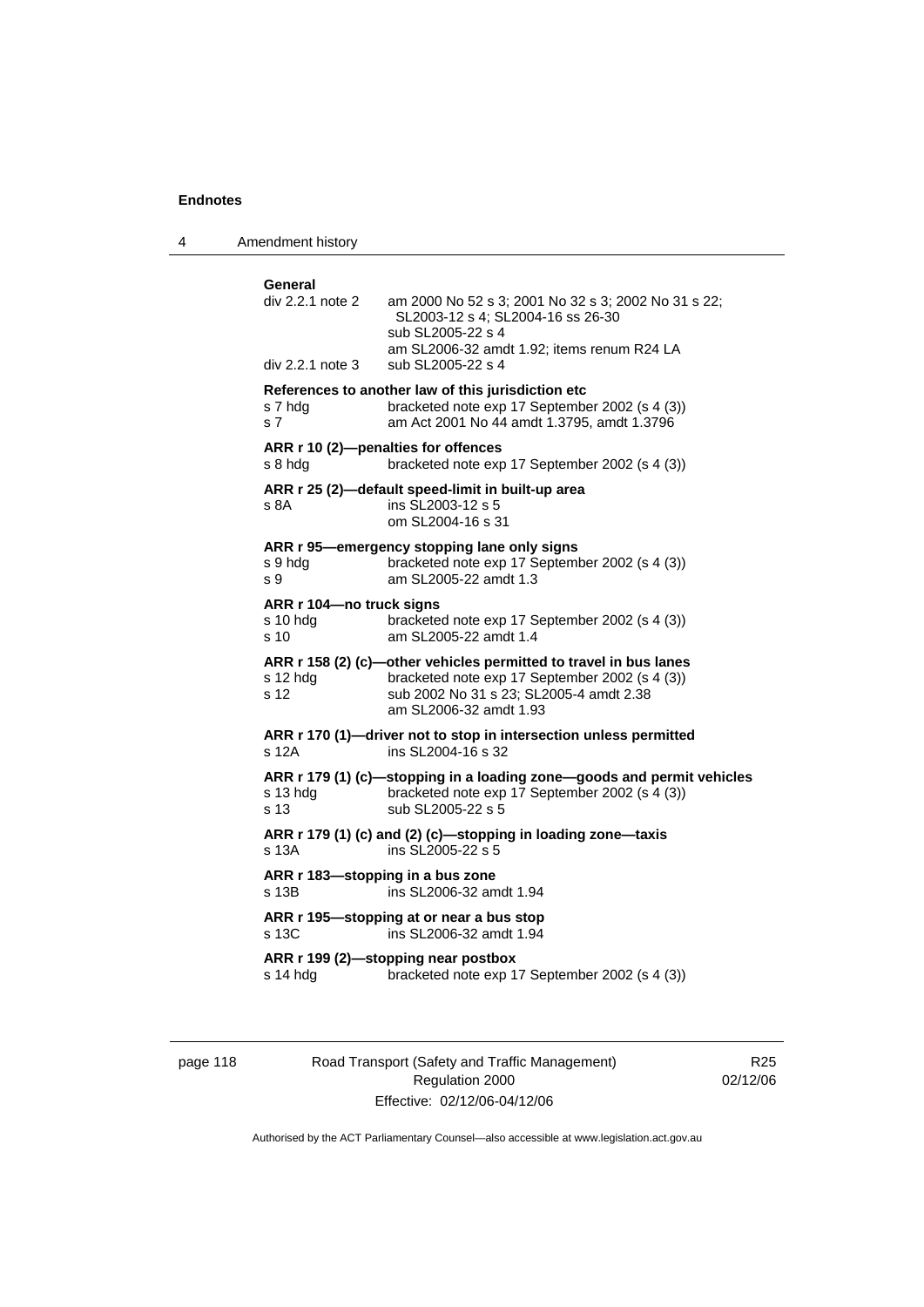**General**

div 2.2.1 note 2 am 2000 No 52 s 3; 2001 No 32 s 3; 2002 No 31 s 22; SL2003-12 s 4; SL2004-16 ss 26-30
sub SL2005-22 s 4
am SL2006-32 amdt 1.92; items renum R24 LA

div 2.2.1 note 3 sub SL2005-22 s 4

**References to another law of this jurisdiction etc**

s 7 hdg bracketed note exp 17 September 2002 (s 4 (3))

s 7 am Act 2001 No 44 amdt 1.3795, amdt 1.3796

**ARR r 10 (2)—penalties for offences**

s 8 hdg bracketed note exp 17 September 2002 (s 4 (3))

**ARR r 25 (2)—default speed-limit in built-up area**

s 8A ins SL2003-12 s 5
om SL2004-16 s 31

**ARR r 95—emergency stopping lane only signs**

s 9 hdg bracketed note exp 17 September 2002 (s 4 (3))

s 9 am SL2005-22 amdt 1.3

**ARR r 104—no truck signs**

s 10 hdg bracketed note exp 17 September 2002 (s 4 (3))

s 10 am SL2005-22 amdt 1.4

**ARR r 158 (2) (c)—other vehicles permitted to travel in bus lanes**

s 12 hdg bracketed note exp 17 September 2002 (s 4 (3))

s 12 sub 2002 No 31 s 23; SL2005-4 amdt 2.38
am SL2006-32 amdt 1.93

**ARR r 170 (1)—driver not to stop in intersection unless permitted**

s 12A ins SL2004-16 s 32

**ARR r 179 (1) (c)—stopping in a loading zone—goods and permit vehicles**

s 13 hdg bracketed note exp 17 September 2002 (s 4 (3))

s 13 sub SL2005-22 s 5

**ARR r 179 (1) (c) and (2) (c)—stopping in loading zone—taxis**

s 13A ins SL2005-22 s 5

**ARR r 183—stopping in a bus zone**

s 13B ins SL2006-32 amdt 1.94

**ARR r 195—stopping at or near a bus stop**

s 13C ins SL2006-32 amdt 1.94

**ARR r 199 (2)—stopping near postbox**

s 14 hdg bracketed note exp 17 September 2002 (s 4 (3))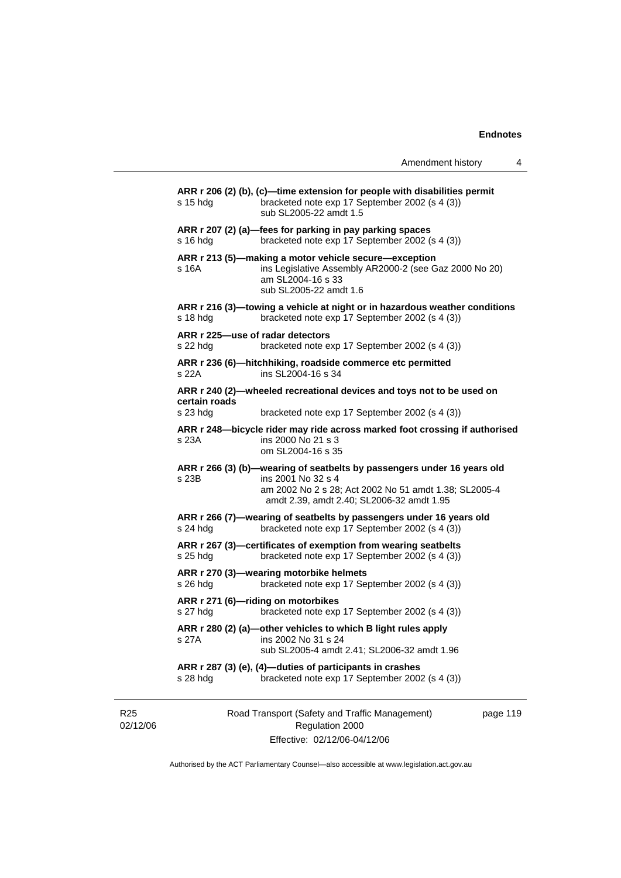**ARR r 206 (2) (b), (c)—time extension for people with disabilities permit**
s 15 hdg bracketed note exp 17 September 2002 (s 4 (3))
sub SL2005-22 amdt 1.5

**ARR r 207 (2) (a)—fees for parking in pay parking spaces**
s 16 hdg bracketed note exp 17 September 2002 (s 4 (3))

**ARR r 213 (5)—making a motor vehicle secure—exception**
s 16A ins Legislative Assembly AR2000-2 (see Gaz 2000 No 20)
am SL2004-16 s 33
sub SL2005-22 amdt 1.6

**ARR r 216 (3)—towing a vehicle at night or in hazardous weather conditions**
s 18 hdg bracketed note exp 17 September 2002 (s 4 (3))

**ARR r 225—use of radar detectors**
s 22 hdg bracketed note exp 17 September 2002 (s 4 (3))

**ARR r 236 (6)—hitchhiking, roadside commerce etc permitted**
s 22A ins SL2004-16 s 34

**ARR r 240 (2)—wheeled recreational devices and toys not to be used on certain roads**
s 23 hdg bracketed note exp 17 September 2002 (s 4 (3))

**ARR r 248—bicycle rider may ride across marked foot crossing if authorised**
s 23A ins 2000 No 21 s 3
om SL2004-16 s 35

**ARR r 266 (3) (b)—wearing of seatbelts by passengers under 16 years old**
s 23B ins 2001 No 32 s 4
am 2002 No 2 s 28; Act 2002 No 51 amdt 1.38; SL2005-4 amdt 2.39, amdt 2.40; SL2006-32 amdt 1.95

**ARR r 266 (7)—wearing of seatbelts by passengers under 16 years old**
s 24 hdg bracketed note exp 17 September 2002 (s 4 (3))

**ARR r 267 (3)—certificates of exemption from wearing seatbelts**
s 25 hdg bracketed note exp 17 September 2002 (s 4 (3))

**ARR r 270 (3)—wearing motorbike helmets**
s 26 hdg bracketed note exp 17 September 2002 (s 4 (3))

**ARR r 271 (6)—riding on motorbikes**
s 27 hdg bracketed note exp 17 September 2002 (s 4 (3))

**ARR r 280 (2) (a)—other vehicles to which B light rules apply**
s 27A ins 2002 No 31 s 24
sub SL2005-4 amdt 2.41; SL2006-32 amdt 1.96

**ARR r 287 (3) (e), (4)—duties of participants in crashes**
s 28 hdg bracketed note exp 17 September 2002 (s 4 (3))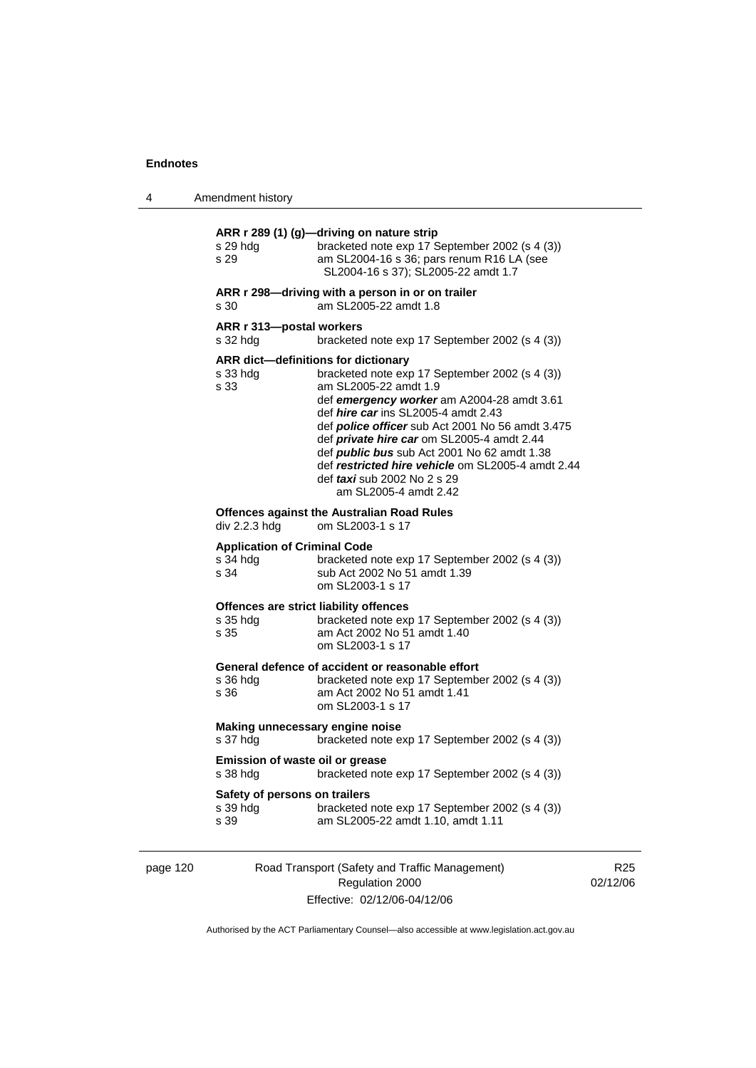**ARR r 289 (1) (g)—driving on nature strip**

s 29 hdg bracketed note exp 17 September 2002 (s 4 (3))
s 29 am SL2004-16 s 36; pars renum R16 LA (see SL2004-16 s 37); SL2005-22 amdt 1.7

**ARR r 298—driving with a person in or on trailer**

s 30 am SL2005-22 amdt 1.8

**ARR r 313—postal workers**

s 32 hdg bracketed note exp 17 September 2002 (s 4 (3))

**ARR dict—definitions for dictionary**

s 33 hdg bracketed note exp 17 September 2002 (s 4 (3))
s 33 am SL2005-22 amdt 1.9
def ***emergency worker*** am A2004-28 amdt 3.61
def ***hire car*** ins SL2005-4 amdt 2.43
def ***police officer*** sub Act 2001 No 56 amdt 3.475
def ***private hire car*** om SL2005-4 amdt 2.44
def ***public bus*** sub Act 2001 No 62 amdt 1.38
def ***restricted hire vehicle*** om SL2005-4 amdt 2.44
def ***taxi*** sub 2002 No 2 s 29
am SL2005-4 amdt 2.42

**Offences against the Australian Road Rules**

div 2.2.3 hdg om SL2003-1 s 17

**Application of Criminal Code**

s 34 hdg bracketed note exp 17 September 2002 (s 4 (3))
s 34 sub Act 2002 No 51 amdt 1.39
om SL2003-1 s 17

**Offences are strict liability offences**

s 35 hdg bracketed note exp 17 September 2002 (s 4 (3))
s 35 am Act 2002 No 51 amdt 1.40
om SL2003-1 s 17

**General defence of accident or reasonable effort**

s 36 hdg bracketed note exp 17 September 2002 (s 4 (3))
s 36 am Act 2002 No 51 amdt 1.41
om SL2003-1 s 17

**Making unnecessary engine noise**

s 37 hdg bracketed note exp 17 September 2002 (s 4 (3))

**Emission of waste oil or grease**

s 38 hdg bracketed note exp 17 September 2002 (s 4 (3))

**Safety of persons on trailers**

s 39 hdg bracketed note exp 17 September 2002 (s 4 (3))
s 39 am SL2005-22 amdt 1.10, amdt 1.11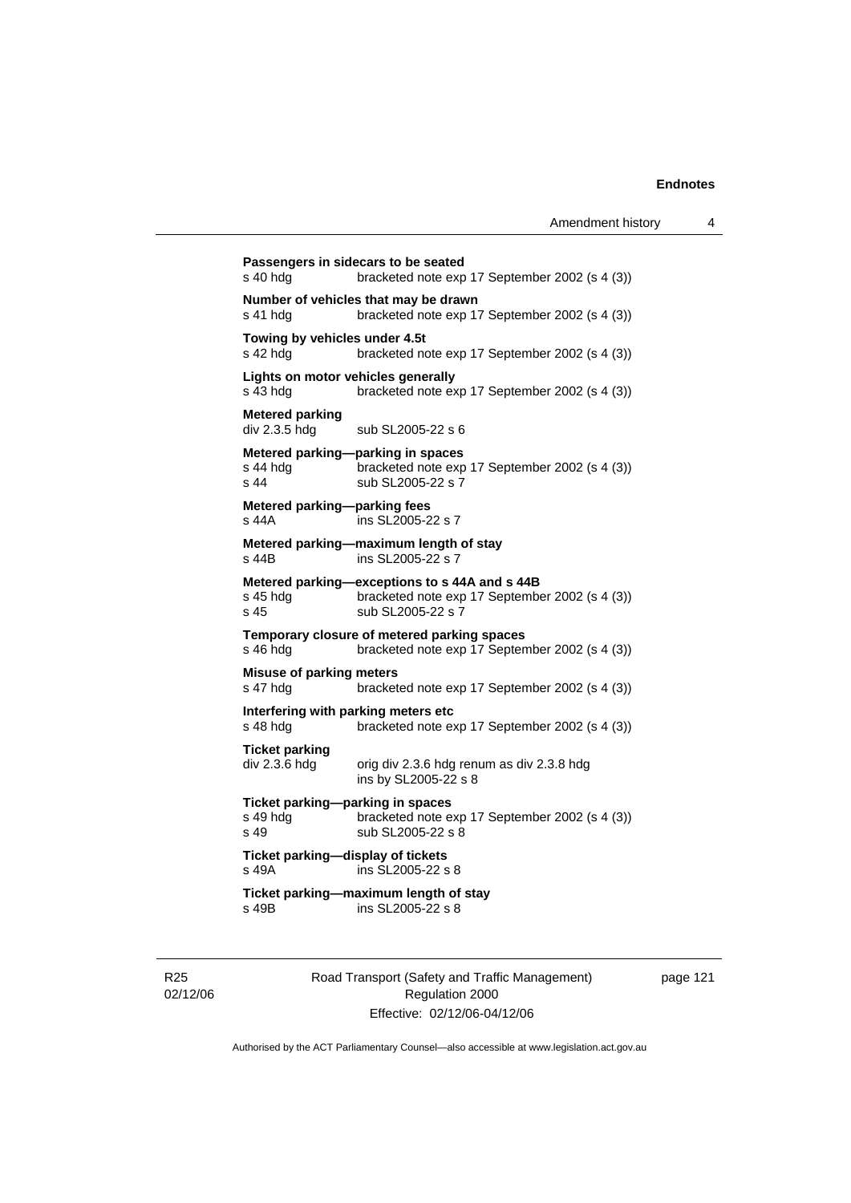**Passengers in sidecars to be seated**
s 40 hdg bracketed note exp 17 September 2002 (s 4 (3))

**Number of vehicles that may be drawn**
s 41 hdg bracketed note exp 17 September 2002 (s 4 (3))

**Towing by vehicles under 4.5t**
s 42 hdg bracketed note exp 17 September 2002 (s 4 (3))

**Lights on motor vehicles generally**
s 43 hdg bracketed note exp 17 September 2002 (s 4 (3))

**Metered parking**
div 2.3.5 hdg sub SL2005-22 s 6

**Metered parking—parking in spaces**
s 44 hdg bracketed note exp 17 September 2002 (s 4 (3))
s 44 sub SL2005-22 s 7

**Metered parking—parking fees**
s 44A ins SL2005-22 s 7

**Metered parking—maximum length of stay**
s 44B ins SL2005-22 s 7

**Metered parking—exceptions to s 44A and s 44B**
s 45 hdg bracketed note exp 17 September 2002 (s 4 (3))
s 45 sub SL2005-22 s 7

**Temporary closure of metered parking spaces**
s 46 hdg bracketed note exp 17 September 2002 (s 4 (3))

**Misuse of parking meters**
s 47 hdg bracketed note exp 17 September 2002 (s 4 (3))

**Interfering with parking meters etc**
s 48 hdg bracketed note exp 17 September 2002 (s 4 (3))

**Ticket parking**
div 2.3.6 hdg orig div 2.3.6 hdg renum as div 2.3.8 hdg
ins by SL2005-22 s 8

**Ticket parking—parking in spaces**
s 49 hdg bracketed note exp 17 September 2002 (s 4 (3))
s 49 sub SL2005-22 s 8

**Ticket parking—display of tickets**
s 49A ins SL2005-22 s 8

**Ticket parking—maximum length of stay**
s 49B ins SL2005-22 s 8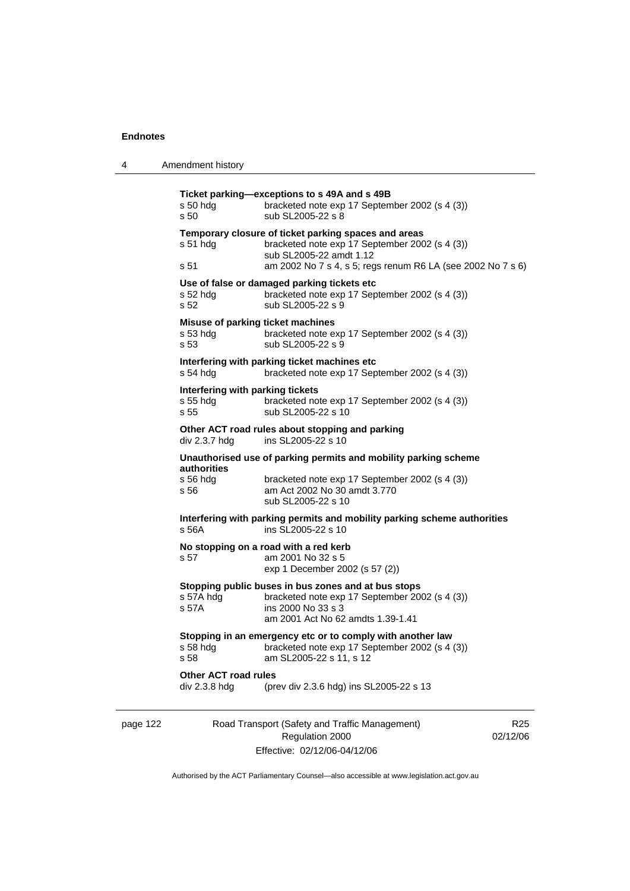**Ticket parking—exceptions to s 49A and s 49B**

s 50 hdg bracketed note exp 17 September 2002 (s 4 (3))
s 50 sub SL2005-22 s 8

**Temporary closure of ticket parking spaces and areas**

s 51 hdg bracketed note exp 17 September 2002 (s 4 (3))
sub SL2005-22 amdt 1.12
s 51 am 2002 No 7 s 4, s 5; regs renum R6 LA (see 2002 No 7 s 6)

**Use of false or damaged parking tickets etc**

s 52 hdg bracketed note exp 17 September 2002 (s 4 (3))
s 52 sub SL2005-22 s 9

**Misuse of parking ticket machines**

s 53 hdg bracketed note exp 17 September 2002 (s 4 (3))
s 53 sub SL2005-22 s 9

**Interfering with parking ticket machines etc**

s 54 hdg bracketed note exp 17 September 2002 (s 4 (3))

**Interfering with parking tickets**

s 55 hdg bracketed note exp 17 September 2002 (s 4 (3))
s 55 sub SL2005-22 s 10

**Other ACT road rules about stopping and parking**

div 2.3.7 hdg ins SL2005-22 s 10

**Unauthorised use of parking permits and mobility parking scheme authorities**

s 56 hdg bracketed note exp 17 September 2002 (s 4 (3))
s 56 am Act 2002 No 30 amdt 3.770
sub SL2005-22 s 10

**Interfering with parking permits and mobility parking scheme authorities**

s 56A ins SL2005-22 s 10

**No stopping on a road with a red kerb**

s 57 am 2001 No 32 s 5
exp 1 December 2002 (s 57 (2))

**Stopping public buses in bus zones and at bus stops**

s 57A hdg bracketed note exp 17 September 2002 (s 4 (3))
s 57A ins 2000 No 33 s 3
am 2001 Act No 62 amdts 1.39-1.41

**Stopping in an emergency etc or to comply with another law**

s 58 hdg bracketed note exp 17 September 2002 (s 4 (3))
s 58 am SL2005-22 s 11, s 12

**Other ACT road rules**

div 2.3.8 hdg (prev div 2.3.6 hdg) ins SL2005-22 s 13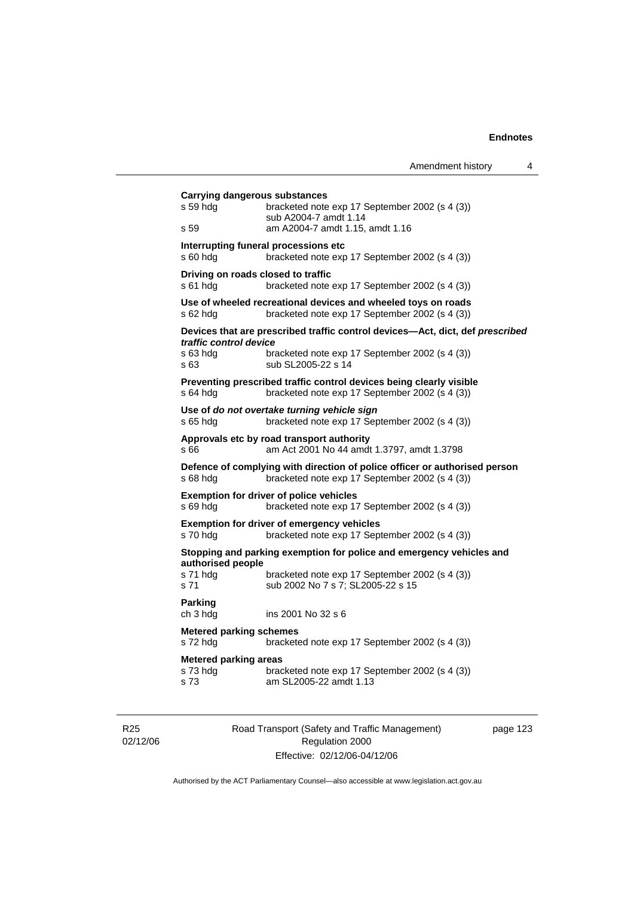**Carrying dangerous substances**

s 59 hdg bracketed note exp 17 September 2002 (s 4 (3))
sub A2004-7 amdt 1.14

s 59 am A2004-7 amdt 1.15, amdt 1.16

**Interrupting funeral processions etc**

s 60 hdg bracketed note exp 17 September 2002 (s 4 (3))

**Driving on roads closed to traffic**

s 61 hdg bracketed note exp 17 September 2002 (s 4 (3))

**Use of wheeled recreational devices and wheeled toys on roads**

s 62 hdg bracketed note exp 17 September 2002 (s 4 (3))

**Devices that are prescribed traffic control devices—Act, dict, def *prescribed traffic control device***

s 63 hdg bracketed note exp 17 September 2002 (s 4 (3))

s 63 sub SL2005-22 s 14

**Preventing prescribed traffic control devices being clearly visible**

s 64 hdg bracketed note exp 17 September 2002 (s 4 (3))

**Use of *do not overtake turning vehicle sign***

s 65 hdg bracketed note exp 17 September 2002 (s 4 (3))

**Approvals etc by road transport authority**

s 66 am Act 2001 No 44 amdt 1.3797, amdt 1.3798

**Defence of complying with direction of police officer or authorised person**

s 68 hdg bracketed note exp 17 September 2002 (s 4 (3))

**Exemption for driver of police vehicles**

s 69 hdg bracketed note exp 17 September 2002 (s 4 (3))

**Exemption for driver of emergency vehicles**

s 70 hdg bracketed note exp 17 September 2002 (s 4 (3))

**Stopping and parking exemption for police and emergency vehicles and authorised people**

s 71 hdg bracketed note exp 17 September 2002 (s 4 (3))

s 71 sub 2002 No 7 s 7; SL2005-22 s 15

**Parking**

ch 3 hdg ins 2001 No 32 s 6

**Metered parking schemes**

s 72 hdg bracketed note exp 17 September 2002 (s 4 (3))

**Metered parking areas**

s 73 hdg bracketed note exp 17 September 2002 (s 4 (3))

s 73 am SL2005-22 amdt 1.13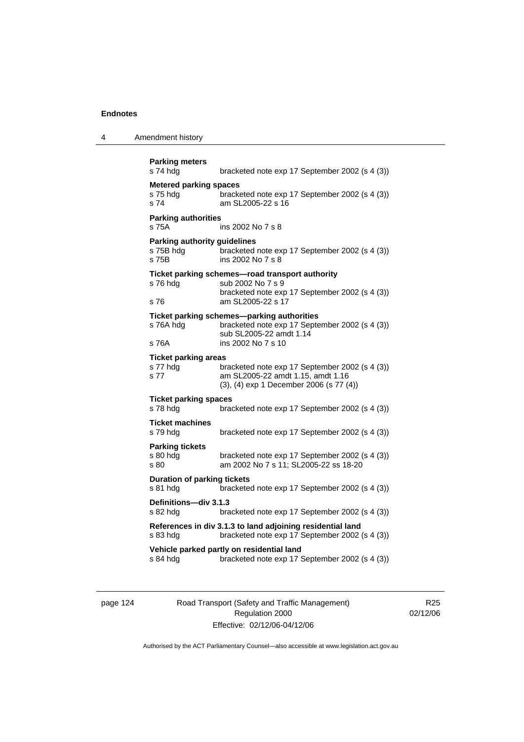**Parking meters**
s 74 hdg bracketed note exp 17 September 2002 (s 4 (3))

**Metered parking spaces**
s 75 hdg bracketed note exp 17 September 2002 (s 4 (3))
s 74 am SL2005-22 s 16

**Parking authorities**
s 75A ins 2002 No 7 s 8

**Parking authority guidelines**
s 75B hdg bracketed note exp 17 September 2002 (s 4 (3))
s 75B ins 2002 No 7 s 8

**Ticket parking schemes—road transport authority**
s 76 hdg sub 2002 No 7 s 9
bracketed note exp 17 September 2002 (s 4 (3))
s 76 am SL2005-22 s 17

**Ticket parking schemes—parking authorities**
s 76A hdg bracketed note exp 17 September 2002 (s 4 (3))
sub SL2005-22 amdt 1.14
s 76A ins 2002 No 7 s 10

**Ticket parking areas**
s 77 hdg bracketed note exp 17 September 2002 (s 4 (3))
s 77 am SL2005-22 amdt 1.15, amdt 1.16
(3), (4) exp 1 December 2006 (s 77 (4))

**Ticket parking spaces**
s 78 hdg bracketed note exp 17 September 2002 (s 4 (3))

**Ticket machines**
s 79 hdg bracketed note exp 17 September 2002 (s 4 (3))

**Parking tickets**
s 80 hdg bracketed note exp 17 September 2002 (s 4 (3))
s 80 am 2002 No 7 s 11; SL2005-22 ss 18-20

**Duration of parking tickets**
s 81 hdg bracketed note exp 17 September 2002 (s 4 (3))

**Definitions—div 3.1.3**
s 82 hdg bracketed note exp 17 September 2002 (s 4 (3))

**References in div 3.1.3 to land adjoining residential land**
s 83 hdg bracketed note exp 17 September 2002 (s 4 (3))

**Vehicle parked partly on residential land**
s 84 hdg bracketed note exp 17 September 2002 (s 4 (3))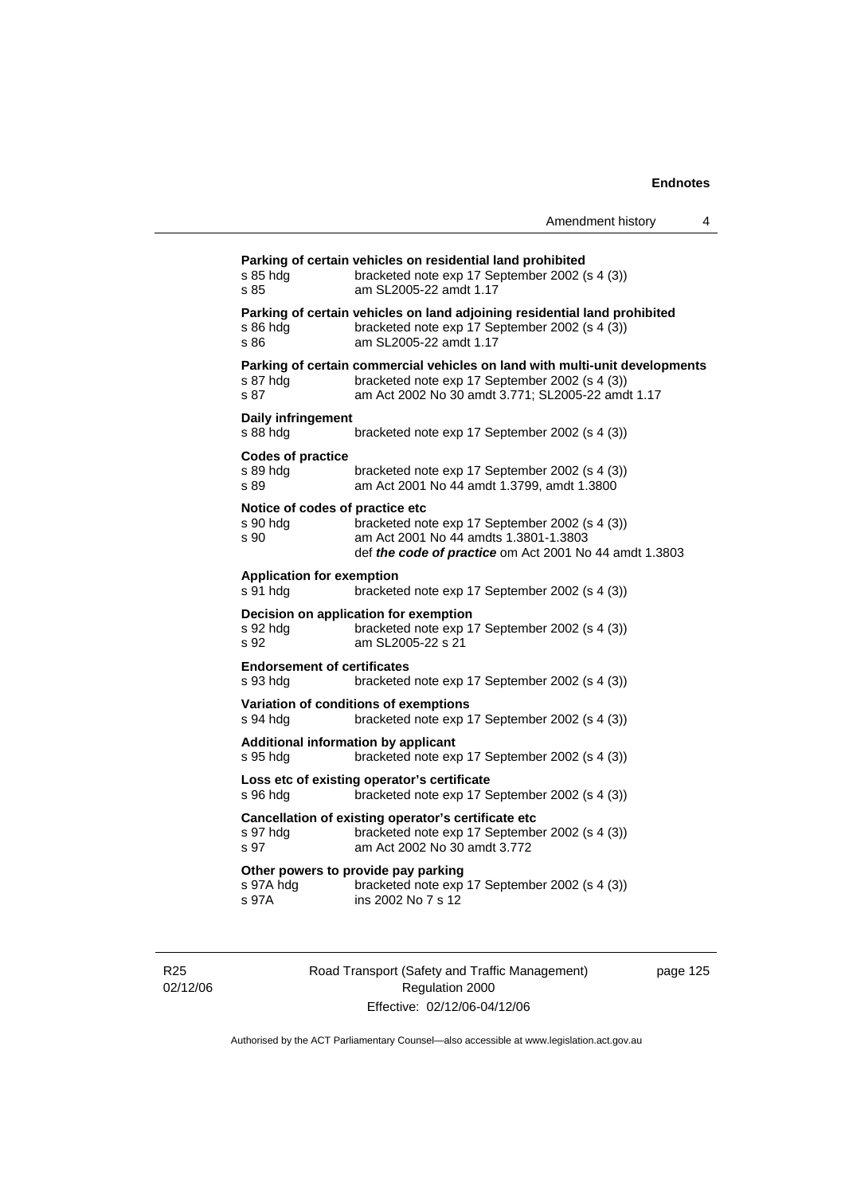**Parking of certain vehicles on residential land prohibited**

s 85 hdg bracketed note exp 17 September 2002 (s 4 (3))
s 85 am SL2005-22 amdt 1.17

**Parking of certain vehicles on land adjoining residential land prohibited**

s 86 hdg bracketed note exp 17 September 2002 (s 4 (3))
s 86 am SL2005-22 amdt 1.17

**Parking of certain commercial vehicles on land with multi-unit developments**

s 87 hdg bracketed note exp 17 September 2002 (s 4 (3))
s 87 am Act 2002 No 30 amdt 3.771; SL2005-22 amdt 1.17

**Daily infringement**

s 88 hdg bracketed note exp 17 September 2002 (s 4 (3))

**Codes of practice**

s 89 hdg bracketed note exp 17 September 2002 (s 4 (3))
s 89 am Act 2001 No 44 amdt 1.3799, amdt 1.3800

**Notice of codes of practice etc**

s 90 hdg bracketed note exp 17 September 2002 (s 4 (3))
s 90 am Act 2001 No 44 amdts 1.3801-1.3803
def ***the code of practice*** om Act 2001 No 44 amdt 1.3803

**Application for exemption**

s 91 hdg bracketed note exp 17 September 2002 (s 4 (3))

**Decision on application for exemption**

s 92 hdg bracketed note exp 17 September 2002 (s 4 (3))
s 92 am SL2005-22 s 21

**Endorsement of certificates**

s 93 hdg bracketed note exp 17 September 2002 (s 4 (3))

**Variation of conditions of exemptions**

s 94 hdg bracketed note exp 17 September 2002 (s 4 (3))

**Additional information by applicant**

s 95 hdg bracketed note exp 17 September 2002 (s 4 (3))

**Loss etc of existing operator's certificate**

s 96 hdg bracketed note exp 17 September 2002 (s 4 (3))

**Cancellation of existing operator's certificate etc**

s 97 hdg bracketed note exp 17 September 2002 (s 4 (3))
s 97 am Act 2002 No 30 amdt 3.772

**Other powers to provide pay parking**

s 97A hdg bracketed note exp 17 September 2002 (s 4 (3))
s 97A ins 2002 No 7 s 12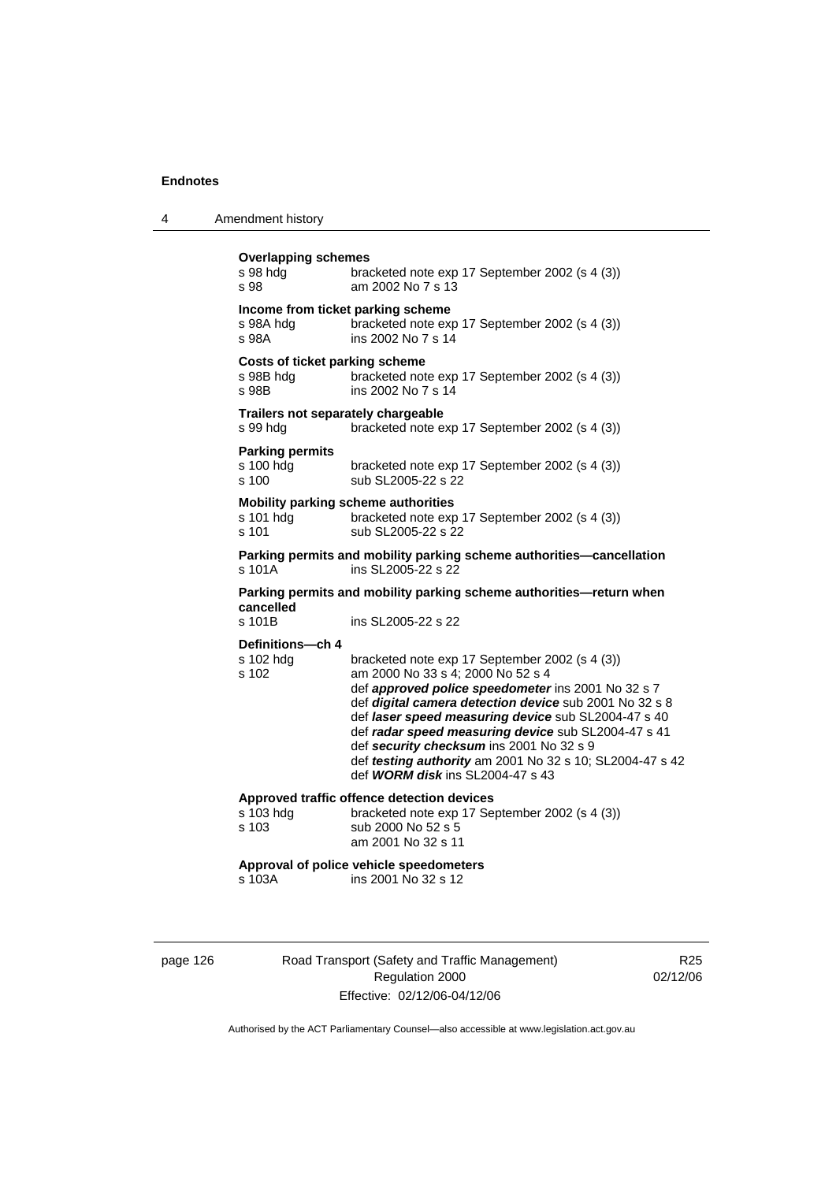**Overlapping schemes**

s 98 hdg bracketed note exp 17 September 2002 (s 4 (3))
s 98 am 2002 No 7 s 13

**Income from ticket parking scheme**

s 98A hdg bracketed note exp 17 September 2002 (s 4 (3))
s 98A ins 2002 No 7 s 14

**Costs of ticket parking scheme**

s 98B hdg bracketed note exp 17 September 2002 (s 4 (3))
s 98B ins 2002 No 7 s 14

**Trailers not separately chargeable**

s 99 hdg bracketed note exp 17 September 2002 (s 4 (3))

**Parking permits**

s 100 hdg bracketed note exp 17 September 2002 (s 4 (3))
s 100 sub SL2005-22 s 22

**Mobility parking scheme authorities**

s 101 hdg bracketed note exp 17 September 2002 (s 4 (3))
s 101 sub SL2005-22 s 22

**Parking permits and mobility parking scheme authorities—cancellation**

s 101A ins SL2005-22 s 22

**Parking permits and mobility parking scheme authorities—return when cancelled**

s 101B ins SL2005-22 s 22

**Definitions—ch 4**

s 102 hdg bracketed note exp 17 September 2002 (s 4 (3))
s 102 am 2000 No 33 s 4; 2000 No 52 s 4
def ***approved police speedometer*** ins 2001 No 32 s 7
def ***digital camera detection device*** sub 2001 No 32 s 8
def ***laser speed measuring device*** sub SL2004-47 s 40
def ***radar speed measuring device*** sub SL2004-47 s 41
def ***security checksum*** ins 2001 No 32 s 9
def ***testing authority*** am 2001 No 32 s 10; SL2004-47 s 42
def ***WORM disk*** ins SL2004-47 s 43

**Approved traffic offence detection devices**

s 103 hdg bracketed note exp 17 September 2002 (s 4 (3))
s 103 sub 2000 No 52 s 5
am 2001 No 32 s 11

**Approval of police vehicle speedometers**

s 103A ins 2001 No 32 s 12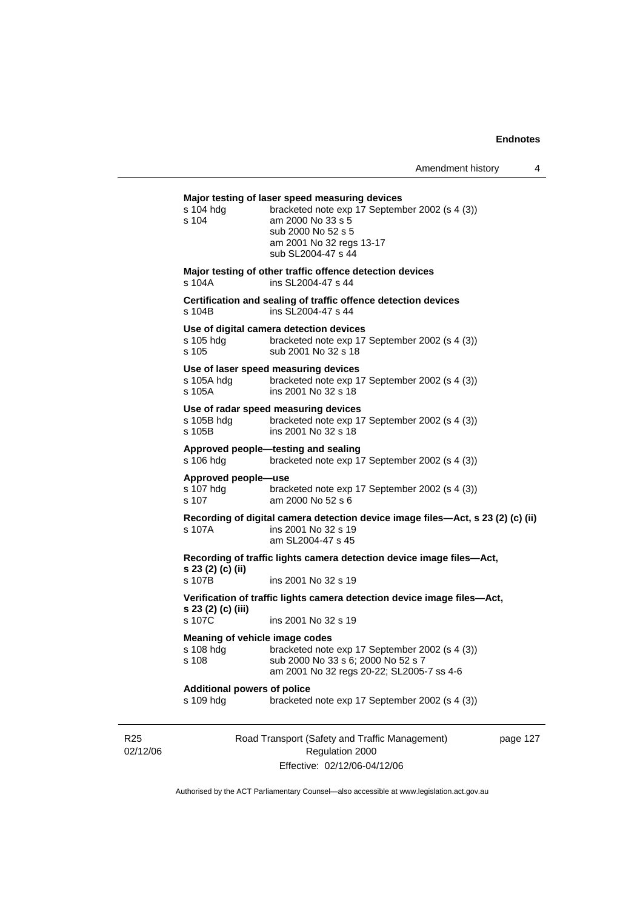**Major testing of laser speed measuring devices**

s 104 hdg — bracketed note exp 17 September 2002 (s 4 (3))
s 104 — am 2000 No 33 s 5
sub 2000 No 52 s 5
am 2001 No 32 regs 13-17
sub SL2004-47 s 44

**Major testing of other traffic offence detection devices**

s 104A — ins SL2004-47 s 44

**Certification and sealing of traffic offence detection devices**

s 104B — ins SL2004-47 s 44

**Use of digital camera detection devices**

s 105 hdg — bracketed note exp 17 September 2002 (s 4 (3))
s 105 — sub 2001 No 32 s 18

**Use of laser speed measuring devices**

s 105A hdg — bracketed note exp 17 September 2002 (s 4 (3))
s 105A — ins 2001 No 32 s 18

**Use of radar speed measuring devices**

s 105B hdg — bracketed note exp 17 September 2002 (s 4 (3))
s 105B — ins 2001 No 32 s 18

**Approved people—testing and sealing**

s 106 hdg — bracketed note exp 17 September 2002 (s 4 (3))

**Approved people—use**

s 107 hdg — bracketed note exp 17 September 2002 (s 4 (3))
s 107 — am 2000 No 52 s 6

**Recording of digital camera detection device image files—Act, s 23 (2) (c) (ii)**

s 107A — ins 2001 No 32 s 19
am SL2004-47 s 45

**Recording of traffic lights camera detection device image files—Act, s 23 (2) (c) (ii)**

s 107B — ins 2001 No 32 s 19

**Verification of traffic lights camera detection device image files—Act, s 23 (2) (c) (iii)**

s 107C — ins 2001 No 32 s 19

**Meaning of vehicle image codes**

s 108 hdg — bracketed note exp 17 September 2002 (s 4 (3))
s 108 — sub 2000 No 33 s 6; 2000 No 52 s 7
am 2001 No 32 regs 20-22; SL2005-7 ss 4-6

**Additional powers of police**

s 109 hdg — bracketed note exp 17 September 2002 (s 4 (3))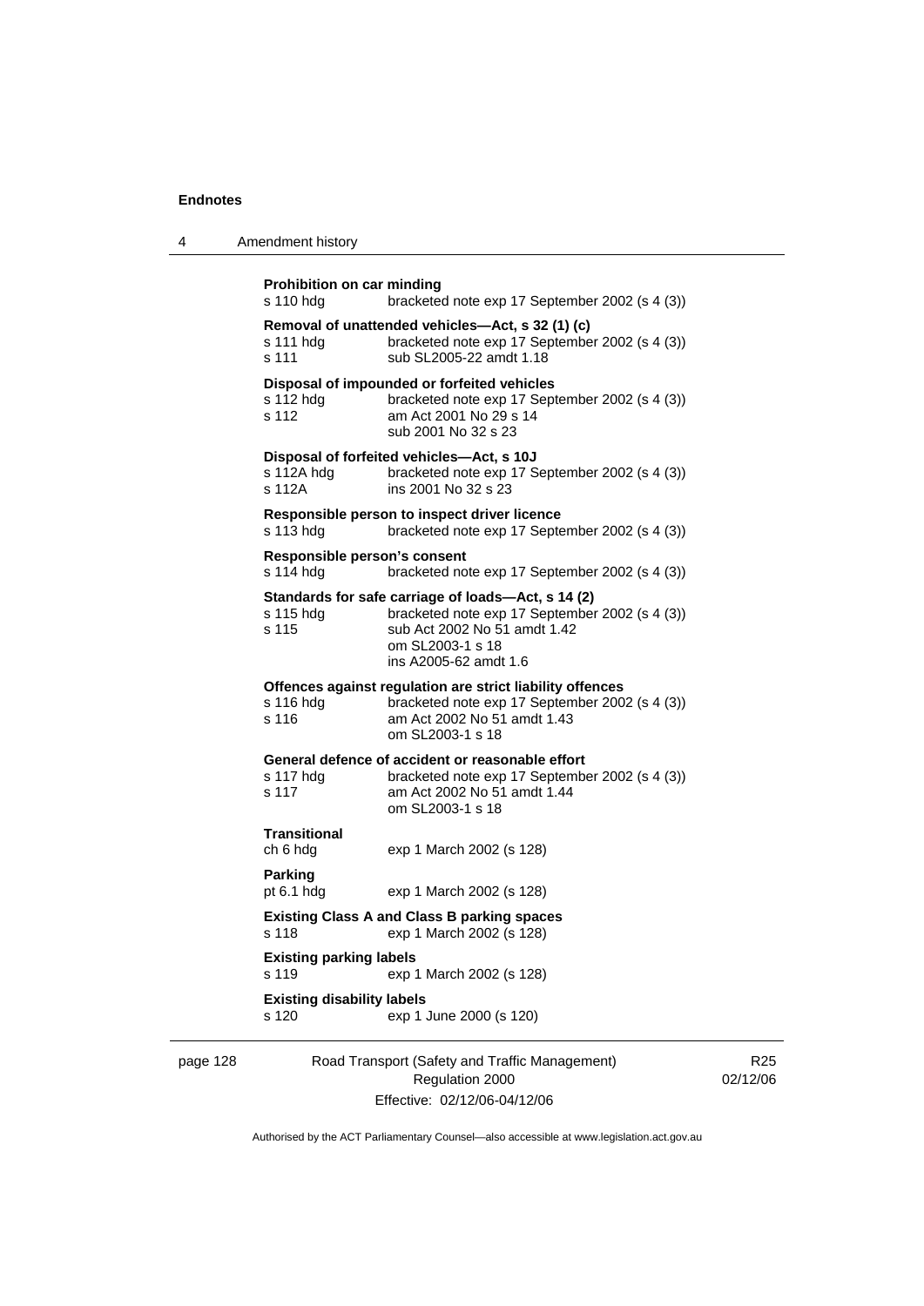**Prohibition on car minding**

s 110 hdg bracketed note exp 17 September 2002 (s 4 (3))

**Removal of unattended vehicles—Act, s 32 (1) (c)**

s 111 hdg bracketed note exp 17 September 2002 (s 4 (3))
s 111 sub SL2005-22 amdt 1.18

**Disposal of impounded or forfeited vehicles**

s 112 hdg bracketed note exp 17 September 2002 (s 4 (3))
s 112 am Act 2001 No 29 s 14
sub 2001 No 32 s 23

**Disposal of forfeited vehicles—Act, s 10J**

s 112A hdg bracketed note exp 17 September 2002 (s 4 (3))
s 112A ins 2001 No 32 s 23

**Responsible person to inspect driver licence**

s 113 hdg bracketed note exp 17 September 2002 (s 4 (3))

**Responsible person's consent**

s 114 hdg bracketed note exp 17 September 2002 (s 4 (3))

**Standards for safe carriage of loads—Act, s 14 (2)**

s 115 hdg bracketed note exp 17 September 2002 (s 4 (3))
s 115 sub Act 2002 No 51 amdt 1.42
om SL2003-1 s 18
ins A2005-62 amdt 1.6

**Offences against regulation are strict liability offences**

s 116 hdg bracketed note exp 17 September 2002 (s 4 (3))
s 116 am Act 2002 No 51 amdt 1.43
om SL2003-1 s 18

**General defence of accident or reasonable effort**

s 117 hdg bracketed note exp 17 September 2002 (s 4 (3))
s 117 am Act 2002 No 51 amdt 1.44
om SL2003-1 s 18

**Transitional**

ch 6 hdg exp 1 March 2002 (s 128)

**Parking**

pt 6.1 hdg exp 1 March 2002 (s 128)

**Existing Class A and Class B parking spaces**

s 118 exp 1 March 2002 (s 128)

**Existing parking labels**

s 119 exp 1 March 2002 (s 128)

**Existing disability labels**

s 120 exp 1 June 2000 (s 120)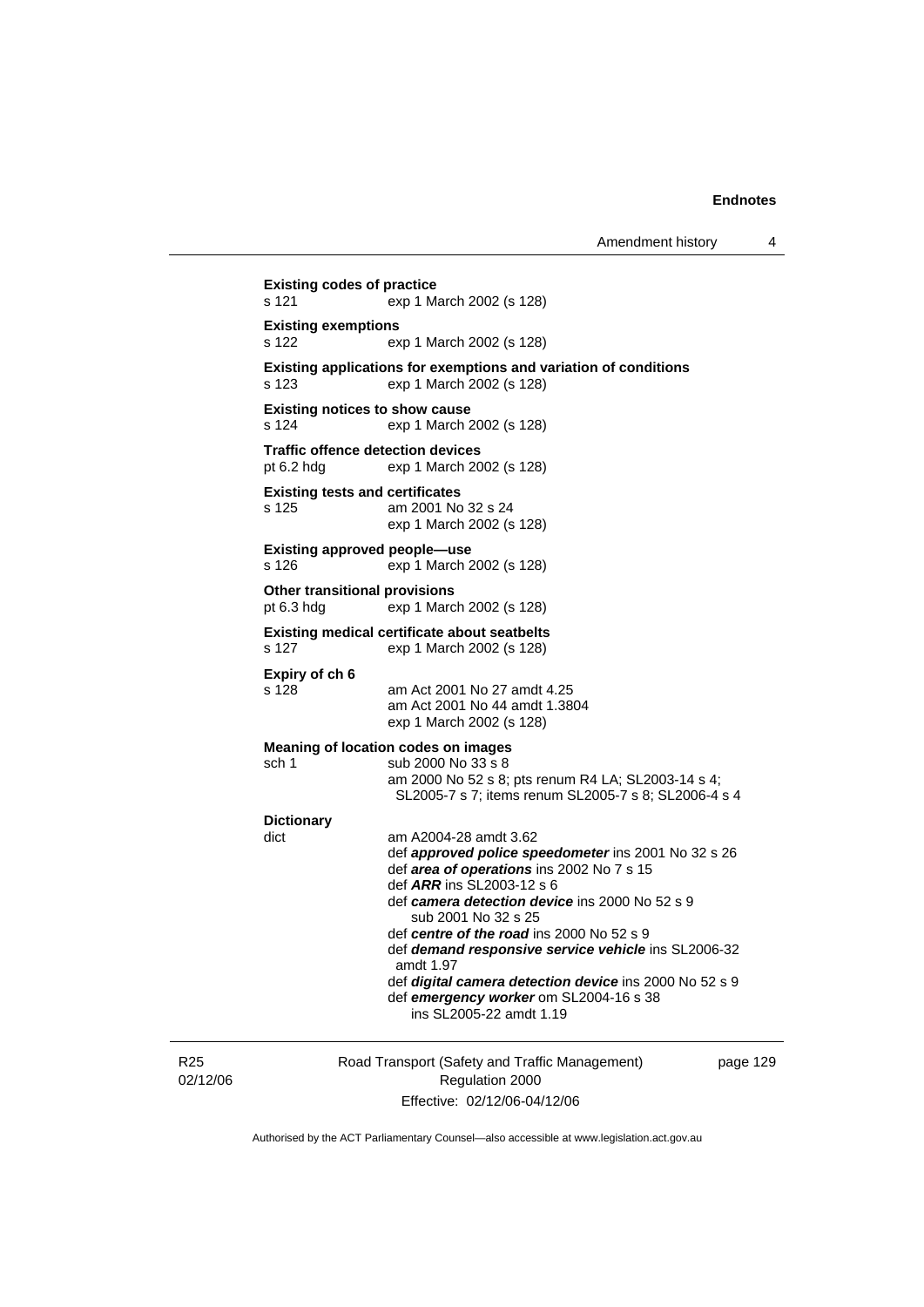**Existing codes of practice**
s 121 exp 1 March 2002 (s 128)

**Existing exemptions**
s 122 exp 1 March 2002 (s 128)

**Existing applications for exemptions and variation of conditions**
s 123 exp 1 March 2002 (s 128)

**Existing notices to show cause**
s 124 exp 1 March 2002 (s 128)

**Traffic offence detection devices**
pt 6.2 hdg exp 1 March 2002 (s 128)

**Existing tests and certificates**
s 125 am 2001 No 32 s 24
exp 1 March 2002 (s 128)

**Existing approved people—use**
s 126 exp 1 March 2002 (s 128)

**Other transitional provisions**
pt 6.3 hdg exp 1 March 2002 (s 128)

**Existing medical certificate about seatbelts**
s 127 exp 1 March 2002 (s 128)

**Expiry of ch 6**
s 128 am Act 2001 No 27 amdt 4.25
am Act 2001 No 44 amdt 1.3804
exp 1 March 2002 (s 128)

**Meaning of location codes on images**
sch 1 sub 2000 No 33 s 8
am 2000 No 52 s 8; pts renum R4 LA; SL2003-14 s 4; SL2005-7 s 7; items renum SL2005-7 s 8; SL2006-4 s 4

**Dictionary**
dict am A2004-28 amdt 3.62
def ***approved police speedometer*** ins 2001 No 32 s 26
def ***area of operations*** ins 2002 No 7 s 15
def ***ARR*** ins SL2003-12 s 6
def ***camera detection device*** ins 2000 No 52 s 9
sub 2001 No 32 s 25
def ***centre of the road*** ins 2000 No 52 s 9
def ***demand responsive service vehicle*** ins SL2006-32 amdt 1.97
def ***digital camera detection device*** ins 2000 No 52 s 9
def ***emergency worker*** om SL2004-16 s 38
ins SL2005-22 amdt 1.19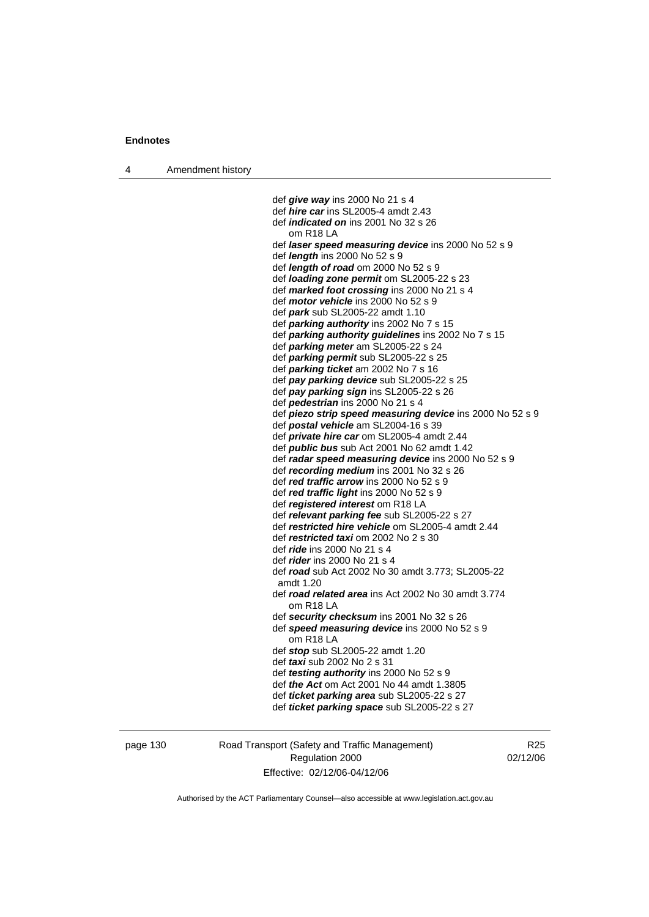def ***give way*** ins 2000 No 21 s 4
def ***hire car*** ins SL2005-4 amdt 2.43
def ***indicated on*** ins 2001 No 32 s 26
om R18 LA
def ***laser speed measuring device*** ins 2000 No 52 s 9
def ***length*** ins 2000 No 52 s 9
def ***length of road*** om 2000 No 52 s 9
def ***loading zone permit*** om SL2005-22 s 23
def ***marked foot crossing*** ins 2000 No 21 s 4
def ***motor vehicle*** ins 2000 No 52 s 9
def ***park*** sub SL2005-22 amdt 1.10
def ***parking authority*** ins 2002 No 7 s 15
def ***parking authority guidelines*** ins 2002 No 7 s 15
def ***parking meter*** am SL2005-22 s 24
def ***parking permit*** sub SL2005-22 s 25
def ***parking ticket*** am 2002 No 7 s 16
def ***pay parking device*** sub SL2005-22 s 25
def ***pay parking sign*** ins SL2005-22 s 26
def ***pedestrian*** ins 2000 No 21 s 4
def ***piezo strip speed measuring device*** ins 2000 No 52 s 9
def ***postal vehicle*** am SL2004-16 s 39
def ***private hire car*** om SL2005-4 amdt 2.44
def ***public bus*** sub Act 2001 No 62 amdt 1.42
def ***radar speed measuring device*** ins 2000 No 52 s 9
def ***recording medium*** ins 2001 No 32 s 26
def ***red traffic arrow*** ins 2000 No 52 s 9
def ***red traffic light*** ins 2000 No 52 s 9
def ***registered interest*** om R18 LA
def ***relevant parking fee*** sub SL2005-22 s 27
def ***restricted hire vehicle*** om SL2005-4 amdt 2.44
def ***restricted taxi*** om 2002 No 2 s 30
def ***ride*** ins 2000 No 21 s 4
def ***rider*** ins 2000 No 21 s 4
def ***road*** sub Act 2002 No 30 amdt 3.773; SL2005-22 amdt 1.20
def ***road related area*** ins Act 2002 No 30 amdt 3.774
om R18 LA
def ***security checksum*** ins 2001 No 32 s 26
def ***speed measuring device*** ins 2000 No 52 s 9
om R18 LA
def ***stop*** sub SL2005-22 amdt 1.20
def ***taxi*** sub 2002 No 2 s 31
def ***testing authority*** ins 2000 No 52 s 9
def ***the Act*** om Act 2001 No 44 amdt 1.3805
def ***ticket parking area*** sub SL2005-22 s 27
def ***ticket parking space*** sub SL2005-22 s 27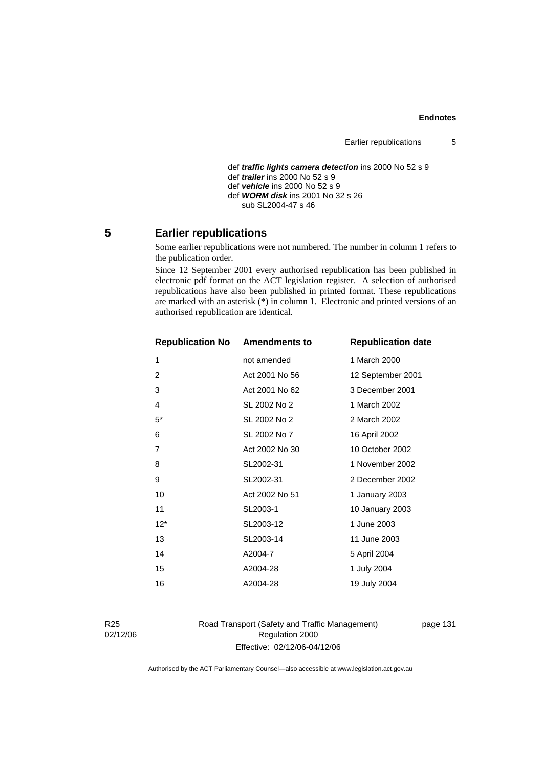def ***traffic lights camera detection*** ins 2000 No 52 s 9
def ***trailer*** ins 2000 No 52 s 9
def ***vehicle*** ins 2000 No 52 s 9
def ***WORM disk*** ins 2001 No 32 s 26
sub SL2004-47 s 46

## 5 Earlier republications

Some earlier republications were not numbered. The number in column 1 refers to the publication order.

Since 12 September 2001 every authorised republication has been published in electronic pdf format on the ACT legislation register. A selection of authorised republications have also been published in printed format. These republications are marked with an asterisk (*) in column 1. Electronic and printed versions of an authorised republication are identical.

| Republication No | Amendments to | Republication date |
|---|---|---|
| 1 | not amended | 1 March 2000 |
| 2 | Act 2001 No 56 | 12 September 2001 |
| 3 | Act 2001 No 62 | 3 December 2001 |
| 4 | SL 2002 No 2 | 1 March 2002 |
| 5* | SL 2002 No 2 | 2 March 2002 |
| 6 | SL 2002 No 7 | 16 April 2002 |
| 7 | Act 2002 No 30 | 10 October 2002 |
| 8 | SL2002-31 | 1 November 2002 |
| 9 | SL2002-31 | 2 December 2002 |
| 10 | Act 2002 No 51 | 1 January 2003 |
| 11 | SL2003-1 | 10 January 2003 |
| 12* | SL2003-12 | 1 June 2003 |
| 13 | SL2003-14 | 11 June 2003 |
| 14 | A2004-7 | 5 April 2004 |
| 15 | A2004-28 | 1 July 2004 |
| 16 | A2004-28 | 19 July 2004 |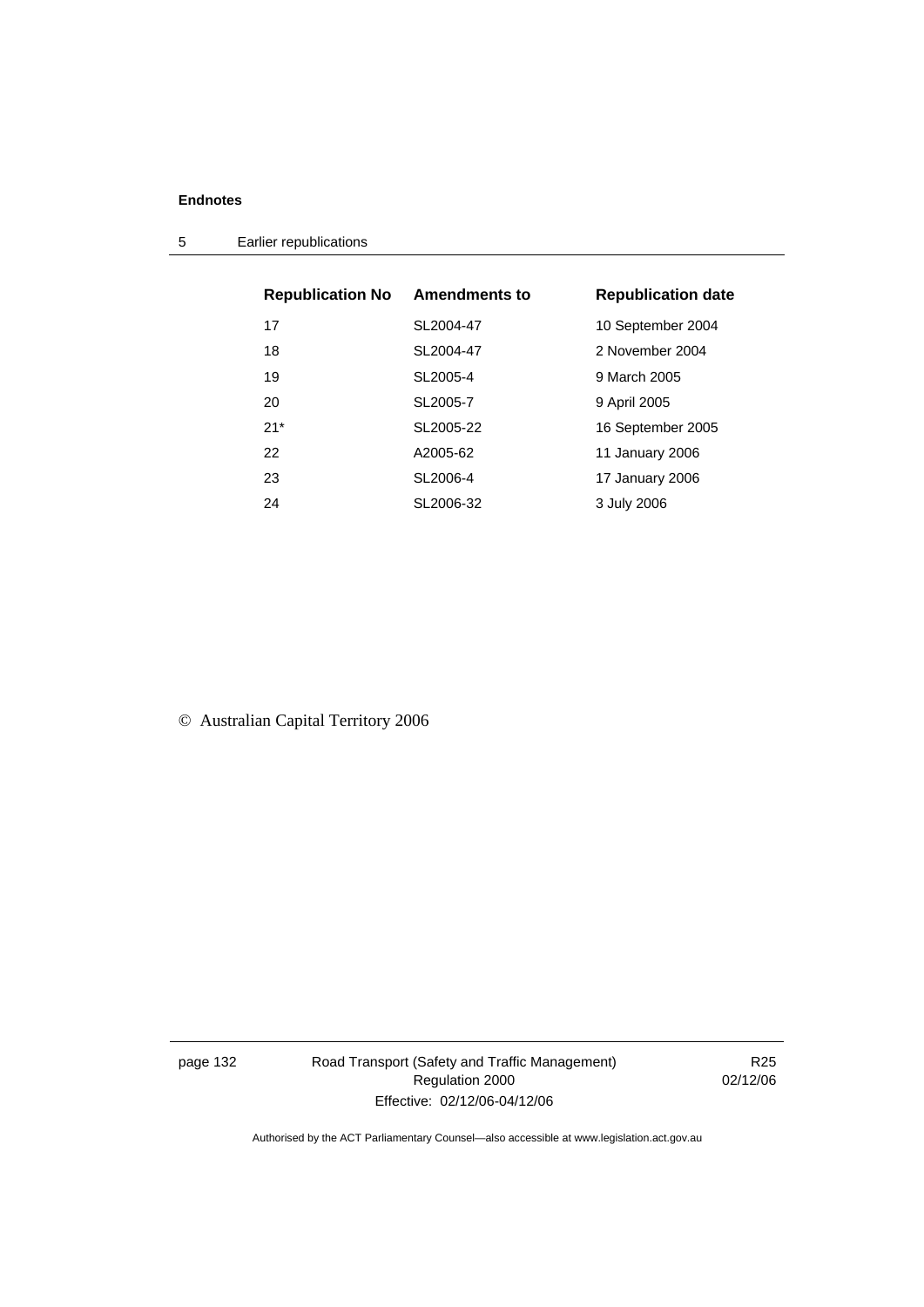## 5 Earlier republications

| Republication No | Amendments to | Republication date |
|---|---|---|
| 17 | SL2004-47 | 10 September 2004 |
| 18 | SL2004-47 | 2 November 2004 |
| 19 | SL2005-4 | 9 March 2005 |
| 20 | SL2005-7 | 9 April 2005 |
| 21* | SL2005-22 | 16 September 2005 |
| 22 | A2005-62 | 11 January 2006 |
| 23 | SL2006-4 | 17 January 2006 |
| 24 | SL2006-32 | 3 July 2006 |

© Australian Capital Territory 2006